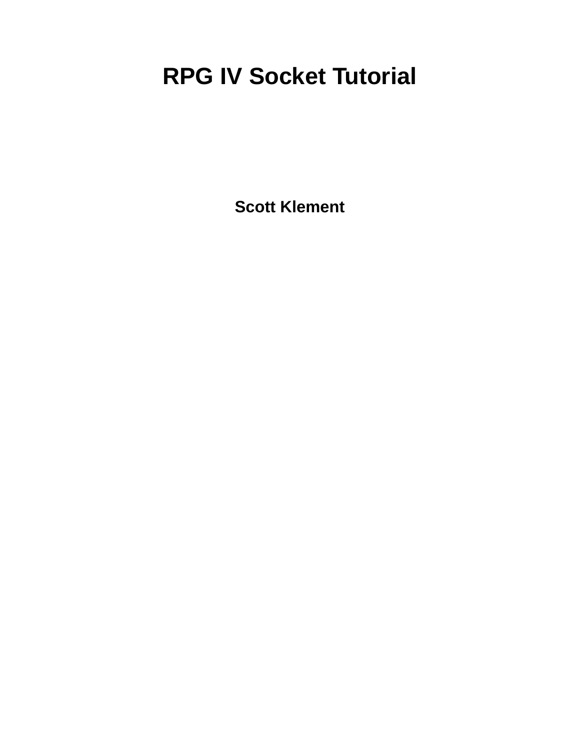# RPG IV Socket Tutorial

**Scott Klement**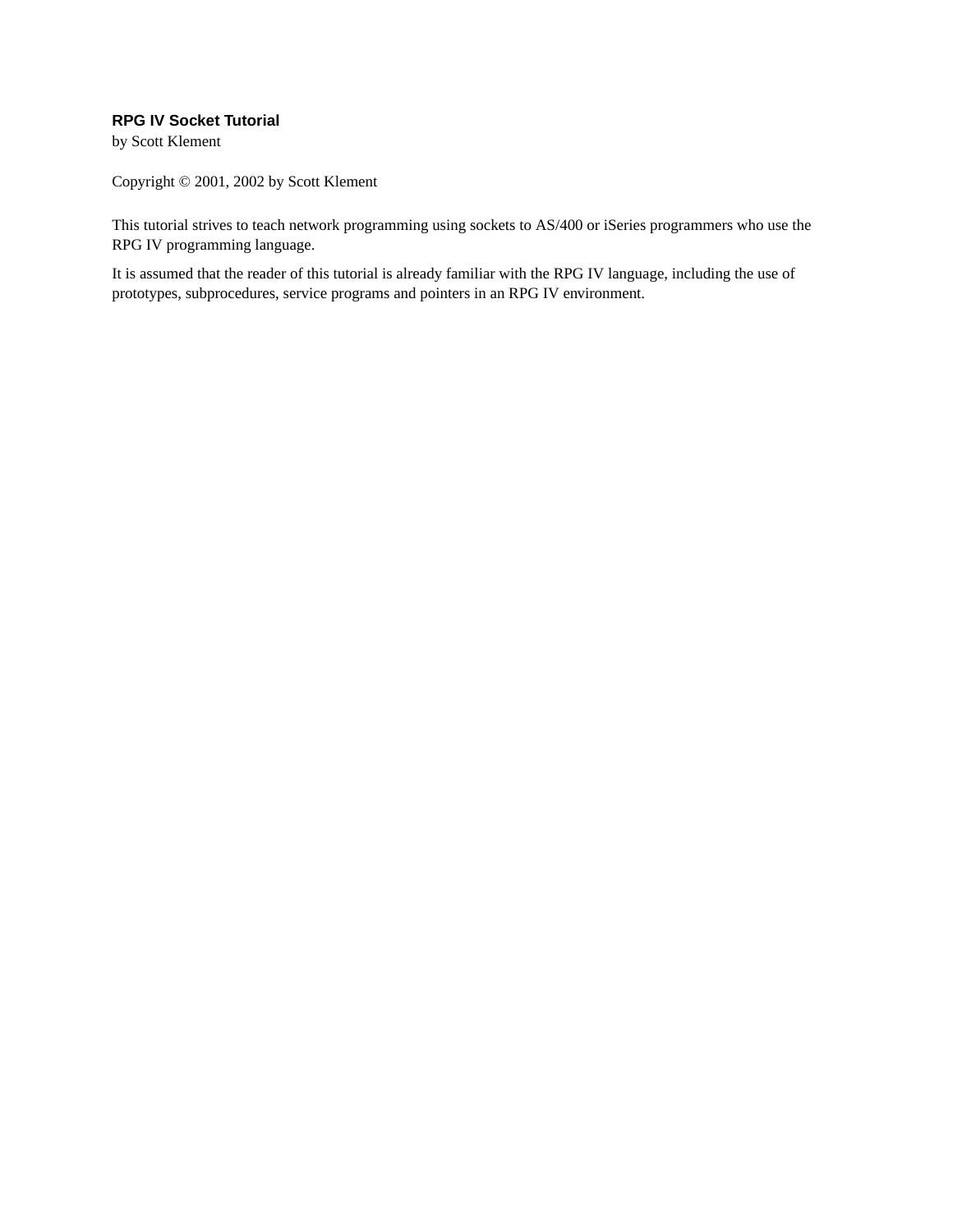**RPG IV Socket Tutorial**

by Scott Klement

Copyright © 2001, 2002 by Scott Klement

This tutorial strives to teach network programming using sockets to AS/400 or iSeries programmers who use the RPG IV programming language.

It is assumed that the reader of this tutorial is already familiar with the RPG IV language, including the use of prototypes, subprocedures, service programs and pointers in an RPG IV environment.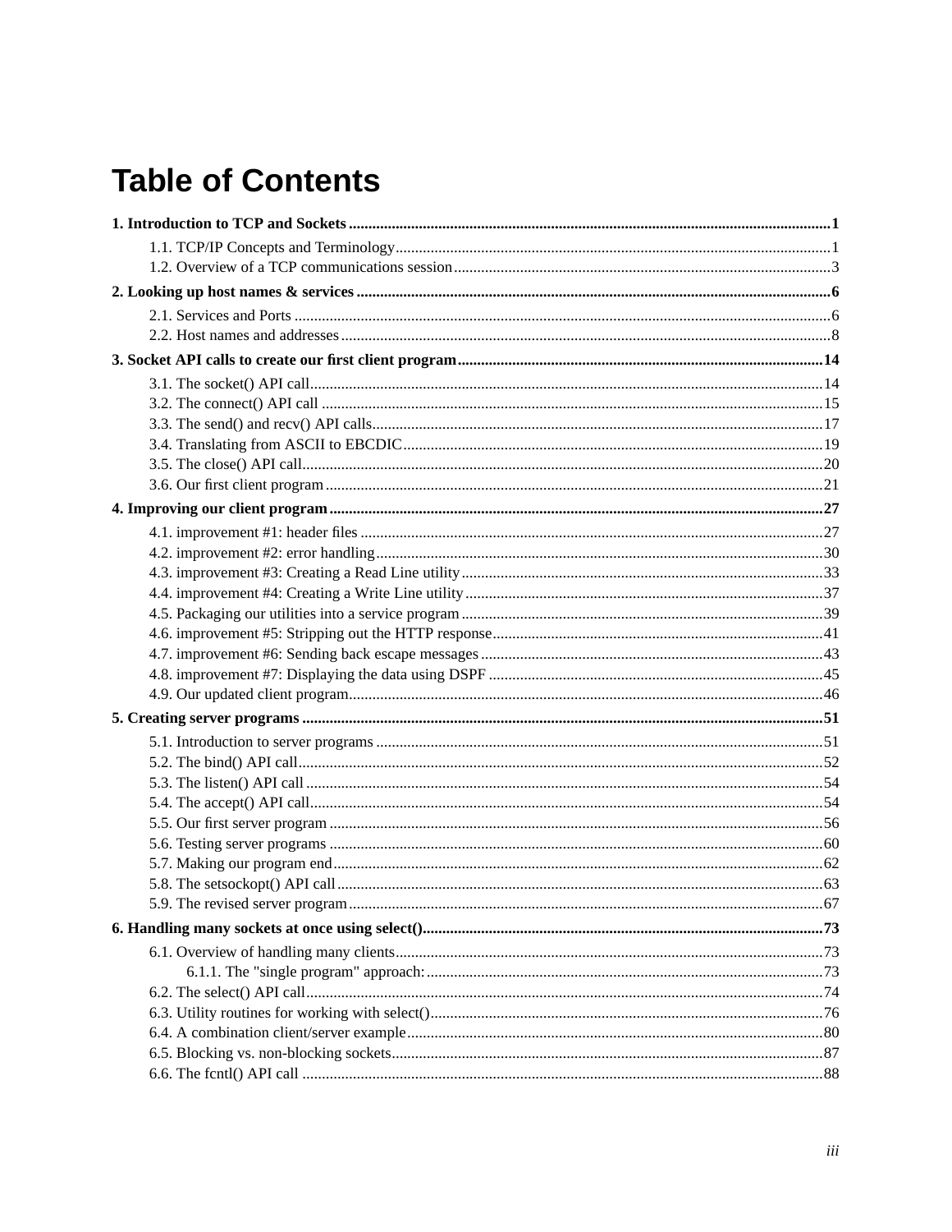# Table of Contents

**1. Introduction to TCP and Sockets .......... 1**

- 1.1. TCP/IP Concepts and Terminology .......... 1
- 1.2. Overview of a TCP communications session .......... 3

**2. Looking up host names & services .......... 6**

- 2.1. Services and Ports .......... 6
- 2.2. Host names and addresses .......... 8

**3. Socket API calls to create our first client program .......... 14**

- 3.1. The socket() API call .......... 14
- 3.2. The connect() API call .......... 15
- 3.3. The send() and recv() API calls .......... 17
- 3.4. Translating from ASCII to EBCDIC .......... 19
- 3.5. The close() API call .......... 20
- 3.6. Our first client program .......... 21

**4. Improving our client program .......... 27**

- 4.1. improvement #1: header files .......... 27
- 4.2. improvement #2: error handling .......... 30
- 4.3. improvement #3: Creating a Read Line utility .......... 33
- 4.4. improvement #4: Creating a Write Line utility .......... 37
- 4.5. Packaging our utilities into a service program .......... 39
- 4.6. improvement #5: Stripping out the HTTP response .......... 41
- 4.7. improvement #6: Sending back escape messages .......... 43
- 4.8. improvement #7: Displaying the data using DSPF .......... 45
- 4.9. Our updated client program .......... 46

**5. Creating server programs .......... 51**

- 5.1. Introduction to server programs .......... 51
- 5.2. The bind() API call .......... 52
- 5.3. The listen() API call .......... 54
- 5.4. The accept() API call .......... 54
- 5.5. Our first server program .......... 56
- 5.6. Testing server programs .......... 60
- 5.7. Making our program end .......... 62
- 5.8. The setsockopt() API call .......... 63
- 5.9. The revised server program .......... 67

**6. Handling many sockets at once using select() .......... 73**

- 6.1. Overview of handling many clients .......... 73
    - 6.1.1. The "single program" approach: .......... 73
- 6.2. The select() API call .......... 74
- 6.3. Utility routines for working with select() .......... 76
- 6.4. A combination client/server example .......... 80
- 6.5. Blocking vs. non-blocking sockets .......... 87
- 6.6. The fcntl() API call .......... 88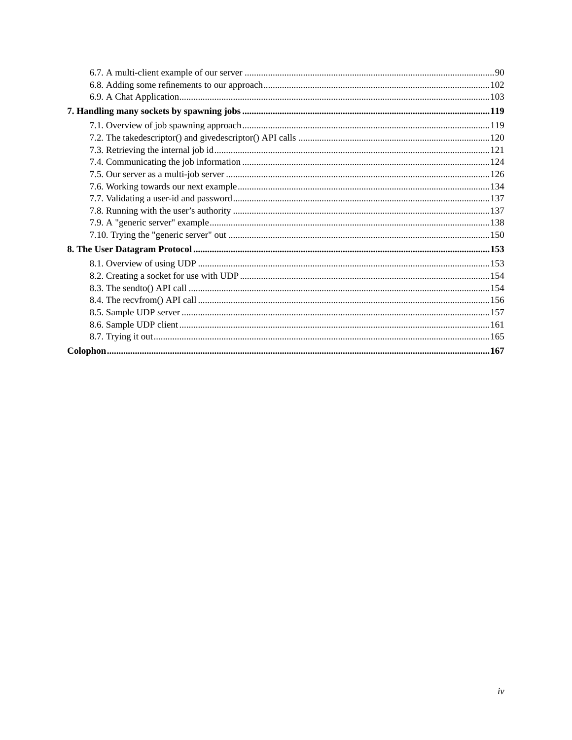6.7. A multi-client example of our server ........................................................................................................90
6.8. Adding some refinements to our approach.................................................................................................102
6.9. A Chat Application.....................................................................................................................................103

**7. Handling many sockets by spawning jobs ......................................................................................................119**

7.1. Overview of job spawning approach..........................................................................................................119
7.2. The takedescriptor() and givedescriptor() API calls ..................................................................................120
7.3. Retrieving the internal job id......................................................................................................................121
7.4. Communicating the job information ..........................................................................................................124
7.5. Our server as a multi-job server .................................................................................................................126
7.6. Working towards our next example............................................................................................................134
7.7. Validating a user-id and password..............................................................................................................137
7.8. Running with the user’s authority ..............................................................................................................137
7.9. A "generic server" example........................................................................................................................138
7.10. Trying the "generic server" out ................................................................................................................150

**8. The User Datagram Protocol ...........................................................................................................................153**

8.1. Overview of using UDP .............................................................................................................................153
8.2. Creating a socket for use with UDP ...........................................................................................................154
8.3. The sendto() API call .................................................................................................................................154
8.4. The recvfrom() API call .............................................................................................................................156
8.5. Sample UDP server ....................................................................................................................................157
8.6. Sample UDP client.....................................................................................................................................161
8.7. Trying it out................................................................................................................................................165

**Colophon................................................................................................................................................................167**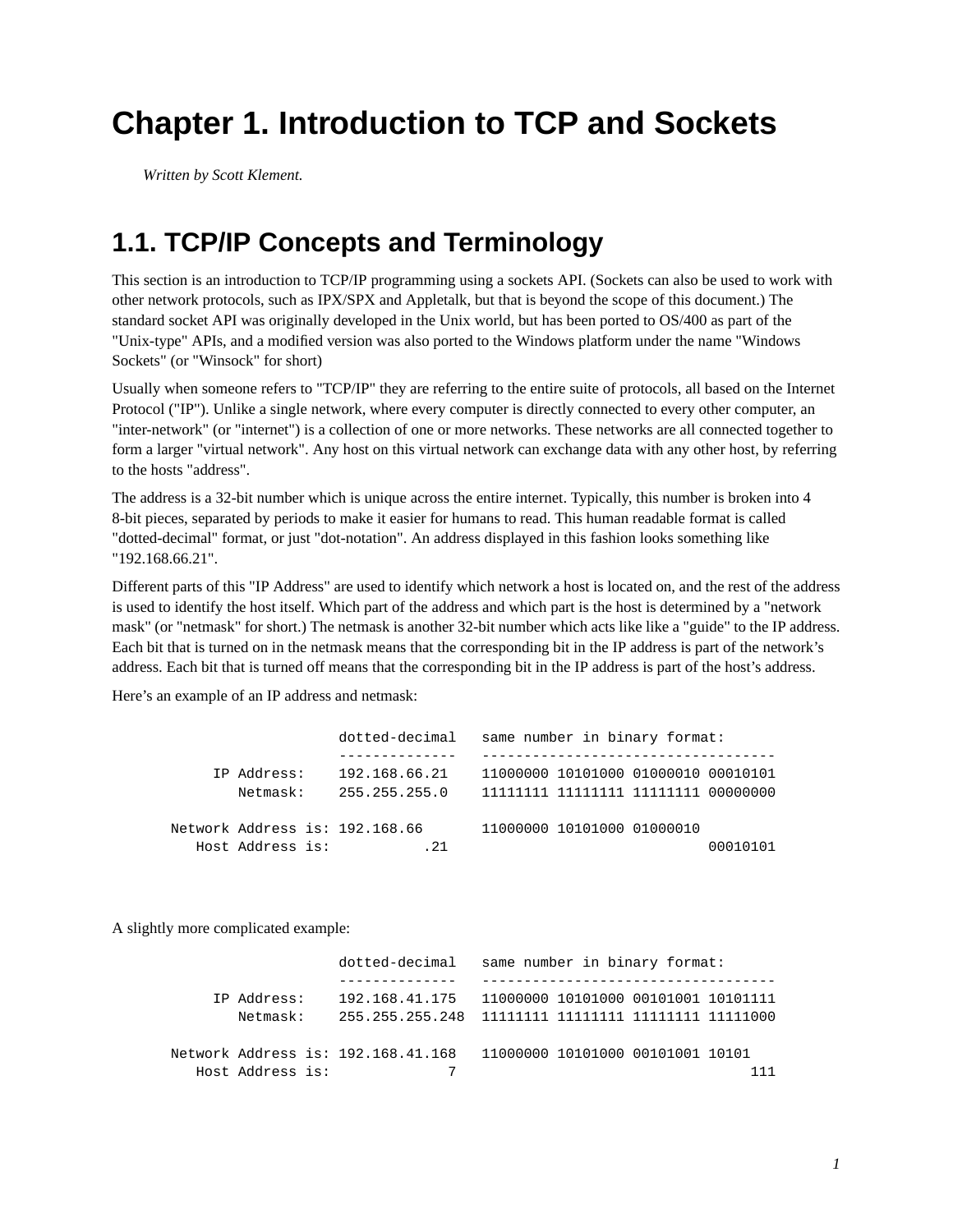# Chapter 1. Introduction to TCP and Sockets

*Written by Scott Klement.*

## 1.1. TCP/IP Concepts and Terminology

This section is an introduction to TCP/IP programming using a sockets API. (Sockets can also be used to work with other network protocols, such as IPX/SPX and Appletalk, but that is beyond the scope of this document.) The standard socket API was originally developed in the Unix world, but has been ported to OS/400 as part of the "Unix-type" APIs, and a modified version was also ported to the Windows platform under the name "Windows Sockets" (or "Winsock" for short)

Usually when someone refers to "TCP/IP" they are referring to the entire suite of protocols, all based on the Internet Protocol ("IP"). Unlike a single network, where every computer is directly connected to every other computer, an "inter-network" (or "internet") is a collection of one or more networks. These networks are all connected together to form a larger "virtual network". Any host on this virtual network can exchange data with any other host, by referring to the hosts "address".

The address is a 32-bit number which is unique across the entire internet. Typically, this number is broken into 4 8-bit pieces, separated by periods to make it easier for humans to read. This human readable format is called "dotted-decimal" format, or just "dot-notation". An address displayed in this fashion looks something like "192.168.66.21".

Different parts of this "IP Address" are used to identify which network a host is located on, and the rest of the address is used to identify the host itself. Which part of the address and which part is the host is determined by a "network mask" (or "netmask" for short.) The netmask is another 32-bit number which acts like like a "guide" to the IP address. Each bit that is turned on in the netmask means that the corresponding bit in the IP address is part of the network's address. Each bit that is turned off means that the corresponding bit in the IP address is part of the host's address.

Here's an example of an IP address and netmask:

```
                   dotted-decimal   same number in binary format:
                   --------------   -----------------------------------
       IP Address:    192.168.66.21    11000000 10101000 01000010 00010101
          Netmask:    255.255.255.0    11111111 11111111 11111111 00000000

 Network Address is: 192.168.66       11000000 10101000 01000010
    Host Address is:           .21                               00010101
```

A slightly more complicated example:

```
                   dotted-decimal   same number in binary format:
                   --------------   -----------------------------------
       IP Address:    192.168.41.175   11000000 10101000 00101001 10101111
          Netmask:    255.255.255.248  11111111 11111111 11111111 11111000

 Network Address is: 192.168.41.168   11000000 10101000 00101001 10101
    Host Address is:              7                                   111
```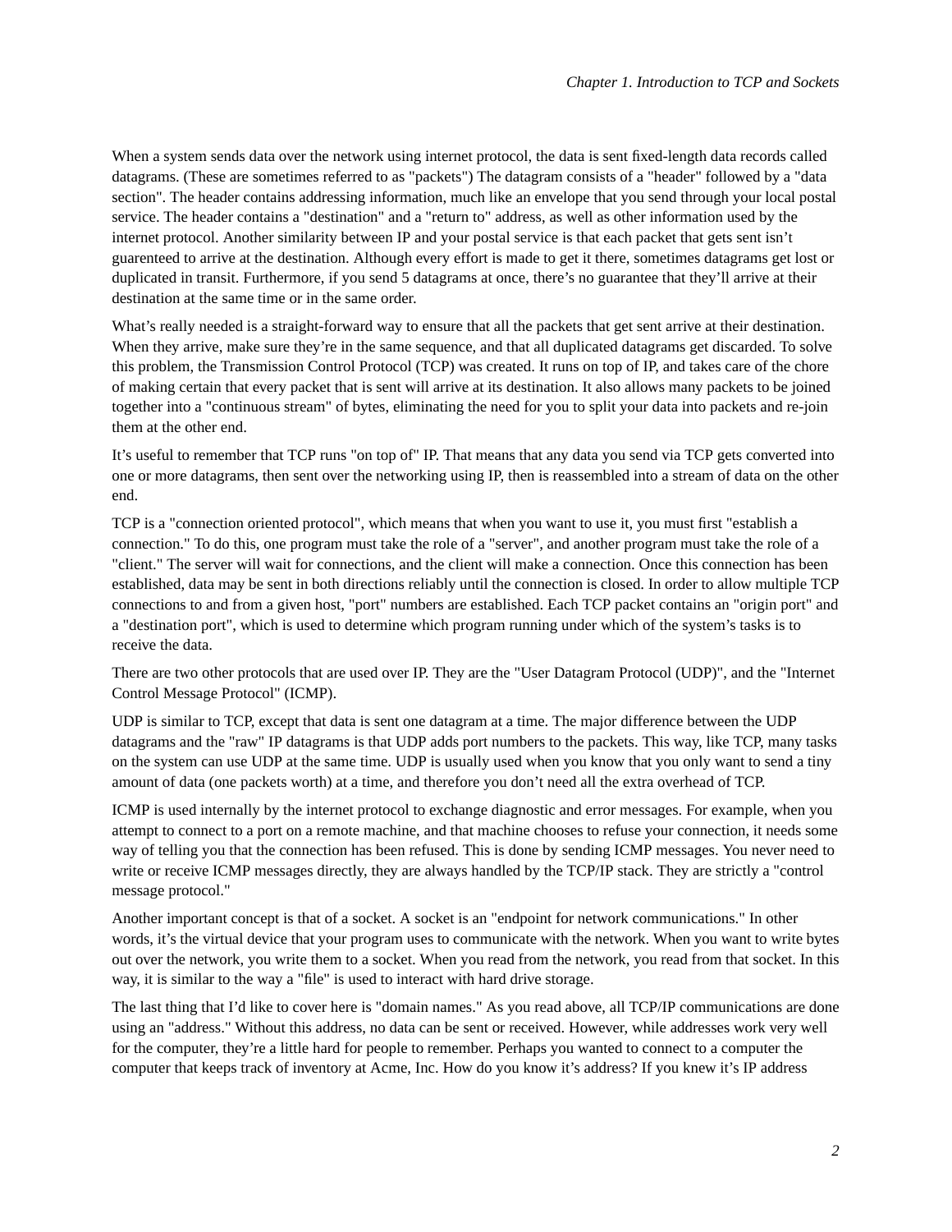When a system sends data over the network using internet protocol, the data is sent fixed-length data records called datagrams. (These are sometimes referred to as "packets") The datagram consists of a "header" followed by a "data section". The header contains addressing information, much like an envelope that you send through your local postal service. The header contains a "destination" and a "return to" address, as well as other information used by the internet protocol. Another similarity between IP and your postal service is that each packet that gets sent isn't guarenteed to arrive at the destination. Although every effort is made to get it there, sometimes datagrams get lost or duplicated in transit. Furthermore, if you send 5 datagrams at once, there's no guarantee that they'll arrive at their destination at the same time or in the same order.

What's really needed is a straight-forward way to ensure that all the packets that get sent arrive at their destination. When they arrive, make sure they're in the same sequence, and that all duplicated datagrams get discarded. To solve this problem, the Transmission Control Protocol (TCP) was created. It runs on top of IP, and takes care of the chore of making certain that every packet that is sent will arrive at its destination. It also allows many packets to be joined together into a "continuous stream" of bytes, eliminating the need for you to split your data into packets and re-join them at the other end.

It's useful to remember that TCP runs "on top of" IP. That means that any data you send via TCP gets converted into one or more datagrams, then sent over the networking using IP, then is reassembled into a stream of data on the other end.

TCP is a "connection oriented protocol", which means that when you want to use it, you must first "establish a connection." To do this, one program must take the role of a "server", and another program must take the role of a "client." The server will wait for connections, and the client will make a connection. Once this connection has been established, data may be sent in both directions reliably until the connection is closed. In order to allow multiple TCP connections to and from a given host, "port" numbers are established. Each TCP packet contains an "origin port" and a "destination port", which is used to determine which program running under which of the system's tasks is to receive the data.

There are two other protocols that are used over IP. They are the "User Datagram Protocol (UDP)", and the "Internet Control Message Protocol" (ICMP).

UDP is similar to TCP, except that data is sent one datagram at a time. The major difference between the UDP datagrams and the "raw" IP datagrams is that UDP adds port numbers to the packets. This way, like TCP, many tasks on the system can use UDP at the same time. UDP is usually used when you know that you only want to send a tiny amount of data (one packets worth) at a time, and therefore you don't need all the extra overhead of TCP.

ICMP is used internally by the internet protocol to exchange diagnostic and error messages. For example, when you attempt to connect to a port on a remote machine, and that machine chooses to refuse your connection, it needs some way of telling you that the connection has been refused. This is done by sending ICMP messages. You never need to write or receive ICMP messages directly, they are always handled by the TCP/IP stack. They are strictly a "control message protocol."

Another important concept is that of a socket. A socket is an "endpoint for network communications." In other words, it's the virtual device that your program uses to communicate with the network. When you want to write bytes out over the network, you write them to a socket. When you read from the network, you read from that socket. In this way, it is similar to the way a "file" is used to interact with hard drive storage.

The last thing that I'd like to cover here is "domain names." As you read above, all TCP/IP communications are done using an "address." Without this address, no data can be sent or received. However, while addresses work very well for the computer, they're a little hard for people to remember. Perhaps you wanted to connect to a computer the computer that keeps track of inventory at Acme, Inc. How do you know it's address? If you knew it's IP address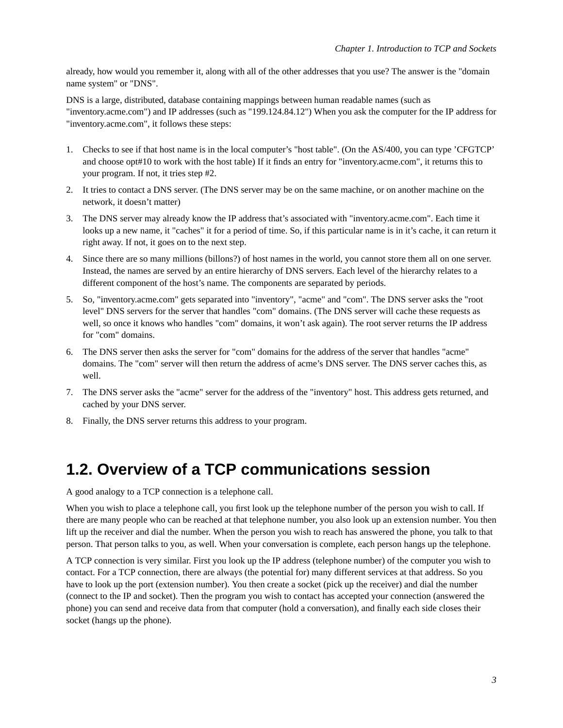already, how would you remember it, along with all of the other addresses that you use? The answer is the "domain name system" or "DNS".

DNS is a large, distributed, database containing mappings between human readable names (such as "inventory.acme.com") and IP addresses (such as "199.124.84.12") When you ask the computer for the IP address for "inventory.acme.com", it follows these steps:

1. Checks to see if that host name is in the local computer's "host table". (On the AS/400, you can type 'CFGTCP' and choose opt#10 to work with the host table) If it finds an entry for "inventory.acme.com", it returns this to your program. If not, it tries step #2.
2. It tries to contact a DNS server. (The DNS server may be on the same machine, or on another machine on the network, it doesn't matter)
3. The DNS server may already know the IP address that's associated with "inventory.acme.com". Each time it looks up a new name, it "caches" it for a period of time. So, if this particular name is in it's cache, it can return it right away. If not, it goes on to the next step.
4. Since there are so many millions (billons?) of host names in the world, you cannot store them all on one server. Instead, the names are served by an entire hierarchy of DNS servers. Each level of the hierarchy relates to a different component of the host's name. The components are separated by periods.
5. So, "inventory.acme.com" gets separated into "inventory", "acme" and "com". The DNS server asks the "root level" DNS servers for the server that handles "com" domains. (The DNS server will cache these requests as well, so once it knows who handles "com" domains, it won't ask again). The root server returns the IP address for "com" domains.
6. The DNS server then asks the server for "com" domains for the address of the server that handles "acme" domains. The "com" server will then return the address of acme's DNS server. The DNS server caches this, as well.
7. The DNS server asks the "acme" server for the address of the "inventory" host. This address gets returned, and cached by your DNS server.
8. Finally, the DNS server returns this address to your program.

## 1.2. Overview of a TCP communications session

A good analogy to a TCP connection is a telephone call.

When you wish to place a telephone call, you first look up the telephone number of the person you wish to call. If there are many people who can be reached at that telephone number, you also look up an extension number. You then lift up the receiver and dial the number. When the person you wish to reach has answered the phone, you talk to that person. That person talks to you, as well. When your conversation is complete, each person hangs up the telephone.

A TCP connection is very similar. First you look up the IP address (telephone number) of the computer you wish to contact. For a TCP connection, there are always (the potential for) many different services at that address. So you have to look up the port (extension number). You then create a socket (pick up the receiver) and dial the number (connect to the IP and socket). Then the program you wish to contact has accepted your connection (answered the phone) you can send and receive data from that computer (hold a conversation), and finally each side closes their socket (hangs up the phone).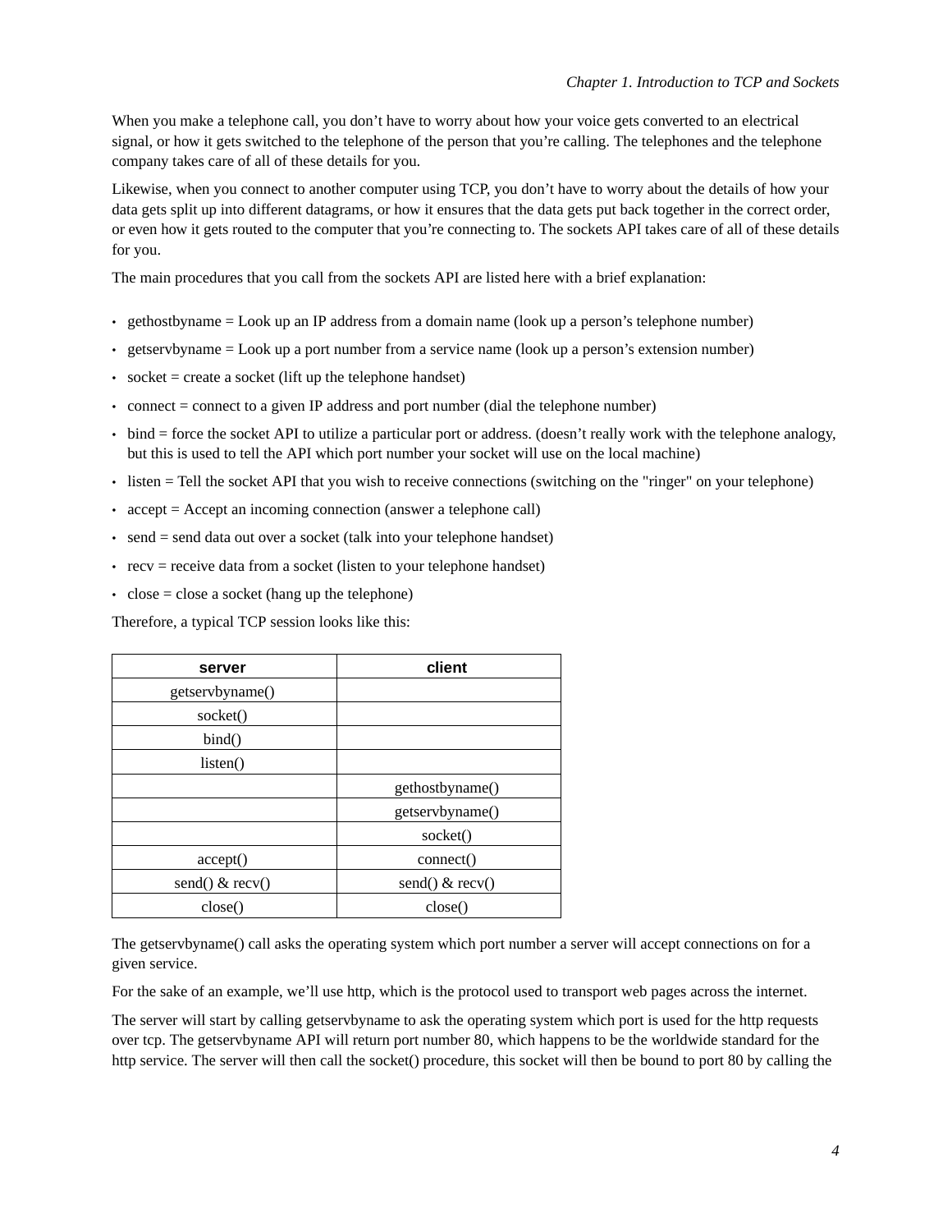When you make a telephone call, you don't have to worry about how your voice gets converted to an electrical signal, or how it gets switched to the telephone of the person that you're calling. The telephones and the telephone company takes care of all of these details for you.

Likewise, when you connect to another computer using TCP, you don't have to worry about the details of how your data gets split up into different datagrams, or how it ensures that the data gets put back together in the correct order, or even how it gets routed to the computer that you're connecting to. The sockets API takes care of all of these details for you.

The main procedures that you call from the sockets API are listed here with a brief explanation:

- gethostbyname = Look up an IP address from a domain name (look up a person's telephone number)
- getservbyname = Look up a port number from a service name (look up a person's extension number)
- socket = create a socket (lift up the telephone handset)
- connect = connect to a given IP address and port number (dial the telephone number)
- bind = force the socket API to utilize a particular port or address. (doesn't really work with the telephone analogy, but this is used to tell the API which port number your socket will use on the local machine)
- listen = Tell the socket API that you wish to receive connections (switching on the "ringer" on your telephone)
- accept = Accept an incoming connection (answer a telephone call)
- send = send data out over a socket (talk into your telephone handset)
- recv = receive data from a socket (listen to your telephone handset)
- close = close a socket (hang up the telephone)

Therefore, a typical TCP session looks like this:

| server | client |
| --- | --- |
| getservbyname() | |
| socket() | |
| bind() | |
| listen() | |
| | gethostbyname() |
| | getservbyname() |
| | socket() |
| accept() | connect() |
| send() & recv() | send() & recv() |
| close() | close() |

The getservbyname() call asks the operating system which port number a server will accept connections on for a given service.

For the sake of an example, we'll use http, which is the protocol used to transport web pages across the internet.

The server will start by calling getservbyname to ask the operating system which port is used for the http requests over tcp. The getservbyname API will return port number 80, which happens to be the worldwide standard for the http service. The server will then call the socket() procedure, this socket will then be bound to port 80 by calling the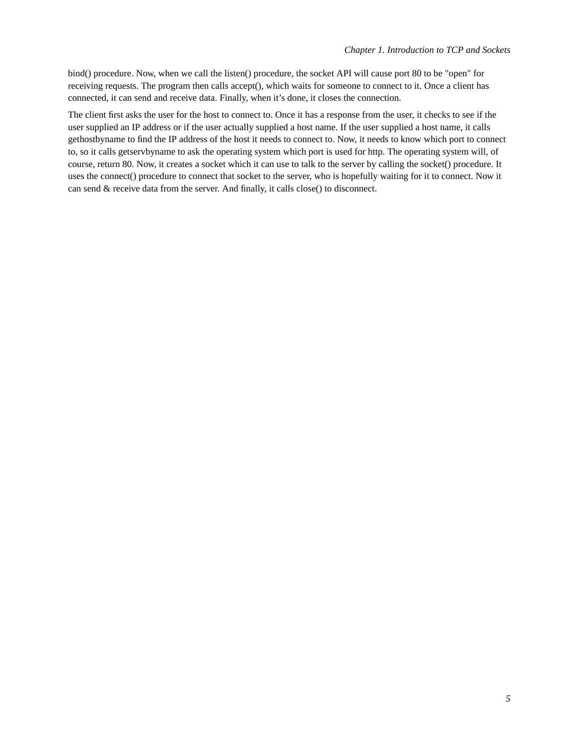bind() procedure. Now, when we call the listen() procedure, the socket API will cause port 80 to be "open" for receiving requests. The program then calls accept(), which waits for someone to connect to it. Once a client has connected, it can send and receive data. Finally, when it's done, it closes the connection.

The client first asks the user for the host to connect to. Once it has a response from the user, it checks to see if the user supplied an IP address or if the user actually supplied a host name. If the user supplied a host name, it calls gethostbyname to find the IP address of the host it needs to connect to. Now, it needs to know which port to connect to, so it calls getservbyname to ask the operating system which port is used for http. The operating system will, of course, return 80. Now, it creates a socket which it can use to talk to the server by calling the socket() procedure. It uses the connect() procedure to connect that socket to the server, who is hopefully waiting for it to connect. Now it can send & receive data from the server. And finally, it calls close() to disconnect.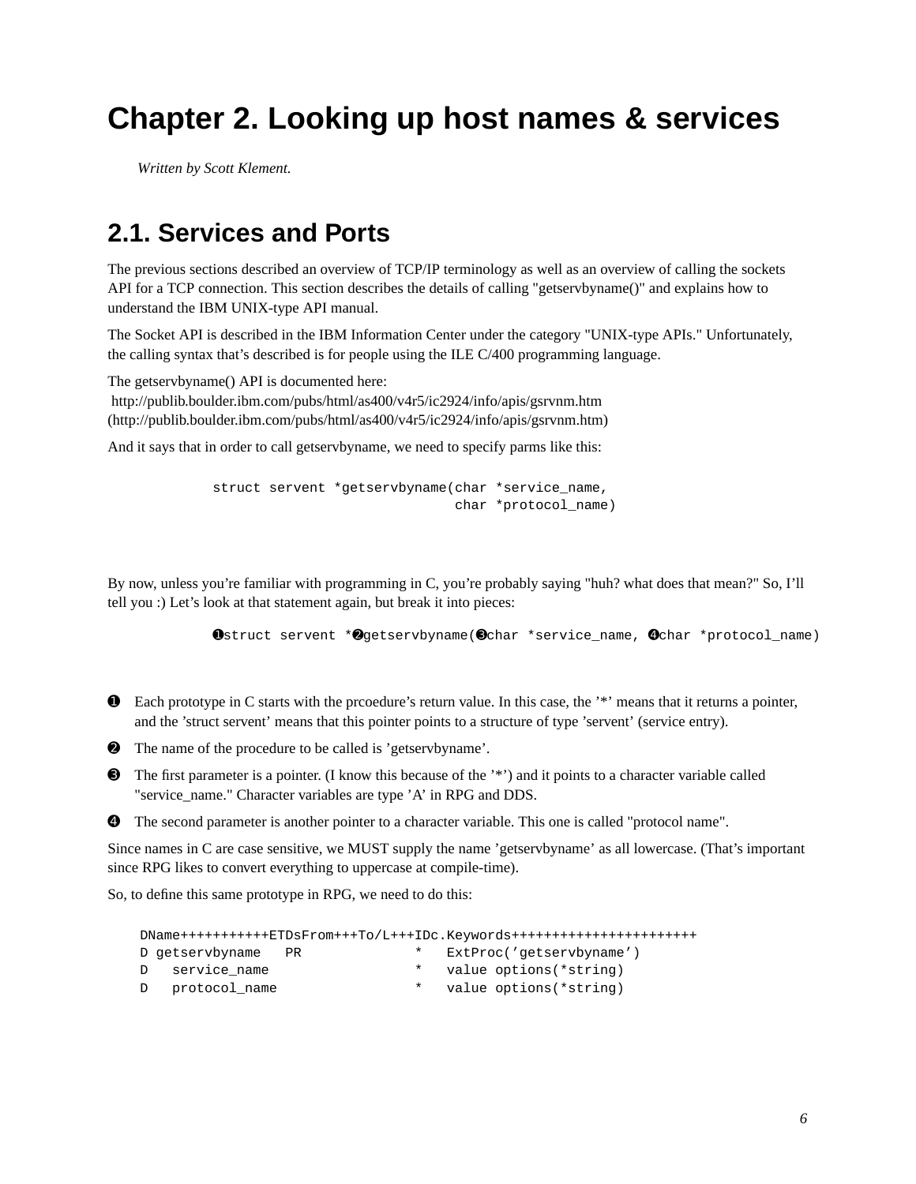# Chapter 2. Looking up host names & services

*Written by Scott Klement.*

## 2.1. Services and Ports

The previous sections described an overview of TCP/IP terminology as well as an overview of calling the sockets API for a TCP connection. This section describes the details of calling "getservbyname()" and explains how to understand the IBM UNIX-type API manual.

The Socket API is described in the IBM Information Center under the category "UNIX-type APIs." Unfortunately, the calling syntax that's described is for people using the ILE C/400 programming language.

The getservbyname() API is documented here:
http://publib.boulder.ibm.com/pubs/html/as400/v4r5/ic2924/info/apis/gsrvnm.htm
(http://publib.boulder.ibm.com/pubs/html/as400/v4r5/ic2924/info/apis/gsrvnm.htm)

And it says that in order to call getservbyname, we need to specify parms like this:

```
struct servent *getservbyname(char *service_name,
                              char *protocol_name)
```

By now, unless you're familiar with programming in C, you're probably saying "huh? what does that mean?" So, I'll tell you :) Let's look at that statement again, but break it into pieces:

```
❶struct servent *❷getservbyname(❸char *service_name, ❹char *protocol_name)
```

❶ Each prototype in C starts with the prcoedure's return value. In this case, the '*' means that it returns a pointer, and the 'struct servent' means that this pointer points to a structure of type 'servent' (service entry).

❷ The name of the procedure to be called is 'getservbyname'.

❸ The first parameter is a pointer. (I know this because of the '*') and it points to a character variable called "service_name." Character variables are type 'A' in RPG and DDS.

❹ The second parameter is another pointer to a character variable. This one is called "protocol name".

Since names in C are case sensitive, we MUST supply the name 'getservbyname' as all lowercase. (That's important since RPG likes to convert everything to uppercase at compile-time).

So, to define this same prototype in RPG, we need to do this:

```
DName+++++++++++ETDsFrom+++To/L+++IDc.Keywords+++++++++++++++++++++++
D getservbyname   PR              *   ExtProc('getservbyname')
D   service_name                  *   value options(*string)
D   protocol_name                 *   value options(*string)
```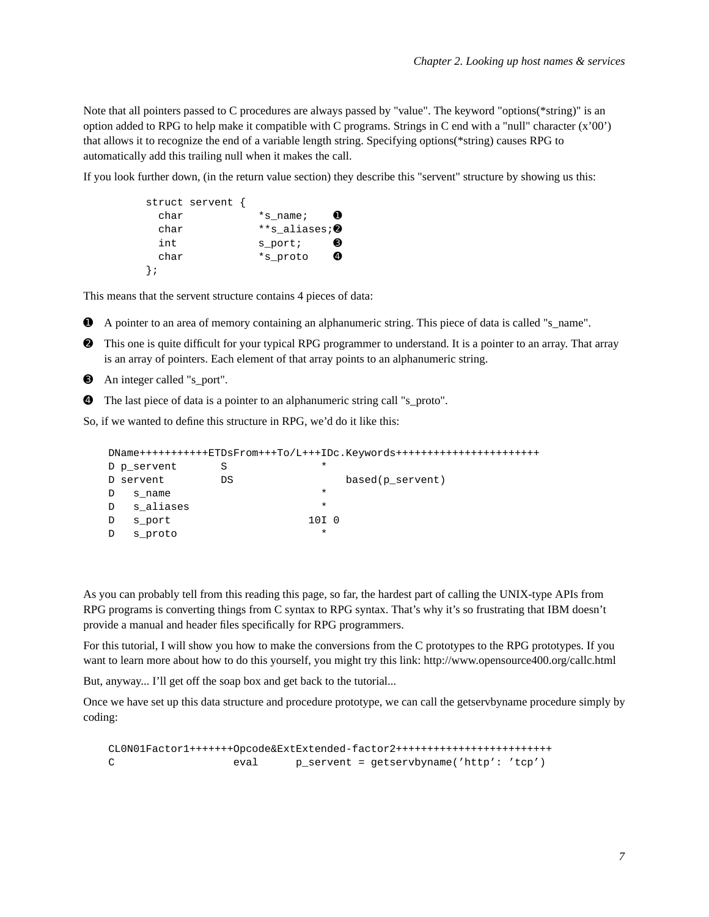Note that all pointers passed to C procedures are always passed by "value". The keyword "options(*string)" is an option added to RPG to help make it compatible with C programs. Strings in C end with a "null" character (x'00') that allows it to recognize the end of a variable length string. Specifying options(*string) causes RPG to automatically add this trailing null when it makes the call.

If you look further down, (in the return value section) they describe this "servent" structure by showing us this:

```
struct servent {
  char          *s_name;    ❶
  char          **s_aliases;❷
  int           s_port;     ❸
  char          *s_proto    ❹
};
```

This means that the servent structure contains 4 pieces of data:

❶ A pointer to an area of memory containing an alphanumeric string. This piece of data is called "s_name".

❷ This one is quite difficult for your typical RPG programmer to understand. It is a pointer to an array. That array is an array of pointers. Each element of that array points to an alphanumeric string.

❸ An integer called "s_port".

❹ The last piece of data is a pointer to an alphanumeric string call "s_proto".

So, if we wanted to define this structure in RPG, we'd do it like this:

```
DName+++++++++++ETDsFrom+++To/L+++IDc.Keywords+++++++++++++++++++++++
D p_servent       S               *
D servent         DS                  based(p_servent)
D   s_name                        *
D   s_aliases                     *
D   s_port                      10I 0
D   s_proto                       *
```

As you can probably tell from this reading this page, so far, the hardest part of calling the UNIX-type APIs from RPG programs is converting things from C syntax to RPG syntax. That's why it's so frustrating that IBM doesn't provide a manual and header files specifically for RPG programmers.

For this tutorial, I will show you how to make the conversions from the C prototypes to the RPG prototypes. If you want to learn more about how to do this yourself, you might try this link: http://www.opensource400.org/callc.html

But, anyway... I'll get off the soap box and get back to the tutorial...

Once we have set up this data structure and procedure prototype, we can call the getservbyname procedure simply by coding:

```
CL0N01Factor1+++++++Opcode&ExtExtended-factor2+++++++++++++++++++++++++
C                   eval      p_servent = getservbyname('http': 'tcp')
```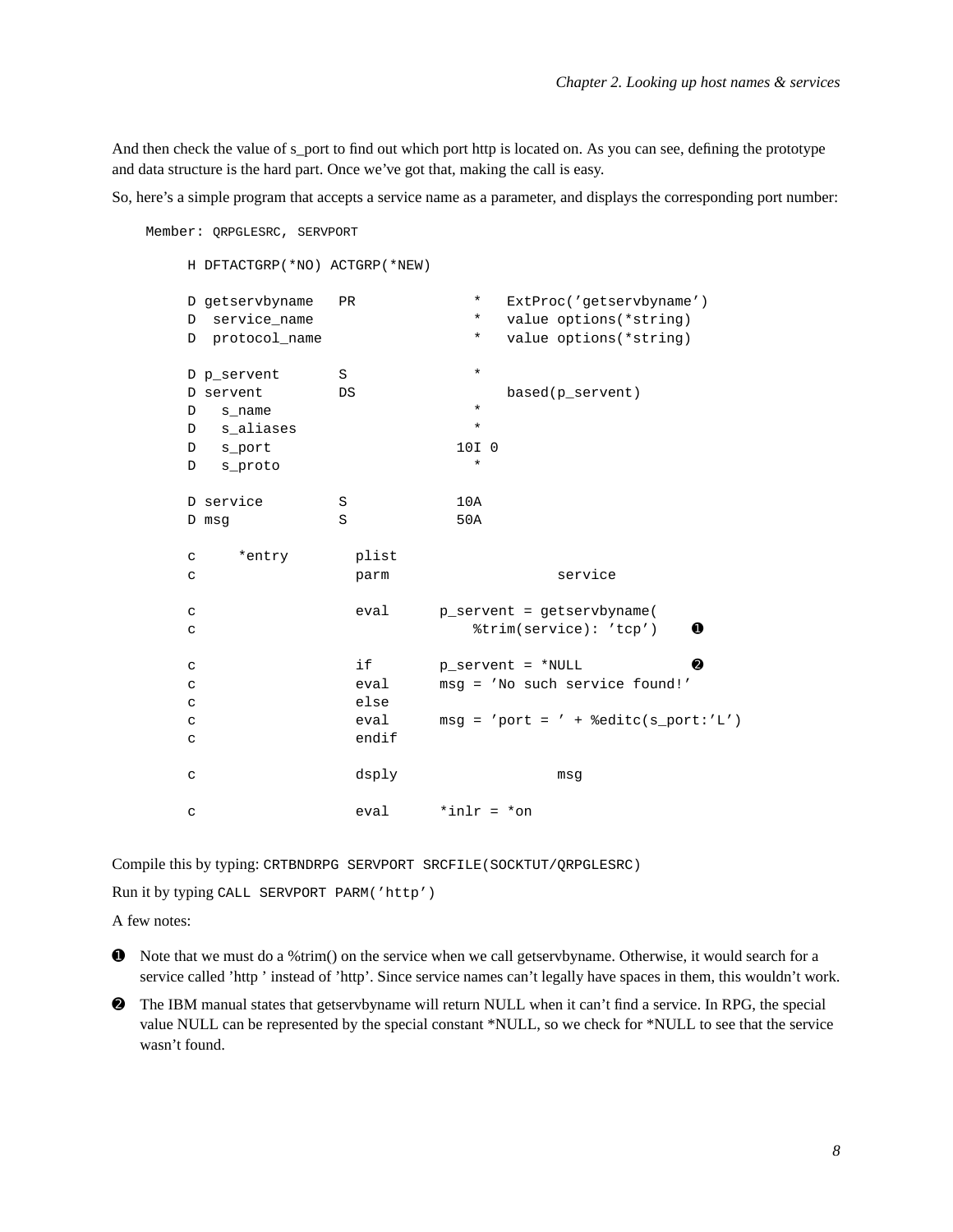And then check the value of s_port to find out which port http is located on. As you can see, defining the prototype and data structure is the hard part. Once we've got that, making the call is easy.

So, here's a simple program that accepts a service name as a parameter, and displays the corresponding port number:

Member: QRPGLESRC, SERVPORT

```
     H DFTACTGRP(*NO) ACTGRP(*NEW)

     D getservbyname   PR              *   ExtProc('getservbyname')
     D  service_name                   *   value options(*string)
     D  protocol_name                  *   value options(*string)

     D p_servent       S               *
     D servent         DS                  based(p_servent)
     D   s_name                        *
     D   s_aliases                     *
     D   s_port                      10I 0
     D   s_proto                       *

     D service         S             10A
     D msg             S             50A

     c     *entry        plist
     c                   parm                    service

     c                   eval      p_servent = getservbyname(
     c                                 %trim(service): 'tcp')    ❶

     c                   if        p_servent = *NULL             ❷
     c                   eval      msg = 'No such service found!'
     c                   else
     c                   eval      msg = 'port = ' + %editc(s_port:'L')
     c                   endif

     c                   dsply                   msg

     c                   eval      *inlr = *on
```

Compile this by typing: `CRTBNDRPG SERVPORT SRCFILE(SOCKTUT/QRPGLESRC)`

Run it by typing `CALL SERVPORT PARM('http')`

A few notes:

❶ Note that we must do a %trim() on the service when we call getservbyname. Otherwise, it would search for a service called 'http ' instead of 'http'. Since service names can't legally have spaces in them, this wouldn't work.

❷ The IBM manual states that getservbyname will return NULL when it can't find a service. In RPG, the special value NULL can be represented by the special constant *NULL, so we check for *NULL to see that the service wasn't found.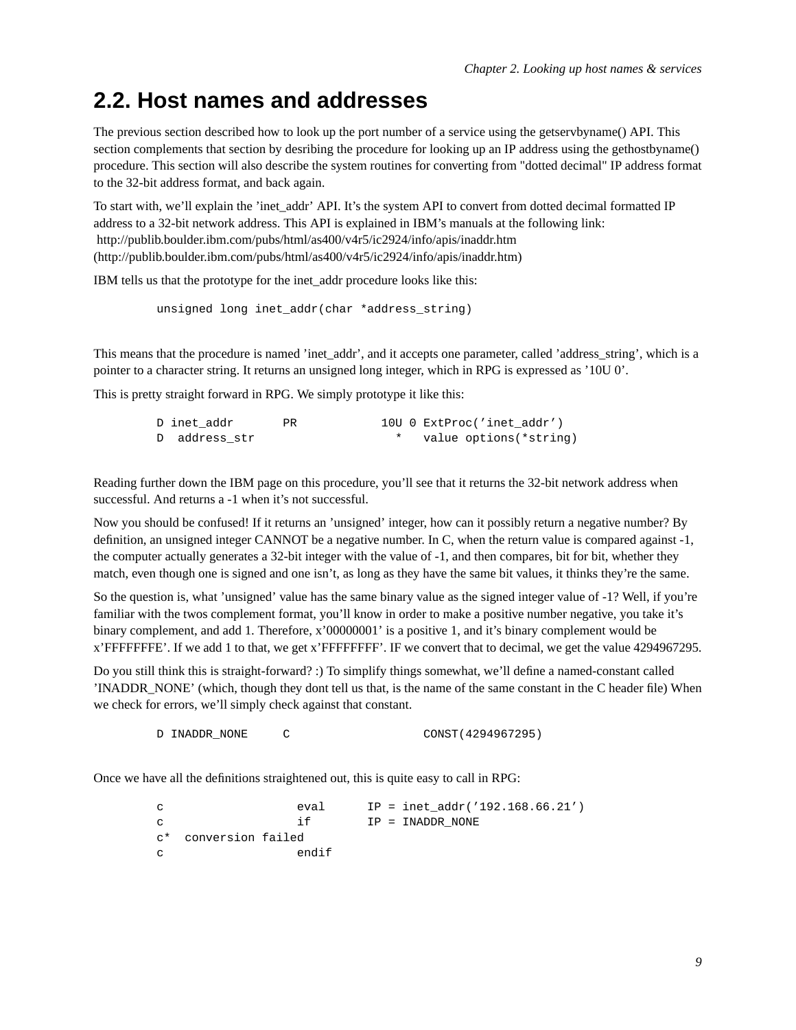## 2.2. Host names and addresses

The previous section described how to look up the port number of a service using the getservbyname() API. This section complements that section by desribing the procedure for looking up an IP address using the gethostbyname() procedure. This section will also describe the system routines for converting from "dotted decimal" IP address format to the 32-bit address format, and back again.

To start with, we’ll explain the ’inet_addr’ API. It’s the system API to convert from dotted decimal formatted IP address to a 32-bit network address. This API is explained in IBM’s manuals at the following link: http://publib.boulder.ibm.com/pubs/html/as400/v4r5/ic2924/info/apis/inaddr.htm (http://publib.boulder.ibm.com/pubs/html/as400/v4r5/ic2924/info/apis/inaddr.htm)

IBM tells us that the prototype for the inet_addr procedure looks like this:

```
unsigned long inet_addr(char *address_string)
```

This means that the procedure is named ’inet_addr’, and it accepts one parameter, called ’address_string’, which is a pointer to a character string. It returns an unsigned long integer, which in RPG is expressed as ’10U 0’.

This is pretty straight forward in RPG. We simply prototype it like this:

```
D inet_addr       PR            10U 0 ExtProc('inet_addr')
D  address_str                    *   value options(*string)
```

Reading further down the IBM page on this procedure, you’ll see that it returns the 32-bit network address when successful. And returns a -1 when it’s not successful.

Now you should be confused! If it returns an ’unsigned’ integer, how can it possibly return a negative number? By definition, an unsigned integer CANNOT be a negative number. In C, when the return value is compared against -1, the computer actually generates a 32-bit integer with the value of -1, and then compares, bit for bit, whether they match, even though one is signed and one isn’t, as long as they have the same bit values, it thinks they’re the same.

So the question is, what ’unsigned’ value has the same binary value as the signed integer value of -1? Well, if you’re familiar with the twos complement format, you’ll know in order to make a positive number negative, you take it’s binary complement, and add 1. Therefore, x’00000001’ is a positive 1, and it’s binary complement would be x’FFFFFFFE’. If we add 1 to that, we get x’FFFFFFFF’. IF we convert that to decimal, we get the value 4294967295.

Do you still think this is straight-forward? :) To simplify things somewhat, we’ll define a named-constant called ’INADDR_NONE’ (which, though they dont tell us that, is the name of the same constant in the C header file) When we check for errors, we’ll simply check against that constant.

```
D INADDR_NONE     C                   CONST(4294967295)
```

Once we have all the definitions straightened out, this is quite easy to call in RPG:

```
c                   eval      IP = inet_addr('192.168.66.21')
c                   if        IP = INADDR_NONE
c*  conversion failed
c                   endif
```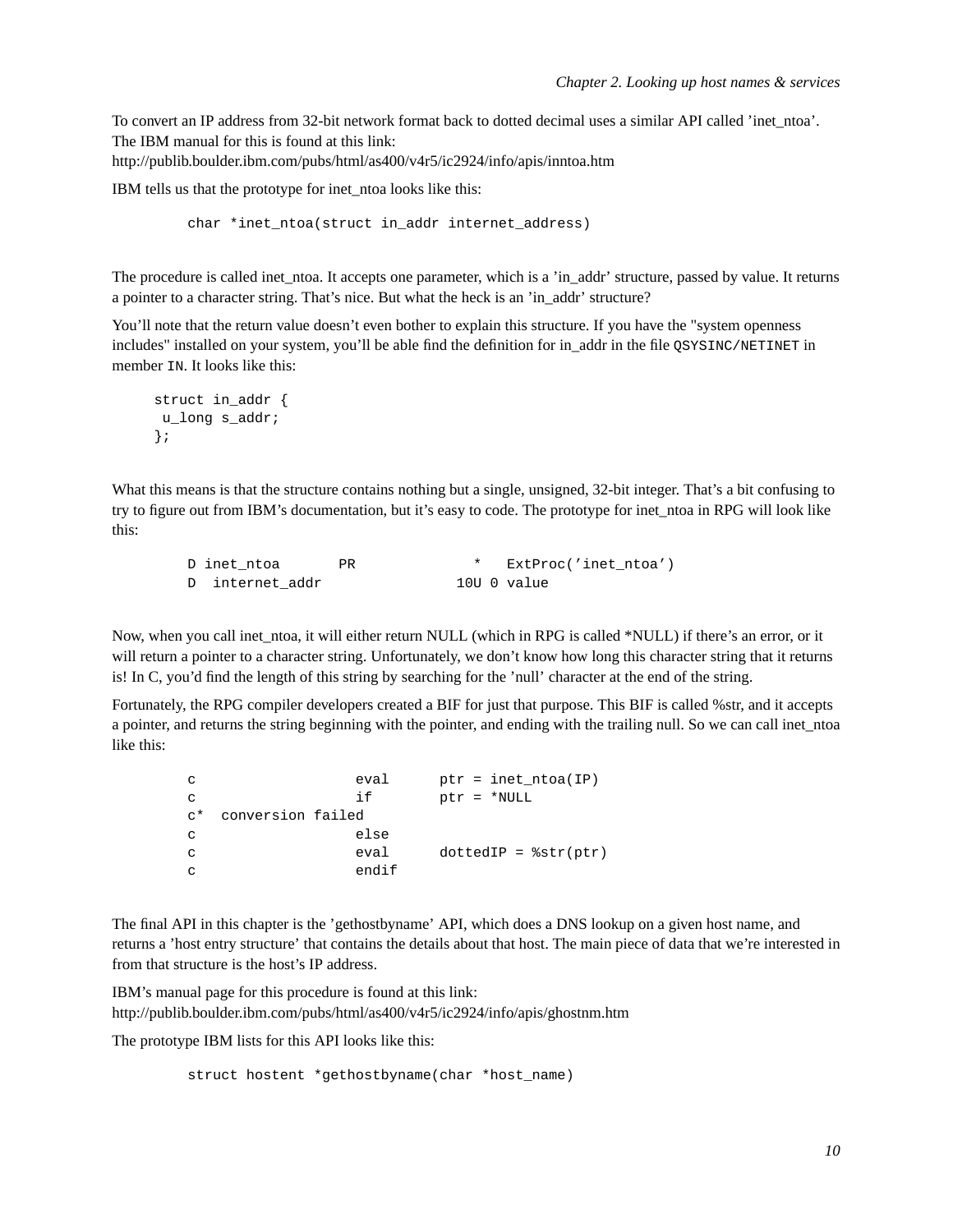To convert an IP address from 32-bit network format back to dotted decimal uses a similar API called 'inet_ntoa'. The IBM manual for this is found at this link:
http://publib.boulder.ibm.com/pubs/html/as400/v4r5/ic2924/info/apis/inntoa.htm

IBM tells us that the prototype for inet_ntoa looks like this:

```
char *inet_ntoa(struct in_addr internet_address)
```

The procedure is called inet_ntoa. It accepts one parameter, which is a 'in_addr' structure, passed by value. It returns a pointer to a character string. That's nice. But what the heck is an 'in_addr' structure?

You'll note that the return value doesn't even bother to explain this structure. If you have the "system openness includes" installed on your system, you'll be able find the definition for in_addr in the file `QSYSINC/NETINET` in member `IN`. It looks like this:

```
struct in_addr {
 u_long s_addr;
};
```

What this means is that the structure contains nothing but a single, unsigned, 32-bit integer. That's a bit confusing to try to figure out from IBM's documentation, but it's easy to code. The prototype for inet_ntoa in RPG will look like this:

```
D inet_ntoa       PR              *   ExtProc('inet_ntoa')
D  internet_addr                10U 0 value
```

Now, when you call inet_ntoa, it will either return NULL (which in RPG is called *NULL) if there's an error, or it will return a pointer to a character string. Unfortunately, we don't know how long this character string that it returns is! In C, you'd find the length of this string by searching for the 'null' character at the end of the string.

Fortunately, the RPG compiler developers created a BIF for just that purpose. This BIF is called %str, and it accepts a pointer, and returns the string beginning with the pointer, and ending with the trailing null. So we can call inet_ntoa like this:

```
c                   eval      ptr = inet_ntoa(IP)
c                   if        ptr = *NULL
c*  conversion failed
c                   else
c                   eval      dottedIP = %str(ptr)
c                   endif
```

The final API in this chapter is the 'gethostbyname' API, which does a DNS lookup on a given host name, and returns a 'host entry structure' that contains the details about that host. The main piece of data that we're interested in from that structure is the host's IP address.

IBM's manual page for this procedure is found at this link:
http://publib.boulder.ibm.com/pubs/html/as400/v4r5/ic2924/info/apis/ghostnm.htm

The prototype IBM lists for this API looks like this:

```
struct hostent *gethostbyname(char *host_name)
```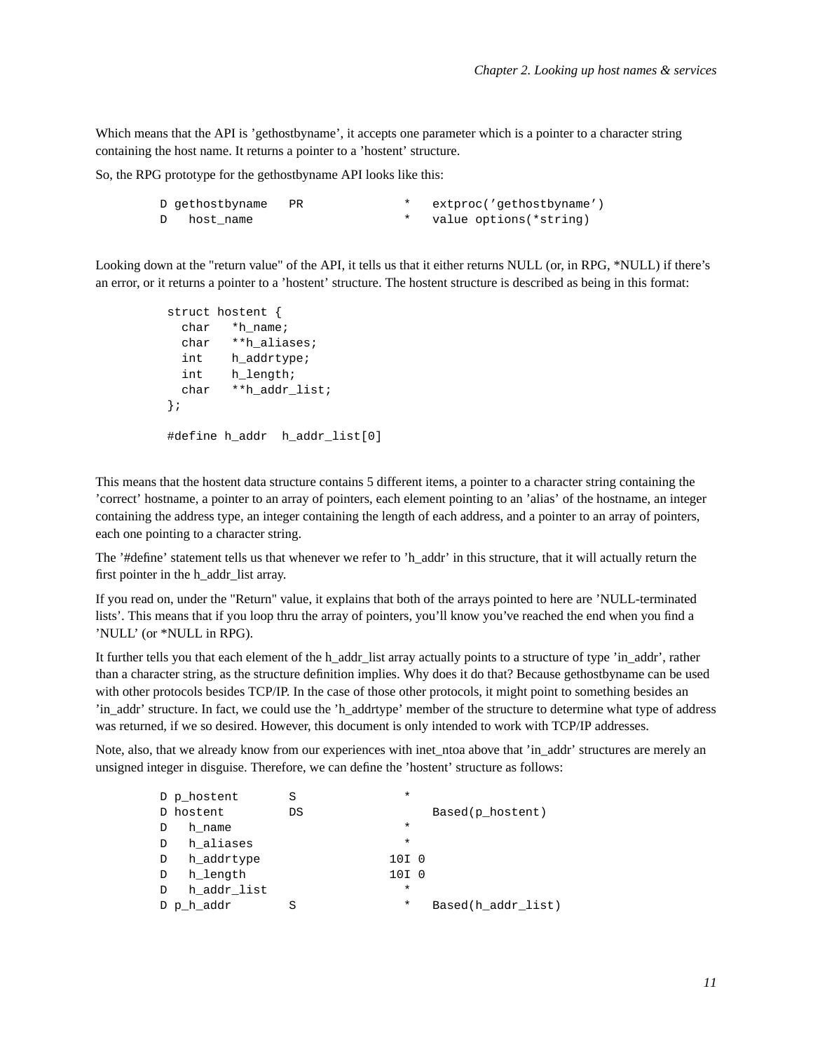Which means that the API is 'gethostbyname', it accepts one parameter which is a pointer to a character string containing the host name. It returns a pointer to a 'hostent' structure.

So, the RPG prototype for the gethostbyname API looks like this:

```
D gethostbyname   PR              *   extproc('gethostbyname')
D   host_name                     *   value options(*string)
```

Looking down at the "return value" of the API, it tells us that it either returns NULL (or, in RPG, *NULL) if there's an error, or it returns a pointer to a 'hostent' structure. The hostent structure is described as being in this format:

```
struct hostent {
  char   *h_name;
  char   **h_aliases;
  int    h_addrtype;
  int    h_length;
  char   **h_addr_list;
};

#define h_addr  h_addr_list[0]
```

This means that the hostent data structure contains 5 different items, a pointer to a character string containing the 'correct' hostname, a pointer to an array of pointers, each element pointing to an 'alias' of the hostname, an integer containing the address type, an integer containing the length of each address, and a pointer to an array of pointers, each one pointing to a character string.

The '#define' statement tells us that whenever we refer to 'h_addr' in this structure, that it will actually return the first pointer in the h_addr_list array.

If you read on, under the "Return" value, it explains that both of the arrays pointed to here are 'NULL-terminated lists'. This means that if you loop thru the array of pointers, you'll know you've reached the end when you find a 'NULL' (or *NULL in RPG).

It further tells you that each element of the h_addr_list array actually points to a structure of type 'in_addr', rather than a character string, as the structure definition implies. Why does it do that? Because gethostbyname can be used with other protocols besides TCP/IP. In the case of those other protocols, it might point to something besides an 'in_addr' structure. In fact, we could use the 'h_addrtype' member of the structure to determine what type of address was returned, if we so desired. However, this document is only intended to work with TCP/IP addresses.

Note, also, that we already know from our experiences with inet_ntoa above that 'in_addr' structures are merely an unsigned integer in disguise. Therefore, we can define the 'hostent' structure as follows:

```
D p_hostent       S               *
D hostent         DS                  Based(p_hostent)
D   h_name                        *
D   h_aliases                     *
D   h_addrtype                  10I 0
D   h_length                    10I 0
D   h_addr_list                   *
D p_h_addr        S               *   Based(h_addr_list)
```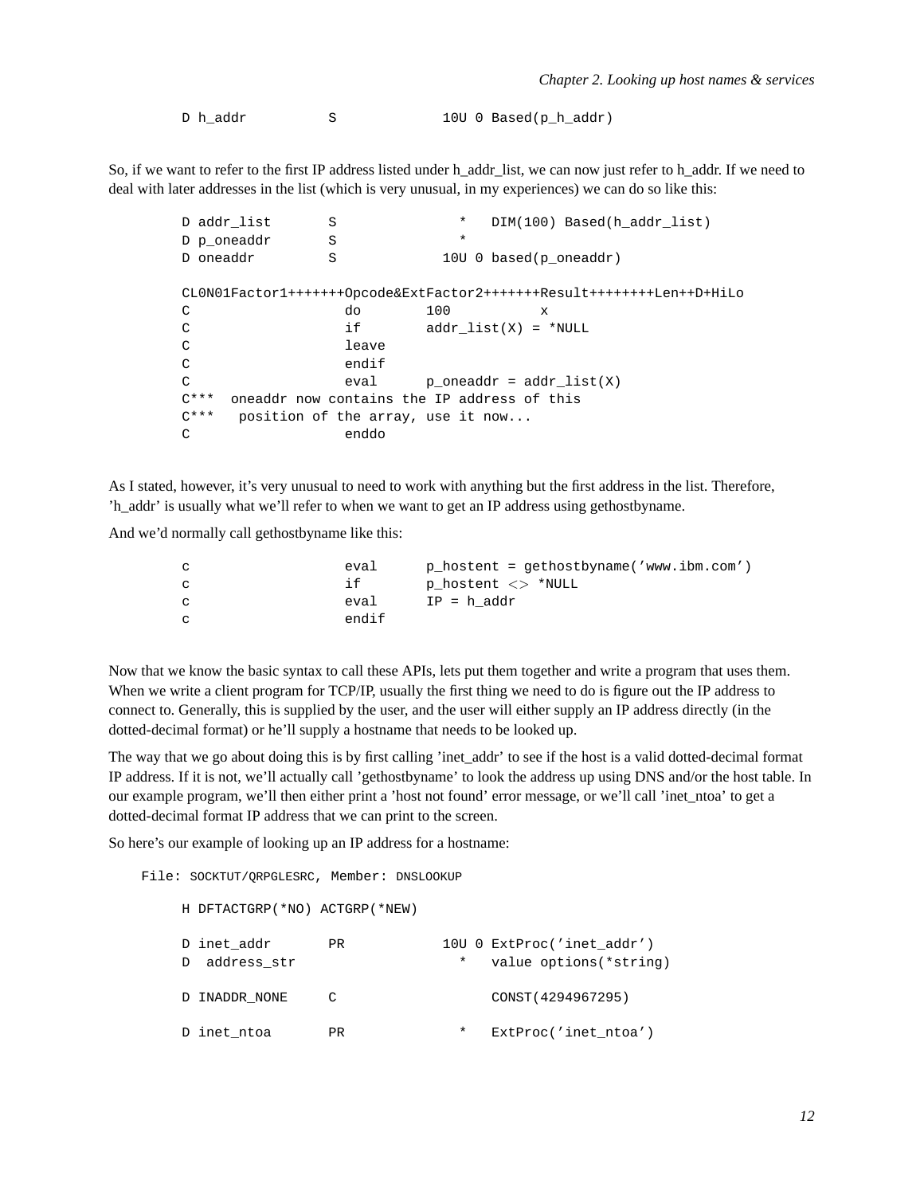```
D h_addr          S             10U 0 Based(p_h_addr)
```

So, if we want to refer to the first IP address listed under h_addr_list, we can now just refer to h_addr. If we need to deal with later addresses in the list (which is very unusual, in my experiences) we can do so like this:

```
D addr_list       S               *   DIM(100) Based(h_addr_list)
D p_oneaddr       S               *
D oneaddr         S             10U 0 based(p_oneaddr)

CL0N01Factor1+++++++Opcode&ExtFactor2+++++++Result++++++++Len++D+HiLo
C                   do        100           x
C                   if        addr_list(X) = *NULL
C                   leave
C                   endif
C                   eval      p_oneaddr = addr_list(X)
C***  oneaddr now contains the IP address of this
C***   position of the array, use it now...
C                   enddo
```

As I stated, however, it's very unusual to need to work with anything but the first address in the list. Therefore, 'h_addr' is usually what we'll refer to when we want to get an IP address using gethostbyname.

And we'd normally call gethostbyname like this:

```
c                   eval      p_hostent = gethostbyname('www.ibm.com')
c                   if        p_hostent <> *NULL
c                   eval      IP = h_addr
c                   endif
```

Now that we know the basic syntax to call these APIs, lets put them together and write a program that uses them. When we write a client program for TCP/IP, usually the first thing we need to do is figure out the IP address to connect to. Generally, this is supplied by the user, and the user will either supply an IP address directly (in the dotted-decimal format) or he'll supply a hostname that needs to be looked up.

The way that we go about doing this is by first calling 'inet_addr' to see if the host is a valid dotted-decimal format IP address. If it is not, we'll actually call 'gethostbyname' to look the address up using DNS and/or the host table. In our example program, we'll then either print a 'host not found' error message, or we'll call 'inet_ntoa' to get a dotted-decimal format IP address that we can print to the screen.

So here's our example of looking up an IP address for a hostname:

File: SOCKTUT/QRPGLESRC, Member: DNSLOOKUP

```
H DFTACTGRP(*NO) ACTGRP(*NEW)

D inet_addr       PR            10U 0 ExtProc('inet_addr')
D  address_str                    *   value options(*string)

D INADDR_NONE     C                   CONST(4294967295)

D inet_ntoa       PR              *   ExtProc('inet_ntoa')
```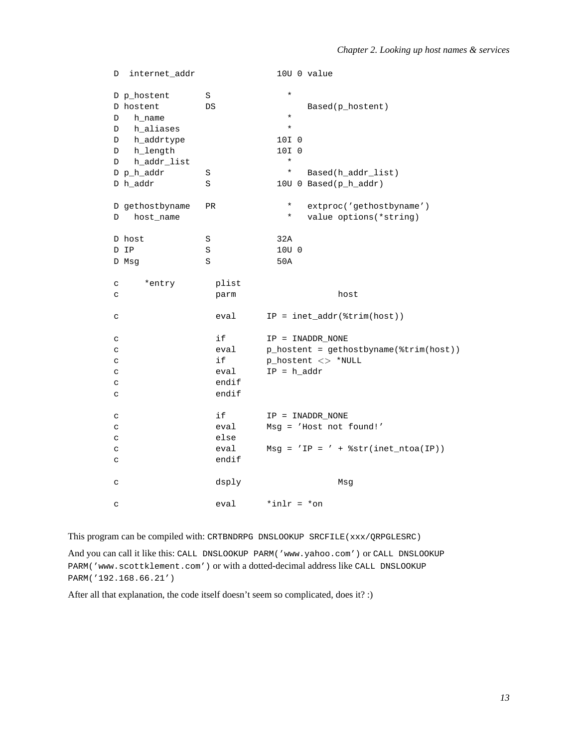```
     D  internet_addr                10U 0 value

     D p_hostent       S               *
     D hostent         DS                  Based(p_hostent)
     D   h_name                        *
     D   h_aliases                     *
     D   h_addrtype                  10I 0
     D   h_length                    10I 0
     D   h_addr_list                   *
     D p_h_addr        S               *   Based(h_addr_list)
     D h_addr          S             10U 0 Based(p_h_addr)

     D gethostbyname   PR              *   extproc('gethostbyname')
     D   host_name                     *   value options(*string)

     D host            S             32A
     D IP              S             10U 0
     D Msg             S             50A

     c     *entry        plist
     c                   parm                    host

     c                   eval      IP = inet_addr(%trim(host))

     c                   if        IP = INADDR_NONE
     c                   eval      p_hostent = gethostbyname(%trim(host))
     c                   if        p_hostent <> *NULL
     c                   eval      IP = h_addr
     c                   endif
     c                   endif

     c                   if        IP = INADDR_NONE
     c                   eval      Msg = 'Host not found!'
     c                   else
     c                   eval      Msg = 'IP = ' + %str(inet_ntoa(IP))
     c                   endif

     c                   dsply                   Msg

     c                   eval      *inlr = *on
```

This program can be compiled with: `CRTBNDRPG DNSLOOKUP SRCFILE(xxx/QRPGLESRC)`

And you can call it like this: `CALL DNSLOOKUP PARM('www.yahoo.com')` or `CALL DNSLOOKUP PARM('www.scottklement.com')` or with a dotted-decimal address like `CALL DNSLOOKUP PARM('192.168.66.21')`

After all that explanation, the code itself doesn't seem so complicated, does it? :)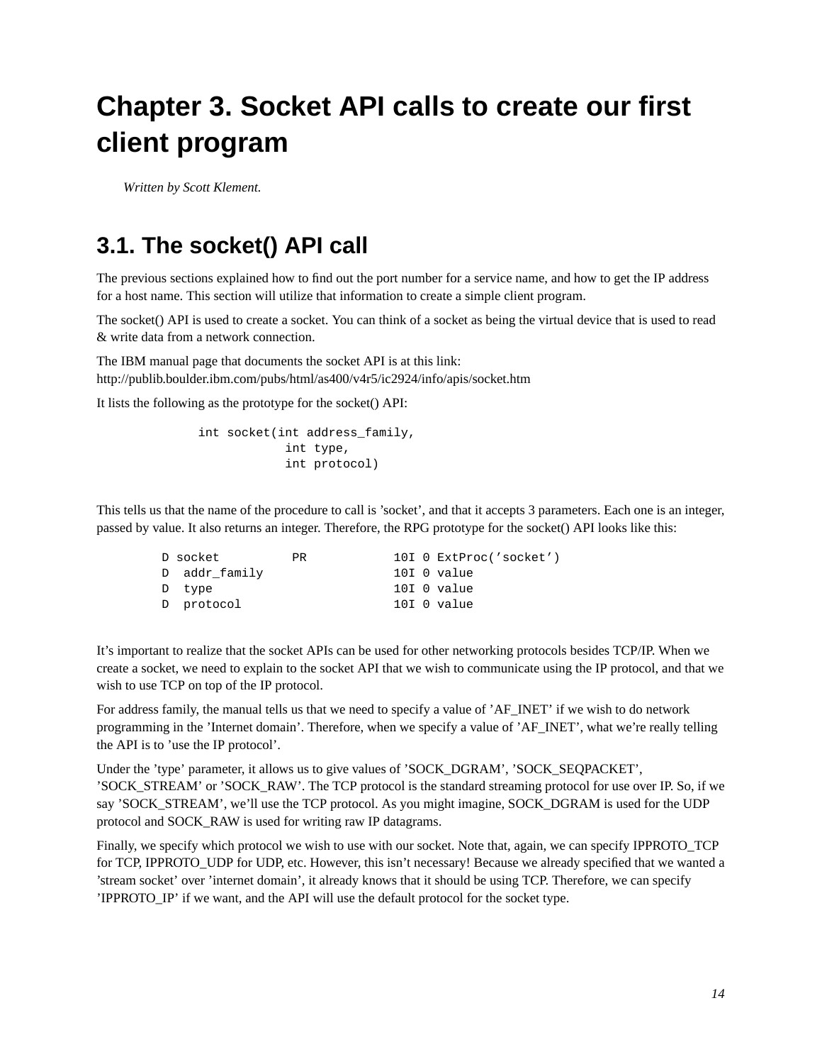# Chapter 3. Socket API calls to create our first client program

*Written by Scott Klement.*

## 3.1. The socket() API call

The previous sections explained how to find out the port number for a service name, and how to get the IP address for a host name. This section will utilize that information to create a simple client program.

The socket() API is used to create a socket. You can think of a socket as being the virtual device that is used to read & write data from a network connection.

The IBM manual page that documents the socket API is at this link:
http://publib.boulder.ibm.com/pubs/html/as400/v4r5/ic2924/info/apis/socket.htm

It lists the following as the prototype for the socket() API:

```
int socket(int address_family,
           int type,
           int protocol)
```

This tells us that the name of the procedure to call is ’socket’, and that it accepts 3 parameters. Each one is an integer, passed by value. It also returns an integer. Therefore, the RPG prototype for the socket() API looks like this:

```
D socket          PR            10I 0 ExtProc(’socket’)
D  addr_family                  10I 0 value
D  type                         10I 0 value
D  protocol                     10I 0 value
```

It’s important to realize that the socket APIs can be used for other networking protocols besides TCP/IP. When we create a socket, we need to explain to the socket API that we wish to communicate using the IP protocol, and that we wish to use TCP on top of the IP protocol.

For address family, the manual tells us that we need to specify a value of ’AF_INET’ if we wish to do network programming in the ’Internet domain’. Therefore, when we specify a value of ’AF_INET’, what we’re really telling the API is to ’use the IP protocol’.

Under the ’type’ parameter, it allows us to give values of ’SOCK_DGRAM’, ’SOCK_SEQPACKET’, ’SOCK_STREAM’ or ’SOCK_RAW’. The TCP protocol is the standard streaming protocol for use over IP. So, if we say ’SOCK_STREAM’, we’ll use the TCP protocol. As you might imagine, SOCK_DGRAM is used for the UDP protocol and SOCK_RAW is used for writing raw IP datagrams.

Finally, we specify which protocol we wish to use with our socket. Note that, again, we can specify IPPROTO_TCP for TCP, IPPROTO_UDP for UDP, etc. However, this isn’t necessary! Because we already specified that we wanted a ’stream socket’ over ’internet domain’, it already knows that it should be using TCP. Therefore, we can specify ’IPPROTO_IP’ if we want, and the API will use the default protocol for the socket type.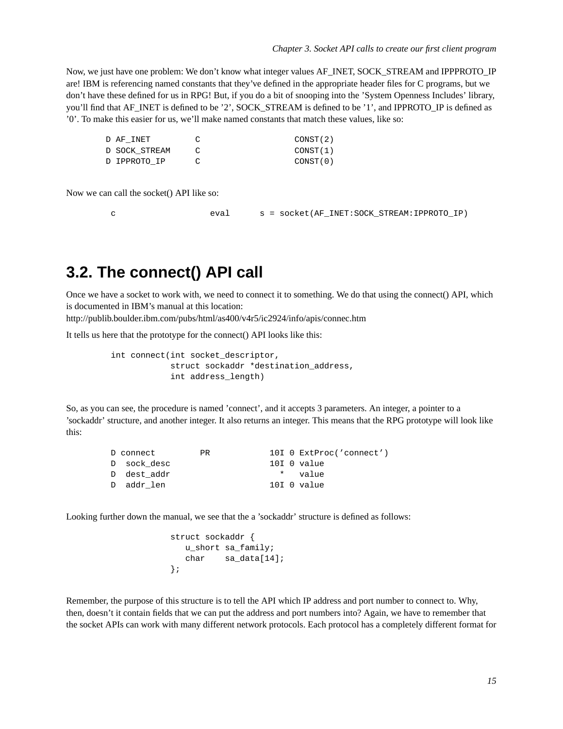Now, we just have one problem: We don't know what integer values AF_INET, SOCK_STREAM and IPPPROTO_IP are! IBM is referencing named constants that they've defined in the appropriate header files for C programs, but we don't have these defined for us in RPG! But, if you do a bit of snooping into the 'System Openness Includes' library, you'll find that AF_INET is defined to be '2', SOCK_STREAM is defined to be '1', and IPPROTO_IP is defined as '0'. To make this easier for us, we'll make named constants that match these values, like so:

```
D AF_INET         C                   CONST(2)
D SOCK_STREAM     C                   CONST(1)
D IPPROTO_IP      C                   CONST(0)
```

Now we can call the socket() API like so:

```
c                   eval      s = socket(AF_INET:SOCK_STREAM:IPPROTO_IP)
```

## 3.2. The connect() API call

Once we have a socket to work with, we need to connect it to something. We do that using the connect() API, which is documented in IBM's manual at this location:
http://publib.boulder.ibm.com/pubs/html/as400/v4r5/ic2924/info/apis/connec.htm

It tells us here that the prototype for the connect() API looks like this:

```
int connect(int socket_descriptor,
            struct sockaddr *destination_address,
            int address_length)
```

So, as you can see, the procedure is named 'connect', and it accepts 3 parameters. An integer, a pointer to a 'sockaddr' structure, and another integer. It also returns an integer. This means that the RPG prototype will look like this:

```
D connect         PR            10I 0 ExtProc('connect')
D  sock_desc                    10I 0 value
D  dest_addr                      *   value
D  addr_len                     10I 0 value
```

Looking further down the manual, we see that the a 'sockaddr' structure is defined as follows:

```
struct sockaddr {
   u_short sa_family;
   char    sa_data[14];
};
```

Remember, the purpose of this structure is to tell the API which IP address and port number to connect to. Why, then, doesn't it contain fields that we can put the address and port numbers into? Again, we have to remember that the socket APIs can work with many different network protocols. Each protocol has a completely different format for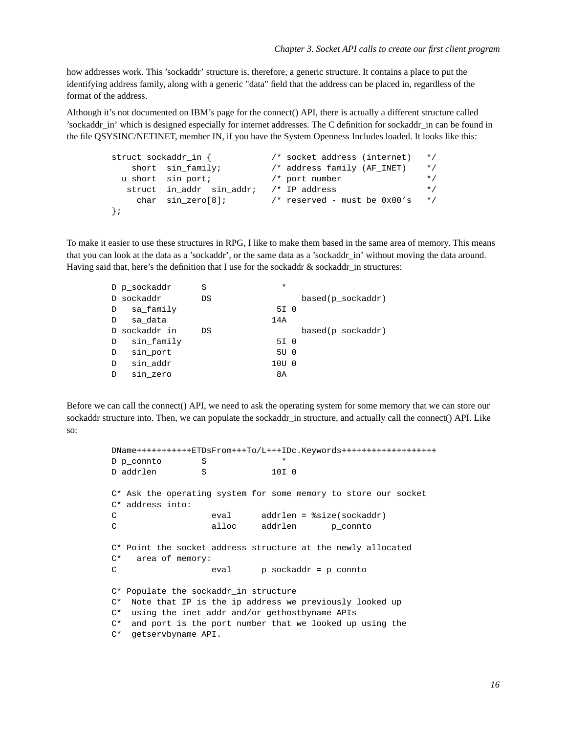how addresses work. This ’sockaddr’ structure is, therefore, a generic structure. It contains a place to put the identifying address family, along with a generic "data" field that the address can be placed in, regardless of the format of the address.

Although it’s not documented on IBM’s page for the connect() API, there is actually a different structure called ’sockaddr_in’ which is designed especially for internet addresses. The C definition for sockaddr_in can be found in the file QSYSINC/NETINET, member IN, if you have the System Openness Includes loaded. It looks like this:

```
struct sockaddr_in {            /* socket address (internet)   */
    short  sin_family;          /* address family (AF_INET)    */
  u_short  sin_port;            /* port number                 */
   struct  in_addr  sin_addr;   /* IP address                  */
     char  sin_zero[8];         /* reserved - must be 0x00’s   */
};
```

To make it easier to use these structures in RPG, I like to make them based in the same area of memory. This means that you can look at the data as a ’sockaddr’, or the same data as a ’sockaddr_in’ without moving the data around. Having said that, here’s the definition that I use for the sockaddr & sockaddr_in structures:

```
D p_sockaddr      S               *
D sockaddr        DS                  based(p_sockaddr)
D   sa_family                    5I 0
D   sa_data                     14A
D sockaddr_in     DS                  based(p_sockaddr)
D   sin_family                   5I 0
D   sin_port                     5U 0
D   sin_addr                    10U 0
D   sin_zero                     8A
```

Before we can call the connect() API, we need to ask the operating system for some memory that we can store our sockaddr structure into. Then, we can populate the sockaddr_in structure, and actually call the connect() API. Like so:

```
DName+++++++++++ETDsFrom+++To/L+++IDc.Keywords+++++++++++++++++++
D p_connto        S               *
D addrlen         S             10I 0

C* Ask the operating system for some memory to store our socket
C* address into:
C                   eval      addrlen = %size(sockaddr)
C                   alloc     addrlen       p_connto

C* Point the socket address structure at the newly allocated
C*   area of memory:
C                   eval      p_sockaddr = p_connto

C* Populate the sockaddr_in structure
C*  Note that IP is the ip address we previously looked up
C*  using the inet_addr and/or gethostbyname APIs
C*  and port is the port number that we looked up using the
C*  getservbyname API.
```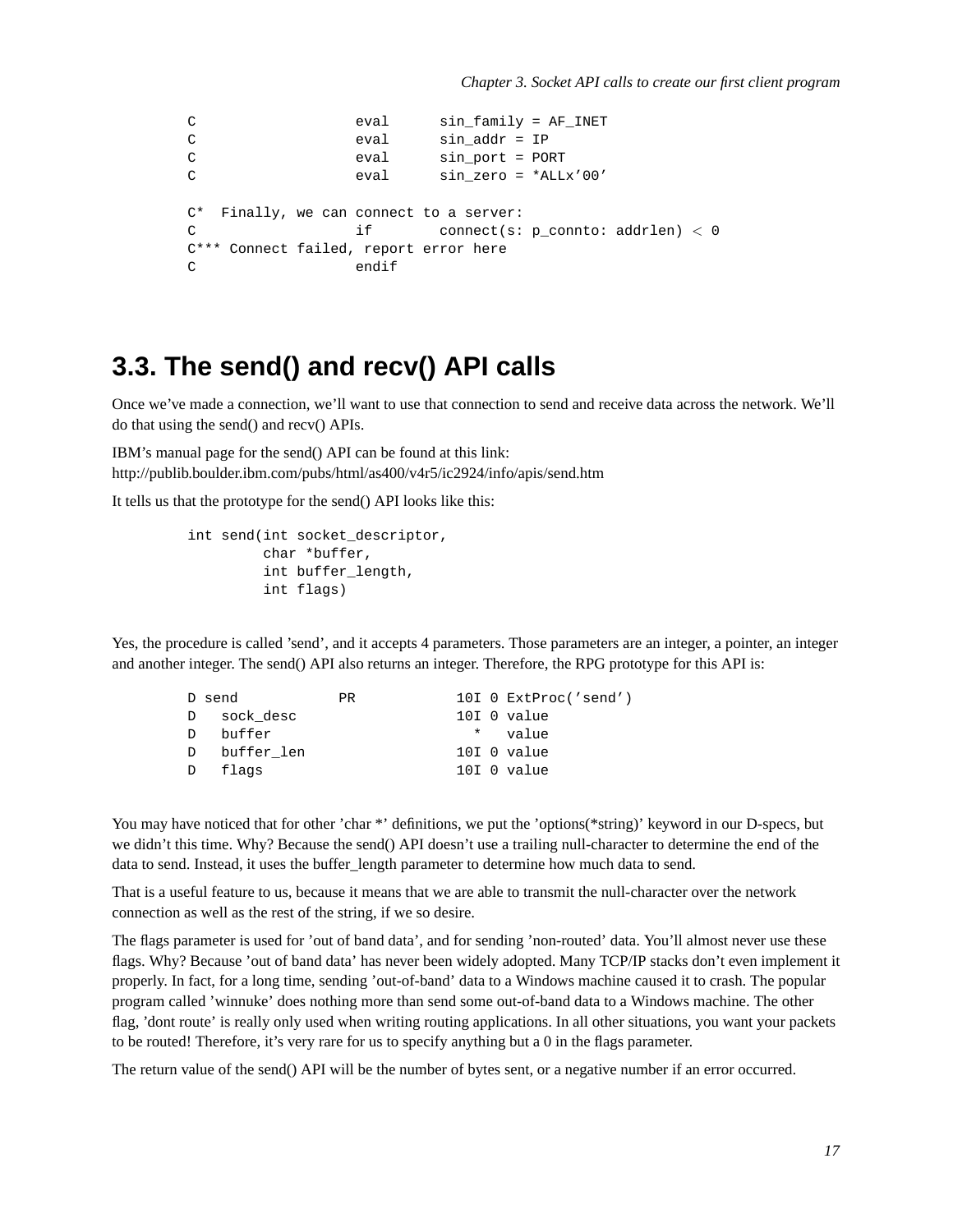```
C                   eval      sin_family = AF_INET
C                   eval      sin_addr = IP
C                   eval      sin_port = PORT
C                   eval      sin_zero = *ALLx'00'

C*  Finally, we can connect to a server:
C                   if        connect(s: p_connto: addrlen) < 0
C*** Connect failed, report error here
C                   endif
```

## 3.3. The send() and recv() API calls

Once we've made a connection, we'll want to use that connection to send and receive data across the network. We'll do that using the send() and recv() APIs.

IBM's manual page for the send() API can be found at this link:
http://publib.boulder.ibm.com/pubs/html/as400/v4r5/ic2924/info/apis/send.htm

It tells us that the prototype for the send() API looks like this:

```
int send(int socket_descriptor,
         char *buffer,
         int buffer_length,
         int flags)
```

Yes, the procedure is called 'send', and it accepts 4 parameters. Those parameters are an integer, a pointer, an integer and another integer. The send() API also returns an integer. Therefore, the RPG prototype for this API is:

```
D send            PR            10I 0 ExtProc('send')
D   sock_desc                   10I 0 value
D   buffer                        *   value
D   buffer_len                  10I 0 value
D   flags                       10I 0 value
```

You may have noticed that for other 'char *' definitions, we put the 'options(*string)' keyword in our D-specs, but we didn't this time. Why? Because the send() API doesn't use a trailing null-character to determine the end of the data to send. Instead, it uses the buffer_length parameter to determine how much data to send.

That is a useful feature to us, because it means that we are able to transmit the null-character over the network connection as well as the rest of the string, if we so desire.

The flags parameter is used for 'out of band data', and for sending 'non-routed' data. You'll almost never use these flags. Why? Because 'out of band data' has never been widely adopted. Many TCP/IP stacks don't even implement it properly. In fact, for a long time, sending 'out-of-band' data to a Windows machine caused it to crash. The popular program called 'winnuke' does nothing more than send some out-of-band data to a Windows machine. The other flag, 'dont route' is really only used when writing routing applications. In all other situations, you want your packets to be routed! Therefore, it's very rare for us to specify anything but a 0 in the flags parameter.

The return value of the send() API will be the number of bytes sent, or a negative number if an error occurred.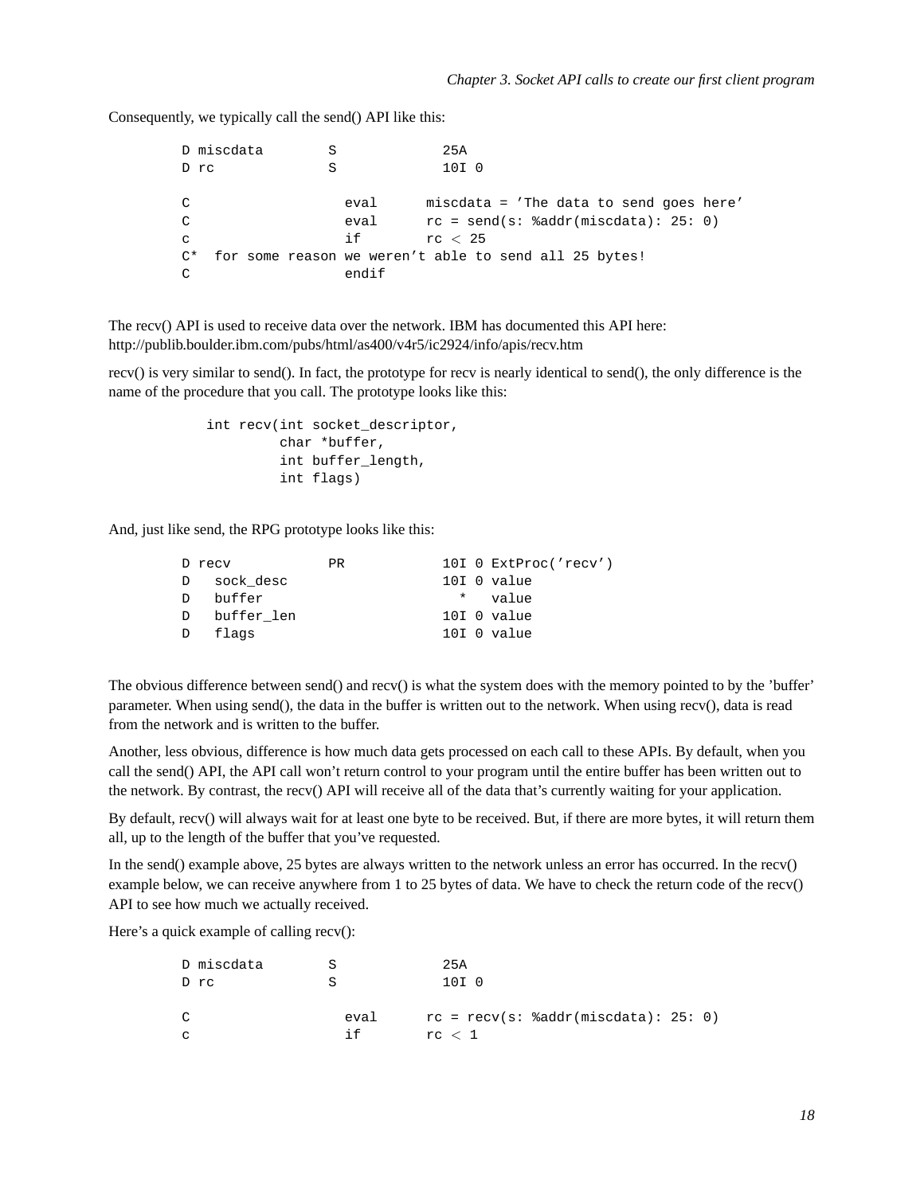Consequently, we typically call the send() API like this:

```
D miscdata        S             25A
D rc              S             10I 0

C                   eval      miscdata = ’The data to send goes here’
C                   eval      rc = send(s: %addr(miscdata): 25: 0)
c                   if        rc < 25
C*  for some reason we weren’t able to send all 25 bytes!
C                   endif
```

The recv() API is used to receive data over the network. IBM has documented this API here: http://publib.boulder.ibm.com/pubs/html/as400/v4r5/ic2924/info/apis/recv.htm

recv() is very similar to send(). In fact, the prototype for recv is nearly identical to send(), the only difference is the name of the procedure that you call. The prototype looks like this:

```
int recv(int socket_descriptor,
         char *buffer,
         int buffer_length,
         int flags)
```

And, just like send, the RPG prototype looks like this:

```
D recv            PR            10I 0 ExtProc(’recv’)
D   sock_desc                   10I 0 value
D   buffer                        *   value
D   buffer_len                  10I 0 value
D   flags                       10I 0 value
```

The obvious difference between send() and recv() is what the system does with the memory pointed to by the ’buffer’ parameter. When using send(), the data in the buffer is written out to the network. When using recv(), data is read from the network and is written to the buffer.

Another, less obvious, difference is how much data gets processed on each call to these APIs. By default, when you call the send() API, the API call won’t return control to your program until the entire buffer has been written out to the network. By contrast, the recv() API will receive all of the data that’s currently waiting for your application.

By default, recv() will always wait for at least one byte to be received. But, if there are more bytes, it will return them all, up to the length of the buffer that you’ve requested.

In the send() example above, 25 bytes are always written to the network unless an error has occurred. In the recv() example below, we can receive anywhere from 1 to 25 bytes of data. We have to check the return code of the recv() API to see how much we actually received.

Here’s a quick example of calling recv():

```
D miscdata        S             25A
D rc              S             10I 0

C                   eval      rc = recv(s: %addr(miscdata): 25: 0)
c                   if        rc < 1
```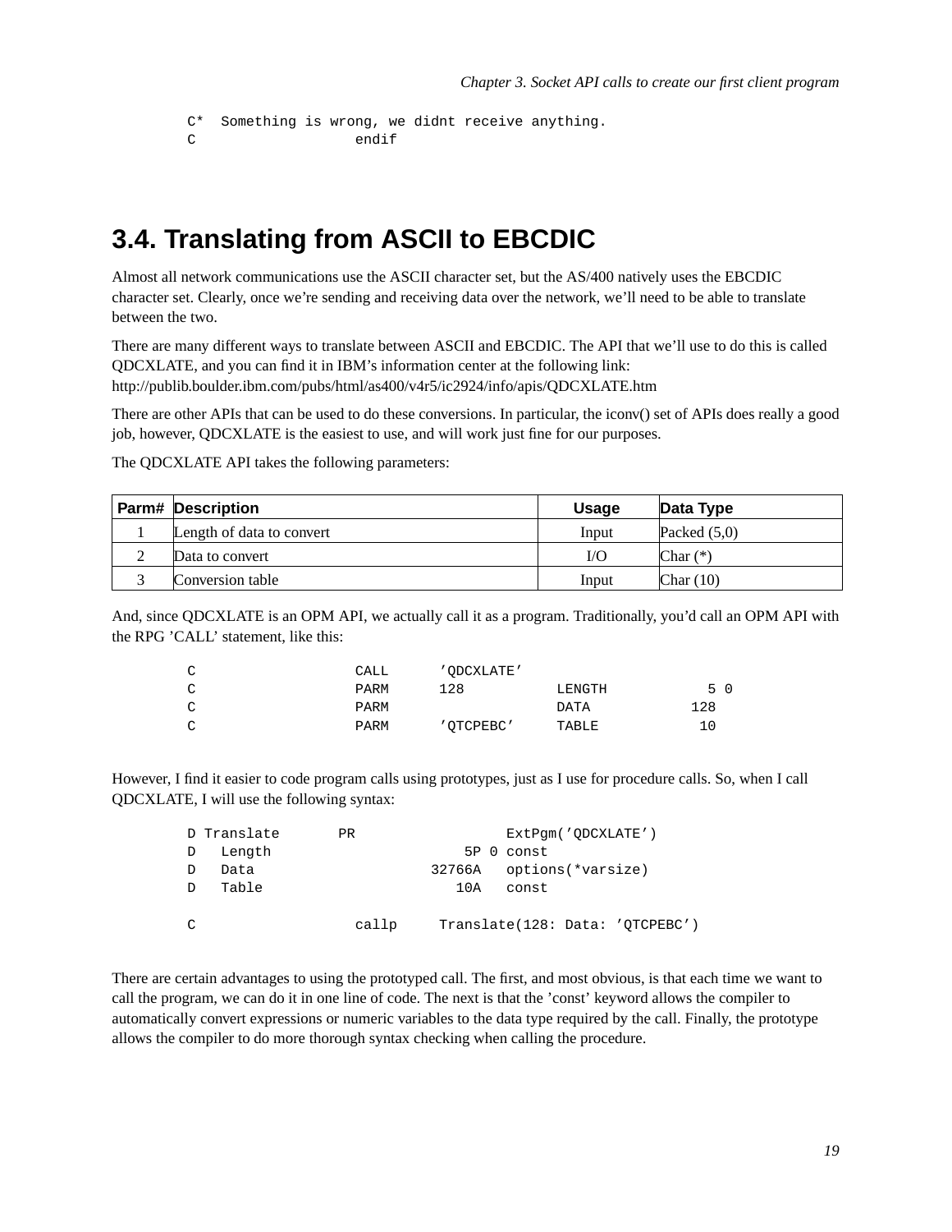```
C*  Something is wrong, we didnt receive anything.
C                   endif
```

## 3.4. Translating from ASCII to EBCDIC

Almost all network communications use the ASCII character set, but the AS/400 natively uses the EBCDIC character set. Clearly, once we're sending and receiving data over the network, we'll need to be able to translate between the two.

There are many different ways to translate between ASCII and EBCDIC. The API that we'll use to do this is called QDCXLATE, and you can find it in IBM's information center at the following link: http://publib.boulder.ibm.com/pubs/html/as400/v4r5/ic2924/info/apis/QDCXLATE.htm

There are other APIs that can be used to do these conversions. In particular, the iconv() set of APIs does really a good job, however, QDCXLATE is the easiest to use, and will work just fine for our purposes.

The QDCXLATE API takes the following parameters:

| Parm# | Description | Usage | Data Type |
|---|---|---|---|
| 1 | Length of data to convert | Input | Packed (5,0) |
| 2 | Data to convert | I/O | Char (*) |
| 3 | Conversion table | Input | Char (10) |

And, since QDCXLATE is an OPM API, we actually call it as a program. Traditionally, you'd call an OPM API with the RPG 'CALL' statement, like this:

```
C                   CALL      'QDCXLATE'
C                   PARM      128           LENGTH            5 0
C                   PARM                    DATA            128
C                   PARM      'QTCPEBC'     TABLE            10
```

However, I find it easier to code program calls using prototypes, just as I use for procedure calls. So, when I call QDCXLATE, I will use the following syntax:

```
D Translate       PR                  ExtPgm('QDCXLATE')
D   Length                       5P 0 const
D   Data                     32766A   options(*varsize)
D   Table                       10A   const

C                   callp     Translate(128: Data: 'QTCPEBC')
```

There are certain advantages to using the prototyped call. The first, and most obvious, is that each time we want to call the program, we can do it in one line of code. The next is that the 'const' keyword allows the compiler to automatically convert expressions or numeric variables to the data type required by the call. Finally, the prototype allows the compiler to do more thorough syntax checking when calling the procedure.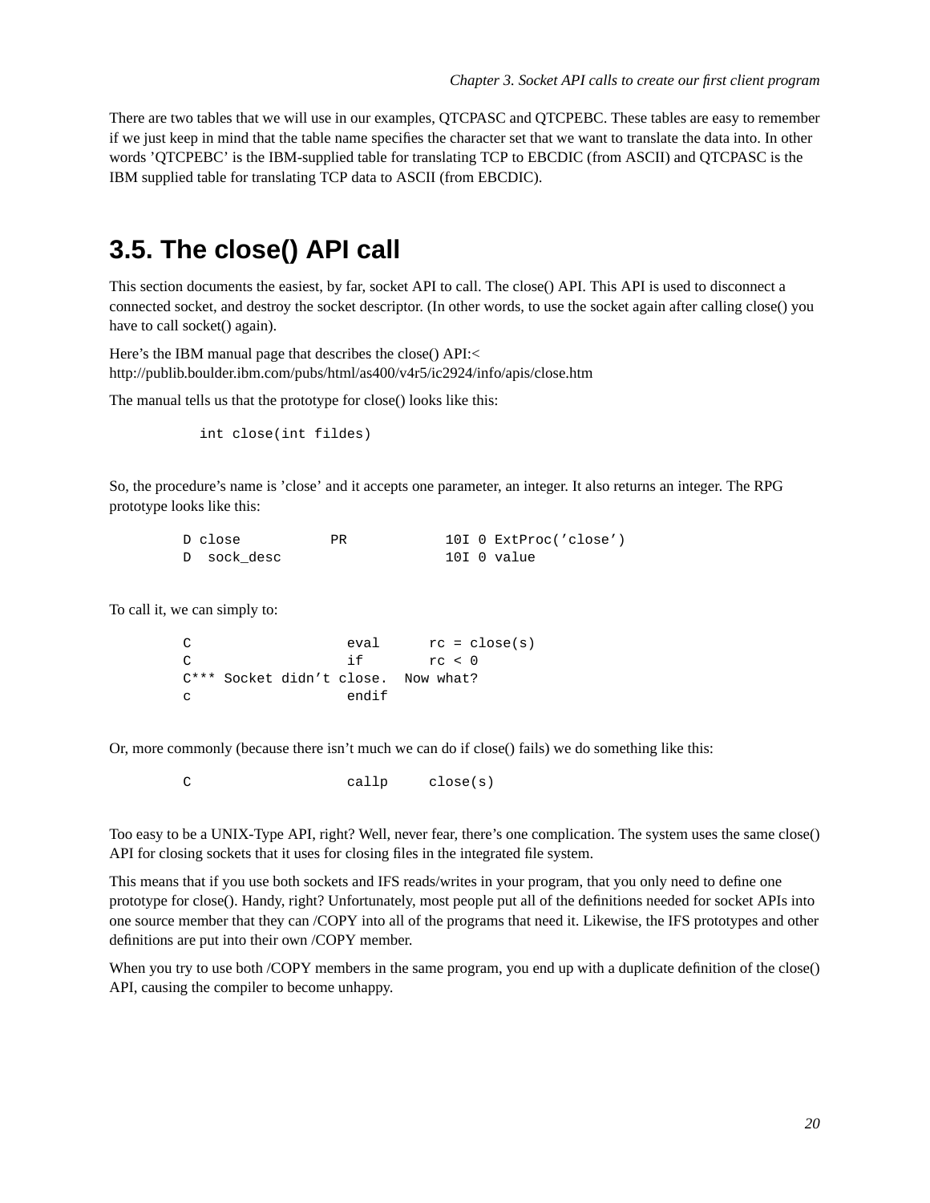There are two tables that we will use in our examples, QTCPASC and QTCPEBC. These tables are easy to remember if we just keep in mind that the table name specifies the character set that we want to translate the data into. In other words 'QTCPEBC' is the IBM-supplied table for translating TCP to EBCDIC (from ASCII) and QTCPASC is the IBM supplied table for translating TCP data to ASCII (from EBCDIC).

## 3.5. The close() API call

This section documents the easiest, by far, socket API to call. The close() API. This API is used to disconnect a connected socket, and destroy the socket descriptor. (In other words, to use the socket again after calling close() you have to call socket() again).

Here's the IBM manual page that describes the close() API:< http://publib.boulder.ibm.com/pubs/html/as400/v4r5/ic2924/info/apis/close.htm

The manual tells us that the prototype for close() looks like this:

```
int close(int fildes)
```

So, the procedure's name is 'close' and it accepts one parameter, an integer. It also returns an integer. The RPG prototype looks like this:

```
D close           PR            10I 0 ExtProc('close')
D  sock_desc                    10I 0 value
```

To call it, we can simply to:

```
C                   eval      rc = close(s)
C                   if        rc < 0
C*** Socket didn't close.  Now what?
c                   endif
```

Or, more commonly (because there isn't much we can do if close() fails) we do something like this:

```
C                   callp     close(s)
```

Too easy to be a UNIX-Type API, right? Well, never fear, there's one complication. The system uses the same close() API for closing sockets that it uses for closing files in the integrated file system.

This means that if you use both sockets and IFS reads/writes in your program, that you only need to define one prototype for close(). Handy, right? Unfortunately, most people put all of the definitions needed for socket APIs into one source member that they can /COPY into all of the programs that need it. Likewise, the IFS prototypes and other definitions are put into their own /COPY member.

When you try to use both /COPY members in the same program, you end up with a duplicate definition of the close() API, causing the compiler to become unhappy.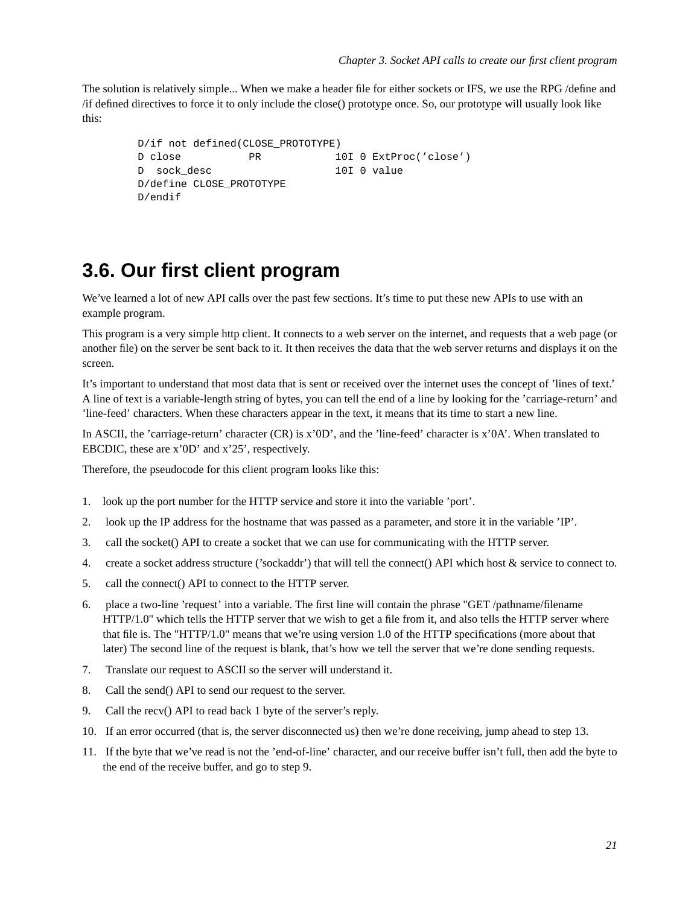The solution is relatively simple... When we make a header file for either sockets or IFS, we use the RPG /define and /if defined directives to force it to only include the close() prototype once. So, our prototype will usually look like this:

```
D/if not defined(CLOSE_PROTOTYPE)
D close           PR            10I 0 ExtProc('close')
D  sock_desc                    10I 0 value
D/define CLOSE_PROTOTYPE
D/endif
```

## 3.6. Our first client program

We've learned a lot of new API calls over the past few sections. It's time to put these new APIs to use with an example program.

This program is a very simple http client. It connects to a web server on the internet, and requests that a web page (or another file) on the server be sent back to it. It then receives the data that the web server returns and displays it on the screen.

It's important to understand that most data that is sent or received over the internet uses the concept of 'lines of text.' A line of text is a variable-length string of bytes, you can tell the end of a line by looking for the 'carriage-return' and 'line-feed' characters. When these characters appear in the text, it means that its time to start a new line.

In ASCII, the 'carriage-return' character (CR) is x'0D', and the 'line-feed' character is x'0A'. When translated to EBCDIC, these are x'0D' and x'25', respectively.

Therefore, the pseudocode for this client program looks like this:

1. look up the port number for the HTTP service and store it into the variable 'port'.
2. look up the IP address for the hostname that was passed as a parameter, and store it in the variable 'IP'.
3. call the socket() API to create a socket that we can use for communicating with the HTTP server.
4. create a socket address structure ('sockaddr') that will tell the connect() API which host & service to connect to.
5. call the connect() API to connect to the HTTP server.
6. place a two-line 'request' into a variable. The first line will contain the phrase "GET /pathname/filename HTTP/1.0" which tells the HTTP server that we wish to get a file from it, and also tells the HTTP server where that file is. The "HTTP/1.0" means that we're using version 1.0 of the HTTP specifications (more about that later) The second line of the request is blank, that's how we tell the server that we're done sending requests.
7. Translate our request to ASCII so the server will understand it.
8. Call the send() API to send our request to the server.
9. Call the recv() API to read back 1 byte of the server's reply.
10. If an error occurred (that is, the server disconnected us) then we're done receiving, jump ahead to step 13.
11. If the byte that we've read is not the 'end-of-line' character, and our receive buffer isn't full, then add the byte to the end of the receive buffer, and go to step 9.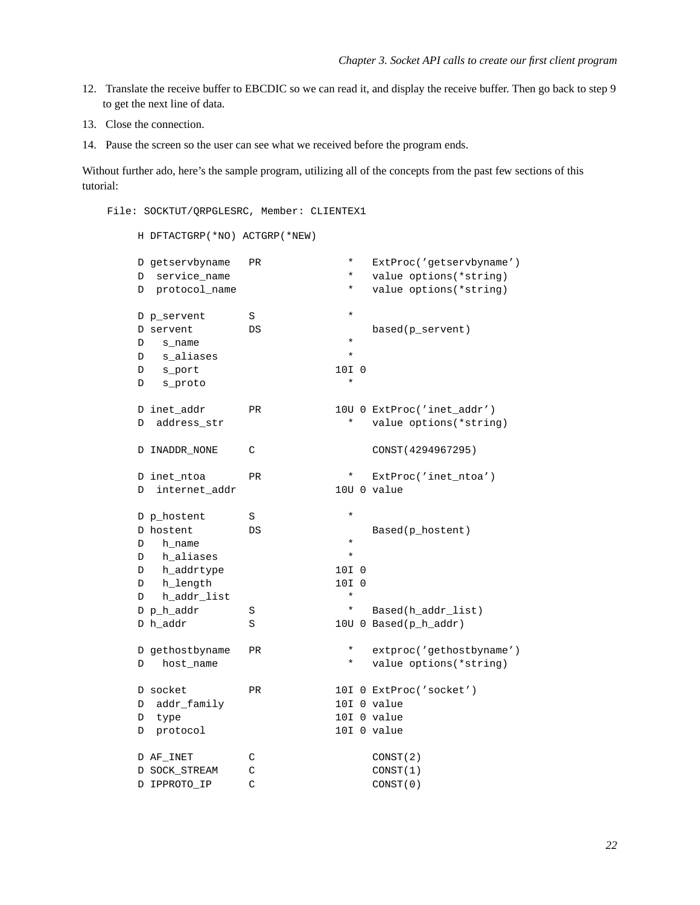12. Translate the receive buffer to EBCDIC so we can read it, and display the receive buffer. Then go back to step 9 to get the next line of data.
13. Close the connection.
14. Pause the screen so the user can see what we received before the program ends.

Without further ado, here's the sample program, utilizing all of the concepts from the past few sections of this tutorial:

```
File: SOCKTUT/QRPGLESRC, Member: CLIENTEX1

     H DFTACTGRP(*NO) ACTGRP(*NEW)

     D getservbyname   PR              *   ExtProc('getservbyname')
     D  service_name                   *   value options(*string)
     D  protocol_name                  *   value options(*string)

     D p_servent       S               *
     D servent         DS                  based(p_servent)
     D   s_name                        *
     D   s_aliases                     *
     D   s_port                      10I 0
     D   s_proto                       *

     D inet_addr       PR            10U 0 ExtProc('inet_addr')
     D  address_str                    *   value options(*string)

     D INADDR_NONE     C                   CONST(4294967295)

     D inet_ntoa       PR              *   ExtProc('inet_ntoa')
     D  internet_addr                10U 0 value

     D p_hostent       S               *
     D hostent         DS                  Based(p_hostent)
     D   h_name                        *
     D   h_aliases                     *
     D   h_addrtype                  10I 0
     D   h_length                    10I 0
     D   h_addr_list                   *
     D p_h_addr        S               *   Based(h_addr_list)
     D h_addr          S             10U 0 Based(p_h_addr)

     D gethostbyname   PR              *   extproc('gethostbyname')
     D   host_name                     *   value options(*string)

     D socket          PR            10I 0 ExtProc('socket')
     D  addr_family                  10I 0 value
     D  type                         10I 0 value
     D  protocol                     10I 0 value

     D AF_INET         C                   CONST(2)
     D SOCK_STREAM     C                   CONST(1)
     D IPPROTO_IP      C                   CONST(0)
```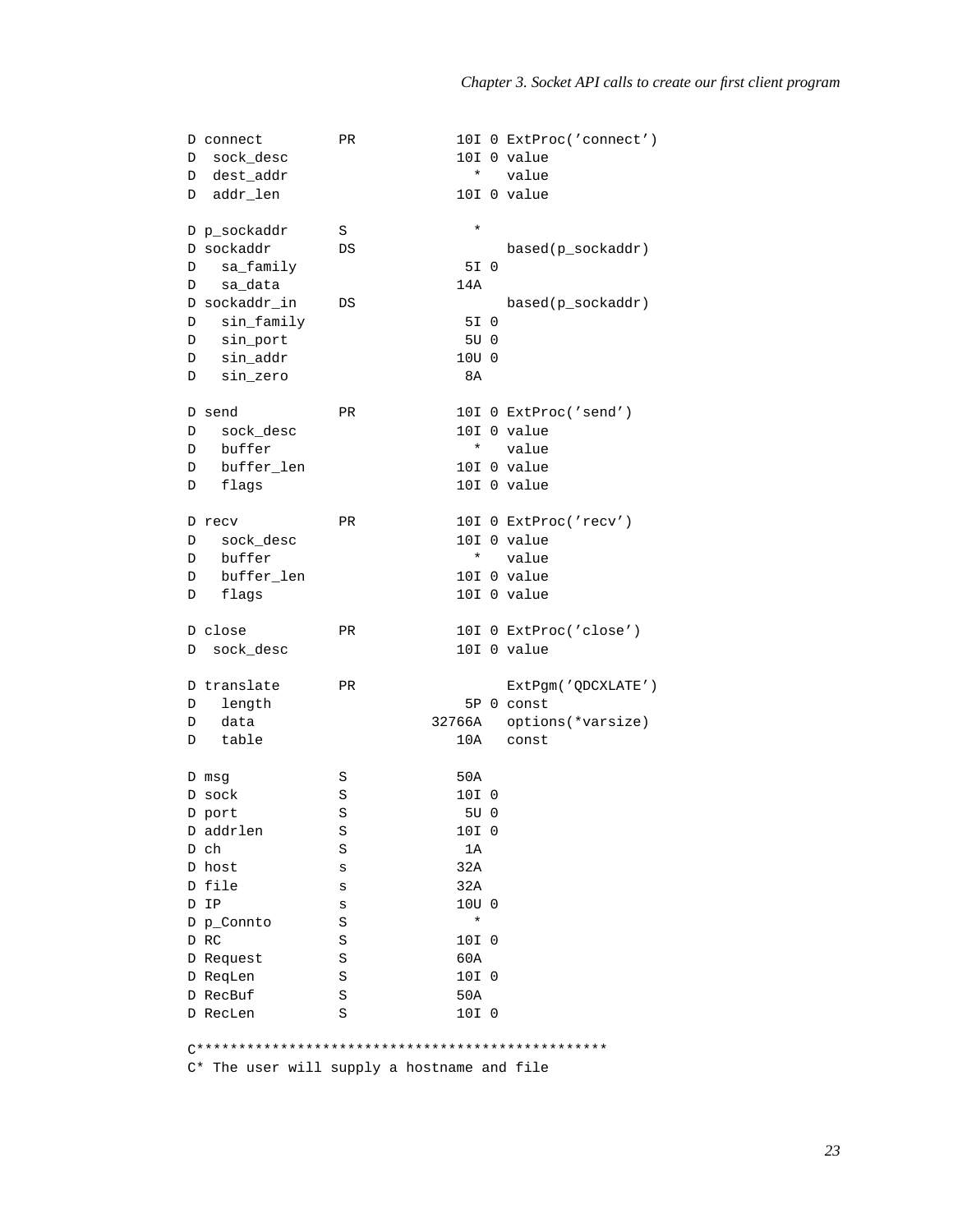```
D connect         PR            10I 0 ExtProc('connect')
D  sock_desc                    10I 0 value
D  dest_addr                      *   value
D  addr_len                     10I 0 value

D p_sockaddr      S               *
D sockaddr        DS                  based(p_sockaddr)
D   sa_family                    5I 0
D   sa_data                     14A
D sockaddr_in     DS                  based(p_sockaddr)
D   sin_family                   5I 0
D   sin_port                     5U 0
D   sin_addr                    10U 0
D   sin_zero                     8A

D send            PR            10I 0 ExtProc('send')
D   sock_desc                   10I 0 value
D   buffer                        *   value
D   buffer_len                  10I 0 value
D   flags                       10I 0 value

D recv            PR            10I 0 ExtProc('recv')
D   sock_desc                   10I 0 value
D   buffer                        *   value
D   buffer_len                  10I 0 value
D   flags                       10I 0 value

D close           PR            10I 0 ExtProc('close')
D  sock_desc                    10I 0 value

D translate       PR                  ExtPgm('QDCXLATE')
D   length                       5P 0 const
D   data                     32766A   options(*varsize)
D   table                       10A   const

D msg             S             50A
D sock            S             10I 0
D port            S              5U 0
D addrlen         S             10I 0
D ch              S              1A
D host            s             32A
D file            s             32A
D IP              s             10U 0
D p_Connto        S               *
D RC              S             10I 0
D Request         S             60A
D ReqLen          S             10I 0
D RecBuf          S             50A
D RecLen          S             10I 0

C*************************************************
C* The user will supply a hostname and file
```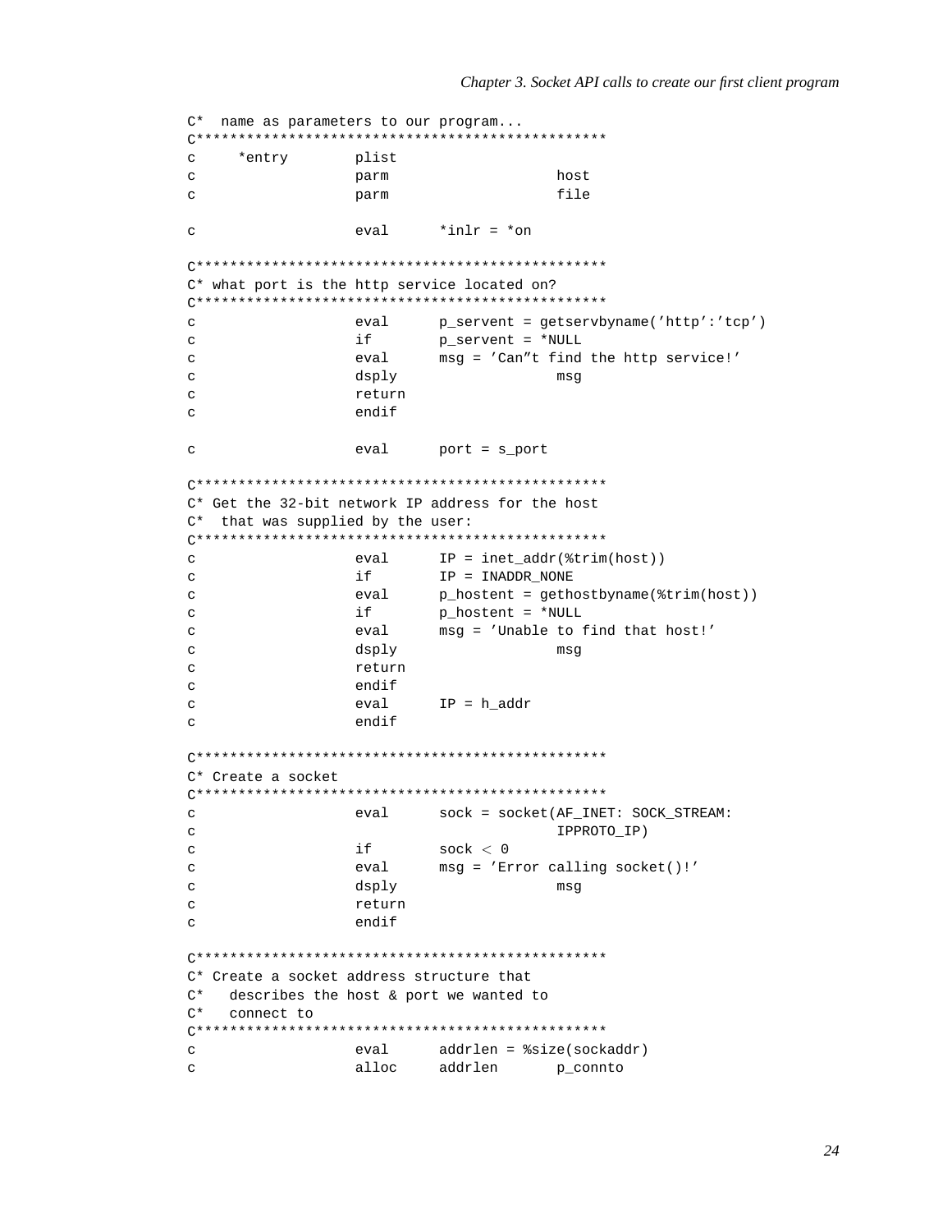```
C*  name as parameters to our program...
C*************************************************
c     *entry        plist
c                   parm                    host
c                   parm                    file

c                   eval      *inlr = *on

C*************************************************
C* what port is the http service located on?
C*************************************************
c                   eval      p_servent = getservbyname('http':'tcp')
c                   if        p_servent = *NULL
c                   eval      msg = 'Can''t find the http service!'
c                   dsply                   msg
c                   return
c                   endif

c                   eval      port = s_port

C*************************************************
C* Get the 32-bit network IP address for the host
C*  that was supplied by the user:
C*************************************************
c                   eval      IP = inet_addr(%trim(host))
c                   if        IP = INADDR_NONE
c                   eval      p_hostent = gethostbyname(%trim(host))
c                   if        p_hostent = *NULL
c                   eval      msg = 'Unable to find that host!'
c                   dsply                   msg
c                   return
c                   endif
c                   eval      IP = h_addr
c                   endif

C*************************************************
C* Create a socket
C*************************************************
c                   eval      sock = socket(AF_INET: SOCK_STREAM:
c                                           IPPROTO_IP)
c                   if        sock < 0
c                   eval      msg = 'Error calling socket()!'
c                   dsply                   msg
c                   return
c                   endif

C*************************************************
C* Create a socket address structure that
C*   describes the host & port we wanted to
C*   connect to
C*************************************************
c                   eval      addrlen = %size(sockaddr)
c                   alloc     addrlen       p_connto
```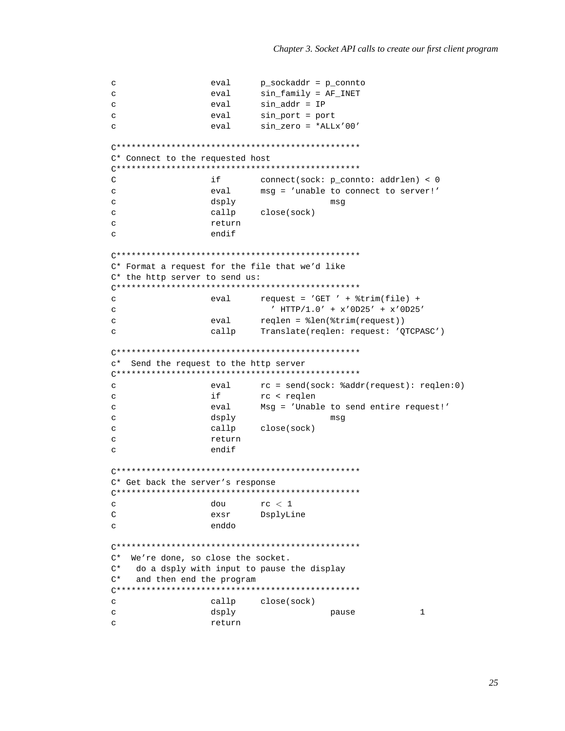```
c                   eval      p_sockaddr = p_connto
c                   eval      sin_family = AF_INET
c                   eval      sin_addr = IP
c                   eval      sin_port = port
c                   eval      sin_zero = *ALLx'00'

C*************************************************
C* Connect to the requested host
C*************************************************
C                   if        connect(sock: p_connto: addrlen) < 0
c                   eval      msg = 'unable to connect to server!'
c                   dsply                   msg
c                   callp     close(sock)
c                   return
c                   endif

C*************************************************
C* Format a request for the file that we'd like
C* the http server to send us:
C*************************************************
c                   eval      request = 'GET ' + %trim(file) +
c                               ' HTTP/1.0' + x'0D25' + x'0D25'
c                   eval      reqlen = %len(%trim(request))
c                   callp     Translate(reqlen: request: 'QTCPASC')

C*************************************************
c*  Send the request to the http server
C*************************************************
c                   eval      rc = send(sock: %addr(request): reqlen:0)
c                   if        rc < reqlen
c                   eval      Msg = 'Unable to send entire request!'
c                   dsply                   msg
c                   callp     close(sock)
c                   return
c                   endif

C*************************************************
C* Get back the server's response
C*************************************************
c                   dou       rc < 1
C                   exsr      DsplyLine
c                   enddo

C*************************************************
C*  We're done, so close the socket.
C*   do a dsply with input to pause the display
C*   and then end the program
C*************************************************
c                   callp     close(sock)
c                   dsply                   pause             1
c                   return
```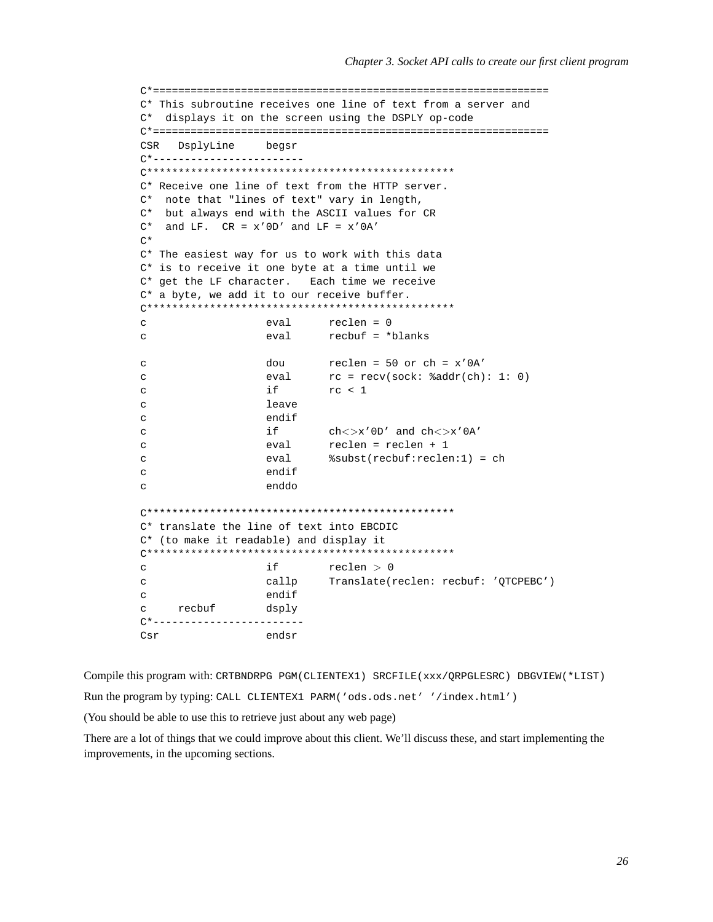```
C*===============================================================
C* This subroutine receives one line of text from a server and
C*  displays it on the screen using the DSPLY op-code
C*===============================================================
CSR   DsplyLine     begsr
C*------------------------
C************************************************
C* Receive one line of text from the HTTP server.
C*  note that "lines of text" vary in length,
C*  but always end with the ASCII values for CR
C*  and LF.  CR = x'0D' and LF = x'0A'
C*
C* The easiest way for us to work with this data
C* is to receive it one byte at a time until we
C* get the LF character.   Each time we receive
C* a byte, we add it to our receive buffer.
C************************************************
c                   eval      reclen = 0
c                   eval      recbuf = *blanks

c                   dou       reclen = 50 or ch = x'0A'
c                   eval      rc = recv(sock: %addr(ch): 1: 0)
c                   if        rc < 1
c                   leave
c                   endif
c                   if        ch<>x'0D' and ch<>x'0A'
c                   eval      reclen = reclen + 1
c                   eval      %subst(recbuf:reclen:1) = ch
c                   endif
c                   enddo

C************************************************
C* translate the line of text into EBCDIC
C* (to make it readable) and display it
C************************************************
c                   if        reclen > 0
c                   callp     Translate(reclen: recbuf: 'QTCPEBC')
c                   endif
c     recbuf        dsply
C*------------------------
Csr                 endsr
```

Compile this program with: `CRTBNDRPG PGM(CLIENTEX1) SRCFILE(xxx/QRPGLESRC) DBGVIEW(*LIST)`

Run the program by typing: `CALL CLIENTEX1 PARM('ods.ods.net' '/index.html')`

(You should be able to use this to retrieve just about any web page)

There are a lot of things that we could improve about this client. We'll discuss these, and start implementing the improvements, in the upcoming sections.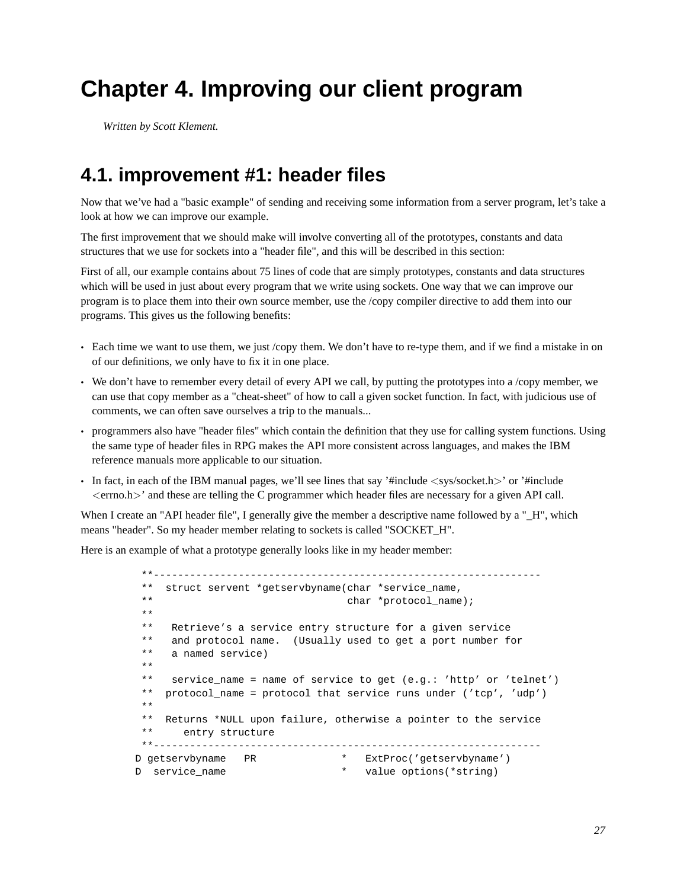# Chapter 4. Improving our client program

*Written by Scott Klement.*

## 4.1. improvement #1: header files

Now that we've had a "basic example" of sending and receiving some information from a server program, let's take a look at how we can improve our example.

The first improvement that we should make will involve converting all of the prototypes, constants and data structures that we use for sockets into a "header file", and this will be described in this section:

First of all, our example contains about 75 lines of code that are simply prototypes, constants and data structures which will be used in just about every program that we write using sockets. One way that we can improve our program is to place them into their own source member, use the /copy compiler directive to add them into our programs. This gives us the following benefits:

- Each time we want to use them, we just /copy them. We don't have to re-type them, and if we find a mistake in on of our definitions, we only have to fix it in one place.
- We don't have to remember every detail of every API we call, by putting the prototypes into a /copy member, we can use that copy member as a "cheat-sheet" of how to call a given socket function. In fact, with judicious use of comments, we can often save ourselves a trip to the manuals...
- programmers also have "header files" which contain the definition that they use for calling system functions. Using the same type of header files in RPG makes the API more consistent across languages, and makes the IBM reference manuals more applicable to our situation.
- In fact, in each of the IBM manual pages, we'll see lines that say '#include <sys/socket.h>' or '#include <errno.h>' and these are telling the C programmer which header files are necessary for a given API call.

When I create an "API header file", I generally give the member a descriptive name followed by a "_H", which means "header". So my header member relating to sockets is called "SOCKET_H".

Here is an example of what a prototype generally looks like in my header member:

```
 **---------------------------------------------------------------
 **  struct servent *getservbyname(char *service_name,
 **                                char *protocol_name);
 **
 **   Retrieve's a service entry structure for a given service
 **   and protocol name.  (Usually used to get a port number for
 **   a named service)
 **
 **   service_name = name of service to get (e.g.: 'http' or 'telnet')
 **  protocol_name = protocol that service runs under ('tcp', 'udp')
 **
 **  Returns *NULL upon failure, otherwise a pointer to the service
 **     entry structure
 **---------------------------------------------------------------
D getservbyname   PR              *   ExtProc('getservbyname')
D  service_name                   *   value options(*string)
```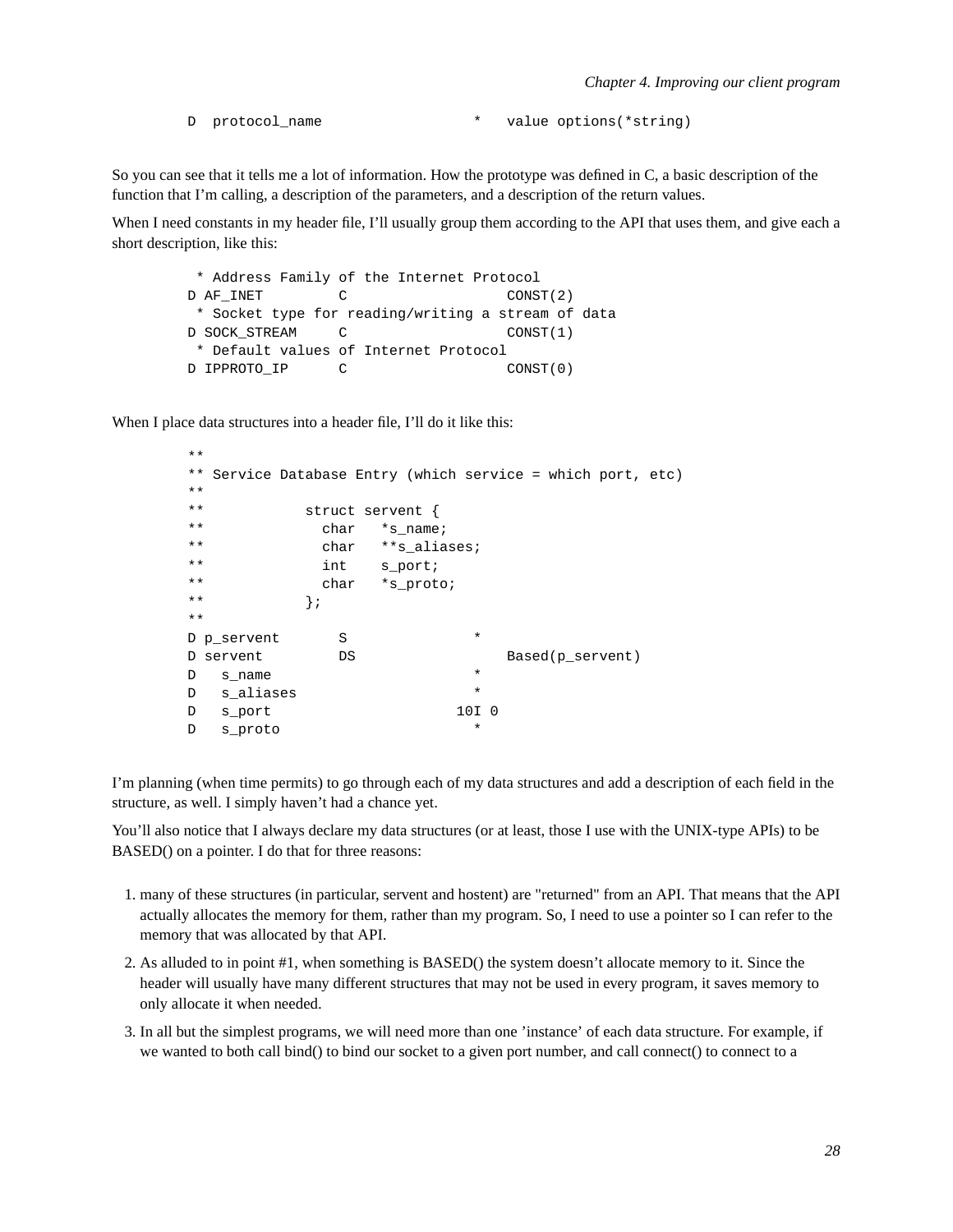```
D  protocol_name                 *   value options(*string)
```

So you can see that it tells me a lot of information. How the prototype was defined in C, a basic description of the function that I'm calling, a description of the parameters, and a description of the return values.

When I need constants in my header file, I'll usually group them according to the API that uses them, and give each a short description, like this:

```
 * Address Family of the Internet Protocol
D AF_INET         C                   CONST(2)
 * Socket type for reading/writing a stream of data
D SOCK_STREAM     C                   CONST(1)
 * Default values of Internet Protocol
D IPPROTO_IP      C                   CONST(0)
```

When I place data structures into a header file, I'll do it like this:

```
**
** Service Database Entry (which service = which port, etc)
**
**            struct servent {
**              char   *s_name;
**              char   **s_aliases;
**              int    s_port;
**              char   *s_proto;
**            };
**
D p_servent       S               *
D servent         DS                  Based(p_servent)
D   s_name                        *
D   s_aliases                     *
D   s_port                      10I 0
D   s_proto                       *
```

I'm planning (when time permits) to go through each of my data structures and add a description of each field in the structure, as well. I simply haven't had a chance yet.

You'll also notice that I always declare my data structures (or at least, those I use with the UNIX-type APIs) to be BASED() on a pointer. I do that for three reasons:

1. many of these structures (in particular, servent and hostent) are "returned" from an API. That means that the API actually allocates the memory for them, rather than my program. So, I need to use a pointer so I can refer to the memory that was allocated by that API.
2. As alluded to in point #1, when something is BASED() the system doesn't allocate memory to it. Since the header will usually have many different structures that may not be used in every program, it saves memory to only allocate it when needed.
3. In all but the simplest programs, we will need more than one 'instance' of each data structure. For example, if we wanted to both call bind() to bind our socket to a given port number, and call connect() to connect to a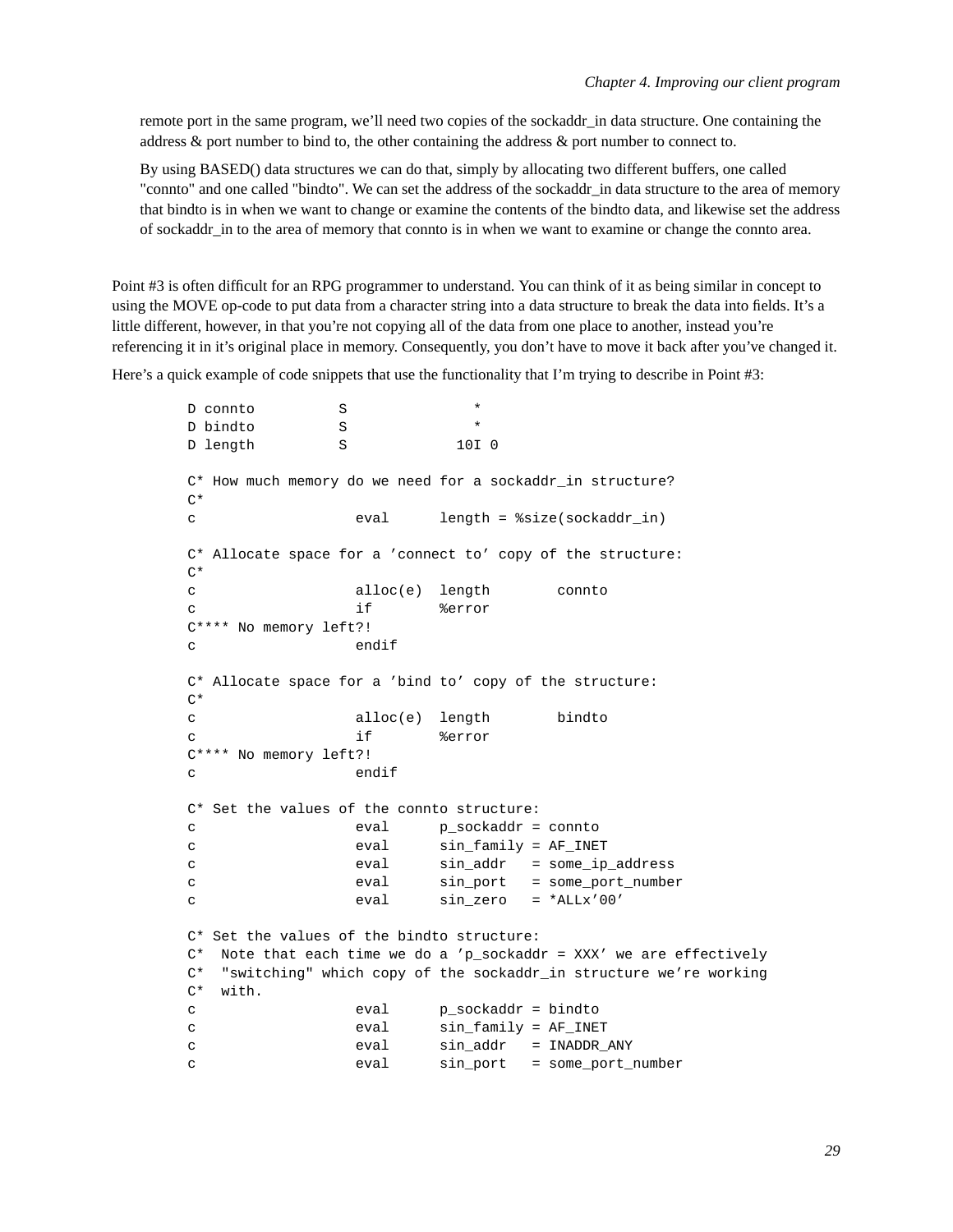remote port in the same program, we'll need two copies of the sockaddr_in data structure. One containing the address & port number to bind to, the other containing the address & port number to connect to.

By using BASED() data structures we can do that, simply by allocating two different buffers, one called "connto" and one called "bindto". We can set the address of the sockaddr_in data structure to the area of memory that bindto is in when we want to change or examine the contents of the bindto data, and likewise set the address of sockaddr_in to the area of memory that connto is in when we want to examine or change the connto area.

Point #3 is often difficult for an RPG programmer to understand. You can think of it as being similar in concept to using the MOVE op-code to put data from a character string into a data structure to break the data into fields. It's a little different, however, in that you're not copying all of the data from one place to another, instead you're referencing it in it's original place in memory. Consequently, you don't have to move it back after you've changed it.

Here's a quick example of code snippets that use the functionality that I'm trying to describe in Point #3:

```
D connto          S               *
D bindto          S               *
D length          S             10I 0

C* How much memory do we need for a sockaddr_in structure?
C*
c                   eval      length = %size(sockaddr_in)

C* Allocate space for a 'connect to' copy of the structure:
C*
c                   alloc(e)  length        connto
c                   if        %error
C**** No memory left?!
c                   endif

C* Allocate space for a 'bind to' copy of the structure:
C*
c                   alloc(e)  length        bindto
c                   if        %error
C**** No memory left?!
c                   endif

C* Set the values of the connto structure:
c                   eval      p_sockaddr = connto
c                   eval      sin_family = AF_INET
c                   eval      sin_addr   = some_ip_address
c                   eval      sin_port   = some_port_number
c                   eval      sin_zero   = *ALLx'00'

C* Set the values of the bindto structure:
C*  Note that each time we do a 'p_sockaddr = XXX' we are effectively
C*  "switching" which copy of the sockaddr_in structure we're working
C*  with.
c                   eval      p_sockaddr = bindto
c                   eval      sin_family = AF_INET
c                   eval      sin_addr   = INADDR_ANY
c                   eval      sin_port   = some_port_number
```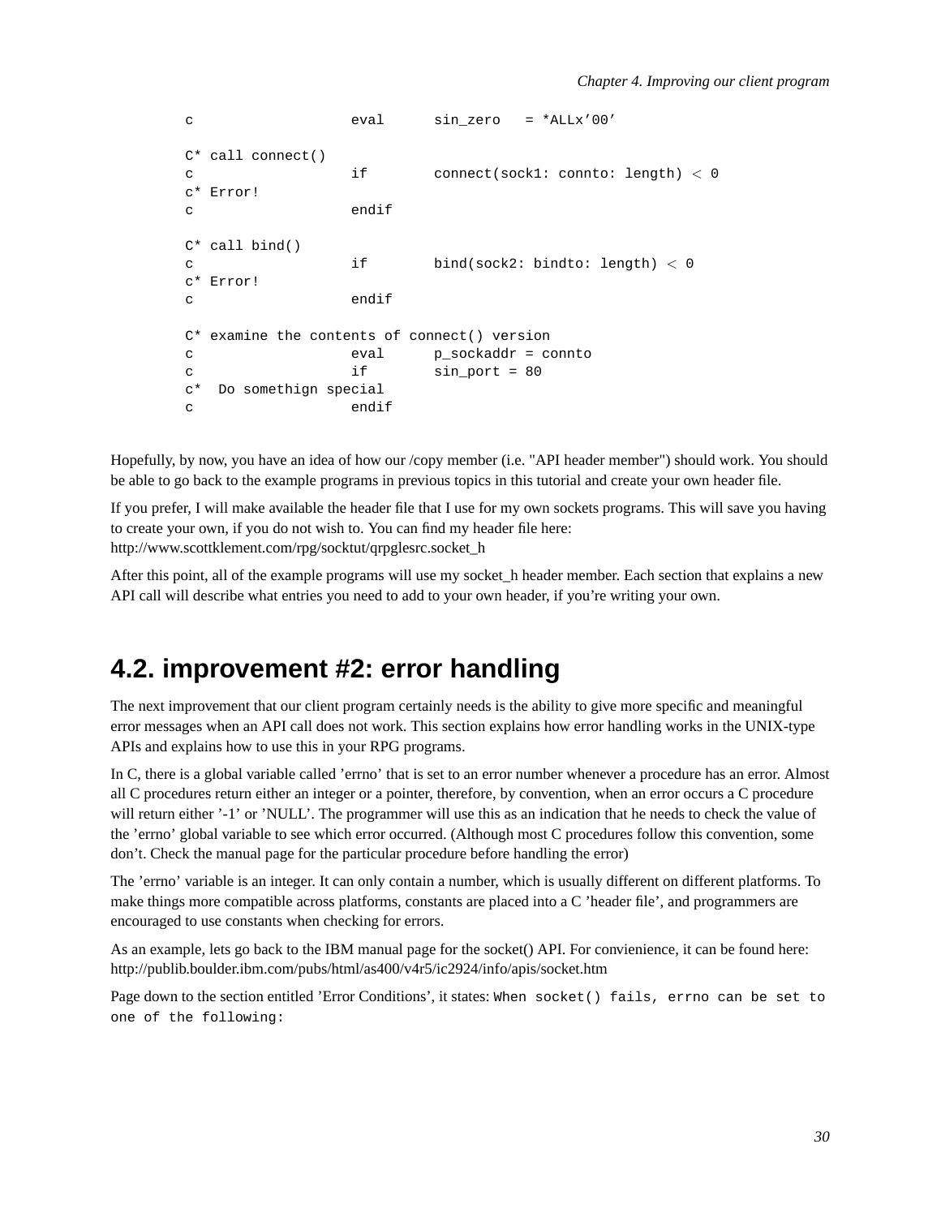```
c                   eval      sin_zero   = *ALLx'00'

C* call connect()
c                   if        connect(sock1: connto: length) < 0
c* Error!
c                   endif

C* call bind()
c                   if        bind(sock2: bindto: length) < 0
c* Error!
c                   endif

C* examine the contents of connect() version
c                   eval      p_sockaddr = connto
c                   if        sin_port = 80
c*  Do somethign special
c                   endif
```

Hopefully, by now, you have an idea of how our /copy member (i.e. "API header member") should work. You should be able to go back to the example programs in previous topics in this tutorial and create your own header file.

If you prefer, I will make available the header file that I use for my own sockets programs. This will save you having to create your own, if you do not wish to. You can find my header file here: http://www.scottklement.com/rpg/socktut/qrpglesrc.socket_h

After this point, all of the example programs will use my socket_h header member. Each section that explains a new API call will describe what entries you need to add to your own header, if you're writing your own.

## 4.2. improvement #2: error handling

The next improvement that our client program certainly needs is the ability to give more specific and meaningful error messages when an API call does not work. This section explains how error handling works in the UNIX-type APIs and explains how to use this in your RPG programs.

In C, there is a global variable called 'errno' that is set to an error number whenever a procedure has an error. Almost all C procedures return either an integer or a pointer, therefore, by convention, when an error occurs a C procedure will return either '-1' or 'NULL'. The programmer will use this as an indication that he needs to check the value of the 'errno' global variable to see which error occurred. (Although most C procedures follow this convention, some don't. Check the manual page for the particular procedure before handling the error)

The 'errno' variable is an integer. It can only contain a number, which is usually different on different platforms. To make things more compatible across platforms, constants are placed into a C 'header file', and programmers are encouraged to use constants when checking for errors.

As an example, lets go back to the IBM manual page for the socket() API. For convienience, it can be found here: http://publib.boulder.ibm.com/pubs/html/as400/v4r5/ic2924/info/apis/socket.htm

Page down to the section entitled 'Error Conditions', it states: `When socket() fails, errno can be set to one of the following:`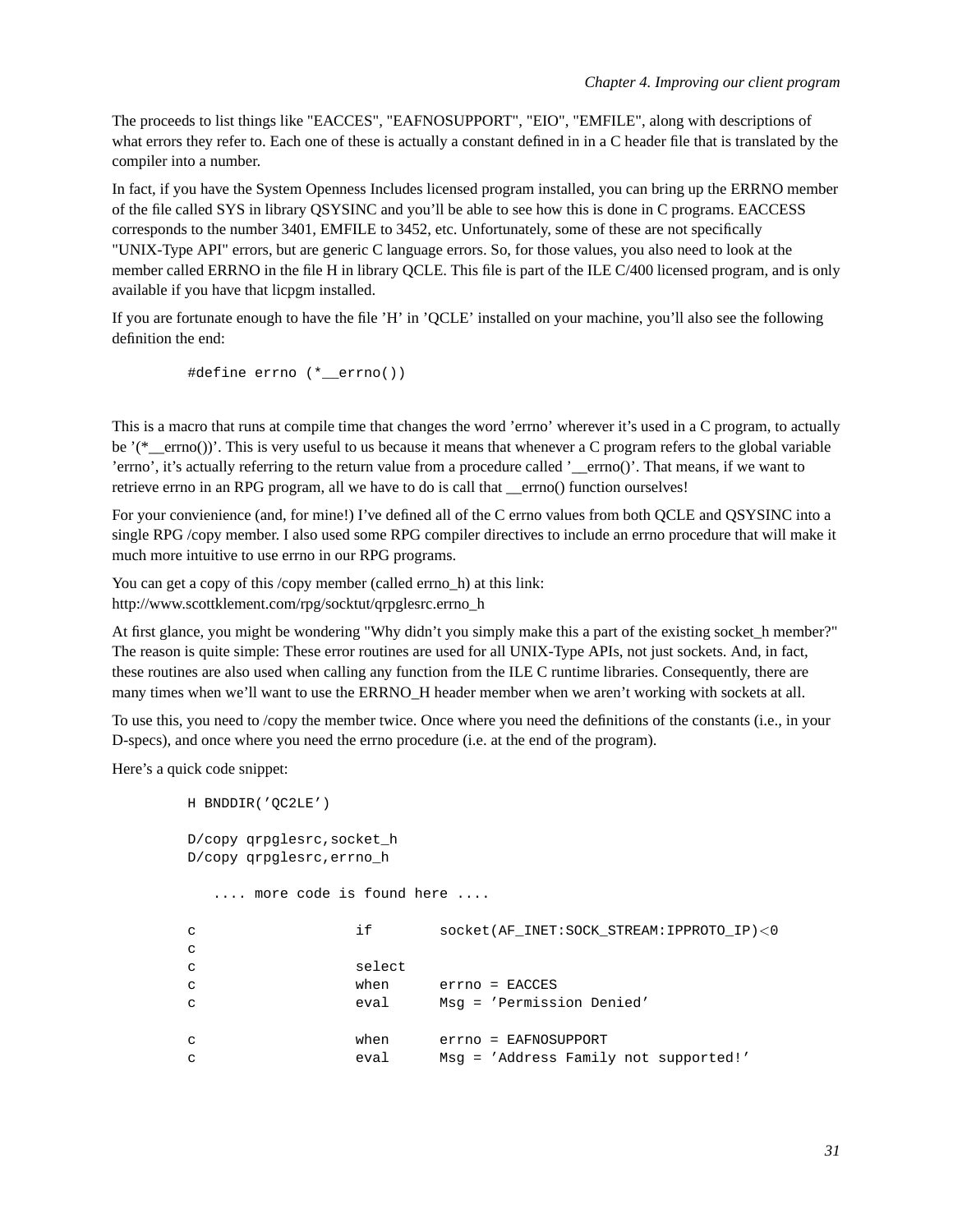The proceeds to list things like "EACCES", "EAFNOSUPPORT", "EIO", "EMFILE", along with descriptions of what errors they refer to. Each one of these is actually a constant defined in in a C header file that is translated by the compiler into a number.

In fact, if you have the System Openness Includes licensed program installed, you can bring up the ERRNO member of the file called SYS in library QSYSINC and you'll be able to see how this is done in C programs. EACCESS corresponds to the number 3401, EMFILE to 3452, etc. Unfortunately, some of these are not specifically "UNIX-Type API" errors, but are generic C language errors. So, for those values, you also need to look at the member called ERRNO in the file H in library QCLE. This file is part of the ILE C/400 licensed program, and is only available if you have that licpgm installed.

If you are fortunate enough to have the file 'H' in 'QCLE' installed on your machine, you'll also see the following definition the end:

```
#define errno (*__errno())
```

This is a macro that runs at compile time that changes the word 'errno' wherever it's used in a C program, to actually be '(*__errno())'. This is very useful to us because it means that whenever a C program refers to the global variable 'errno', it's actually referring to the return value from a procedure called '__errno()'. That means, if we want to retrieve errno in an RPG program, all we have to do is call that __errno() function ourselves!

For your convienience (and, for mine!) I've defined all of the C errno values from both QCLE and QSYSINC into a single RPG /copy member. I also used some RPG compiler directives to include an errno procedure that will make it much more intuitive to use errno in our RPG programs.

You can get a copy of this /copy member (called errno_h) at this link:
http://www.scottklement.com/rpg/socktut/qrpglesrc.errno_h

At first glance, you might be wondering "Why didn't you simply make this a part of the existing socket_h member?" The reason is quite simple: These error routines are used for all UNIX-Type APIs, not just sockets. And, in fact, these routines are also used when calling any function from the ILE C runtime libraries. Consequently, there are many times when we'll want to use the ERRNO_H header member when we aren't working with sockets at all.

To use this, you need to /copy the member twice. Once where you need the definitions of the constants (i.e., in your D-specs), and once where you need the errno procedure (i.e. at the end of the program).

Here's a quick code snippet:

```
H BNDDIR('QC2LE')

D/copy qrpglesrc,socket_h
D/copy qrpglesrc,errno_h

   .... more code is found here ....

c                   if        socket(AF_INET:SOCK_STREAM:IPPROTO_IP)<0
c
c                   select
c                   when      errno = EACCES
c                   eval      Msg = 'Permission Denied'

c                   when      errno = EAFNOSUPPORT
c                   eval      Msg = 'Address Family not supported!'
```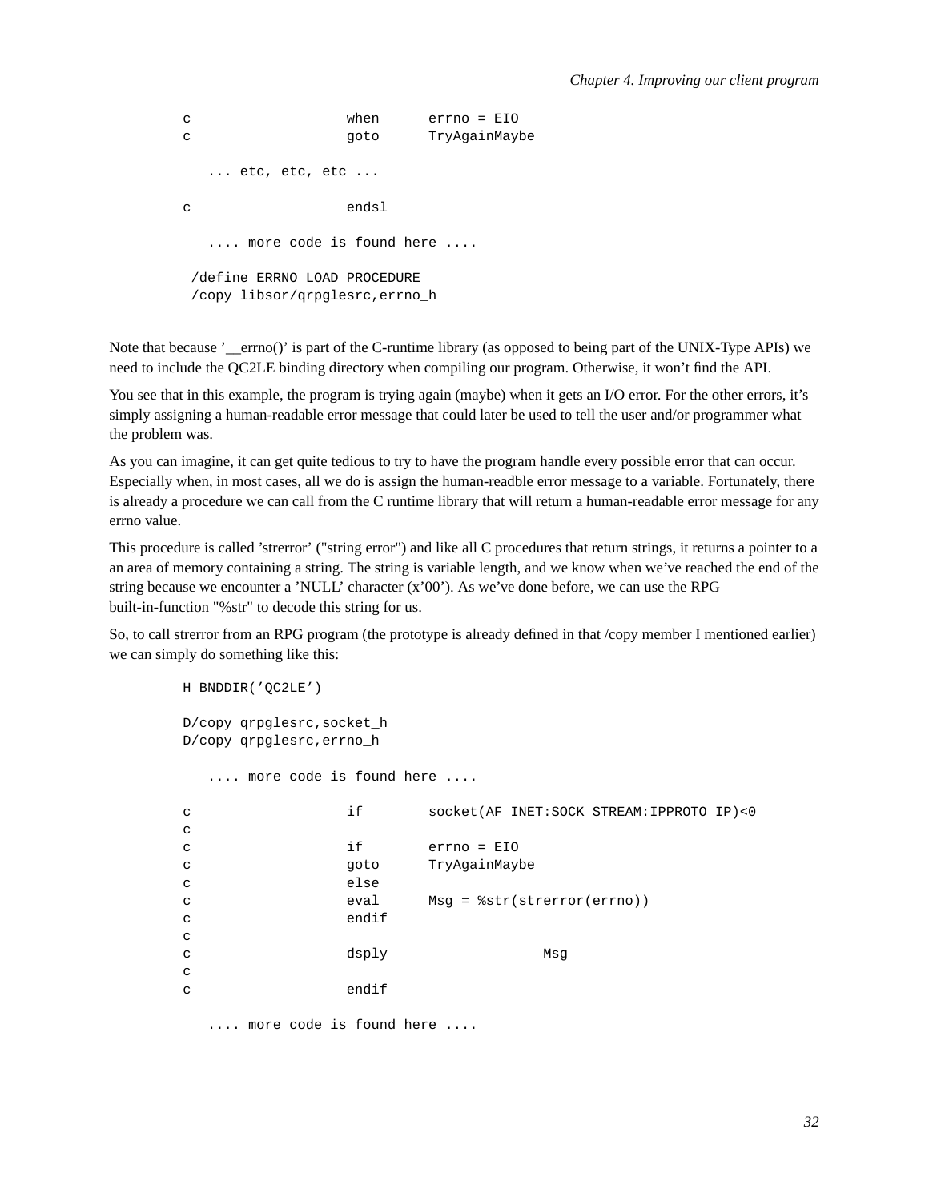```
c                   when      errno = EIO
c                   goto      TryAgainMaybe

   ... etc, etc, etc ...

c                   endsl

   .... more code is found here ....

 /define ERRNO_LOAD_PROCEDURE
 /copy libsor/qrpglesrc,errno_h
```

Note that because '__errno()' is part of the C-runtime library (as opposed to being part of the UNIX-Type APIs) we need to include the QC2LE binding directory when compiling our program. Otherwise, it won't find the API.

You see that in this example, the program is trying again (maybe) when it gets an I/O error. For the other errors, it's simply assigning a human-readable error message that could later be used to tell the user and/or programmer what the problem was.

As you can imagine, it can get quite tedious to try to have the program handle every possible error that can occur. Especially when, in most cases, all we do is assign the human-readble error message to a variable. Fortunately, there is already a procedure we can call from the C runtime library that will return a human-readable error message for any errno value.

This procedure is called 'strerror' ("string error") and like all C procedures that return strings, it returns a pointer to a an area of memory containing a string. The string is variable length, and we know when we've reached the end of the string because we encounter a 'NULL' character (x'00'). As we've done before, we can use the RPG built-in-function "%str" to decode this string for us.

So, to call strerror from an RPG program (the prototype is already defined in that /copy member I mentioned earlier) we can simply do something like this:

```
H BNDDIR('QC2LE')

D/copy qrpglesrc,socket_h
D/copy qrpglesrc,errno_h

   .... more code is found here ....

c                   if        socket(AF_INET:SOCK_STREAM:IPPROTO_IP)<0
c
c                   if        errno = EIO
c                   goto      TryAgainMaybe
c                   else
c                   eval      Msg = %str(strerror(errno))
c                   endif
c
c                   dsply                   Msg
c
c                   endif

   .... more code is found here ....
```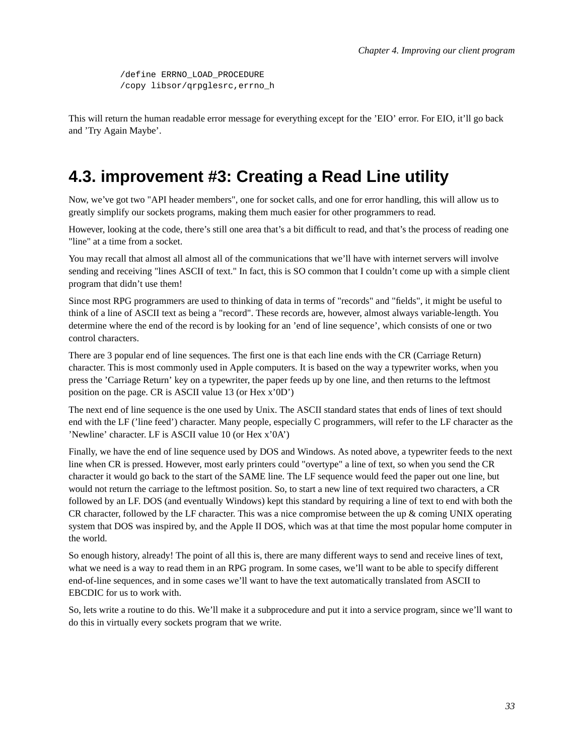```
/define ERRNO_LOAD_PROCEDURE
/copy libsor/qrpglesrc,errno_h
```

This will return the human readable error message for everything except for the 'EIO' error. For EIO, it'll go back and 'Try Again Maybe'.

## 4.3. improvement #3: Creating a Read Line utility

Now, we've got two "API header members", one for socket calls, and one for error handling, this will allow us to greatly simplify our sockets programs, making them much easier for other programmers to read.

However, looking at the code, there's still one area that's a bit difficult to read, and that's the process of reading one "line" at a time from a socket.

You may recall that almost all almost all of the communications that we'll have with internet servers will involve sending and receiving "lines ASCII of text." In fact, this is SO common that I couldn't come up with a simple client program that didn't use them!

Since most RPG programmers are used to thinking of data in terms of "records" and "fields", it might be useful to think of a line of ASCII text as being a "record". These records are, however, almost always variable-length. You determine where the end of the record is by looking for an 'end of line sequence', which consists of one or two control characters.

There are 3 popular end of line sequences. The first one is that each line ends with the CR (Carriage Return) character. This is most commonly used in Apple computers. It is based on the way a typewriter works, when you press the 'Carriage Return' key on a typewriter, the paper feeds up by one line, and then returns to the leftmost position on the page. CR is ASCII value 13 (or Hex x'0D')

The next end of line sequence is the one used by Unix. The ASCII standard states that ends of lines of text should end with the LF ('line feed') character. Many people, especially C programmers, will refer to the LF character as the 'Newline' character. LF is ASCII value 10 (or Hex x'0A')

Finally, we have the end of line sequence used by DOS and Windows. As noted above, a typewriter feeds to the next line when CR is pressed. However, most early printers could "overtype" a line of text, so when you send the CR character it would go back to the start of the SAME line. The LF sequence would feed the paper out one line, but would not return the carriage to the leftmost position. So, to start a new line of text required two characters, a CR followed by an LF. DOS (and eventually Windows) kept this standard by requiring a line of text to end with both the CR character, followed by the LF character. This was a nice compromise between the up & coming UNIX operating system that DOS was inspired by, and the Apple II DOS, which was at that time the most popular home computer in the world.

So enough history, already! The point of all this is, there are many different ways to send and receive lines of text, what we need is a way to read them in an RPG program. In some cases, we'll want to be able to specify different end-of-line sequences, and in some cases we'll want to have the text automatically translated from ASCII to EBCDIC for us to work with.

So, lets write a routine to do this. We'll make it a subprocedure and put it into a service program, since we'll want to do this in virtually every sockets program that we write.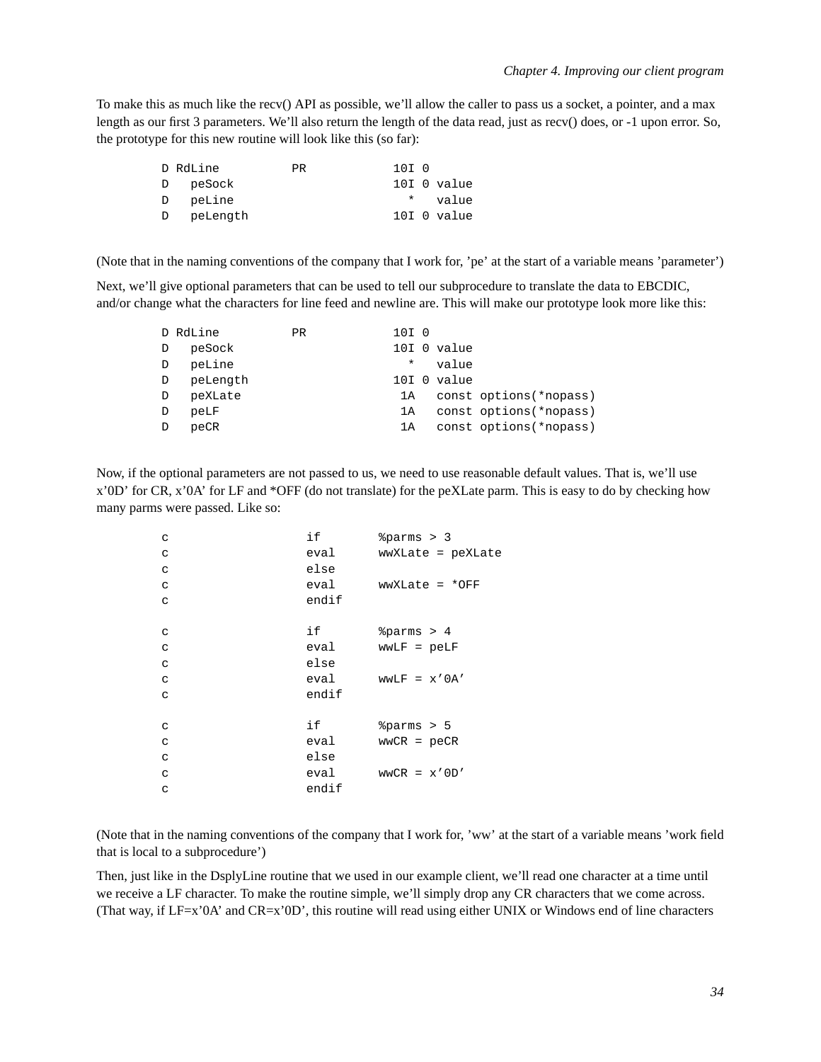To make this as much like the recv() API as possible, we'll allow the caller to pass us a socket, a pointer, and a max length as our first 3 parameters. We'll also return the length of the data read, just as recv() does, or -1 upon error. So, the prototype for this new routine will look like this (so far):

```
D RdLine          PR            10I 0
D   peSock                      10I 0 value
D   peLine                        *   value
D   peLength                    10I 0 value
```

(Note that in the naming conventions of the company that I work for, 'pe' at the start of a variable means 'parameter')

Next, we'll give optional parameters that can be used to tell our subprocedure to translate the data to EBCDIC, and/or change what the characters for line feed and newline are. This will make our prototype look more like this:

```
D RdLine          PR            10I 0
D   peSock                      10I 0 value
D   peLine                        *   value
D   peLength                    10I 0 value
D   peXLate                      1A   const options(*nopass)
D   peLF                         1A   const options(*nopass)
D   peCR                         1A   const options(*nopass)
```

Now, if the optional parameters are not passed to us, we need to use reasonable default values. That is, we'll use x'0D' for CR, x'0A' for LF and *OFF (do not translate) for the peXLate parm. This is easy to do by checking how many parms were passed. Like so:

```
c                   if        %parms > 3
c                   eval      wwXLate = peXLate
c                   else
c                   eval      wwXLate = *OFF
c                   endif

c                   if        %parms > 4
c                   eval      wwLF = peLF
c                   else
c                   eval      wwLF = x'0A'
c                   endif

c                   if        %parms > 5
c                   eval      wwCR = peCR
c                   else
c                   eval      wwCR = x'0D'
c                   endif
```

(Note that in the naming conventions of the company that I work for, 'ww' at the start of a variable means 'work field that is local to a subprocedure')

Then, just like in the DsplyLine routine that we used in our example client, we'll read one character at a time until we receive a LF character. To make the routine simple, we'll simply drop any CR characters that we come across. (That way, if LF=x'0A' and CR=x'0D', this routine will read using either UNIX or Windows end of line characters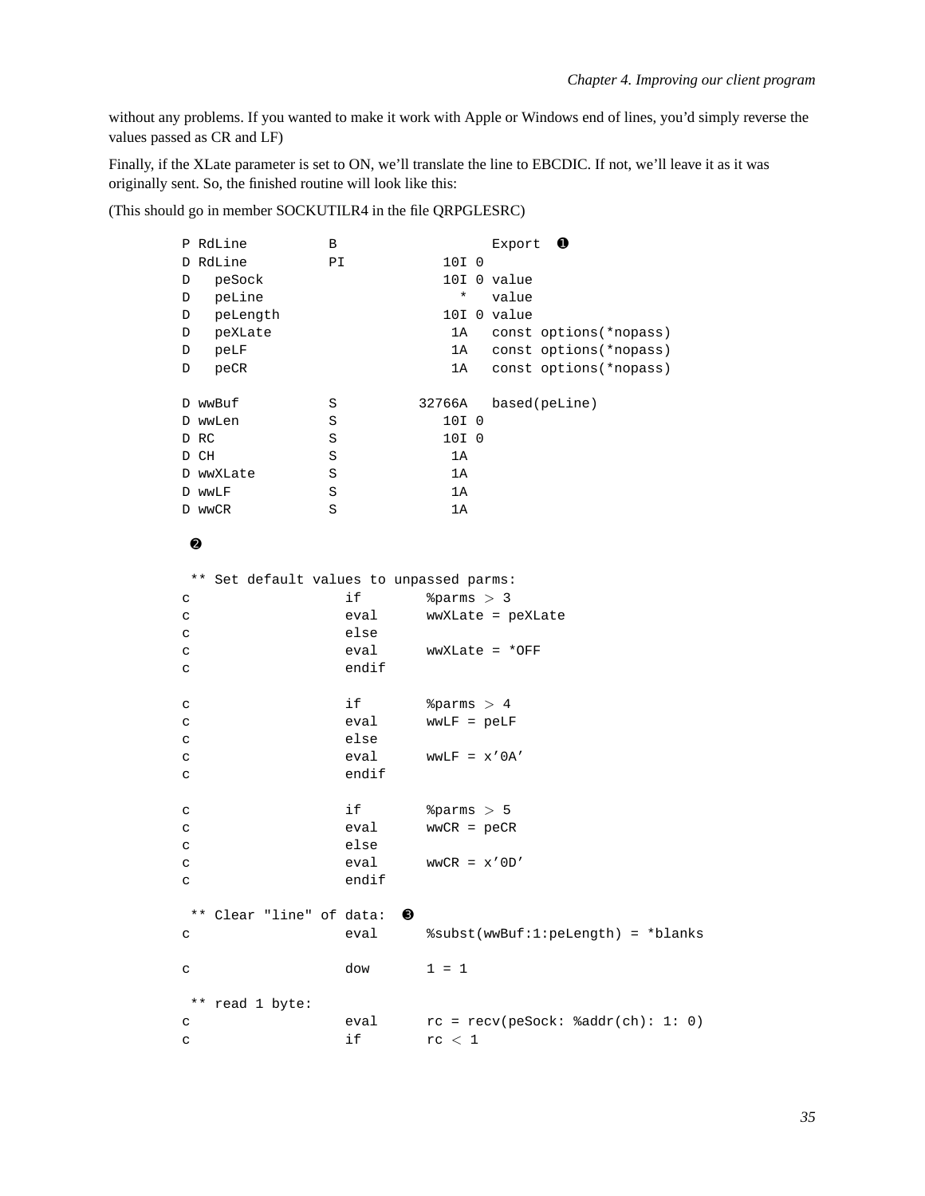without any problems. If you wanted to make it work with Apple or Windows end of lines, you'd simply reverse the values passed as CR and LF)

Finally, if the XLate parameter is set to ON, we'll translate the line to EBCDIC. If not, we'll leave it as it was originally sent. So, the finished routine will look like this:

(This should go in member SOCKUTILR4 in the file QRPGLESRC)

```
P RdLine          B                   Export  ❶
D RdLine          PI            10I 0
D   peSock                      10I 0 value
D   peLine                        *   value
D   peLength                    10I 0 value
D   peXLate                      1A   const options(*nopass)
D   peLF                         1A   const options(*nopass)
D   peCR                         1A   const options(*nopass)

D wwBuf           S          32766A   based(peLine)
D wwLen           S             10I 0
D RC              S             10I 0
D CH              S              1A
D wwXLate         S              1A
D wwLF            S              1A
D wwCR            S              1A

 ❷

 ** Set default values to unpassed parms:
c                   if        %parms > 3
c                   eval      wwXLate = peXLate
c                   else
c                   eval      wwXLate = *OFF
c                   endif

c                   if        %parms > 4
c                   eval      wwLF = peLF
c                   else
c                   eval      wwLF = x'0A'
c                   endif

c                   if        %parms > 5
c                   eval      wwCR = peCR
c                   else
c                   eval      wwCR = x'0D'
c                   endif

 ** Clear "line" of data:  ❸
c                   eval      %subst(wwBuf:1:peLength) = *blanks

c                   dow       1 = 1

 ** read 1 byte:
c                   eval      rc = recv(peSock: %addr(ch): 1: 0)
c                   if        rc < 1
```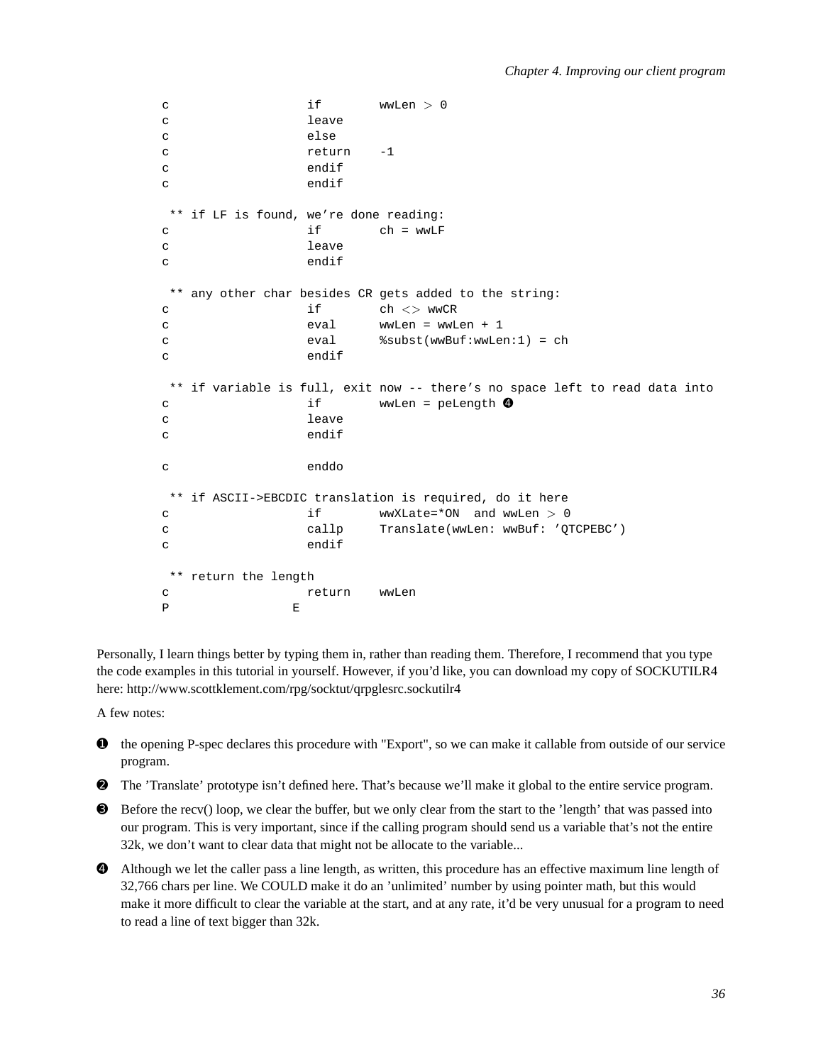```
     c                   if        wwLen > 0
     c                   leave
     c                   else
     c                   return    -1
     c                   endif
     c                   endif

      ** if LF is found, we're done reading:
     c                   if        ch = wwLF
     c                   leave
     c                   endif

      ** any other char besides CR gets added to the string:
     c                   if        ch <> wwCR
     c                   eval      wwLen = wwLen + 1
     c                   eval      %subst(wwBuf:wwLen:1) = ch
     c                   endif

      ** if variable is full, exit now -- there's no space left to read data into
     c                   if        wwLen = peLength ❹
     c                   leave
     c                   endif

     c                   enddo

      ** if ASCII->EBCDIC translation is required, do it here
     c                   if        wwXLate=*ON  and wwLen > 0
     c                   callp     Translate(wwLen: wwBuf: 'QTCPEBC')
     c                   endif

      ** return the length
     c                   return    wwLen
     P                 E
```

Personally, I learn things better by typing them in, rather than reading them. Therefore, I recommend that you type the code examples in this tutorial in yourself. However, if you'd like, you can download my copy of SOCKUTILR4 here: http://www.scottklement.com/rpg/socktut/qrpglesrc.sockutilr4

A few notes:

❶ the opening P-spec declares this procedure with "Export", so we can make it callable from outside of our service program.

❷ The 'Translate' prototype isn't defined here. That's because we'll make it global to the entire service program.

❸ Before the recv() loop, we clear the buffer, but we only clear from the start to the 'length' that was passed into our program. This is very important, since if the calling program should send us a variable that's not the entire 32k, we don't want to clear data that might not be allocate to the variable...

❹ Although we let the caller pass a line length, as written, this procedure has an effective maximum line length of 32,766 chars per line. We COULD make it do an 'unlimited' number by using pointer math, but this would make it more difficult to clear the variable at the start, and at any rate, it'd be very unusual for a program to need to read a line of text bigger than 32k.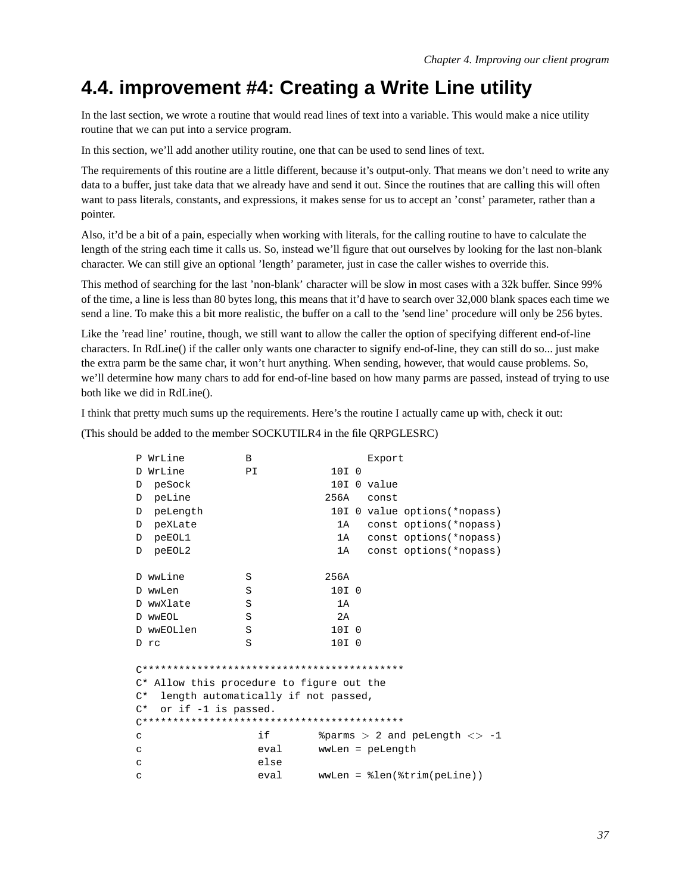## 4.4. improvement #4: Creating a Write Line utility

In the last section, we wrote a routine that would read lines of text into a variable. This would make a nice utility routine that we can put into a service program.

In this section, we'll add another utility routine, one that can be used to send lines of text.

The requirements of this routine are a little different, because it's output-only. That means we don't need to write any data to a buffer, just take data that we already have and send it out. Since the routines that are calling this will often want to pass literals, constants, and expressions, it makes sense for us to accept an 'const' parameter, rather than a pointer.

Also, it'd be a bit of a pain, especially when working with literals, for the calling routine to have to calculate the length of the string each time it calls us. So, instead we'll figure that out ourselves by looking for the last non-blank character. We can still give an optional 'length' parameter, just in case the caller wishes to override this.

This method of searching for the last 'non-blank' character will be slow in most cases with a 32k buffer. Since 99% of the time, a line is less than 80 bytes long, this means that it'd have to search over 32,000 blank spaces each time we send a line. To make this a bit more realistic, the buffer on a call to the 'send line' procedure will only be 256 bytes.

Like the 'read line' routine, though, we still want to allow the caller the option of specifying different end-of-line characters. In RdLine() if the caller only wants one character to signify end-of-line, they can still do so... just make the extra parm be the same char, it won't hurt anything. When sending, however, that would cause problems. So, we'll determine how many chars to add for end-of-line based on how many parms are passed, instead of trying to use both like we did in RdLine().

I think that pretty much sums up the requirements. Here's the routine I actually came up with, check it out:

(This should be added to the member SOCKUTILR4 in the file QRPGLESRC)

```
P WrLine          B                   Export
D WrLine          PI            10I 0
D  peSock                       10I 0 value
D  peLine                      256A   const
D  peLength                     10I 0 value options(*nopass)
D  peXLate                       1A   const options(*nopass)
D  peEOL1                        1A   const options(*nopass)
D  peEOL2                        1A   const options(*nopass)

D wwLine          S            256A
D wwLen           S             10I 0
D wwXlate         S              1A
D wwEOL           S              2A
D wwEOLlen        S             10I 0
D rc              S             10I 0

C*******************************************
C* Allow this procedure to figure out the
C*  length automatically if not passed,
C*  or if -1 is passed.
C*******************************************
c                   if        %parms > 2 and peLength <> -1
c                   eval      wwLen = peLength
c                   else
c                   eval      wwLen = %len(%trim(peLine))
```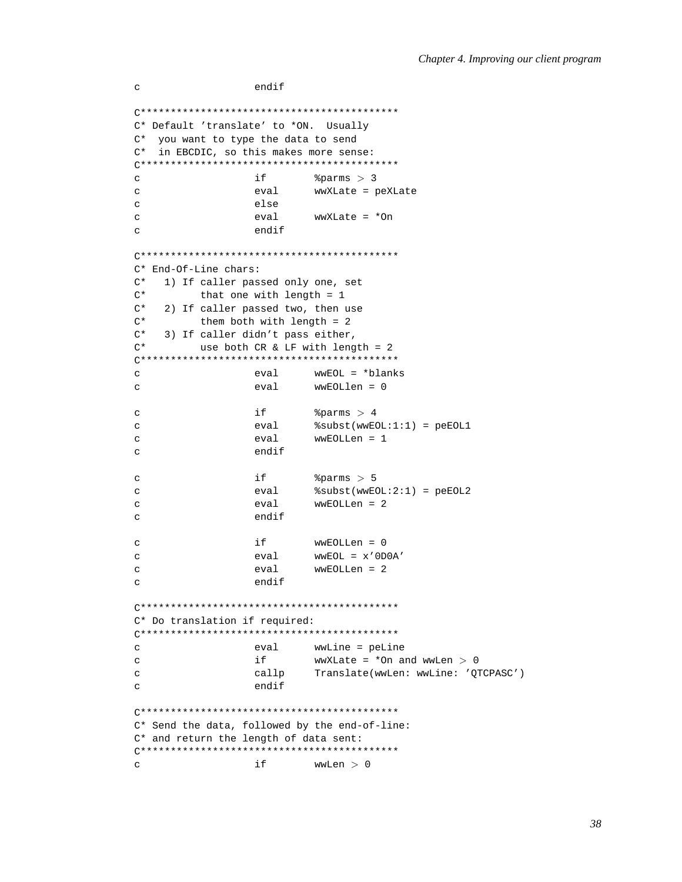```
c                   endif

C*******************************************
C* Default 'translate' to *ON.  Usually
C*  you want to type the data to send
C*  in EBCDIC, so this makes more sense:
C*******************************************
c                   if        %parms > 3
c                   eval      wwXLate = peXLate
c                   else
c                   eval      wwXLate = *On
c                   endif

C*******************************************
C* End-Of-Line chars:
C*   1) If caller passed only one, set
C*         that one with length = 1
C*   2) If caller passed two, then use
C*         them both with length = 2
C*   3) If caller didn't pass either,
C*         use both CR & LF with length = 2
C*******************************************
c                   eval      wwEOL = *blanks
c                   eval      wwEOLlen = 0

c                   if        %parms > 4
c                   eval      %subst(wwEOL:1:1) = peEOL1
c                   eval      wwEOLLen = 1
c                   endif

c                   if        %parms > 5
c                   eval      %subst(wwEOL:2:1) = peEOL2
c                   eval      wwEOLLen = 2
c                   endif

c                   if        wwEOLLen = 0
c                   eval      wwEOL = x'0D0A'
c                   eval      wwEOLLen = 2
c                   endif

C*******************************************
C* Do translation if required:
C*******************************************
c                   eval      wwLine = peLine
c                   if        wwXLate = *On and wwLen > 0
c                   callp     Translate(wwLen: wwLine: 'QTCPASC')
c                   endif

C*******************************************
C* Send the data, followed by the end-of-line:
C* and return the length of data sent:
C*******************************************
c                   if        wwLen > 0
```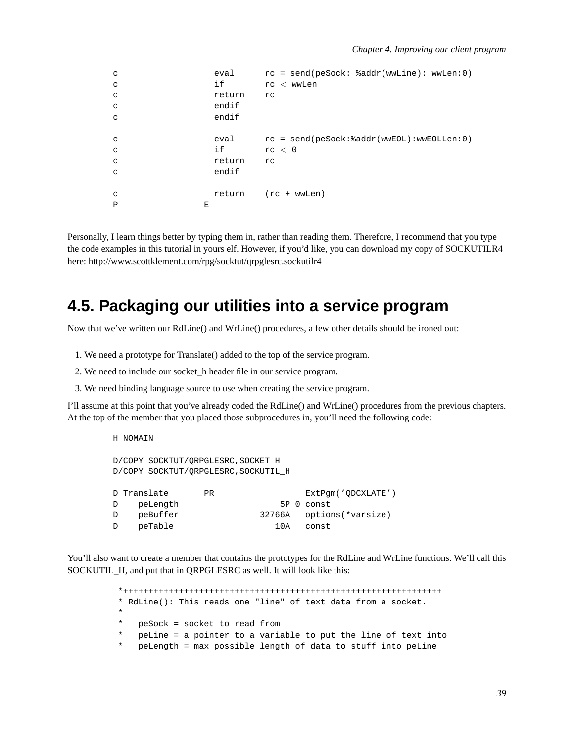```
c                   eval      rc = send(peSock: %addr(wwLine): wwLen:0)
c                   if        rc < wwLen
c                   return    rc
c                   endif
c                   endif

c                   eval      rc = send(peSock:%addr(wwEOL):wwEOLLen:0)
c                   if        rc < 0
c                   return    rc
c                   endif

c                   return    (rc + wwLen)
P                 E
```

Personally, I learn things better by typing them in, rather than reading them. Therefore, I recommend that you type the code examples in this tutorial in yours elf. However, if you'd like, you can download my copy of SOCKUTILR4 here: http://www.scottklement.com/rpg/socktut/qrpglesrc.sockutilr4

## 4.5. Packaging our utilities into a service program

Now that we've written our RdLine() and WrLine() procedures, a few other details should be ironed out:

1. We need a prototype for Translate() added to the top of the service program.
2. We need to include our socket_h header file in our service program.
3. We need binding language source to use when creating the service program.

I'll assume at this point that you've already coded the RdLine() and WrLine() procedures from the previous chapters. At the top of the member that you placed those subprocedures in, you'll need the following code:

```
H NOMAIN

D/COPY SOCKTUT/QRPGLESRC,SOCKET_H
D/COPY SOCKTUT/QRPGLESRC,SOCKUTIL_H

D Translate       PR                  ExtPgm('QDCXLATE')
D    peLength                    5P 0 const
D    peBuffer                32766A   options(*varsize)
D    peTable                    10A   const
```

You'll also want to create a member that contains the prototypes for the RdLine and WrLine functions. We'll call this SOCKUTIL_H, and put that in QRPGLESRC as well. It will look like this:

```
 *+++++++++++++++++++++++++++++++++++++++++++++++++++++++++++++++
 * RdLine(): This reads one "line" of text data from a socket.
 *
 *   peSock = socket to read from
 *   peLine = a pointer to a variable to put the line of text into
 *   peLength = max possible length of data to stuff into peLine
```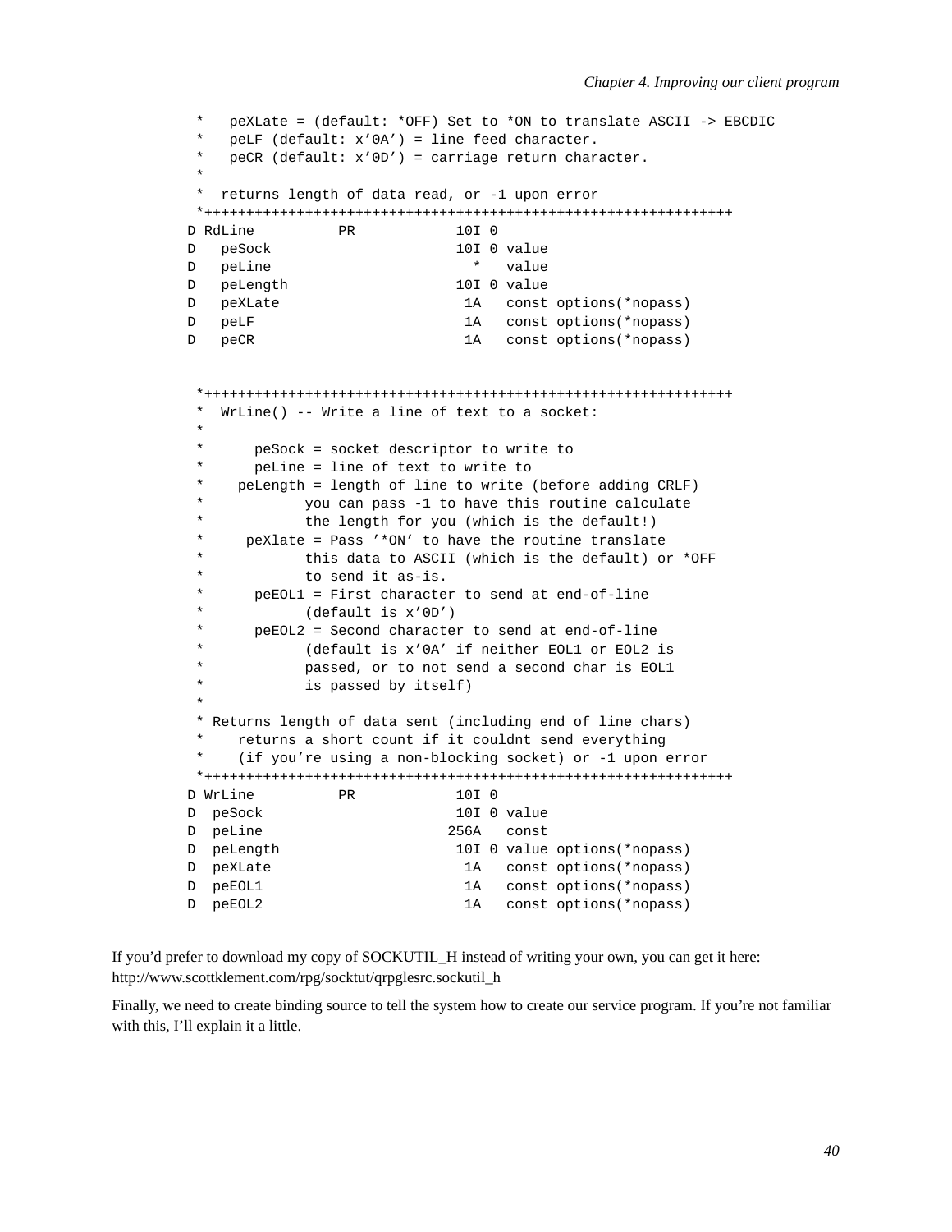```
      *   peXLate = (default: *OFF) Set to *ON to translate ASCII -> EBCDIC
      *   peLF (default: x'0A') = line feed character.
      *   peCR (default: x'0D') = carriage return character.
      *
      *  returns length of data read, or -1 upon error
      *+++++++++++++++++++++++++++++++++++++++++++++++++++++++++++++++
     D RdLine          PR            10I 0
     D   peSock                      10I 0 value
     D   peLine                        *   value
     D   peLength                    10I 0 value
     D   peXLate                      1A   const options(*nopass)
     D   peLF                         1A   const options(*nopass)
     D   peCR                         1A   const options(*nopass)


      *+++++++++++++++++++++++++++++++++++++++++++++++++++++++++++++++
      *  WrLine() -- Write a line of text to a socket:
      *
      *      peSock = socket descriptor to write to
      *      peLine = line of text to write to
      *    peLength = length of line to write (before adding CRLF)
      *            you can pass -1 to have this routine calculate
      *            the length for you (which is the default!)
      *     peXlate = Pass '*ON' to have the routine translate
      *            this data to ASCII (which is the default) or *OFF
      *            to send it as-is.
      *      peEOL1 = First character to send at end-of-line
      *            (default is x'0D')
      *      peEOL2 = Second character to send at end-of-line
      *            (default is x'0A' if neither EOL1 or EOL2 is
      *            passed, or to not send a second char is EOL1
      *            is passed by itself)
      *
      * Returns length of data sent (including end of line chars)
      *    returns a short count if it couldnt send everything
      *    (if you're using a non-blocking socket) or -1 upon error
      *+++++++++++++++++++++++++++++++++++++++++++++++++++++++++++++++
     D WrLine          PR            10I 0
     D  peSock                       10I 0 value
     D  peLine                      256A   const
     D  peLength                     10I 0 value options(*nopass)
     D  peXLate                       1A   const options(*nopass)
     D  peEOL1                        1A   const options(*nopass)
     D  peEOL2                        1A   const options(*nopass)
```

If you'd prefer to download my copy of SOCKUTIL_H instead of writing your own, you can get it here: http://www.scottklement.com/rpg/socktut/qrpglesrc.sockutil_h

Finally, we need to create binding source to tell the system how to create our service program. If you're not familiar with this, I'll explain it a little.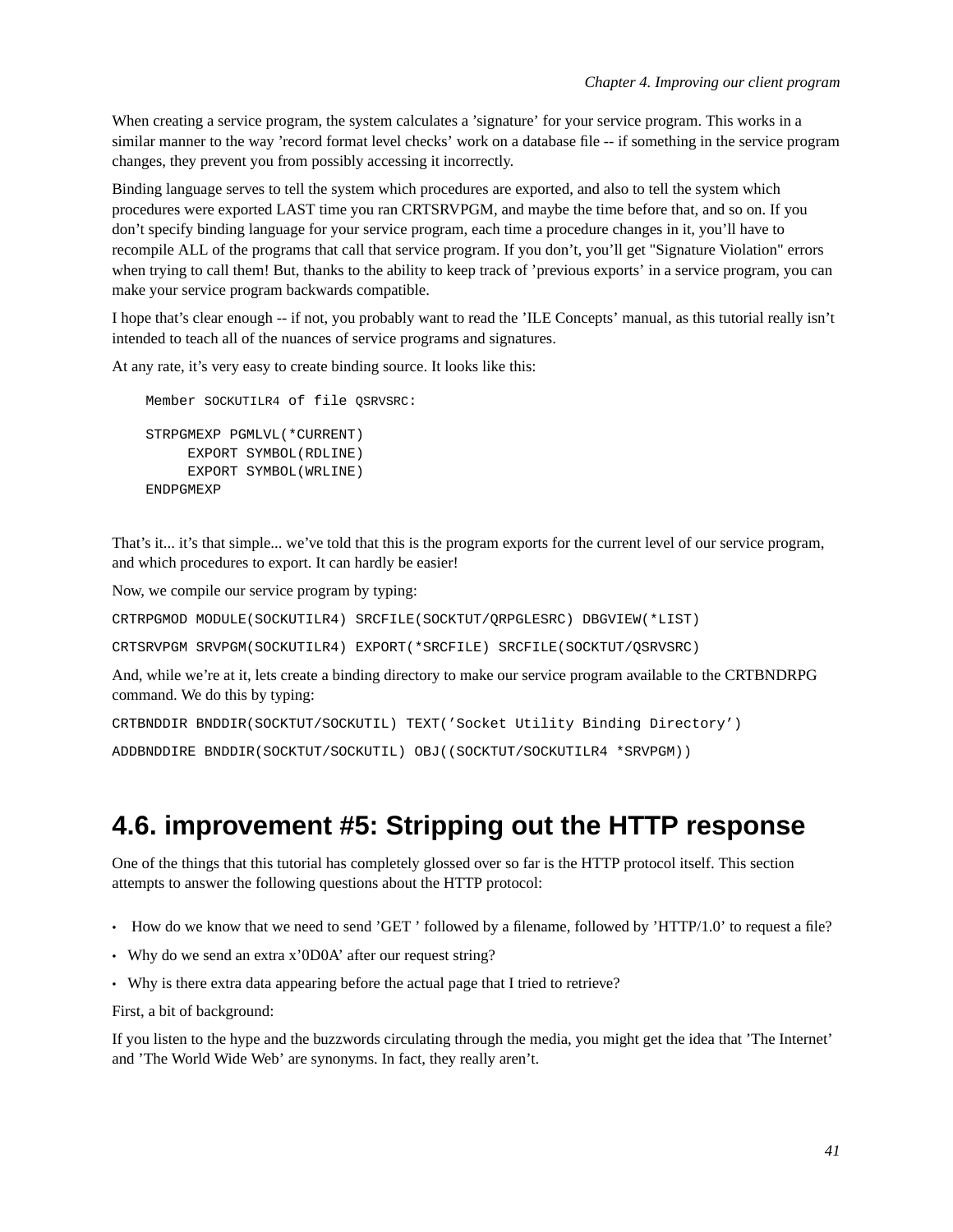When creating a service program, the system calculates a 'signature' for your service program. This works in a similar manner to the way 'record format level checks' work on a database file -- if something in the service program changes, they prevent you from possibly accessing it incorrectly.

Binding language serves to tell the system which procedures are exported, and also to tell the system which procedures were exported LAST time you ran CRTSRVPGM, and maybe the time before that, and so on. If you don't specify binding language for your service program, each time a procedure changes in it, you'll have to recompile ALL of the programs that call that service program. If you don't, you'll get "Signature Violation" errors when trying to call them! But, thanks to the ability to keep track of 'previous exports' in a service program, you can make your service program backwards compatible.

I hope that's clear enough -- if not, you probably want to read the 'ILE Concepts' manual, as this tutorial really isn't intended to teach all of the nuances of service programs and signatures.

At any rate, it's very easy to create binding source. It looks like this:

```
Member SOCKUTILR4 of file QSRVSRC:

STRPGMEXP PGMLVL(*CURRENT)
     EXPORT SYMBOL(RDLINE)
     EXPORT SYMBOL(WRLINE)
ENDPGMEXP
```

That's it... it's that simple... we've told that this is the program exports for the current level of our service program, and which procedures to export. It can hardly be easier!

Now, we compile our service program by typing:

```
CRTRPGMOD MODULE(SOCKUTILR4) SRCFILE(SOCKTUT/QRPGLESRC) DBGVIEW(*LIST)
```

```
CRTSRVPGM SRVPGM(SOCKUTILR4) EXPORT(*SRCFILE) SRCFILE(SOCKTUT/QSRVSRC)
```

And, while we're at it, lets create a binding directory to make our service program available to the CRTBNDRPG command. We do this by typing:

```
CRTBNDDIR BNDDIR(SOCKTUT/SOCKUTIL) TEXT('Socket Utility Binding Directory')
```

```
ADDBNDDIRE BNDDIR(SOCKTUT/SOCKUTIL) OBJ((SOCKTUT/SOCKUTILR4 *SRVPGM))
```

## 4.6. improvement #5: Stripping out the HTTP response

One of the things that this tutorial has completely glossed over so far is the HTTP protocol itself. This section attempts to answer the following questions about the HTTP protocol:

- How do we know that we need to send 'GET ' followed by a filename, followed by 'HTTP/1.0' to request a file?
- Why do we send an extra x'0D0A' after our request string?
- Why is there extra data appearing before the actual page that I tried to retrieve?

First, a bit of background:

If you listen to the hype and the buzzwords circulating through the media, you might get the idea that 'The Internet' and 'The World Wide Web' are synonyms. In fact, they really aren't.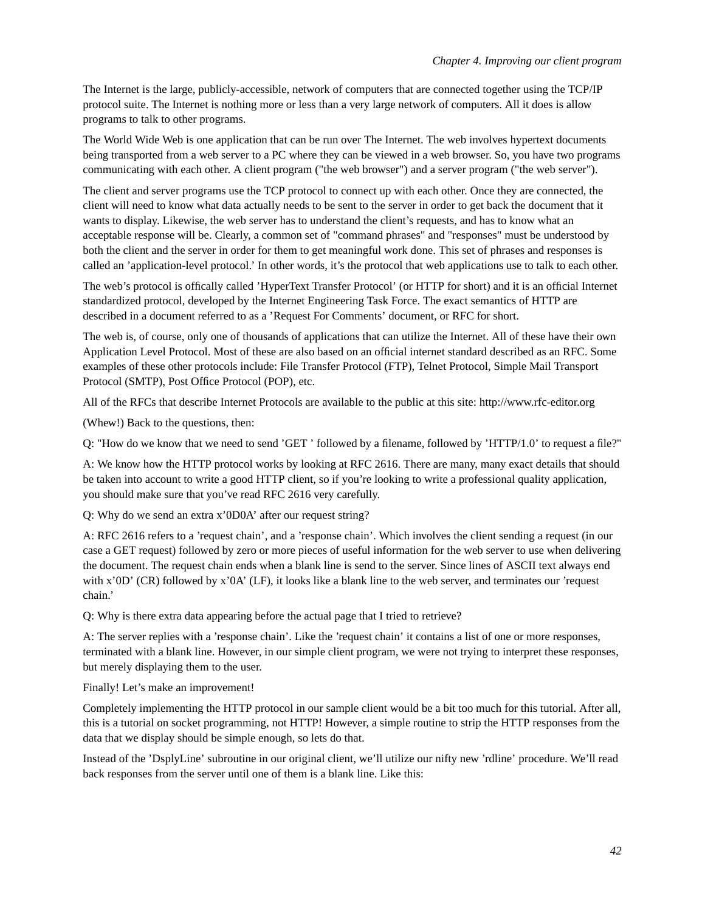The Internet is the large, publicly-accessible, network of computers that are connected together using the TCP/IP protocol suite. The Internet is nothing more or less than a very large network of computers. All it does is allow programs to talk to other programs.

The World Wide Web is one application that can be run over The Internet. The web involves hypertext documents being transported from a web server to a PC where they can be viewed in a web browser. So, you have two programs communicating with each other. A client program ("the web browser") and a server program ("the web server").

The client and server programs use the TCP protocol to connect up with each other. Once they are connected, the client will need to know what data actually needs to be sent to the server in order to get back the document that it wants to display. Likewise, the web server has to understand the client's requests, and has to know what an acceptable response will be. Clearly, a common set of "command phrases" and "responses" must be understood by both the client and the server in order for them to get meaningful work done. This set of phrases and responses is called an 'application-level protocol.' In other words, it's the protocol that web applications use to talk to each other.

The web's protocol is offically called 'HyperText Transfer Protocol' (or HTTP for short) and it is an official Internet standardized protocol, developed by the Internet Engineering Task Force. The exact semantics of HTTP are described in a document referred to as a 'Request For Comments' document, or RFC for short.

The web is, of course, only one of thousands of applications that can utilize the Internet. All of these have their own Application Level Protocol. Most of these are also based on an official internet standard described as an RFC. Some examples of these other protocols include: File Transfer Protocol (FTP), Telnet Protocol, Simple Mail Transport Protocol (SMTP), Post Office Protocol (POP), etc.

All of the RFCs that describe Internet Protocols are available to the public at this site: http://www.rfc-editor.org

(Whew!) Back to the questions, then:

Q: "How do we know that we need to send 'GET ' followed by a filename, followed by 'HTTP/1.0' to request a file?"

A: We know how the HTTP protocol works by looking at RFC 2616. There are many, many exact details that should be taken into account to write a good HTTP client, so if you're looking to write a professional quality application, you should make sure that you've read RFC 2616 very carefully.

Q: Why do we send an extra x'0D0A' after our request string?

A: RFC 2616 refers to a 'request chain', and a 'response chain'. Which involves the client sending a request (in our case a GET request) followed by zero or more pieces of useful information for the web server to use when delivering the document. The request chain ends when a blank line is send to the server. Since lines of ASCII text always end with x'0D' (CR) followed by x'0A' (LF), it looks like a blank line to the web server, and terminates our 'request chain.'

Q: Why is there extra data appearing before the actual page that I tried to retrieve?

A: The server replies with a 'response chain'. Like the 'request chain' it contains a list of one or more responses, terminated with a blank line. However, in our simple client program, we were not trying to interpret these responses, but merely displaying them to the user.

Finally! Let's make an improvement!

Completely implementing the HTTP protocol in our sample client would be a bit too much for this tutorial. After all, this is a tutorial on socket programming, not HTTP! However, a simple routine to strip the HTTP responses from the data that we display should be simple enough, so lets do that.

Instead of the 'DsplyLine' subroutine in our original client, we'll utilize our nifty new 'rdline' procedure. We'll read back responses from the server until one of them is a blank line. Like this: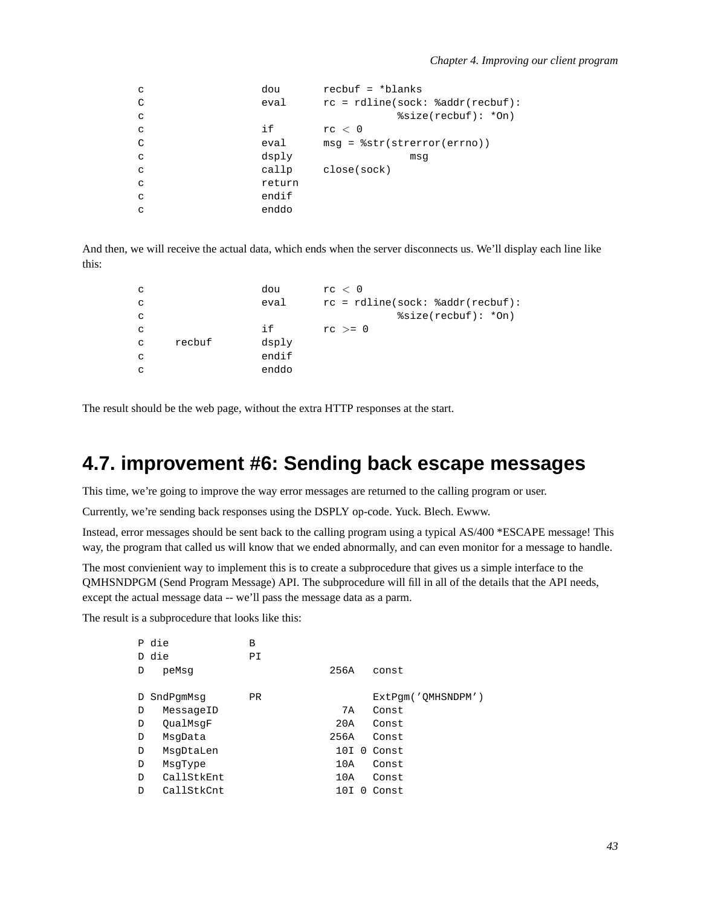```
c                   dou       recbuf = *blanks
C                   eval      rc = rdline(sock: %addr(recbuf):
c                                         %size(recbuf): *On)
c                   if        rc < 0
C                   eval      msg = %str(strerror(errno))
c                   dsply                   msg
c                   callp     close(sock)
c                   return
c                   endif
c                   enddo
```

And then, we will receive the actual data, which ends when the server disconnects us. We’ll display each line like this:

```
c                   dou       rc < 0
c                   eval      rc = rdline(sock: %addr(recbuf):
c                                         %size(recbuf): *On)
c                   if        rc >= 0
c     recbuf        dsply
c                   endif
c                   enddo
```

The result should be the web page, without the extra HTTP responses at the start.

## 4.7. improvement #6: Sending back escape messages

This time, we’re going to improve the way error messages are returned to the calling program or user.

Currently, we’re sending back responses using the DSPLY op-code. Yuck. Blech. Ewww.

Instead, error messages should be sent back to the calling program using a typical AS/400 *ESCAPE message! This way, the program that called us will know that we ended abnormally, and can even monitor for a message to handle.

The most convienient way to implement this is to create a subprocedure that gives us a simple interface to the QMHSNDPGM (Send Program Message) API. The subprocedure will fill in all of the details that the API needs, except the actual message data -- we’ll pass the message data as a parm.

The result is a subprocedure that looks like this:

```
P die             B
D die             PI
D   peMsg                      256A   const

D SndPgmMsg       PR                  ExtPgm('QMHSNDPM')
D   MessageID                    7A   Const
D   QualMsgF                    20A   Const
D   MsgData                    256A   Const
D   MsgDtaLen                   10I 0 Const
D   MsgType                     10A   Const
D   CallStkEnt                  10A   Const
D   CallStkCnt                  10I 0 Const
```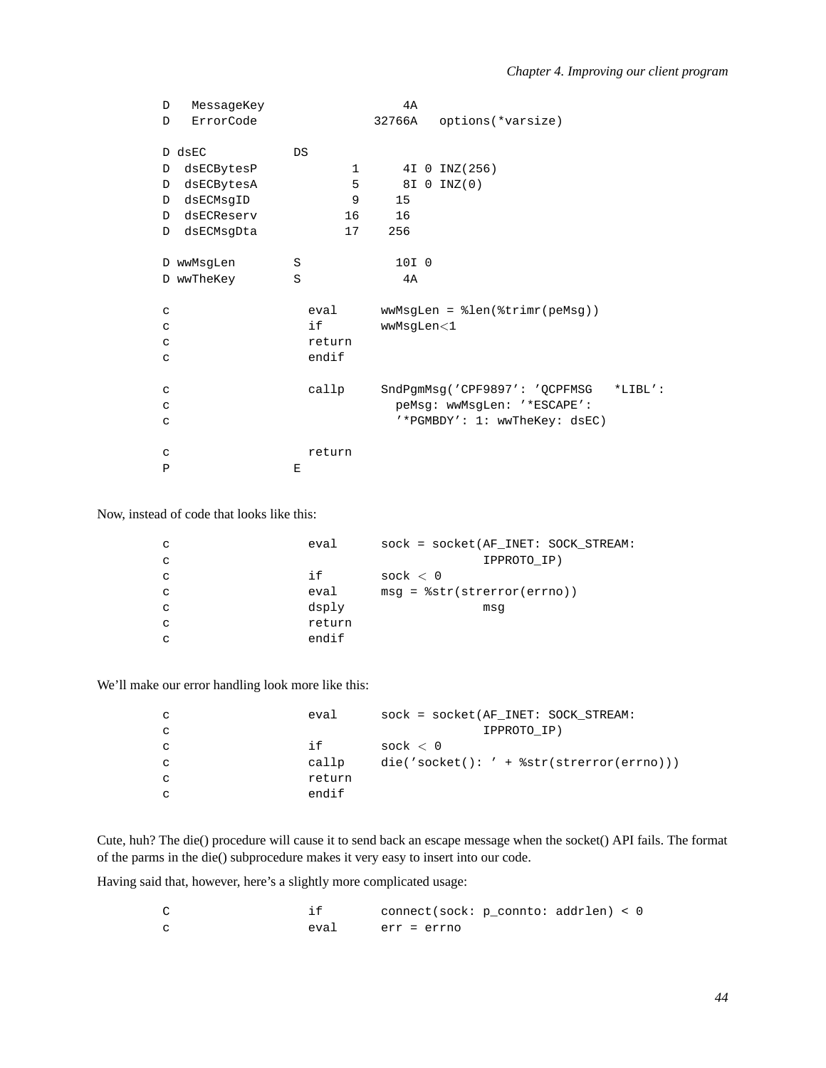```
D   MessageKey                   4A
D   ErrorCode                32766A   options(*varsize)

D dsEC            DS
D  dsECBytesP             1      4I 0 INZ(256)
D  dsECBytesA             5      8I 0 INZ(0)
D  dsECMsgID              9     15
D  dsECReserv            16     16
D  dsECMsgDta            17    256

D wwMsgLen        S             10I 0
D wwTheKey        S              4A

c                   eval      wwMsgLen = %len(%trimr(peMsg))
c                   if        wwMsgLen<1
c                   return
c                   endif

c                   callp     SndPgmMsg('CPF9897': 'QCPFMSG   *LIBL':
c                               peMsg: wwMsgLen: '*ESCAPE':
c                               '*PGMBDY': 1: wwTheKey: dsEC)

c                   return
P                 E
```

Now, instead of code that looks like this:

```
c                   eval      sock = socket(AF_INET: SOCK_STREAM:
c                                           IPPROTO_IP)
c                   if        sock < 0
c                   eval      msg = %str(strerror(errno))
c                   dsply                   msg
c                   return
c                   endif
```

We'll make our error handling look more like this:

```
c                   eval      sock = socket(AF_INET: SOCK_STREAM:
c                                           IPPROTO_IP)
c                   if        sock < 0
c                   callp     die('socket(): ' + %str(strerror(errno)))
c                   return
c                   endif
```

Cute, huh? The die() procedure will cause it to send back an escape message when the socket() API fails. The format of the parms in the die() subprocedure makes it very easy to insert into our code.

Having said that, however, here's a slightly more complicated usage:

```
C                   if        connect(sock: p_connto: addrlen) < 0
c                   eval      err = errno
```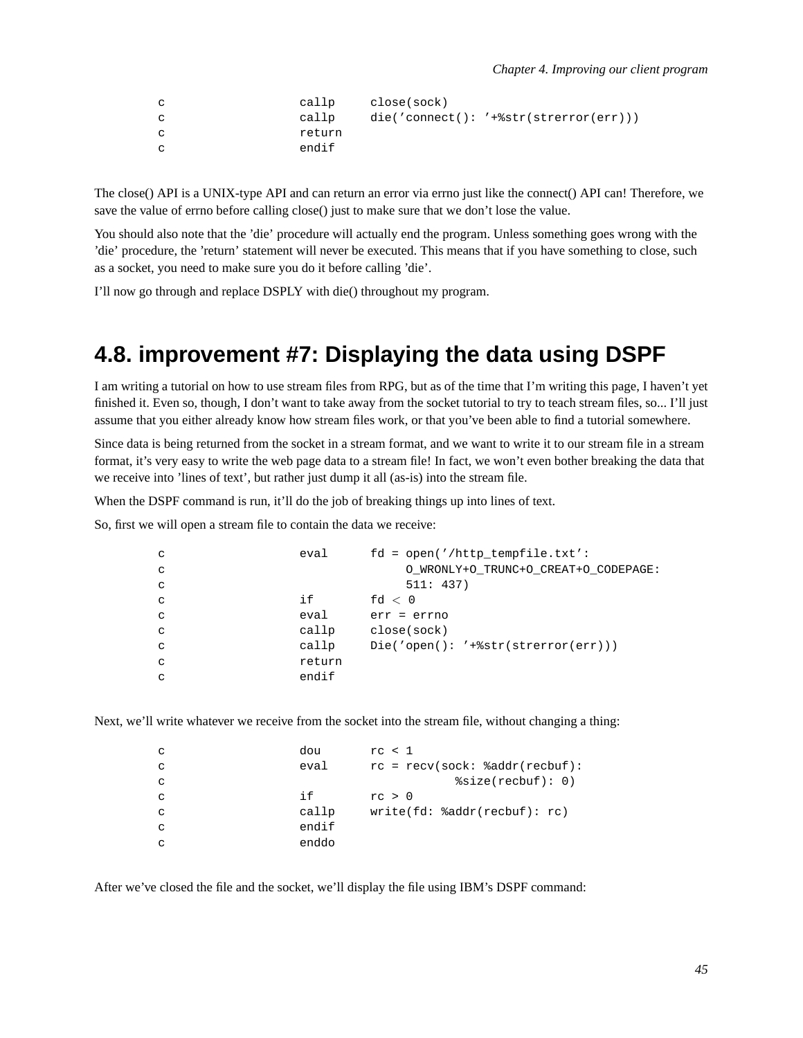```
c                   callp     close(sock)
c                   callp     die('connect(): '+%str(strerror(err)))
c                   return
c                   endif
```

The close() API is a UNIX-type API and can return an error via errno just like the connect() API can! Therefore, we save the value of errno before calling close() just to make sure that we don't lose the value.

You should also note that the 'die' procedure will actually end the program. Unless something goes wrong with the 'die' procedure, the 'return' statement will never be executed. This means that if you have something to close, such as a socket, you need to make sure you do it before calling 'die'.

I'll now go through and replace DSPLY with die() throughout my program.

## 4.8. improvement #7: Displaying the data using DSPF

I am writing a tutorial on how to use stream files from RPG, but as of the time that I'm writing this page, I haven't yet finished it. Even so, though, I don't want to take away from the socket tutorial to try to teach stream files, so... I'll just assume that you either already know how stream files work, or that you've been able to find a tutorial somewhere.

Since data is being returned from the socket in a stream format, and we want to write it to our stream file in a stream format, it's very easy to write the web page data to a stream file! In fact, we won't even bother breaking the data that we receive into 'lines of text', but rather just dump it all (as-is) into the stream file.

When the DSPF command is run, it'll do the job of breaking things up into lines of text.

So, first we will open a stream file to contain the data we receive:

```
c                   eval      fd = open('/http_tempfile.txt':
c                                  O_WRONLY+O_TRUNC+O_CREAT+O_CODEPAGE:
c                                  511: 437)
c                   if        fd < 0
c                   eval      err = errno
c                   callp     close(sock)
c                   callp     Die('open(): '+%str(strerror(err)))
c                   return
c                   endif
```

Next, we'll write whatever we receive from the socket into the stream file, without changing a thing:

```
c                   dou       rc < 1
c                   eval      rc = recv(sock: %addr(recbuf):
c                                        %size(recbuf): 0)
c                   if        rc > 0
c                   callp     write(fd: %addr(recbuf): rc)
c                   endif
c                   enddo
```

After we've closed the file and the socket, we'll display the file using IBM's DSPF command: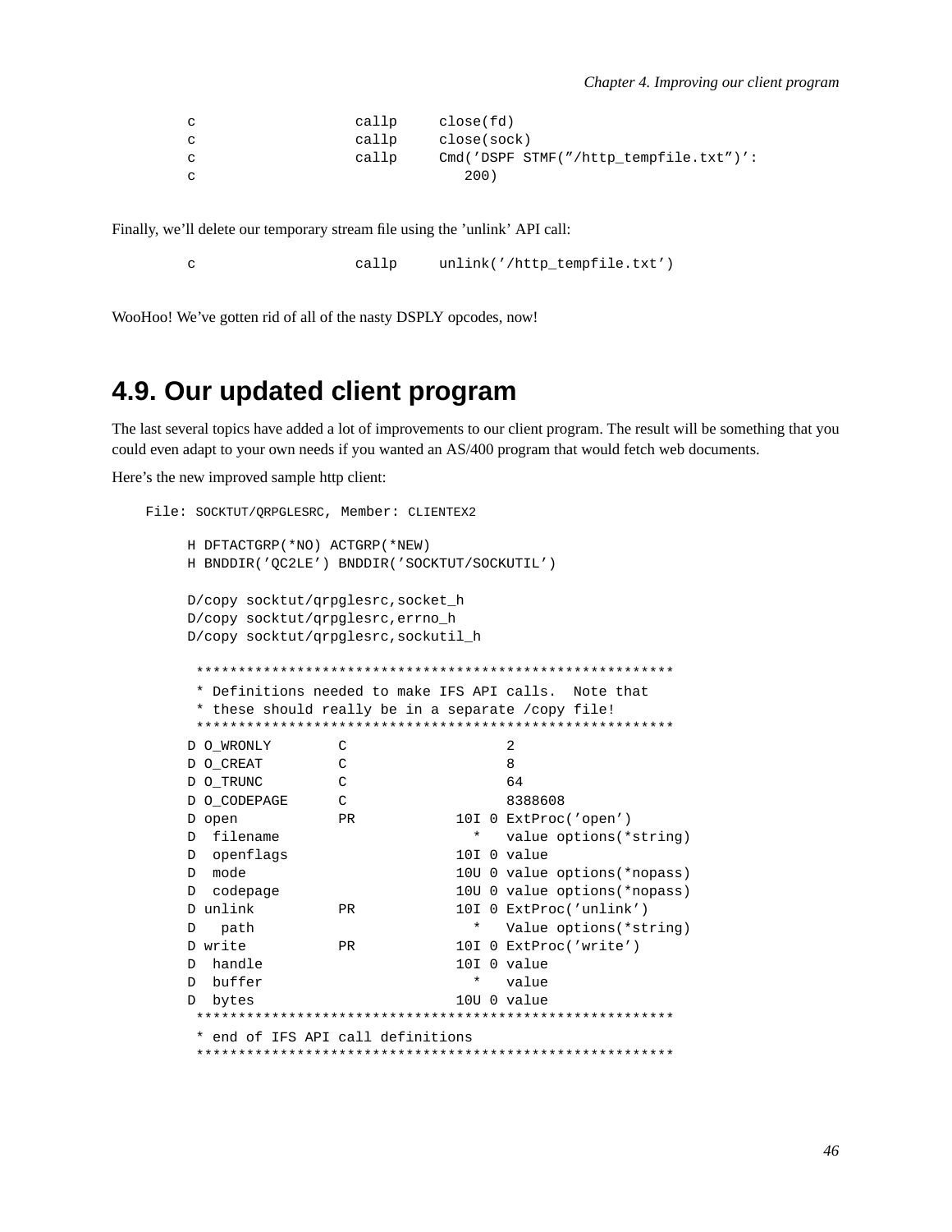```
     c                   callp     close(fd)
     c                   callp     close(sock)
     c                   callp     Cmd('DSPF STMF("/http_tempfile.txt")':
     c                                200)
```

Finally, we'll delete our temporary stream file using the 'unlink' API call:

```
     c                   callp     unlink('/http_tempfile.txt')
```

WooHoo! We've gotten rid of all of the nasty DSPLY opcodes, now!

## 4.9. Our updated client program

The last several topics have added a lot of improvements to our client program. The result will be something that you could even adapt to your own needs if you wanted an AS/400 program that would fetch web documents.

Here's the new improved sample http client:

```
File: SOCKTUT/QRPGLESRC, Member: CLIENTEX2

     H DFTACTGRP(*NO) ACTGRP(*NEW)
     H BNDDIR('QC2LE') BNDDIR('SOCKTUT/SOCKUTIL')

     D/copy socktut/qrpglesrc,socket_h
     D/copy socktut/qrpglesrc,errno_h
     D/copy socktut/qrpglesrc,sockutil_h

      *********************************************************
      * Definitions needed to make IFS API calls.  Note that
      * these should really be in a separate /copy file!
      *********************************************************
     D O_WRONLY        C                   2
     D O_CREAT         C                   8
     D O_TRUNC         C                   64
     D O_CODEPAGE      C                   8388608
     D open            PR            10I 0 ExtProc('open')
     D  filename                       *   value options(*string)
     D  openflags                    10I 0 value
     D  mode                         10U 0 value options(*nopass)
     D  codepage                     10U 0 value options(*nopass)
     D unlink          PR            10I 0 ExtProc('unlink')
     D   path                          *   Value options(*string)
     D write           PR            10I 0 ExtProc('write')
     D  handle                       10I 0 value
     D  buffer                         *   value
     D  bytes                        10U 0 value
      *********************************************************
      * end of IFS API call definitions
      *********************************************************
```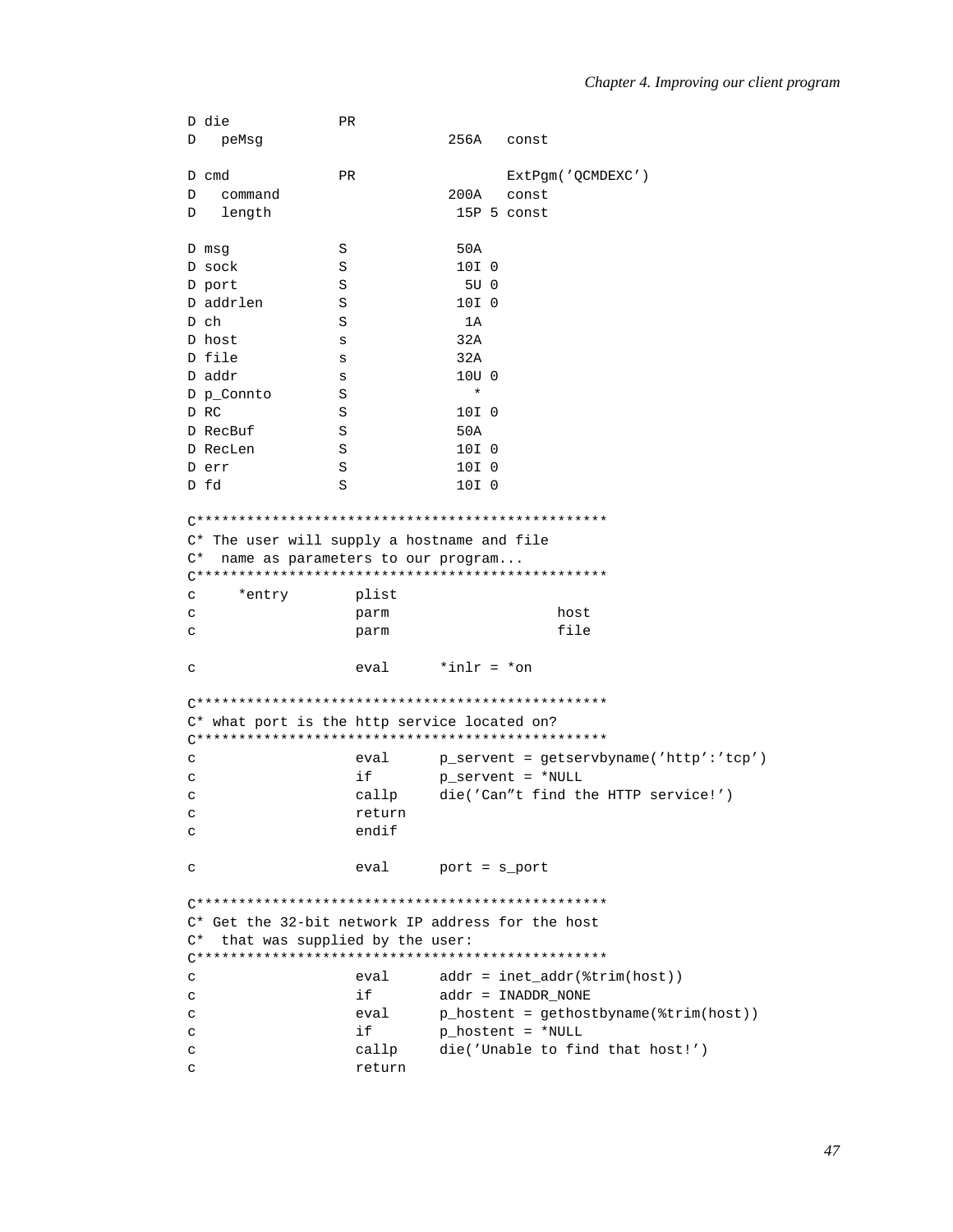```
D die             PR
D   peMsg                      256A   const

D cmd             PR                  ExtPgm('QCMDEXC')
D   command                    200A   const
D   length                      15P 5 const

D msg             S             50A
D sock            S             10I 0
D port            S              5U 0
D addrlen         S             10I 0
D ch              S              1A
D host            s             32A
D file            s             32A
D addr            s             10U 0
D p_Connto        S               *
D RC              S             10I 0
D RecBuf          S             50A
D RecLen          S             10I 0
D err             S             10I 0
D fd              S             10I 0

C*************************************************
C* The user will supply a hostname and file
C*  name as parameters to our program...
C*************************************************
c     *entry        plist
c                   parm                    host
c                   parm                    file

c                   eval      *inlr = *on

C*************************************************
C* what port is the http service located on?
C*************************************************
c                   eval      p_servent = getservbyname('http':'tcp')
c                   if        p_servent = *NULL
c                   callp     die('Can''t find the HTTP service!')
c                   return
c                   endif

c                   eval      port = s_port

C*************************************************
C* Get the 32-bit network IP address for the host
C*  that was supplied by the user:
C*************************************************
c                   eval      addr = inet_addr(%trim(host))
c                   if        addr = INADDR_NONE
c                   eval      p_hostent = gethostbyname(%trim(host))
c                   if        p_hostent = *NULL
c                   callp     die('Unable to find that host!')
c                   return
```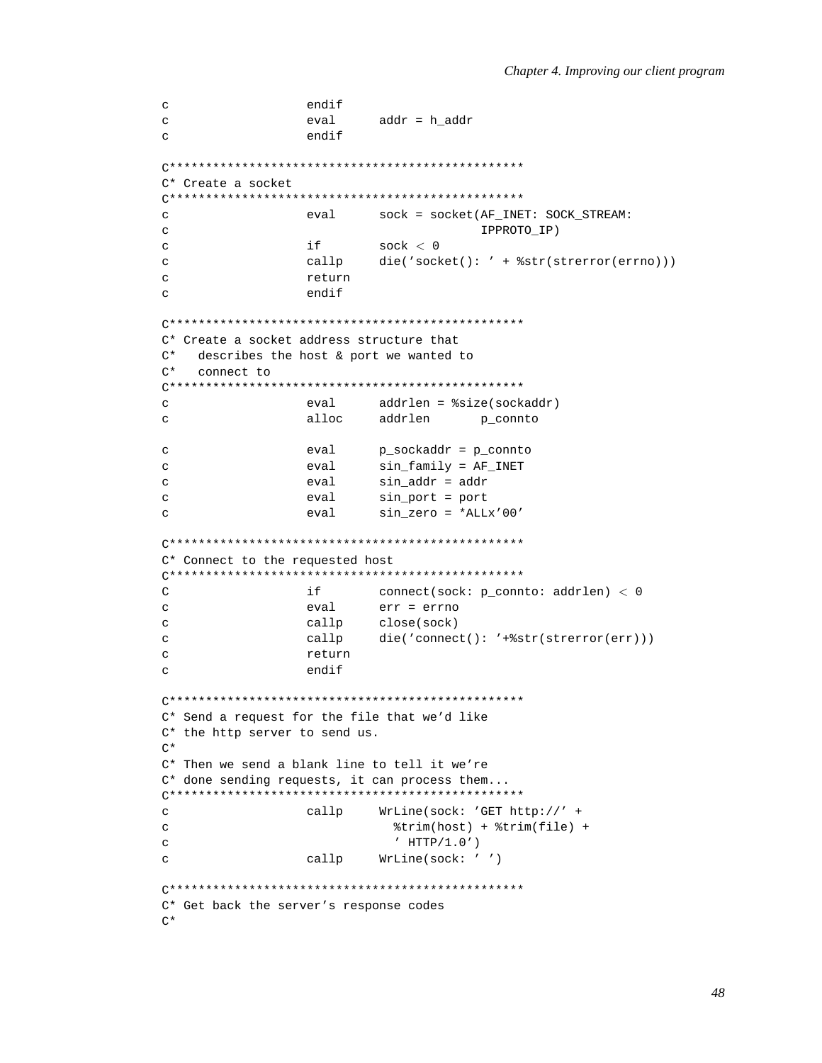```
c                   endif
c                   eval      addr = h_addr
c                   endif

C*************************************************
C* Create a socket
C*************************************************
c                   eval      sock = socket(AF_INET: SOCK_STREAM:
c                                          IPPROTO_IP)
c                   if        sock < 0
c                   callp     die('socket(): ' + %str(strerror(errno)))
c                   return
c                   endif

C*************************************************
C* Create a socket address structure that
C*   describes the host & port we wanted to
C*   connect to
C*************************************************
c                   eval      addrlen = %size(sockaddr)
c                   alloc     addrlen       p_connto

c                   eval      p_sockaddr = p_connto
c                   eval      sin_family = AF_INET
c                   eval      sin_addr = addr
c                   eval      sin_port = port
c                   eval      sin_zero = *ALLx'00'

C*************************************************
C* Connect to the requested host
C*************************************************
C                   if        connect(sock: p_connto: addrlen) < 0
c                   eval      err = errno
c                   callp     close(sock)
c                   callp     die('connect(): '+%str(strerror(err)))
c                   return
c                   endif

C*************************************************
C* Send a request for the file that we'd like
C* the http server to send us.
C*
C* Then we send a blank line to tell it we're
C* done sending requests, it can process them...
C*************************************************
c                   callp     WrLine(sock: 'GET http://' +
c                               %trim(host) + %trim(file) +
c                               ' HTTP/1.0')
c                   callp     WrLine(sock: ' ')

C*************************************************
C* Get back the server's response codes
C*
```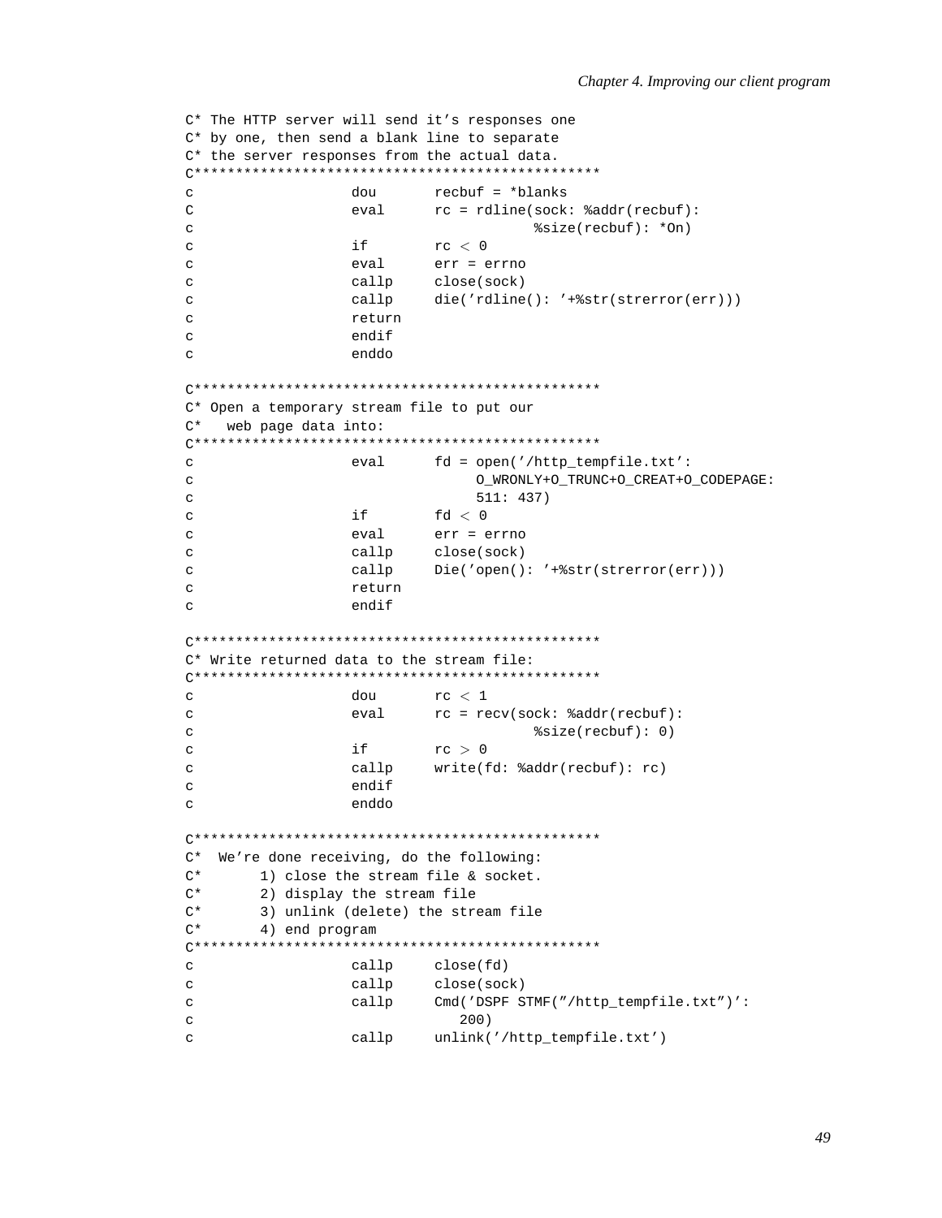```
C* The HTTP server will send it's responses one
C* by one, then send a blank line to separate
C* the server responses from the actual data.
C*************************************************
c                   dou       recbuf = *blanks
C                   eval      rc = rdline(sock: %addr(recbuf):
c                                         %size(recbuf): *On)
c                   if        rc < 0
c                   eval      err = errno
c                   callp     close(sock)
c                   callp     die('rdline(): '+%str(strerror(err)))
c                   return
c                   endif
c                   enddo

C*************************************************
C* Open a temporary stream file to put our
C*   web page data into:
C*************************************************
c                   eval      fd = open('/http_tempfile.txt':
c                                  O_WRONLY+O_TRUNC+O_CREAT+O_CODEPAGE:
c                                  511: 437)
c                   if        fd < 0
c                   eval      err = errno
c                   callp     close(sock)
c                   callp     Die('open(): '+%str(strerror(err)))
c                   return
c                   endif

C*************************************************
C* Write returned data to the stream file:
C*************************************************
c                   dou       rc < 1
c                   eval      rc = recv(sock: %addr(recbuf):
c                                         %size(recbuf): 0)
c                   if        rc > 0
c                   callp     write(fd: %addr(recbuf): rc)
c                   endif
c                   enddo

C*************************************************
C*  We're done receiving, do the following:
C*       1) close the stream file & socket.
C*       2) display the stream file
C*       3) unlink (delete) the stream file
C*       4) end program
C*************************************************
c                   callp     close(fd)
c                   callp     close(sock)
c                   callp     Cmd('DSPF STMF("/http_tempfile.txt")':
c                                200)
c                   callp     unlink('/http_tempfile.txt')
```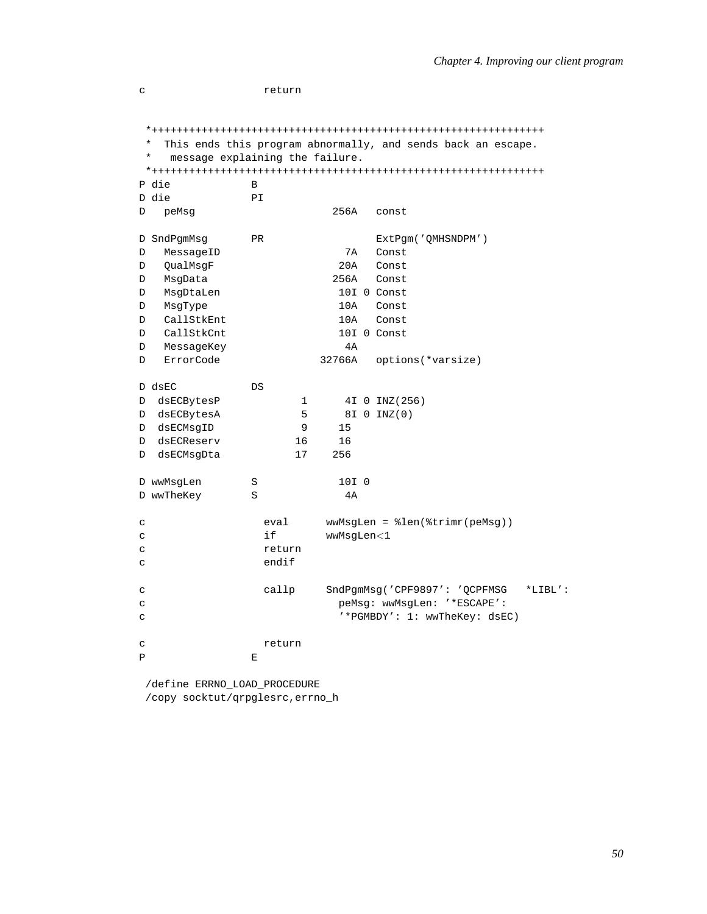```
c                   return


 *+++++++++++++++++++++++++++++++++++++++++++++++++++++++++++++++
 *  This ends this program abnormally, and sends back an escape.
 *   message explaining the failure.
 *+++++++++++++++++++++++++++++++++++++++++++++++++++++++++++++++
P die             B
D die             PI
D   peMsg                      256A   const

D SndPgmMsg       PR                  ExtPgm('QMHSNDPM')
D   MessageID                    7A   Const
D   QualMsgF                    20A   Const
D   MsgData                    256A   Const
D   MsgDtaLen                   10I 0 Const
D   MsgType                     10A   Const
D   CallStkEnt                  10A   Const
D   CallStkCnt                  10I 0 Const
D   MessageKey                   4A
D   ErrorCode                32766A   options(*varsize)

D dsEC            DS
D  dsECBytesP             1      4I 0 INZ(256)
D  dsECBytesA             5      8I 0 INZ(0)
D  dsECMsgID              9     15
D  dsECReserv            16     16
D  dsECMsgDta            17    256

D wwMsgLen        S             10I 0
D wwTheKey        S              4A

c                   eval      wwMsgLen = %len(%trimr(peMsg))
c                   if        wwMsgLen<1
c                   return
c                   endif

c                   callp     SndPgmMsg('CPF9897': 'QCPFMSG   *LIBL':
c                               peMsg: wwMsgLen: '*ESCAPE':
c                               '*PGMBDY': 1: wwTheKey: dsEC)

c                   return
P                 E

 /define ERRNO_LOAD_PROCEDURE
 /copy socktut/qrpglesrc,errno_h
```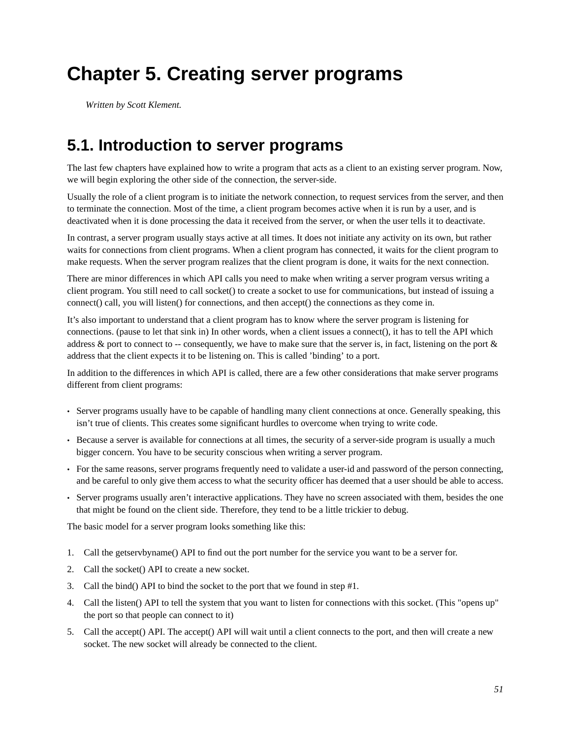# Chapter 5. Creating server programs

*Written by Scott Klement.*

## 5.1. Introduction to server programs

The last few chapters have explained how to write a program that acts as a client to an existing server program. Now, we will begin exploring the other side of the connection, the server-side.

Usually the role of a client program is to initiate the network connection, to request services from the server, and then to terminate the connection. Most of the time, a client program becomes active when it is run by a user, and is deactivated when it is done processing the data it received from the server, or when the user tells it to deactivate.

In contrast, a server program usually stays active at all times. It does not initiate any activity on its own, but rather waits for connections from client programs. When a client program has connected, it waits for the client program to make requests. When the server program realizes that the client program is done, it waits for the next connection.

There are minor differences in which API calls you need to make when writing a server program versus writing a client program. You still need to call socket() to create a socket to use for communications, but instead of issuing a connect() call, you will listen() for connections, and then accept() the connections as they come in.

It's also important to understand that a client program has to know where the server program is listening for connections. (pause to let that sink in) In other words, when a client issues a connect(), it has to tell the API which address & port to connect to -- consequently, we have to make sure that the server is, in fact, listening on the port & address that the client expects it to be listening on. This is called 'binding' to a port.

In addition to the differences in which API is called, there are a few other considerations that make server programs different from client programs:

- Server programs usually have to be capable of handling many client connections at once. Generally speaking, this isn't true of clients. This creates some significant hurdles to overcome when trying to write code.
- Because a server is available for connections at all times, the security of a server-side program is usually a much bigger concern. You have to be security conscious when writing a server program.
- For the same reasons, server programs frequently need to validate a user-id and password of the person connecting, and be careful to only give them access to what the security officer has deemed that a user should be able to access.
- Server programs usually aren't interactive applications. They have no screen associated with them, besides the one that might be found on the client side. Therefore, they tend to be a little trickier to debug.

The basic model for a server program looks something like this:

1. Call the getservbyname() API to find out the port number for the service you want to be a server for.
2. Call the socket() API to create a new socket.
3. Call the bind() API to bind the socket to the port that we found in step #1.
4. Call the listen() API to tell the system that you want to listen for connections with this socket. (This "opens up" the port so that people can connect to it)
5. Call the accept() API. The accept() API will wait until a client connects to the port, and then will create a new socket. The new socket will already be connected to the client.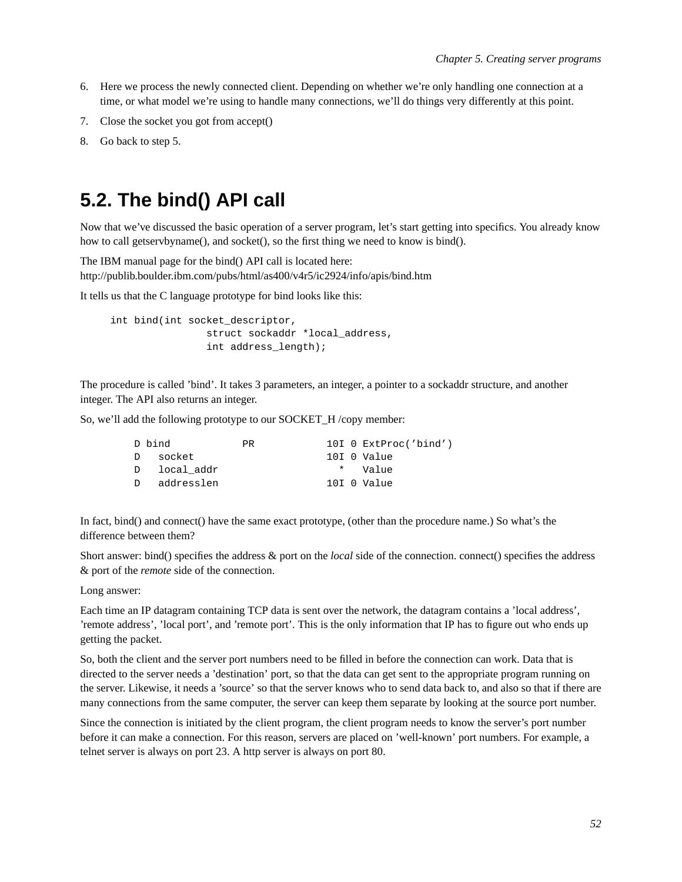6. Here we process the newly connected client. Depending on whether we’re only handling one connection at a time, or what model we’re using to handle many connections, we’ll do things very differently at this point.
7. Close the socket you got from accept()
8. Go back to step 5.

## 5.2. The bind() API call

Now that we’ve discussed the basic operation of a server program, let’s start getting into specifics. You already know how to call getservbyname(), and socket(), so the first thing we need to know is bind().

The IBM manual page for the bind() API call is located here:
http://publib.boulder.ibm.com/pubs/html/as400/v4r5/ic2924/info/apis/bind.htm

It tells us that the C language prototype for bind looks like this:

```
int bind(int socket_descriptor,
                struct sockaddr *local_address,
                int address_length);
```

The procedure is called ’bind’. It takes 3 parameters, an integer, a pointer to a sockaddr structure, and another integer. The API also returns an integer.

So, we’ll add the following prototype to our SOCKET_H /copy member:

```
D bind            PR            10I 0 ExtProc(’bind’)
D   socket                      10I 0 Value
D   local_addr                    *   Value
D   addresslen                  10I 0 Value
```

In fact, bind() and connect() have the same exact prototype, (other than the procedure name.) So what’s the difference between them?

Short answer: bind() specifies the address & port on the *local* side of the connection. connect() specifies the address & port of the *remote* side of the connection.

Long answer:

Each time an IP datagram containing TCP data is sent over the network, the datagram contains a ’local address’, ’remote address’, ’local port’, and ’remote port’. This is the only information that IP has to figure out who ends up getting the packet.

So, both the client and the server port numbers need to be filled in before the connection can work. Data that is directed to the server needs a ’destination’ port, so that the data can get sent to the appropriate program running on the server. Likewise, it needs a ’source’ so that the server knows who to send data back to, and also so that if there are many connections from the same computer, the server can keep them separate by looking at the source port number.

Since the connection is initiated by the client program, the client program needs to know the server’s port number before it can make a connection. For this reason, servers are placed on ’well-known’ port numbers. For example, a telnet server is always on port 23. A http server is always on port 80.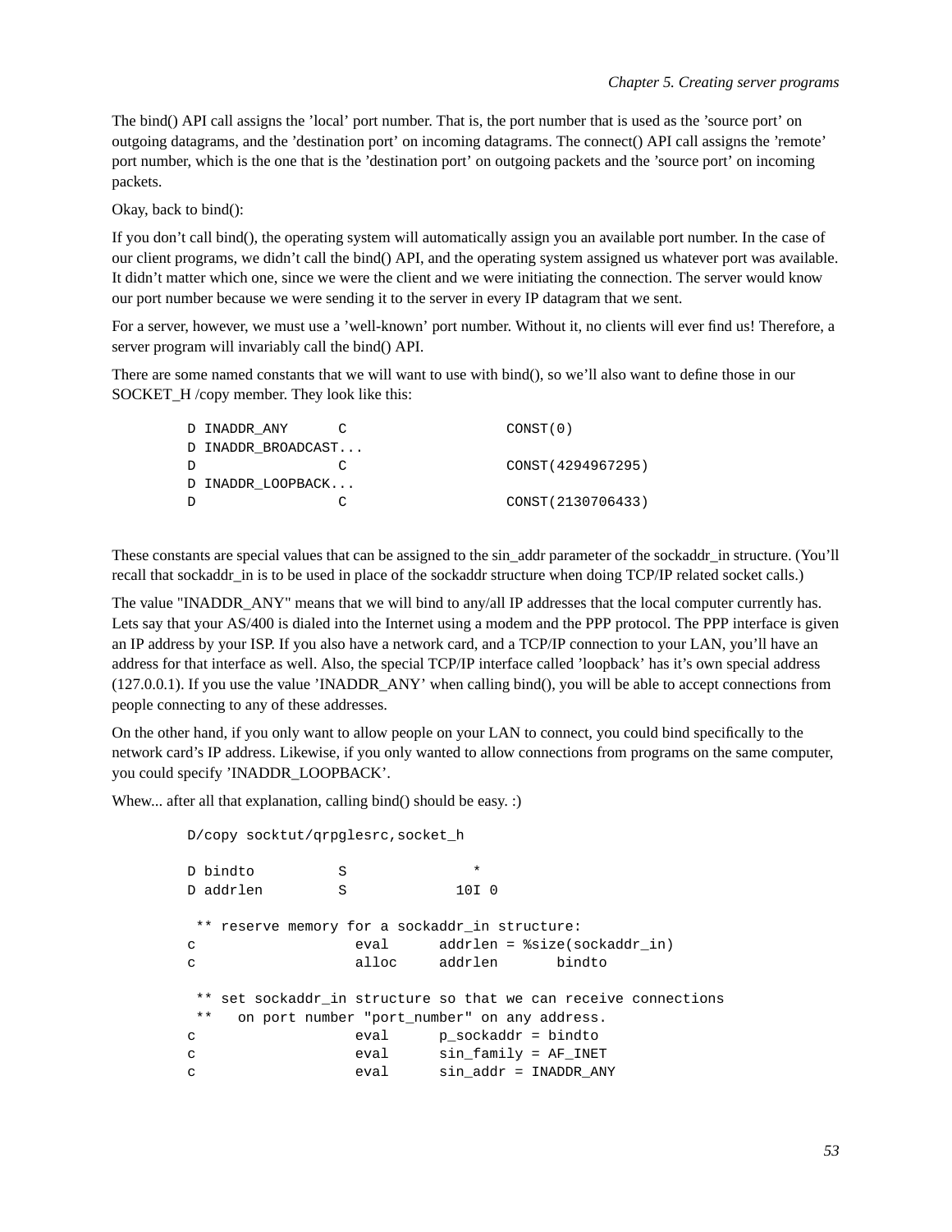The bind() API call assigns the 'local' port number. That is, the port number that is used as the 'source port' on outgoing datagrams, and the 'destination port' on incoming datagrams. The connect() API call assigns the 'remote' port number, which is the one that is the 'destination port' on outgoing packets and the 'source port' on incoming packets.

Okay, back to bind():

If you don't call bind(), the operating system will automatically assign you an available port number. In the case of our client programs, we didn't call the bind() API, and the operating system assigned us whatever port was available. It didn't matter which one, since we were the client and we were initiating the connection. The server would know our port number because we were sending it to the server in every IP datagram that we sent.

For a server, however, we must use a 'well-known' port number. Without it, no clients will ever find us! Therefore, a server program will invariably call the bind() API.

There are some named constants that we will want to use with bind(), so we'll also want to define those in our SOCKET_H /copy member. They look like this:

```
D INADDR_ANY      C                   CONST(0)
D INADDR_BROADCAST...
D                 C                   CONST(4294967295)
D INADDR_LOOPBACK...
D                 C                   CONST(2130706433)
```

These constants are special values that can be assigned to the sin_addr parameter of the sockaddr_in structure. (You'll recall that sockaddr_in is to be used in place of the sockaddr structure when doing TCP/IP related socket calls.)

The value "INADDR_ANY" means that we will bind to any/all IP addresses that the local computer currently has. Lets say that your AS/400 is dialed into the Internet using a modem and the PPP protocol. The PPP interface is given an IP address by your ISP. If you also have a network card, and a TCP/IP connection to your LAN, you'll have an address for that interface as well. Also, the special TCP/IP interface called 'loopback' has it's own special address (127.0.0.1). If you use the value 'INADDR_ANY' when calling bind(), you will be able to accept connections from people connecting to any of these addresses.

On the other hand, if you only want to allow people on your LAN to connect, you could bind specifically to the network card's IP address. Likewise, if you only wanted to allow connections from programs on the same computer, you could specify 'INADDR_LOOPBACK'.

Whew... after all that explanation, calling bind() should be easy. :)

```
D/copy socktut/qrpglesrc,socket_h

D bindto          S               *
D addrlen         S             10I 0

 ** reserve memory for a sockaddr_in structure:
c                   eval      addrlen = %size(sockaddr_in)
c                   alloc     addrlen       bindto

 ** set sockaddr_in structure so that we can receive connections
 **   on port number "port_number" on any address.
c                   eval      p_sockaddr = bindto
c                   eval      sin_family = AF_INET
c                   eval      sin_addr = INADDR_ANY
```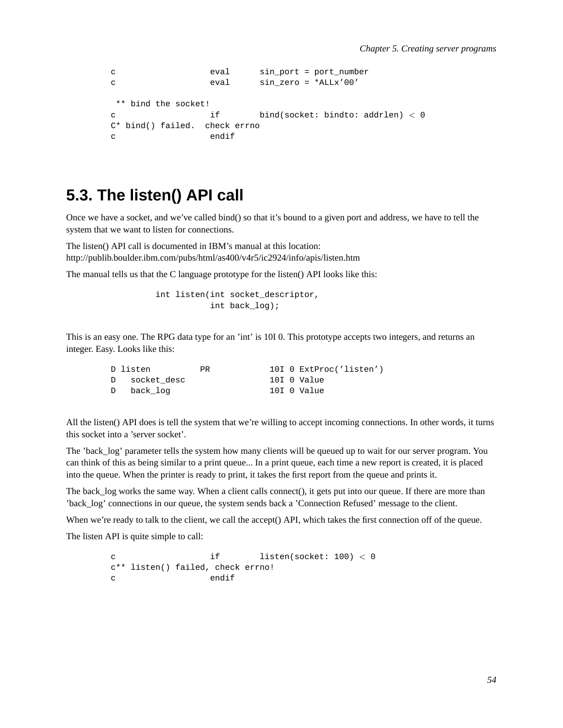```
c                   eval      sin_port = port_number
c                   eval      sin_zero = *ALLx'00'

 ** bind the socket!
c                   if        bind(socket: bindto: addrlen) < 0
C* bind() failed.  check errno
c                   endif
```

## 5.3. The listen() API call

Once we have a socket, and we've called bind() so that it's bound to a given port and address, we have to tell the system that we want to listen for connections.

The listen() API call is documented in IBM's manual at this location:
http://publib.boulder.ibm.com/pubs/html/as400/v4r5/ic2924/info/apis/listen.htm

The manual tells us that the C language prototype for the listen() API looks like this:

```
          int listen(int socket_descriptor,
                     int back_log);
```

This is an easy one. The RPG data type for an 'int' is 10I 0. This prototype accepts two integers, and returns an integer. Easy. Looks like this:

```
D listen          PR            10I 0 ExtProc('listen')
D   socket_desc                 10I 0 Value
D   back_log                    10I 0 Value
```

All the listen() API does is tell the system that we're willing to accept incoming connections. In other words, it turns this socket into a 'server socket'.

The 'back_log' parameter tells the system how many clients will be queued up to wait for our server program. You can think of this as being similar to a print queue... In a print queue, each time a new report is created, it is placed into the queue. When the printer is ready to print, it takes the first report from the queue and prints it.

The back_log works the same way. When a client calls connect(), it gets put into our queue. If there are more than 'back_log' connections in our queue, the system sends back a 'Connection Refused' message to the client.

When we're ready to talk to the client, we call the accept() API, which takes the first connection off of the queue.

The listen API is quite simple to call:

```
c                   if        listen(socket: 100) < 0
c** listen() failed, check errno!
c                   endif
```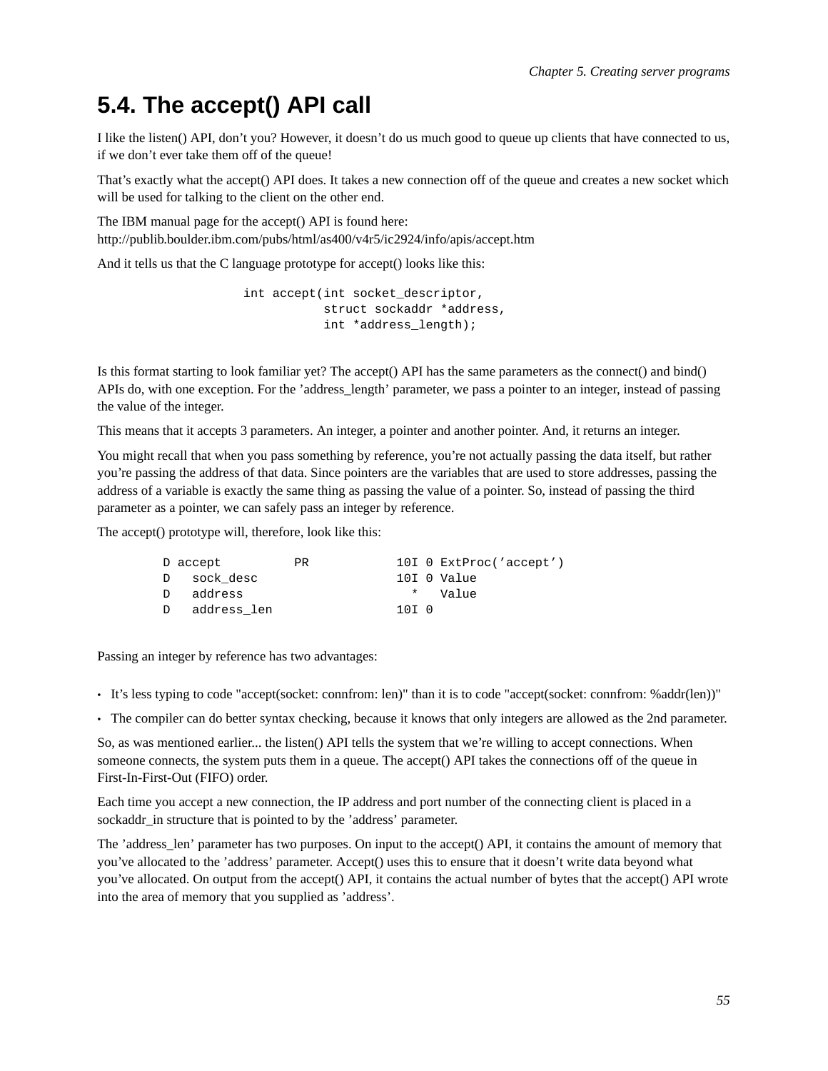## 5.4. The accept() API call

I like the listen() API, don't you? However, it doesn't do us much good to queue up clients that have connected to us, if we don't ever take them off of the queue!

That's exactly what the accept() API does. It takes a new connection off of the queue and creates a new socket which will be used for talking to the client on the other end.

The IBM manual page for the accept() API is found here:
http://publib.boulder.ibm.com/pubs/html/as400/v4r5/ic2924/info/apis/accept.htm

And it tells us that the C language prototype for accept() looks like this:

```
int accept(int socket_descriptor,
           struct sockaddr *address,
           int *address_length);
```

Is this format starting to look familiar yet? The accept() API has the same parameters as the connect() and bind() APIs do, with one exception. For the 'address_length' parameter, we pass a pointer to an integer, instead of passing the value of the integer.

This means that it accepts 3 parameters. An integer, a pointer and another pointer. And, it returns an integer.

You might recall that when you pass something by reference, you're not actually passing the data itself, but rather you're passing the address of that data. Since pointers are the variables that are used to store addresses, passing the address of a variable is exactly the same thing as passing the value of a pointer. So, instead of passing the third parameter as a pointer, we can safely pass an integer by reference.

The accept() prototype will, therefore, look like this:

```
D accept          PR            10I 0 ExtProc('accept')
D   sock_desc                   10I 0 Value
D   address                       *   Value
D   address_len                 10I 0
```

Passing an integer by reference has two advantages:

- It's less typing to code "accept(socket: connfrom: len)" than it is to code "accept(socket: connfrom: %addr(len))"
- The compiler can do better syntax checking, because it knows that only integers are allowed as the 2nd parameter.

So, as was mentioned earlier... the listen() API tells the system that we're willing to accept connections. When someone connects, the system puts them in a queue. The accept() API takes the connections off of the queue in First-In-First-Out (FIFO) order.

Each time you accept a new connection, the IP address and port number of the connecting client is placed in a sockaddr_in structure that is pointed to by the 'address' parameter.

The 'address_len' parameter has two purposes. On input to the accept() API, it contains the amount of memory that you've allocated to the 'address' parameter. Accept() uses this to ensure that it doesn't write data beyond what you've allocated. On output from the accept() API, it contains the actual number of bytes that the accept() API wrote into the area of memory that you supplied as 'address'.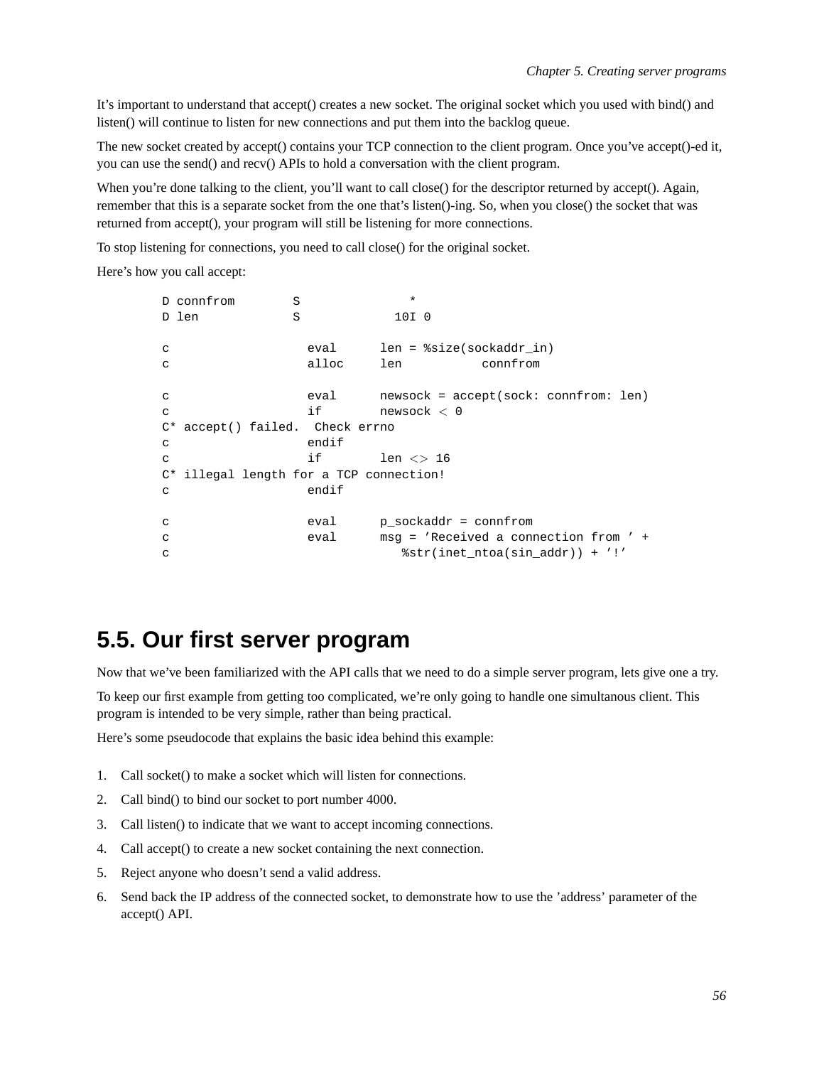It's important to understand that accept() creates a new socket. The original socket which you used with bind() and listen() will continue to listen for new connections and put them into the backlog queue.

The new socket created by accept() contains your TCP connection to the client program. Once you've accept()-ed it, you can use the send() and recv() APIs to hold a conversation with the client program.

When you're done talking to the client, you'll want to call close() for the descriptor returned by accept(). Again, remember that this is a separate socket from the one that's listen()-ing. So, when you close() the socket that was returned from accept(), your program will still be listening for more connections.

To stop listening for connections, you need to call close() for the original socket.

Here's how you call accept:

```
D connfrom        S               *
D len             S             10I 0

c                   eval      len = %size(sockaddr_in)
c                   alloc     len           connfrom

c                   eval      newsock = accept(sock: connfrom: len)
c                   if        newsock < 0
C* accept() failed.  Check errno
c                   endif
c                   if        len <> 16
C* illegal length for a TCP connection!
c                   endif

c                   eval      p_sockaddr = connfrom
c                   eval      msg = 'Received a connection from ' +
c                                %str(inet_ntoa(sin_addr)) + '!'
```

## 5.5. Our first server program

Now that we've been familiarized with the API calls that we need to do a simple server program, lets give one a try.

To keep our first example from getting too complicated, we're only going to handle one simultanous client. This program is intended to be very simple, rather than being practical.

Here's some pseudocode that explains the basic idea behind this example:

1. Call socket() to make a socket which will listen for connections.
2. Call bind() to bind our socket to port number 4000.
3. Call listen() to indicate that we want to accept incoming connections.
4. Call accept() to create a new socket containing the next connection.
5. Reject anyone who doesn't send a valid address.
6. Send back the IP address of the connected socket, to demonstrate how to use the 'address' parameter of the accept() API.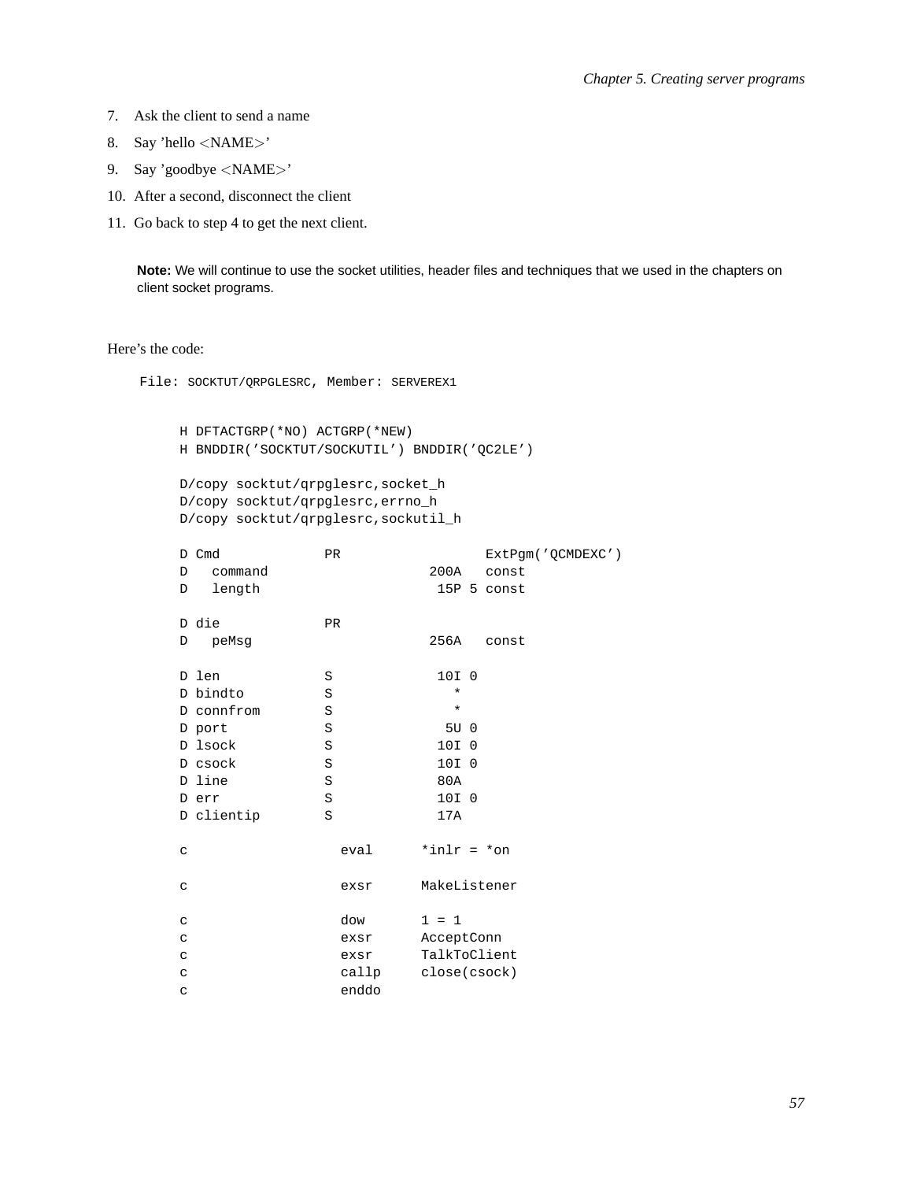7. Ask the client to send a name
8. Say 'hello <NAME>'
9. Say 'goodbye <NAME>'
10. After a second, disconnect the client
11. Go back to step 4 to get the next client.

> **Note:** We will continue to use the socket utilities, header files and techniques that we used in the chapters on client socket programs.

Here's the code:

File: SOCKTUT/QRPGLESRC, Member: SERVEREX1

```
H DFTACTGRP(*NO) ACTGRP(*NEW)
H BNDDIR('SOCKTUT/SOCKUTIL') BNDDIR('QC2LE')

D/copy socktut/qrpglesrc,socket_h
D/copy socktut/qrpglesrc,errno_h
D/copy socktut/qrpglesrc,sockutil_h

D Cmd             PR                  ExtPgm('QCMDEXC')
D   command                    200A   const
D   length                      15P 5 const

D die             PR
D   peMsg                      256A   const

D len             S             10I 0
D bindto          S               *
D connfrom        S               *
D port            S              5U 0
D lsock           S             10I 0
D csock           S             10I 0
D line            S             80A
D err             S             10I 0
D clientip        S             17A

c                   eval      *inlr = *on

c                   exsr      MakeListener

c                   dow       1 = 1
c                   exsr      AcceptConn
c                   exsr      TalkToClient
c                   callp     close(csock)
c                   enddo
```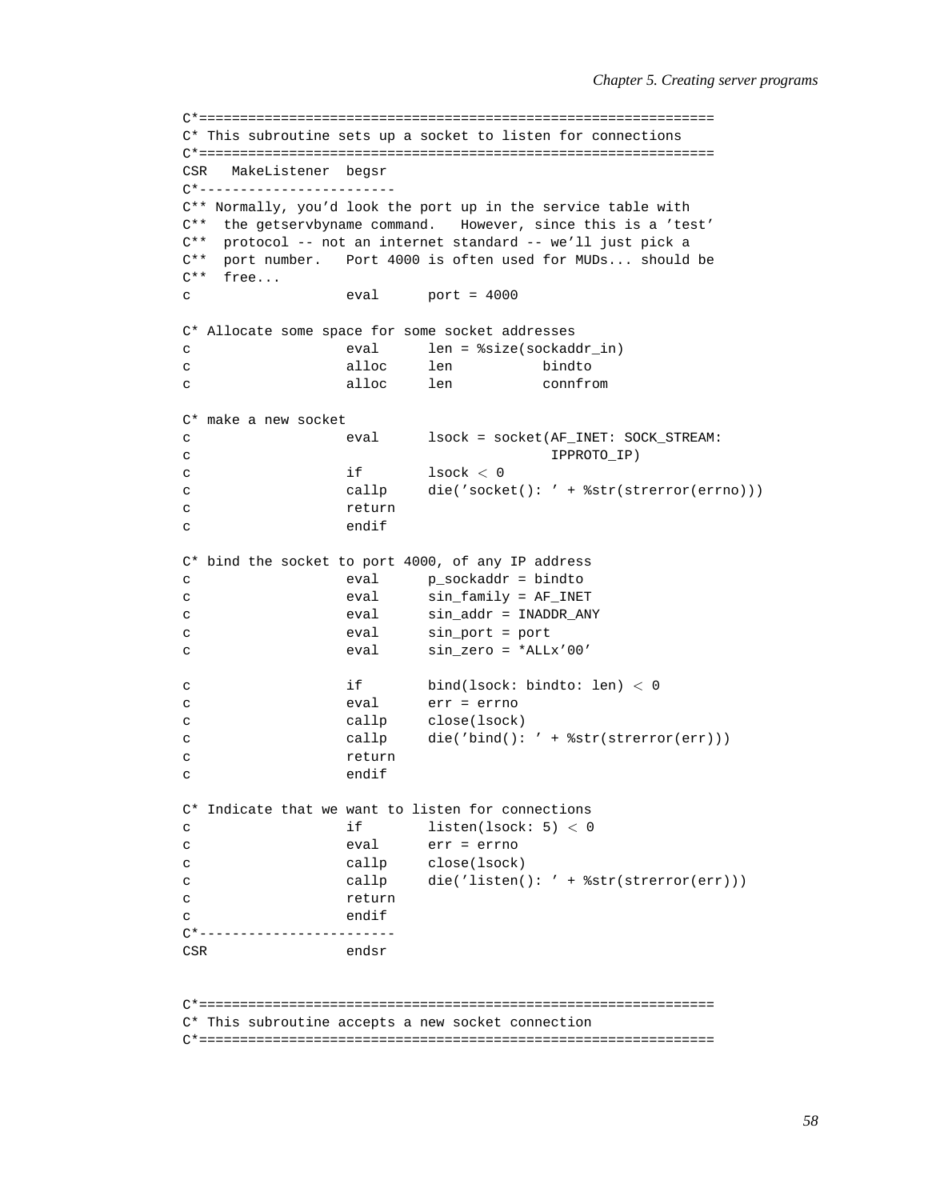```
C*===============================================================
C* This subroutine sets up a socket to listen for connections
C*===============================================================
CSR   MakeListener  begsr
C*------------------------
C** Normally, you'd look the port up in the service table with
C**  the getservbyname command.   However, since this is a 'test'
C**  protocol -- not an internet standard -- we'll just pick a
C**  port number.   Port 4000 is often used for MUDs... should be
C**  free...
c                   eval      port = 4000

C* Allocate some space for some socket addresses
c                   eval      len = %size(sockaddr_in)
c                   alloc     len           bindto
c                   alloc     len           connfrom

C* make a new socket
c                   eval      lsock = socket(AF_INET: SOCK_STREAM:
c                                       IPPROTO_IP)
c                   if        lsock < 0
c                   callp     die('socket(): ' + %str(strerror(errno)))
c                   return
c                   endif

C* bind the socket to port 4000, of any IP address
c                   eval      p_sockaddr = bindto
c                   eval      sin_family = AF_INET
c                   eval      sin_addr = INADDR_ANY
c                   eval      sin_port = port
c                   eval      sin_zero = *ALLx'00'

c                   if        bind(lsock: bindto: len) < 0
c                   eval      err = errno
c                   callp     close(lsock)
c                   callp     die('bind(): ' + %str(strerror(err)))
c                   return
c                   endif

C* Indicate that we want to listen for connections
c                   if        listen(lsock: 5) < 0
c                   eval      err = errno
c                   callp     close(lsock)
c                   callp     die('listen(): ' + %str(strerror(err)))
c                   return
c                   endif
C*------------------------
CSR                 endsr


C*===============================================================
C* This subroutine accepts a new socket connection
C*===============================================================
```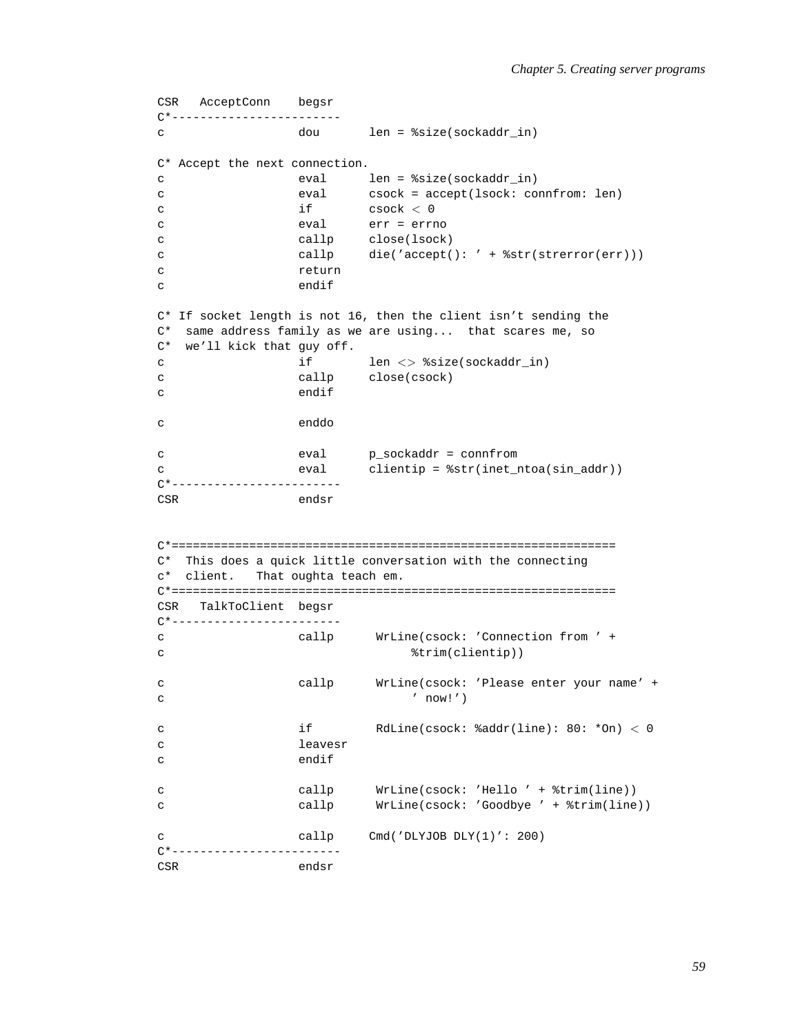```
CSR   AcceptConn    begsr
C*------------------------
c                   dou       len = %size(sockaddr_in)

C* Accept the next connection.
c                   eval      len = %size(sockaddr_in)
c                   eval      csock = accept(lsock: connfrom: len)
c                   if        csock < 0
c                   eval      err = errno
c                   callp     close(lsock)
c                   callp     die('accept(): ' + %str(strerror(err)))
c                   return
c                   endif

C* If socket length is not 16, then the client isn't sending the
C*  same address family as we are using...  that scares me, so
C*  we'll kick that guy off.
c                   if        len <> %size(sockaddr_in)
c                   callp     close(csock)
c                   endif

c                   enddo

c                   eval      p_sockaddr = connfrom
c                   eval      clientip = %str(inet_ntoa(sin_addr))
C*------------------------
CSR                 endsr


C*===============================================================
C*  This does a quick little conversation with the connecting
c*  client.   That oughta teach em.
C*===============================================================
CSR   TalkToClient  begsr
C*------------------------
c                   callp      WrLine(csock: 'Connection from ' +
c                                   %trim(clientip))

c                   callp      WrLine(csock: 'Please enter your name' +
c                                   ' now!')

c                   if         RdLine(csock: %addr(line): 80: *On) < 0
c                   leavesr
c                   endif

c                   callp      WrLine(csock: 'Hello ' + %trim(line))
c                   callp      WrLine(csock: 'Goodbye ' + %trim(line))

c                   callp     Cmd('DLYJOB DLY(1)': 200)
C*------------------------
CSR                 endsr
```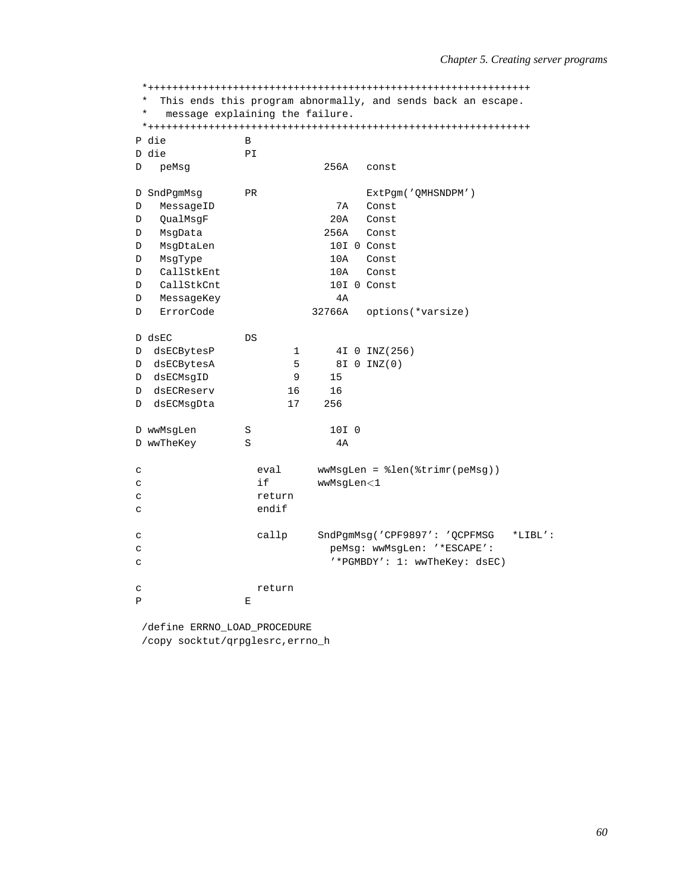```
     *+++++++++++++++++++++++++++++++++++++++++++++++++++++++++++++++
     *  This ends this program abnormally, and sends back an escape.
     *   message explaining the failure.
     *+++++++++++++++++++++++++++++++++++++++++++++++++++++++++++++++
    P die             B
    D die             PI
    D   peMsg                      256A   const

    D SndPgmMsg       PR                  ExtPgm('QMHSNDPM')
    D   MessageID                    7A   Const
    D   QualMsgF                    20A   Const
    D   MsgData                    256A   Const
    D   MsgDtaLen                   10I 0 Const
    D   MsgType                     10A   Const
    D   CallStkEnt                  10A   Const
    D   CallStkCnt                  10I 0 Const
    D   MessageKey                   4A
    D   ErrorCode                32766A   options(*varsize)

    D dsEC            DS
    D  dsECBytesP             1      4I 0 INZ(256)
    D  dsECBytesA             5      8I 0 INZ(0)
    D  dsECMsgID              9     15
    D  dsECReserv            16     16
    D  dsECMsgDta            17    256

    D wwMsgLen        S             10I 0
    D wwTheKey        S              4A

    c                   eval      wwMsgLen = %len(%trimr(peMsg))
    c                   if        wwMsgLen<1
    c                   return
    c                   endif

    c                   callp     SndPgmMsg('CPF9897': 'QCPFMSG   *LIBL':
    c                               peMsg: wwMsgLen: '*ESCAPE':
    c                               '*PGMBDY': 1: wwTheKey: dsEC)

    c                   return
    P                 E

     /define ERRNO_LOAD_PROCEDURE
     /copy socktut/qrpglesrc,errno_h
```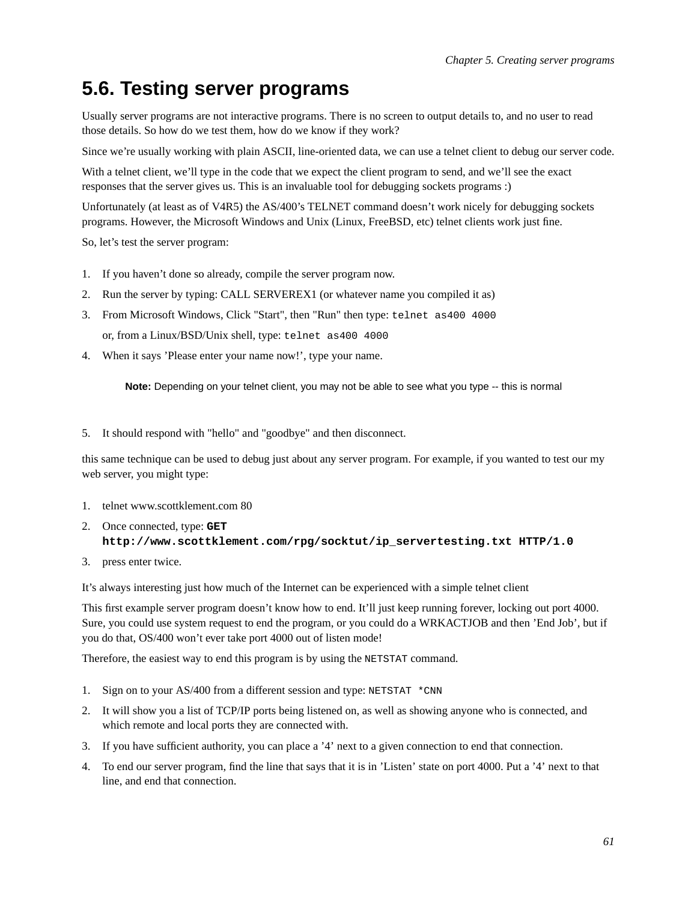## 5.6. Testing server programs

Usually server programs are not interactive programs. There is no screen to output details to, and no user to read those details. So how do we test them, how do we know if they work?

Since we're usually working with plain ASCII, line-oriented data, we can use a telnet client to debug our server code.

With a telnet client, we'll type in the code that we expect the client program to send, and we'll see the exact responses that the server gives us. This is an invaluable tool for debugging sockets programs :)

Unfortunately (at least as of V4R5) the AS/400's TELNET command doesn't work nicely for debugging sockets programs. However, the Microsoft Windows and Unix (Linux, FreeBSD, etc) telnet clients work just fine.

So, let's test the server program:

1. If you haven't done so already, compile the server program now.
2. Run the server by typing: CALL SERVEREX1 (or whatever name you compiled it as)
3. From Microsoft Windows, Click "Start", then "Run" then type: `telnet as400 4000`

   or, from a Linux/BSD/Unix shell, type: `telnet as400 4000`
4. When it says 'Please enter your name now!', type your name.

   **Note:** Depending on your telnet client, you may not be able to see what you type -- this is normal

5. It should respond with "hello" and "goodbye" and then disconnect.

this same technique can be used to debug just about any server program. For example, if you wanted to test our my web server, you might type:

1. telnet www.scottklement.com 80
2. Once connected, type: **`GET http://www.scottklement.com/rpg/socktut/ip_servertesting.txt HTTP/1.0`**
3. press enter twice.

It's always interesting just how much of the Internet can be experienced with a simple telnet client

This first example server program doesn't know how to end. It'll just keep running forever, locking out port 4000. Sure, you could use system request to end the program, or you could do a WRKACTJOB and then 'End Job', but if you do that, OS/400 won't ever take port 4000 out of listen mode!

Therefore, the easiest way to end this program is by using the `NETSTAT` command.

1. Sign on to your AS/400 from a different session and type: `NETSTAT *CNN`
2. It will show you a list of TCP/IP ports being listened on, as well as showing anyone who is connected, and which remote and local ports they are connected with.
3. If you have sufficient authority, you can place a '4' next to a given connection to end that connection.
4. To end our server program, find the line that says that it is in 'Listen' state on port 4000. Put a '4' next to that line, and end that connection.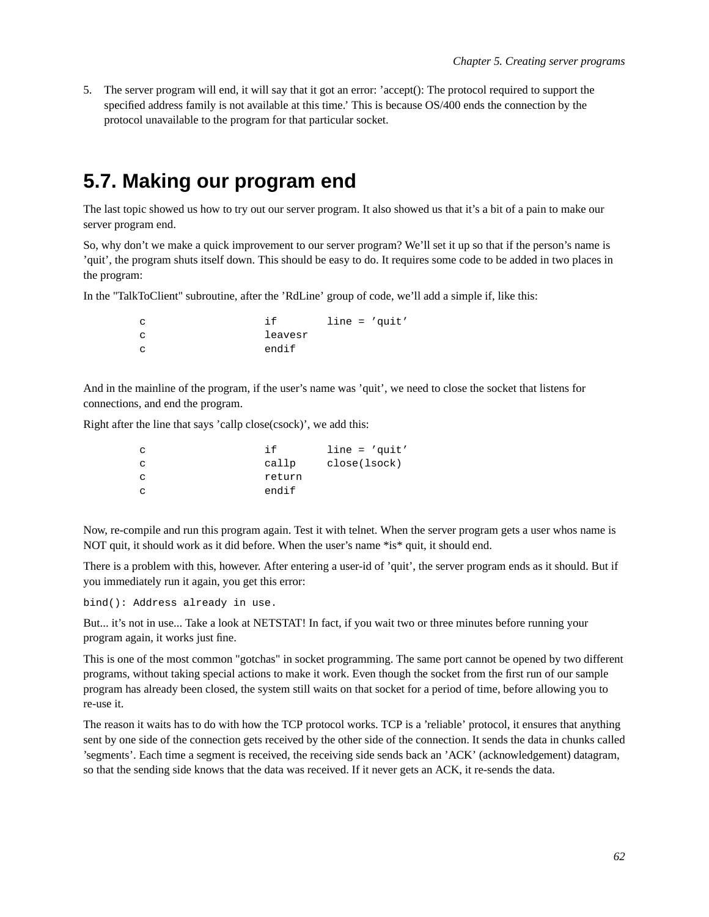5. The server program will end, it will say that it got an error: ’accept(): The protocol required to support the specified address family is not available at this time.’ This is because OS/400 ends the connection by the protocol unavailable to the program for that particular socket.

## 5.7. Making our program end

The last topic showed us how to try out our server program. It also showed us that it’s a bit of a pain to make our server program end.

So, why don’t we make a quick improvement to our server program? We’ll set it up so that if the person’s name is ’quit’, the program shuts itself down. This should be easy to do. It requires some code to be added in two places in the program:

In the "TalkToClient" subroutine, after the ’RdLine’ group of code, we’ll add a simple if, like this:

```
c                   if        line = 'quit'
c                   leavesr
c                   endif
```

And in the mainline of the program, if the user’s name was ’quit’, we need to close the socket that listens for connections, and end the program.

Right after the line that says ’callp close(csock)’, we add this:

```
c                   if        line = 'quit'
c                   callp     close(lsock)
c                   return
c                   endif
```

Now, re-compile and run this program again. Test it with telnet. When the server program gets a user whos name is NOT quit, it should work as it did before. When the user’s name *is* quit, it should end.

There is a problem with this, however. After entering a user-id of ’quit’, the server program ends as it should. But if you immediately run it again, you get this error:

`bind(): Address already in use.`

But... it’s not in use... Take a look at NETSTAT! In fact, if you wait two or three minutes before running your program again, it works just fine.

This is one of the most common "gotchas" in socket programming. The same port cannot be opened by two different programs, without taking special actions to make it work. Even though the socket from the first run of our sample program has already been closed, the system still waits on that socket for a period of time, before allowing you to re-use it.

The reason it waits has to do with how the TCP protocol works. TCP is a ’reliable’ protocol, it ensures that anything sent by one side of the connection gets received by the other side of the connection. It sends the data in chunks called ’segments’. Each time a segment is received, the receiving side sends back an ’ACK’ (acknowledgement) datagram, so that the sending side knows that the data was received. If it never gets an ACK, it re-sends the data.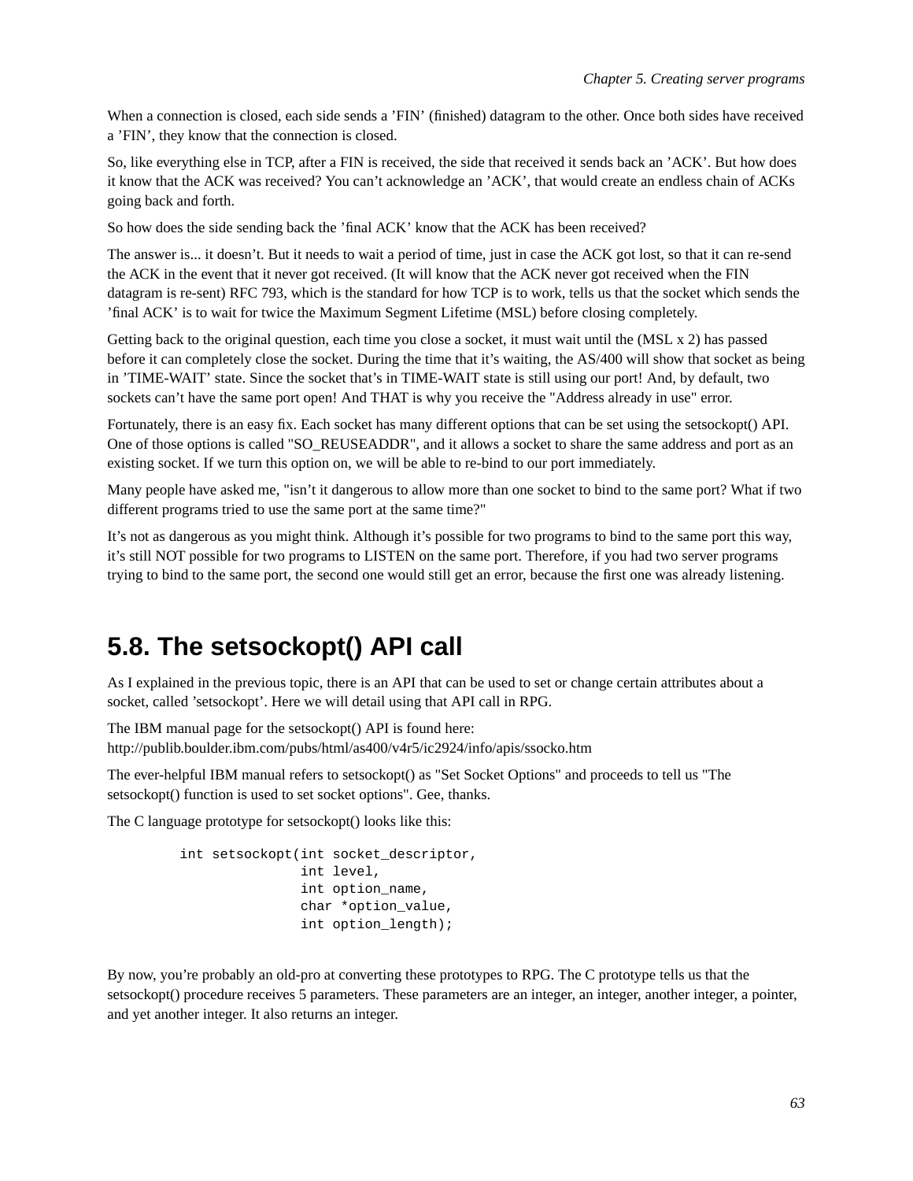When a connection is closed, each side sends a 'FIN' (finished) datagram to the other. Once both sides have received a 'FIN', they know that the connection is closed.

So, like everything else in TCP, after a FIN is received, the side that received it sends back an 'ACK'. But how does it know that the ACK was received? You can't acknowledge an 'ACK', that would create an endless chain of ACKs going back and forth.

So how does the side sending back the 'final ACK' know that the ACK has been received?

The answer is... it doesn't. But it needs to wait a period of time, just in case the ACK got lost, so that it can re-send the ACK in the event that it never got received. (It will know that the ACK never got received when the FIN datagram is re-sent) RFC 793, which is the standard for how TCP is to work, tells us that the socket which sends the 'final ACK' is to wait for twice the Maximum Segment Lifetime (MSL) before closing completely.

Getting back to the original question, each time you close a socket, it must wait until the (MSL x 2) has passed before it can completely close the socket. During the time that it's waiting, the AS/400 will show that socket as being in 'TIME-WAIT' state. Since the socket that's in TIME-WAIT state is still using our port! And, by default, two sockets can't have the same port open! And THAT is why you receive the "Address already in use" error.

Fortunately, there is an easy fix. Each socket has many different options that can be set using the setsockopt() API. One of those options is called "SO_REUSEADDR", and it allows a socket to share the same address and port as an existing socket. If we turn this option on, we will be able to re-bind to our port immediately.

Many people have asked me, "isn't it dangerous to allow more than one socket to bind to the same port? What if two different programs tried to use the same port at the same time?"

It's not as dangerous as you might think. Although it's possible for two programs to bind to the same port this way, it's still NOT possible for two programs to LISTEN on the same port. Therefore, if you had two server programs trying to bind to the same port, the second one would still get an error, because the first one was already listening.

## 5.8. The setsockopt() API call

As I explained in the previous topic, there is an API that can be used to set or change certain attributes about a socket, called 'setsockopt'. Here we will detail using that API call in RPG.

The IBM manual page for the setsockopt() API is found here:
http://publib.boulder.ibm.com/pubs/html/as400/v4r5/ic2924/info/apis/ssocko.htm

The ever-helpful IBM manual refers to setsockopt() as "Set Socket Options" and proceeds to tell us "The setsockopt() function is used to set socket options". Gee, thanks.

The C language prototype for setsockopt() looks like this:

```
int setsockopt(int socket_descriptor,
               int level,
               int option_name,
               char *option_value,
               int option_length);
```

By now, you're probably an old-pro at converting these prototypes to RPG. The C prototype tells us that the setsockopt() procedure receives 5 parameters. These parameters are an integer, an integer, another integer, a pointer, and yet another integer. It also returns an integer.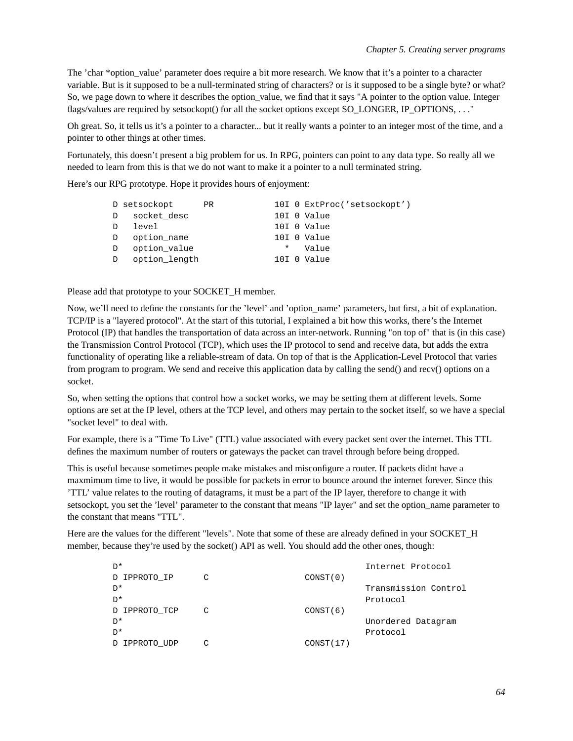The 'char *option_value' parameter does require a bit more research. We know that it's a pointer to a character variable. But is it supposed to be a null-terminated string of characters? or is it supposed to be a single byte? or what? So, we page down to where it describes the option_value, we find that it says "A pointer to the option value. Integer flags/values are required by setsockopt() for all the socket options except SO_LONGER, IP_OPTIONS, . . ."

Oh great. So, it tells us it's a pointer to a character... but it really wants a pointer to an integer most of the time, and a pointer to other things at other times.

Fortunately, this doesn't present a big problem for us. In RPG, pointers can point to any data type. So really all we needed to learn from this is that we do not want to make it a pointer to a null terminated string.

Here's our RPG prototype. Hope it provides hours of enjoyment:

```
D setsockopt      PR            10I 0 ExtProc('setsockopt')
D   socket_desc                 10I 0 Value
D   level                       10I 0 Value
D   option_name                 10I 0 Value
D   option_value                  *   Value
D   option_length               10I 0 Value
```

Please add that prototype to your SOCKET_H member.

Now, we'll need to define the constants for the 'level' and 'option_name' parameters, but first, a bit of explanation. TCP/IP is a "layered protocol". At the start of this tutorial, I explained a bit how this works, there's the Internet Protocol (IP) that handles the transportation of data across an inter-network. Running "on top of" that is (in this case) the Transmission Control Protocol (TCP), which uses the IP protocol to send and receive data, but adds the extra functionality of operating like a reliable-stream of data. On top of that is the Application-Level Protocol that varies from program to program. We send and receive this application data by calling the send() and recv() options on a socket.

So, when setting the options that control how a socket works, we may be setting them at different levels. Some options are set at the IP level, others at the TCP level, and others may pertain to the socket itself, so we have a special "socket level" to deal with.

For example, there is a "Time To Live" (TTL) value associated with every packet sent over the internet. This TTL defines the maximum number of routers or gateways the packet can travel through before being dropped.

This is useful because sometimes people make mistakes and misconfigure a router. If packets didnt have a maxmimum time to live, it would be possible for packets in error to bounce around the internet forever. Since this 'TTL' value relates to the routing of datagrams, it must be a part of the IP layer, therefore to change it with setsockopt, you set the 'level' parameter to the constant that means "IP layer" and set the option_name parameter to the constant that means "TTL".

Here are the values for the different "levels". Note that some of these are already defined in your SOCKET_H member, because they're used by the socket() API as well. You should add the other ones, though:

```
D*                                                Internet Protocol
D IPPROTO_IP      C                   CONST(0)
D*                                                Transmission Control
D*                                                Protocol
D IPPROTO_TCP     C                   CONST(6)
D*                                                Unordered Datagram
D*                                                Protocol
D IPPROTO_UDP     C                   CONST(17)
```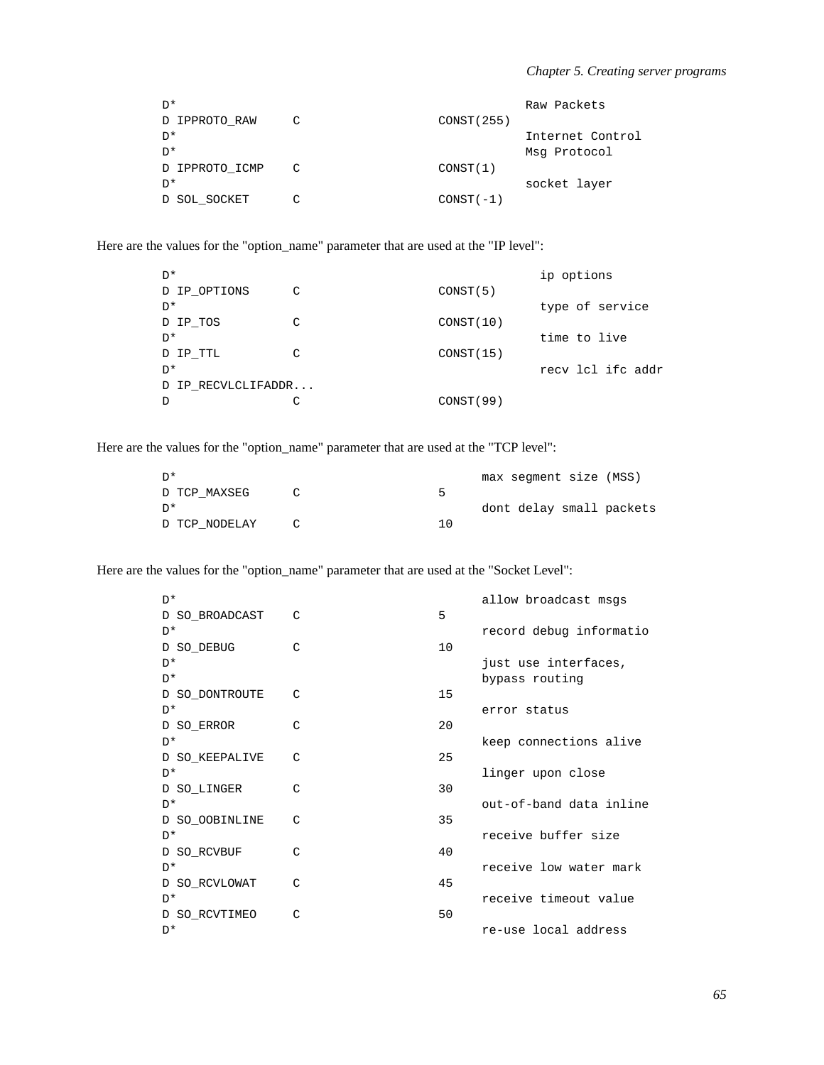```
D*                                      Raw Packets
D IPPROTO_RAW     C                   CONST(255)
D*                                      Internet Control
D*                                      Msg Protocol
D IPPROTO_ICMP    C                   CONST(1)
D*                                      socket layer
D SOL_SOCKET      C                   CONST(-1)
```

Here are the values for the "option_name" parameter that are used at the "IP level":

```
D*                                        ip options
D IP_OPTIONS      C                   CONST(5)
D*                                        type of service
D IP_TOS          C                   CONST(10)
D*                                        time to live
D IP_TTL          C                   CONST(15)
D*                                        recv lcl ifc addr
D IP_RECVLCLIFADDR...
D                 C                   CONST(99)
```

Here are the values for the "option_name" parameter that are used at the "TCP level":

```
D*                                    max segment size (MSS)
D TCP_MAXSEG      C                   5
D*                                    dont delay small packets
D TCP_NODELAY     C                   10
```

Here are the values for the "option_name" parameter that are used at the "Socket Level":

```
D*                                    allow broadcast msgs
D SO_BROADCAST    C                   5
D*                                    record debug informatio
D SO_DEBUG        C                   10
D*                                    just use interfaces,
D*                                    bypass routing
D SO_DONTROUTE    C                   15
D*                                    error status
D SO_ERROR        C                   20
D*                                    keep connections alive
D SO_KEEPALIVE    C                   25
D*                                    linger upon close
D SO_LINGER       C                   30
D*                                    out-of-band data inline
D SO_OOBINLINE    C                   35
D*                                    receive buffer size
D SO_RCVBUF       C                   40
D*                                    receive low water mark
D SO_RCVLOWAT     C                   45
D*                                    receive timeout value
D SO_RCVTIMEO     C                   50
D*                                    re-use local address
```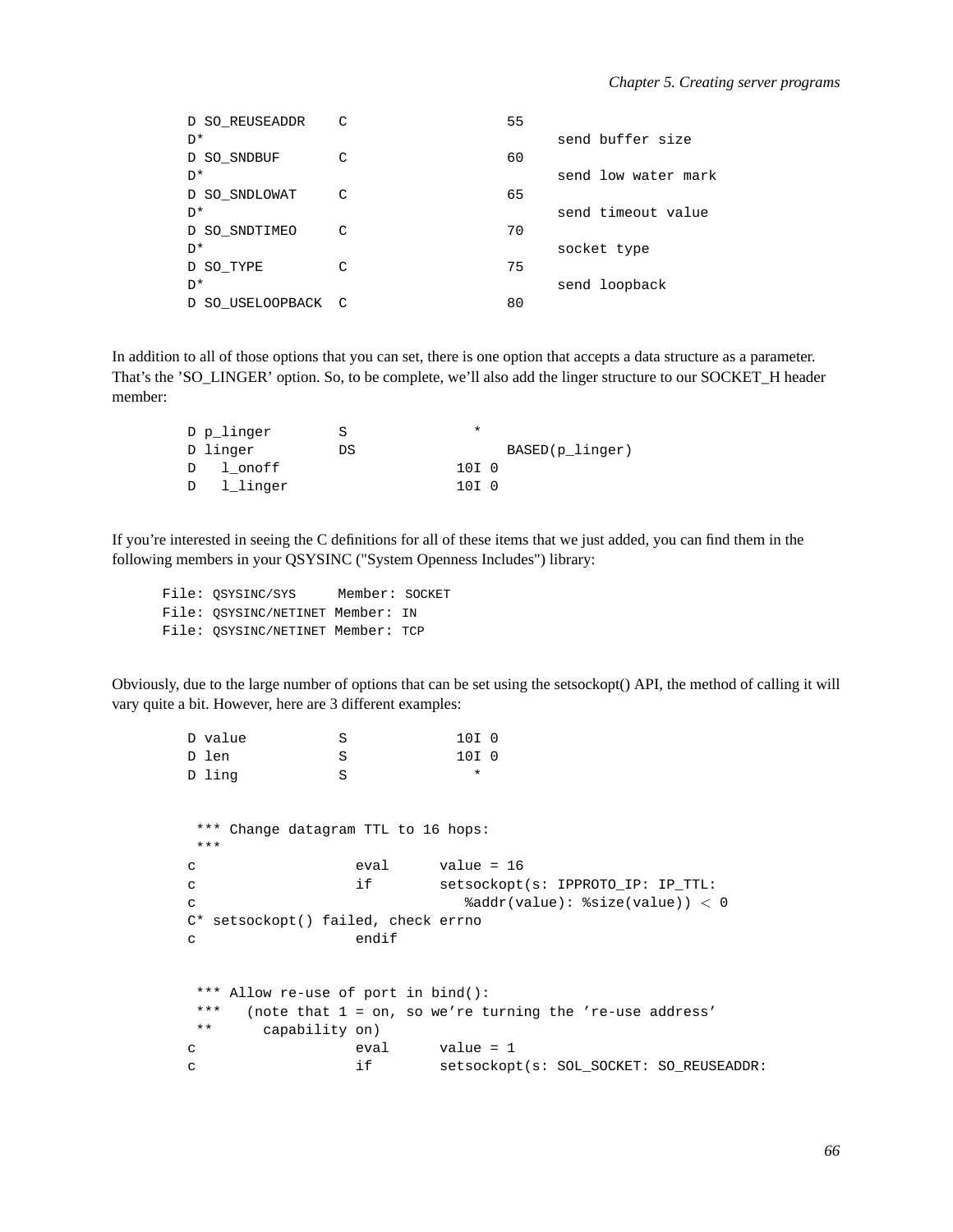```
D SO_REUSEADDR    C                   55
D*                                          send buffer size
D SO_SNDBUF       C                   60
D*                                          send low water mark
D SO_SNDLOWAT     C                   65
D*                                          send timeout value
D SO_SNDTIMEO     C                   70
D*                                          socket type
D SO_TYPE         C                   75
D*                                          send loopback
D SO_USELOOPBACK  C                   80
```

In addition to all of those options that you can set, there is one option that accepts a data structure as a parameter. That's the 'SO_LINGER' option. So, to be complete, we'll also add the linger structure to our SOCKET_H header member:

```
D p_linger        S               *
D linger          DS                  BASED(p_linger)
D   l_onoff                     10I 0
D   l_linger                    10I 0
```

If you're interested in seeing the C definitions for all of these items that we just added, you can find them in the following members in your QSYSINC ("System Openness Includes") library:

```
File: QSYSINC/SYS     Member: SOCKET
File: QSYSINC/NETINET Member: IN
File: QSYSINC/NETINET Member: TCP
```

Obviously, due to the large number of options that can be set using the setsockopt() API, the method of calling it will vary quite a bit. However, here are 3 different examples:

```
D value           S             10I 0
D len             S             10I 0
D ling            S               *


 *** Change datagram TTL to 16 hops:
 ***
c                   eval      value = 16
c                   if        setsockopt(s: IPPROTO_IP: IP_TTL:
c                                %addr(value): %size(value)) < 0
C* setsockopt() failed, check errno
c                   endif


 *** Allow re-use of port in bind():
 ***   (note that 1 = on, so we're turning the 're-use address'
 **      capability on)
c                   eval      value = 1
c                   if        setsockopt(s: SOL_SOCKET: SO_REUSEADDR:
```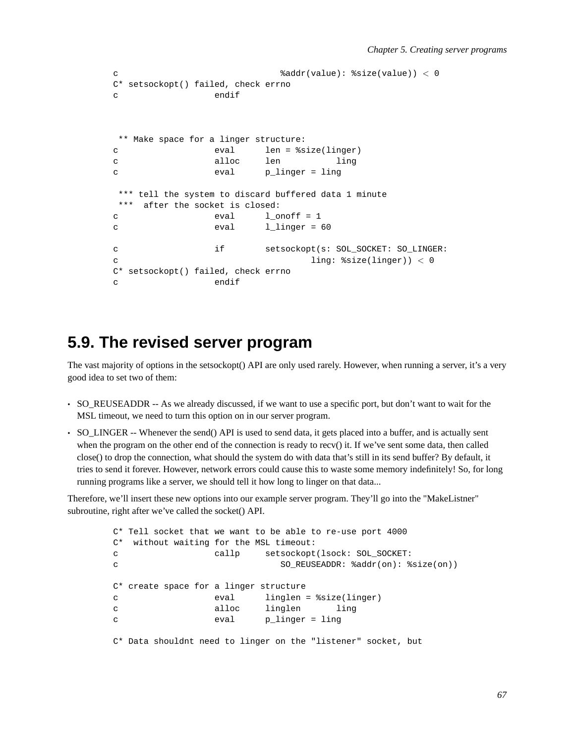```
c                                %addr(value): %size(value)) < 0
C* setsockopt() failed, check errno
c                   endif
```

```
 ** Make space for a linger structure:
c                   eval      len = %size(linger)
c                   alloc     len           ling
c                   eval      p_linger = ling

 *** tell the system to discard buffered data 1 minute
 ***  after the socket is closed:
c                   eval      l_onoff = 1
c                   eval      l_linger = 60

c                   if        setsockopt(s: SOL_SOCKET: SO_LINGER:
c                                      ling: %size(linger)) < 0
C* setsockopt() failed, check errno
c                   endif
```

## 5.9. The revised server program

The vast majority of options in the setsockopt() API are only used rarely. However, when running a server, it's a very good idea to set two of them:

- SO_REUSEADDR -- As we already discussed, if we want to use a specific port, but don't want to wait for the MSL timeout, we need to turn this option on in our server program.
- SO_LINGER -- Whenever the send() API is used to send data, it gets placed into a buffer, and is actually sent when the program on the other end of the connection is ready to recv() it. If we've sent some data, then called close() to drop the connection, what should the system do with data that's still in its send buffer? By default, it tries to send it forever. However, network errors could cause this to waste some memory indefinitely! So, for long running programs like a server, we should tell it how long to linger on that data...

Therefore, we'll insert these new options into our example server program. They'll go into the "MakeListner" subroutine, right after we've called the socket() API.

```
C* Tell socket that we want to be able to re-use port 4000
C*  without waiting for the MSL timeout:
c                   callp     setsockopt(lsock: SOL_SOCKET:
c                                SO_REUSEADDR: %addr(on): %size(on))

C* create space for a linger structure
c                   eval      linglen = %size(linger)
c                   alloc     linglen       ling
c                   eval      p_linger = ling

C* Data shouldnt need to linger on the "listener" socket, but
```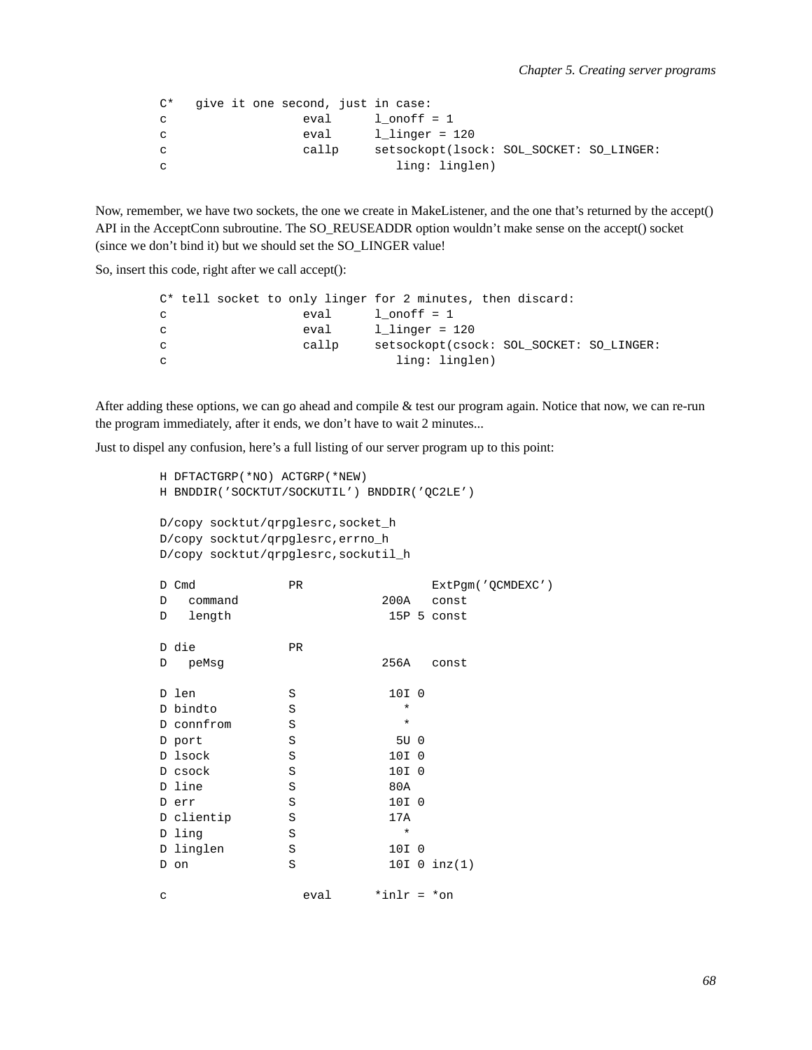```
C*   give it one second, just in case:
c                   eval      l_onoff = 1
c                   eval      l_linger = 120
c                   callp     setsockopt(lsock: SOL_SOCKET: SO_LINGER:
c                                ling: linglen)
```

Now, remember, we have two sockets, the one we create in MakeListener, and the one that’s returned by the accept() API in the AcceptConn subroutine. The SO_REUSEADDR option wouldn’t make sense on the accept() socket (since we don’t bind it) but we should set the SO_LINGER value!

So, insert this code, right after we call accept():

```
C* tell socket to only linger for 2 minutes, then discard:
c                   eval      l_onoff = 1
c                   eval      l_linger = 120
c                   callp     setsockopt(csock: SOL_SOCKET: SO_LINGER:
c                                ling: linglen)
```

After adding these options, we can go ahead and compile & test our program again. Notice that now, we can re-run the program immediately, after it ends, we don’t have to wait 2 minutes...

Just to dispel any confusion, here’s a full listing of our server program up to this point:

```
H DFTACTGRP(*NO) ACTGRP(*NEW)
H BNDDIR('SOCKTUT/SOCKUTIL') BNDDIR('QC2LE')

D/copy socktut/qrpglesrc,socket_h
D/copy socktut/qrpglesrc,errno_h
D/copy socktut/qrpglesrc,sockutil_h

D Cmd             PR                  ExtPgm('QCMDEXC')
D   command                    200A   const
D   length                      15P 5 const

D die             PR
D   peMsg                      256A   const

D len             S             10I 0
D bindto          S               *
D connfrom        S               *
D port            S              5U 0
D lsock           S             10I 0
D csock           S             10I 0
D line            S             80A
D err             S             10I 0
D clientip        S             17A
D ling            S               *
D linglen         S             10I 0
D on              S             10I 0 inz(1)

c                   eval      *inlr = *on
```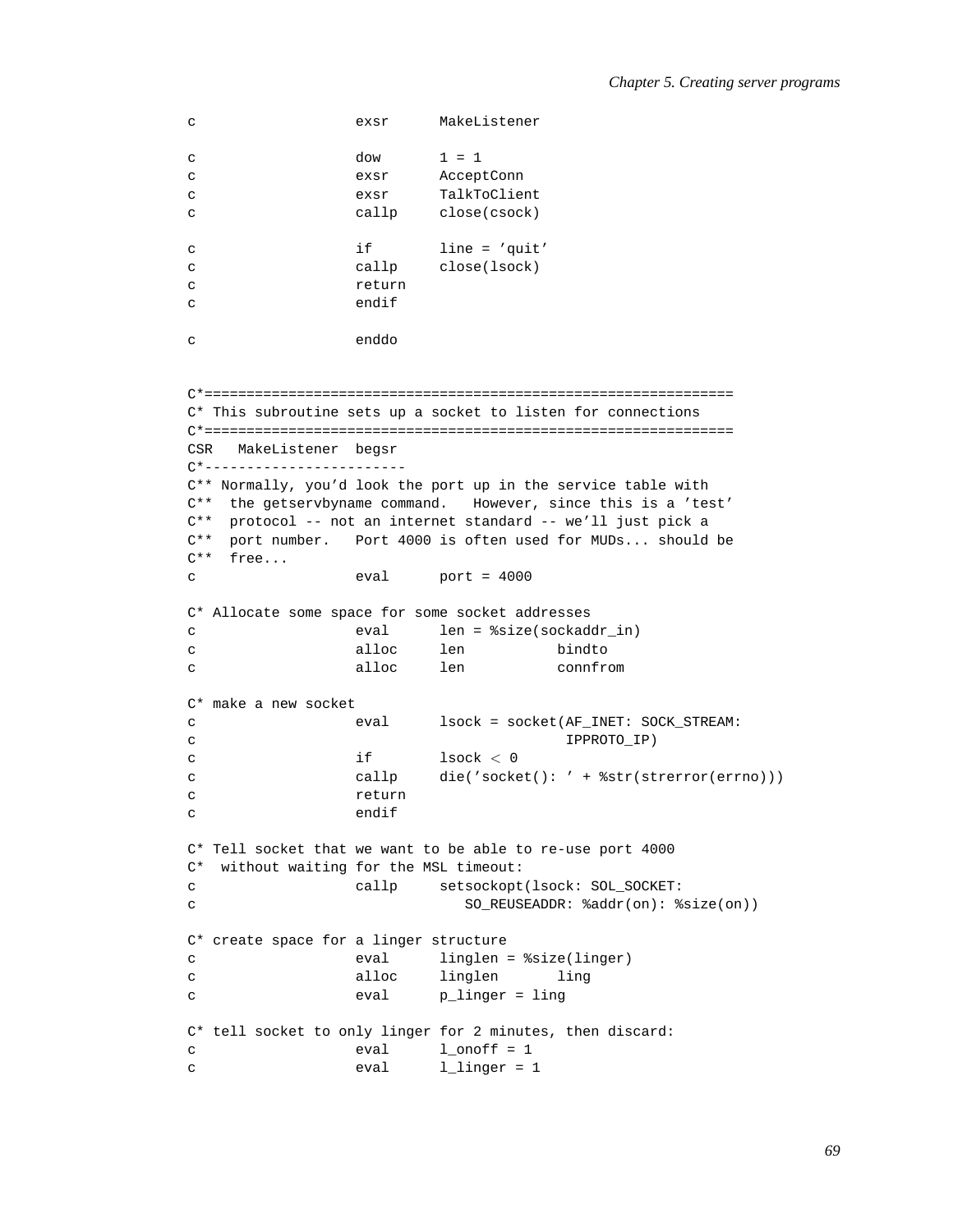```
c                   exsr      MakeListener

c                   dow       1 = 1
c                   exsr      AcceptConn
c                   exsr      TalkToClient
c                   callp     close(csock)

c                   if        line = 'quit'
c                   callp     close(lsock)
c                   return
c                   endif

c                   enddo


C*===============================================================
C* This subroutine sets up a socket to listen for connections
C*===============================================================
CSR   MakeListener  begsr
C*------------------------
C** Normally, you'd look the port up in the service table with
C**  the getservbyname command.   However, since this is a 'test'
C**  protocol -- not an internet standard -- we'll just pick a
C**  port number.   Port 4000 is often used for MUDs... should be
C**  free...
c                   eval      port = 4000

C* Allocate some space for some socket addresses
c                   eval      len = %size(sockaddr_in)
c                   alloc     len           bindto
c                   alloc     len           connfrom

C* make a new socket
c                   eval      lsock = socket(AF_INET: SOCK_STREAM:
c                                            IPPROTO_IP)
c                   if        lsock < 0
c                   callp     die('socket(): ' + %str(strerror(errno)))
c                   return
c                   endif

C* Tell socket that we want to be able to re-use port 4000
C*  without waiting for the MSL timeout:
c                   callp     setsockopt(lsock: SOL_SOCKET:
c                                SO_REUSEADDR: %addr(on): %size(on))

C* create space for a linger structure
c                   eval      linglen = %size(linger)
c                   alloc     linglen       ling
c                   eval      p_linger = ling

C* tell socket to only linger for 2 minutes, then discard:
c                   eval      l_onoff = 1
c                   eval      l_linger = 1
```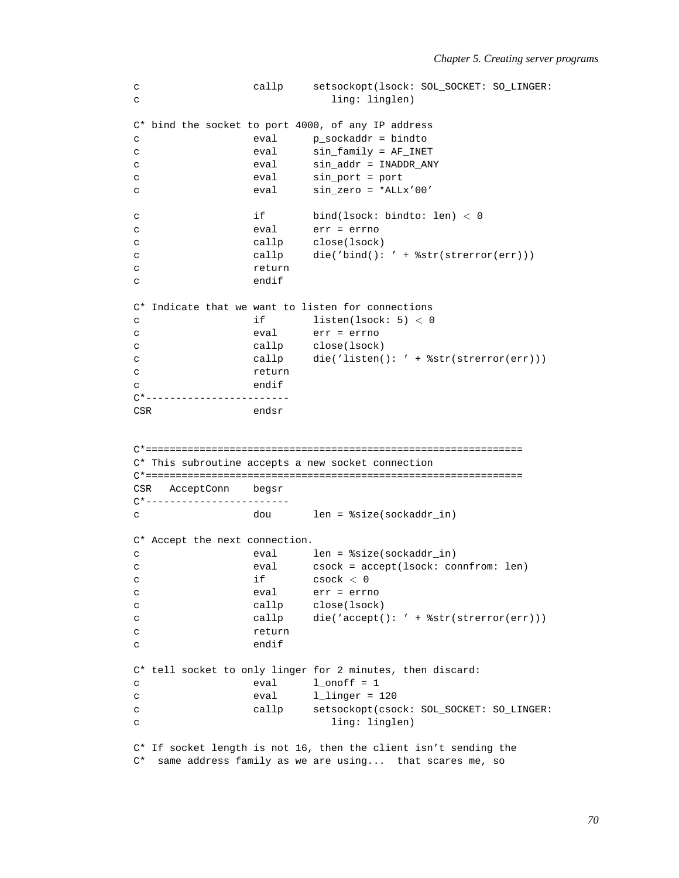```
c                   callp     setsockopt(lsock: SOL_SOCKET: SO_LINGER:
c                                ling: linglen)

C* bind the socket to port 4000, of any IP address
c                   eval      p_sockaddr = bindto
c                   eval      sin_family = AF_INET
c                   eval      sin_addr = INADDR_ANY
c                   eval      sin_port = port
c                   eval      sin_zero = *ALLx'00'

c                   if        bind(lsock: bindto: len) < 0
c                   eval      err = errno
c                   callp     close(lsock)
c                   callp     die('bind(): ' + %str(strerror(err)))
c                   return
c                   endif

C* Indicate that we want to listen for connections
c                   if        listen(lsock: 5) < 0
c                   eval      err = errno
c                   callp     close(lsock)
c                   callp     die('listen(): ' + %str(strerror(err)))
c                   return
c                   endif
C*------------------------
CSR                 endsr


C*===============================================================
C* This subroutine accepts a new socket connection
C*===============================================================
CSR   AcceptConn    begsr
C*------------------------
c                   dou       len = %size(sockaddr_in)

C* Accept the next connection.
c                   eval      len = %size(sockaddr_in)
c                   eval      csock = accept(lsock: connfrom: len)
c                   if        csock < 0
c                   eval      err = errno
c                   callp     close(lsock)
c                   callp     die('accept(): ' + %str(strerror(err)))
c                   return
c                   endif

C* tell socket to only linger for 2 minutes, then discard:
c                   eval      l_onoff = 1
c                   eval      l_linger = 120
c                   callp     setsockopt(csock: SOL_SOCKET: SO_LINGER:
c                                ling: linglen)

C* If socket length is not 16, then the client isn't sending the
C*  same address family as we are using...  that scares me, so
```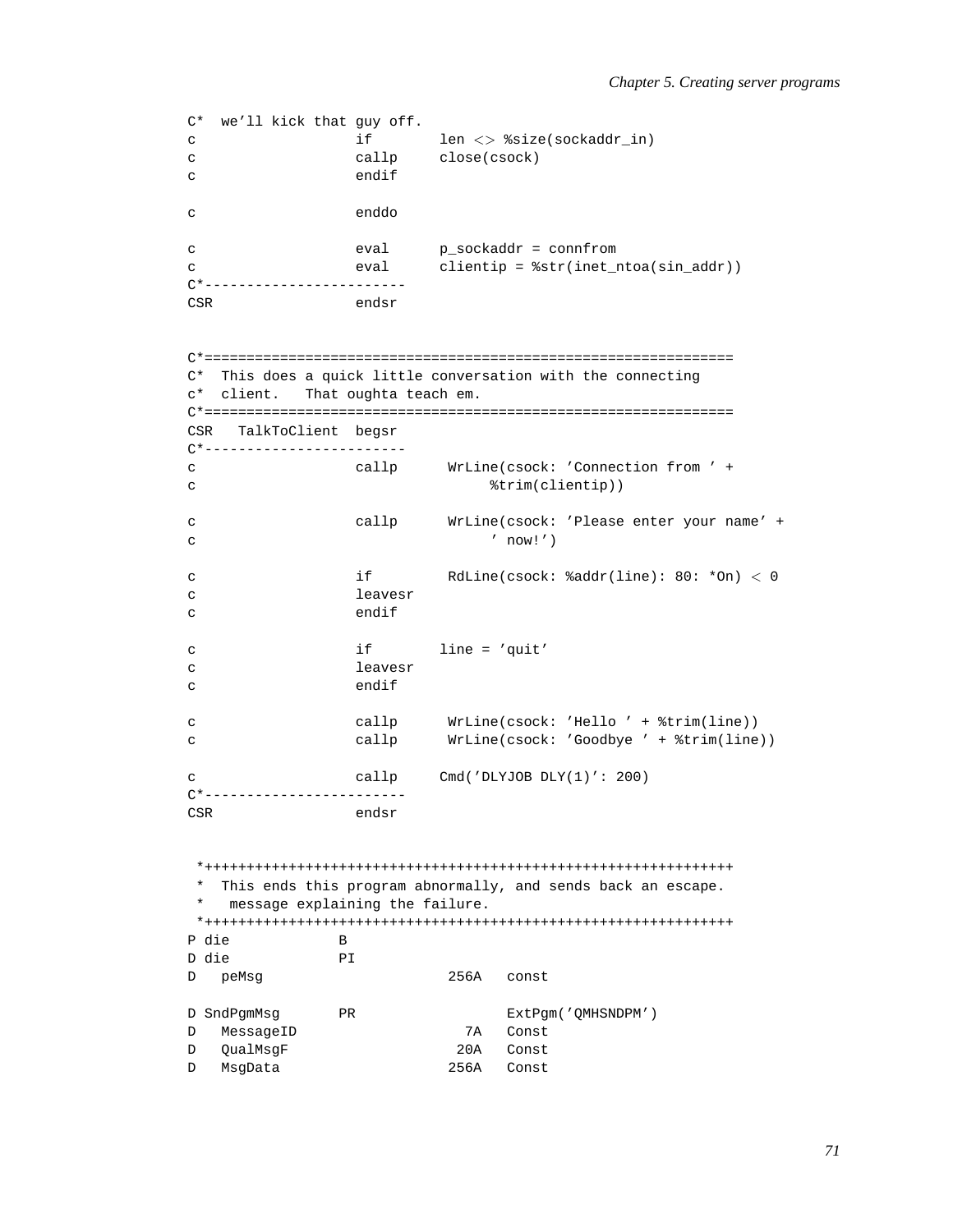```
C*  we'll kick that guy off.
c                   if        len <> %size(sockaddr_in)
c                   callp     close(csock)
c                   endif

c                   enddo

c                   eval      p_sockaddr = connfrom
c                   eval      clientip = %str(inet_ntoa(sin_addr))
C*------------------------
CSR                 endsr


C*===============================================================
C*  This does a quick little conversation with the connecting
c*  client.   That oughta teach em.
C*===============================================================
CSR   TalkToClient  begsr
C*------------------------
c                   callp      WrLine(csock: 'Connection from ' +
c                                   %trim(clientip))

c                   callp      WrLine(csock: 'Please enter your name' +
c                                   ' now!')

c                   if         RdLine(csock: %addr(line): 80: *On) < 0
c                   leavesr
c                   endif

c                   if        line = 'quit'
c                   leavesr
c                   endif

c                   callp      WrLine(csock: 'Hello ' + %trim(line))
c                   callp      WrLine(csock: 'Goodbye ' + %trim(line))

c                   callp     Cmd('DLYJOB DLY(1)': 200)
C*------------------------
CSR                 endsr


 *+++++++++++++++++++++++++++++++++++++++++++++++++++++++++++++++
 *  This ends this program abnormally, and sends back an escape.
 *   message explaining the failure.
 *+++++++++++++++++++++++++++++++++++++++++++++++++++++++++++++++
P die             B
D die             PI
D   peMsg                      256A   const

D SndPgmMsg       PR                  ExtPgm('QMHSNDPM')
D   MessageID                    7A   Const
D   QualMsgF                    20A   Const
D   MsgData                    256A   Const
```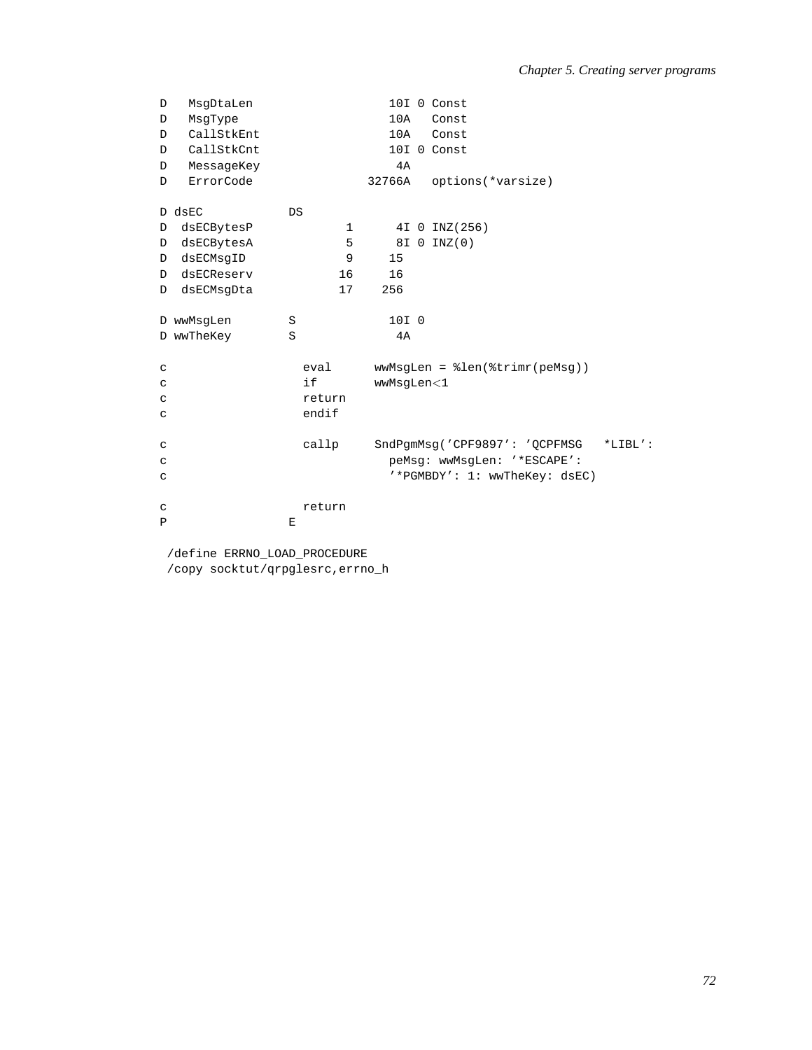```
D   MsgDtaLen                   10I 0 Const
D   MsgType                     10A   Const
D   CallStkEnt                  10A   Const
D   CallStkCnt                  10I 0 Const
D   MessageKey                   4A
D   ErrorCode                32766A   options(*varsize)

D dsEC            DS
D  dsECBytesP             1      4I 0 INZ(256)
D  dsECBytesA             5      8I 0 INZ(0)
D  dsECMsgID              9     15
D  dsECReserv            16     16
D  dsECMsgDta            17    256

D wwMsgLen        S             10I 0
D wwTheKey        S              4A

c                   eval      wwMsgLen = %len(%trimr(peMsg))
c                   if        wwMsgLen<1
c                   return
c                   endif

c                   callp     SndPgmMsg('CPF9897': 'QCPFMSG   *LIBL':
c                               peMsg: wwMsgLen: '*ESCAPE':
c                               '*PGMBDY': 1: wwTheKey: dsEC)

c                   return
P                 E

 /define ERRNO_LOAD_PROCEDURE
 /copy socktut/qrpglesrc,errno_h
```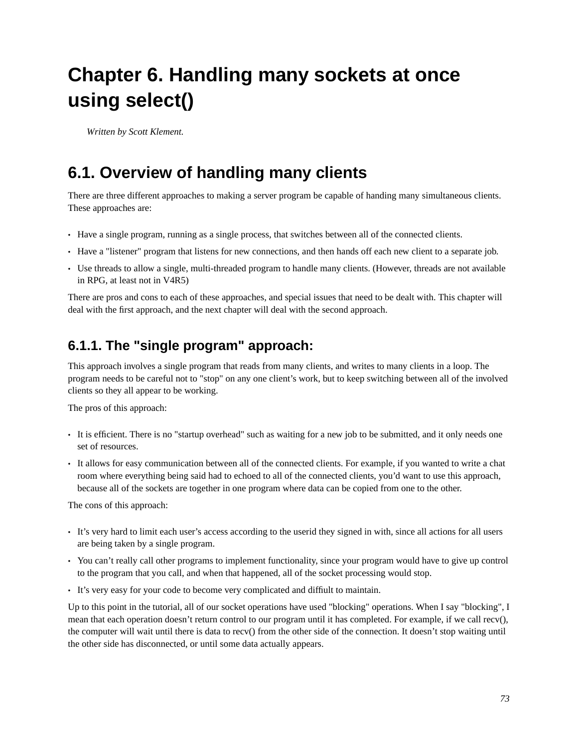# Chapter 6. Handling many sockets at once using select()

*Written by Scott Klement.*

## 6.1. Overview of handling many clients

There are three different approaches to making a server program be capable of handing many simultaneous clients. These approaches are:

- Have a single program, running as a single process, that switches between all of the connected clients.
- Have a "listener" program that listens for new connections, and then hands off each new client to a separate job.
- Use threads to allow a single, multi-threaded program to handle many clients. (However, threads are not available in RPG, at least not in V4R5)

There are pros and cons to each of these approaches, and special issues that need to be dealt with. This chapter will deal with the first approach, and the next chapter will deal with the second approach.

### 6.1.1. The "single program" approach:

This approach involves a single program that reads from many clients, and writes to many clients in a loop. The program needs to be careful not to "stop" on any one client's work, but to keep switching between all of the involved clients so they all appear to be working.

The pros of this approach:

- It is efficient. There is no "startup overhead" such as waiting for a new job to be submitted, and it only needs one set of resources.
- It allows for easy communication between all of the connected clients. For example, if you wanted to write a chat room where everything being said had to echoed to all of the connected clients, you'd want to use this approach, because all of the sockets are together in one program where data can be copied from one to the other.

The cons of this approach:

- It's very hard to limit each user's access according to the userid they signed in with, since all actions for all users are being taken by a single program.
- You can't really call other programs to implement functionality, since your program would have to give up control to the program that you call, and when that happened, all of the socket processing would stop.
- It's very easy for your code to become very complicated and diffiult to maintain.

Up to this point in the tutorial, all of our socket operations have used "blocking" operations. When I say "blocking", I mean that each operation doesn't return control to our program until it has completed. For example, if we call recv(), the computer will wait until there is data to recv() from the other side of the connection. It doesn't stop waiting until the other side has disconnected, or until some data actually appears.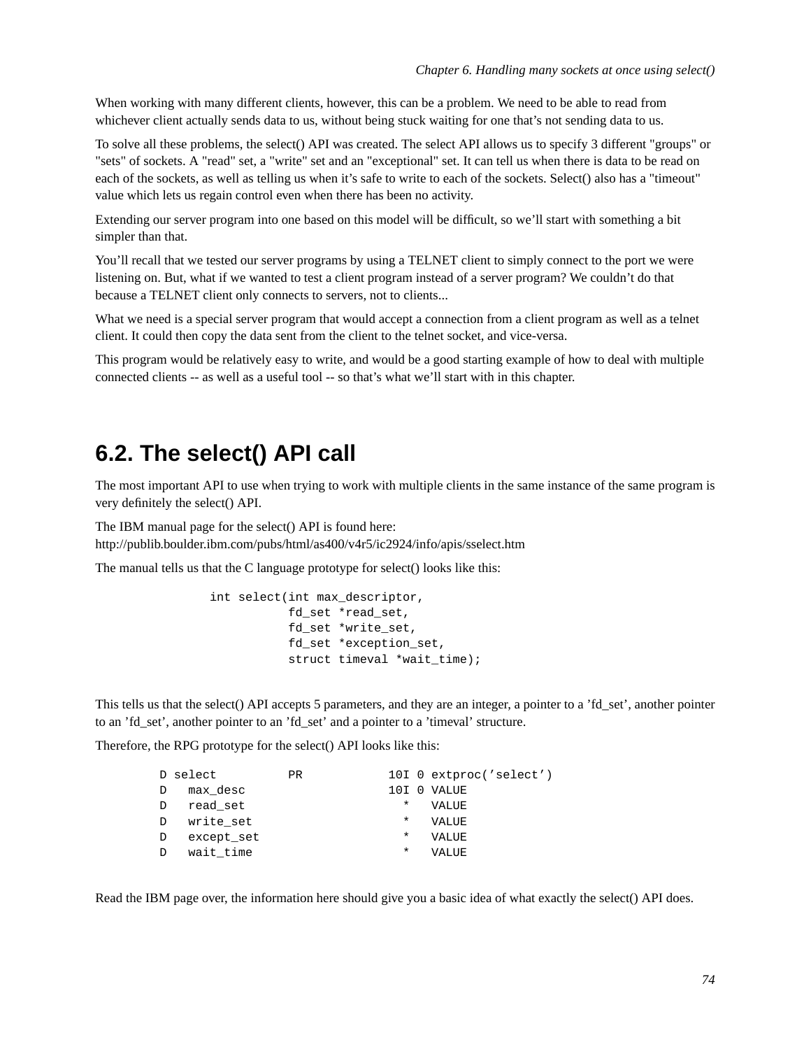When working with many different clients, however, this can be a problem. We need to be able to read from whichever client actually sends data to us, without being stuck waiting for one that's not sending data to us.

To solve all these problems, the select() API was created. The select API allows us to specify 3 different "groups" or "sets" of sockets. A "read" set, a "write" set and an "exceptional" set. It can tell us when there is data to be read on each of the sockets, as well as telling us when it's safe to write to each of the sockets. Select() also has a "timeout" value which lets us regain control even when there has been no activity.

Extending our server program into one based on this model will be difficult, so we'll start with something a bit simpler than that.

You'll recall that we tested our server programs by using a TELNET client to simply connect to the port we were listening on. But, what if we wanted to test a client program instead of a server program? We couldn't do that because a TELNET client only connects to servers, not to clients...

What we need is a special server program that would accept a connection from a client program as well as a telnet client. It could then copy the data sent from the client to the telnet socket, and vice-versa.

This program would be relatively easy to write, and would be a good starting example of how to deal with multiple connected clients -- as well as a useful tool -- so that's what we'll start with in this chapter.

## 6.2. The select() API call

The most important API to use when trying to work with multiple clients in the same instance of the same program is very definitely the select() API.

The IBM manual page for the select() API is found here:
http://publib.boulder.ibm.com/pubs/html/as400/v4r5/ic2924/info/apis/sselect.htm

The manual tells us that the C language prototype for select() looks like this:

```
int select(int max_descriptor,
           fd_set *read_set,
           fd_set *write_set,
           fd_set *exception_set,
           struct timeval *wait_time);
```

This tells us that the select() API accepts 5 parameters, and they are an integer, a pointer to a 'fd_set', another pointer to an 'fd_set', another pointer to an 'fd_set' and a pointer to a 'timeval' structure.

Therefore, the RPG prototype for the select() API looks like this:

```
D select          PR            10I 0 extproc('select')
D   max_desc                    10I 0 VALUE
D   read_set                      *   VALUE
D   write_set                     *   VALUE
D   except_set                    *   VALUE
D   wait_time                     *   VALUE
```

Read the IBM page over, the information here should give you a basic idea of what exactly the select() API does.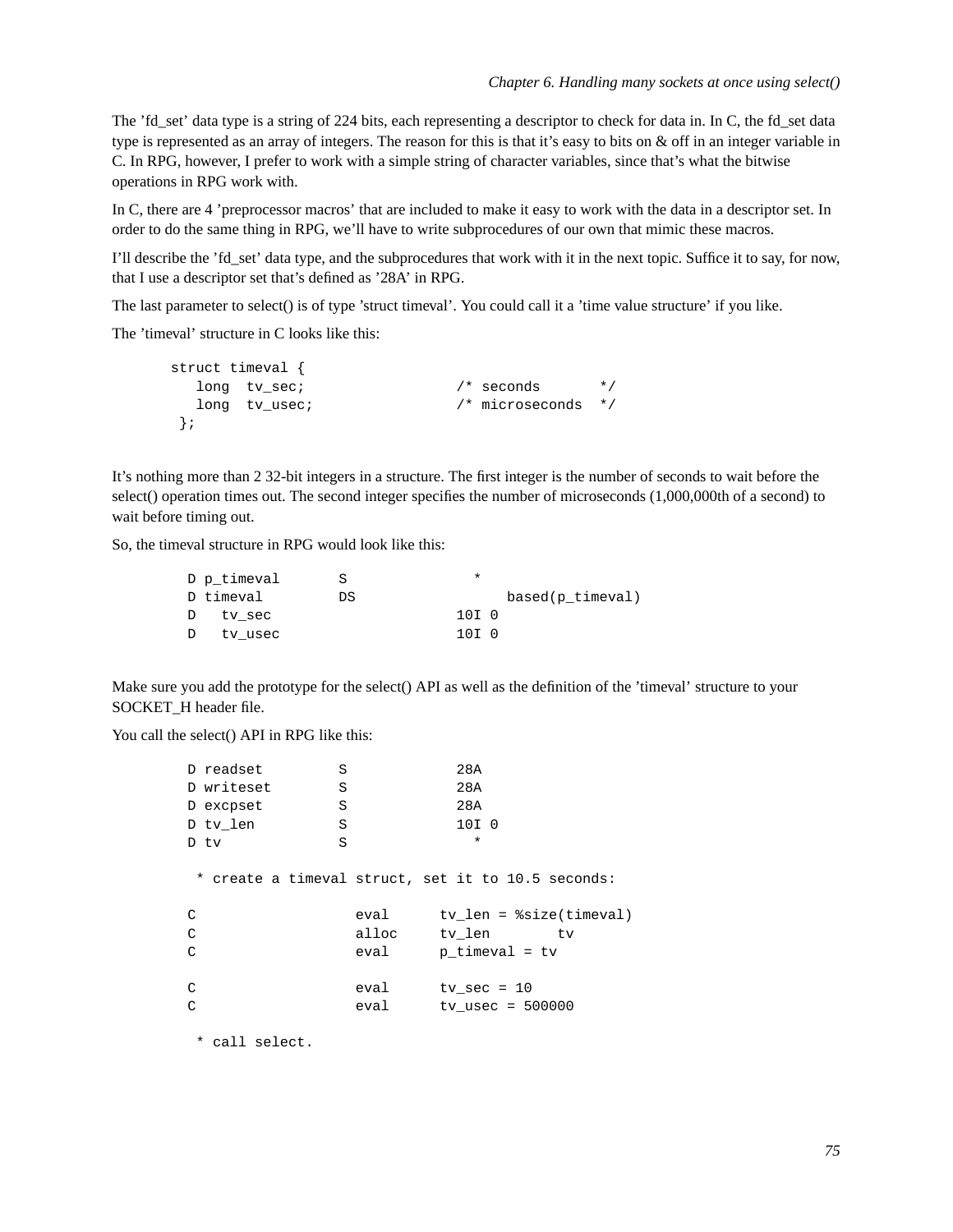The 'fd_set' data type is a string of 224 bits, each representing a descriptor to check for data in. In C, the fd_set data type is represented as an array of integers. The reason for this is that it's easy to bits on & off in an integer variable in C. In RPG, however, I prefer to work with a simple string of character variables, since that's what the bitwise operations in RPG work with.

In C, there are 4 'preprocessor macros' that are included to make it easy to work with the data in a descriptor set. In order to do the same thing in RPG, we'll have to write subprocedures of our own that mimic these macros.

I'll describe the 'fd_set' data type, and the subprocedures that work with it in the next topic. Suffice it to say, for now, that I use a descriptor set that's defined as '28A' in RPG.

The last parameter to select() is of type 'struct timeval'. You could call it a 'time value structure' if you like.

The 'timeval' structure in C looks like this:

```
struct timeval {
   long  tv_sec;                 /* seconds       */
   long  tv_usec;                /* microseconds  */
 };
```

It's nothing more than 2 32-bit integers in a structure. The first integer is the number of seconds to wait before the select() operation times out. The second integer specifies the number of microseconds (1,000,000th of a second) to wait before timing out.

So, the timeval structure in RPG would look like this:

```
D p_timeval       S               *
D timeval         DS                  based(p_timeval)
D   tv_sec                      10I 0
D   tv_usec                     10I 0
```

Make sure you add the prototype for the select() API as well as the definition of the 'timeval' structure to your SOCKET_H header file.

You call the select() API in RPG like this:

```
D readset         S             28A
D writeset        S             28A
D excpset         S             28A
D tv_len          S             10I 0
D tv              S               *

 * create a timeval struct, set it to 10.5 seconds:

C                   eval      tv_len = %size(timeval)
C                   alloc     tv_len        tv
C                   eval      p_timeval = tv

C                   eval      tv_sec = 10
C                   eval      tv_usec = 500000

 * call select.
```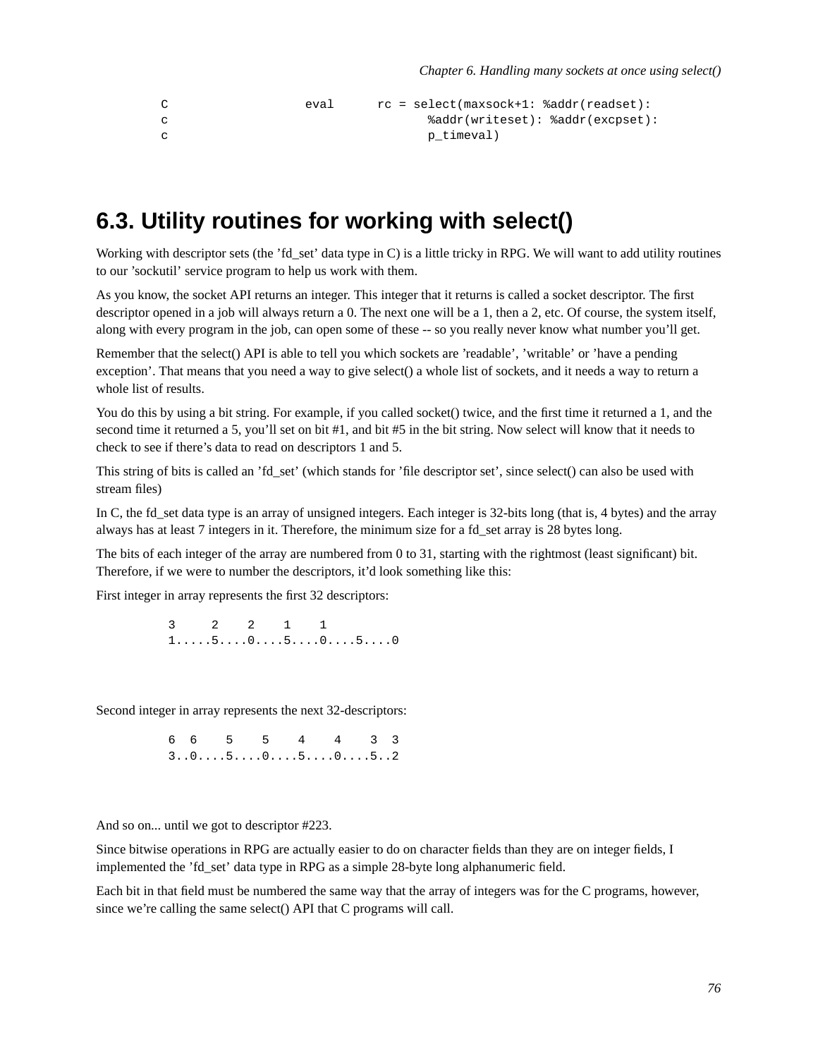```
C                   eval      rc = select(maxsock+1: %addr(readset):
c                                    %addr(writeset): %addr(excpset):
c                                    p_timeval)
```

## 6.3. Utility routines for working with select()

Working with descriptor sets (the 'fd_set' data type in C) is a little tricky in RPG. We will want to add utility routines to our 'sockutil' service program to help us work with them.

As you know, the socket API returns an integer. This integer that it returns is called a socket descriptor. The first descriptor opened in a job will always return a 0. The next one will be a 1, then a 2, etc. Of course, the system itself, along with every program in the job, can open some of these -- so you really never know what number you'll get.

Remember that the select() API is able to tell you which sockets are 'readable', 'writable' or 'have a pending exception'. That means that you need a way to give select() a whole list of sockets, and it needs a way to return a whole list of results.

You do this by using a bit string. For example, if you called socket() twice, and the first time it returned a 1, and the second time it returned a 5, you'll set on bit #1, and bit #5 in the bit string. Now select will know that it needs to check to see if there's data to read on descriptors 1 and 5.

This string of bits is called an 'fd_set' (which stands for 'file descriptor set', since select() can also be used with stream files)

In C, the fd_set data type is an array of unsigned integers. Each integer is 32-bits long (that is, 4 bytes) and the array always has at least 7 integers in it. Therefore, the minimum size for a fd_set array is 28 bytes long.

The bits of each integer of the array are numbered from 0 to 31, starting with the rightmost (least significant) bit. Therefore, if we were to number the descriptors, it'd look something like this:

First integer in array represents the first 32 descriptors:

```
3     2    2    1    1
1.....5....0....5....0....5....0
```

Second integer in array represents the next 32-descriptors:

```
6  6    5    5    4    4    3  3
3..0....5....0....5....0....5..2
```

And so on... until we got to descriptor #223.

Since bitwise operations in RPG are actually easier to do on character fields than they are on integer fields, I implemented the 'fd_set' data type in RPG as a simple 28-byte long alphanumeric field.

Each bit in that field must be numbered the same way that the array of integers was for the C programs, however, since we're calling the same select() API that C programs will call.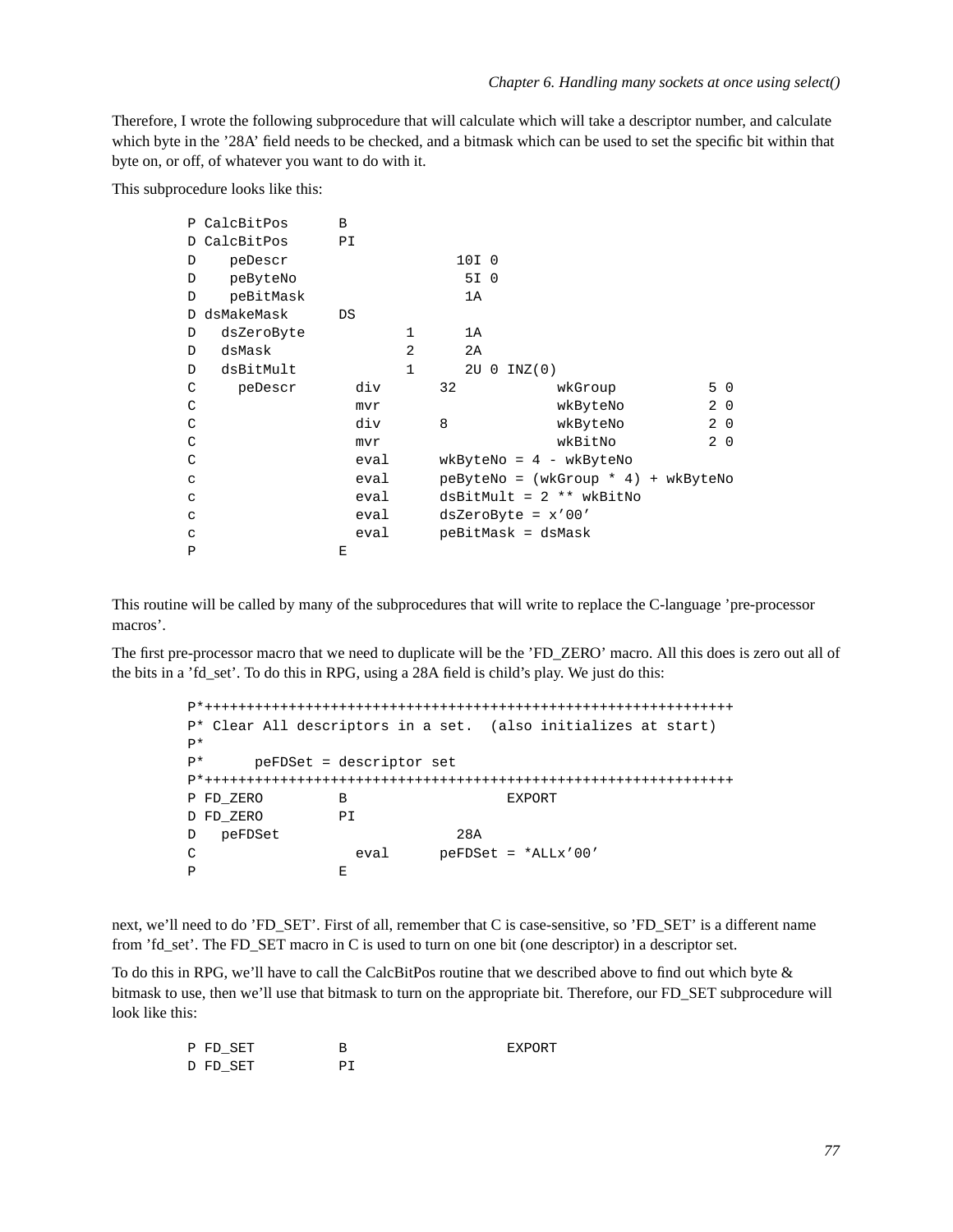Therefore, I wrote the following subprocedure that will calculate which will take a descriptor number, and calculate which byte in the '28A' field needs to be checked, and a bitmask which can be used to set the specific bit within that byte on, or off, of whatever you want to do with it.

This subprocedure looks like this:

```
P CalcBitPos      B
D CalcBitPos      PI
D    peDescr                     10I 0
D    peByteNo                     5I 0
D    peBitMask                    1A
D dsMakeMask      DS
D   dsZeroByte            1      1A
D   dsMask                2      2A
D   dsBitMult             1      2U 0 INZ(0)
C     peDescr       div       32            wkGroup           5 0
C                   mvr                     wkByteNo          2 0
C                   div       8             wkByteNo          2 0
C                   mvr                     wkBitNo           2 0
C                   eval      wkByteNo = 4 - wkByteNo
c                   eval      peByteNo = (wkGroup * 4) + wkByteNo
c                   eval      dsBitMult = 2 ** wkBitNo
c                   eval      dsZeroByte = x'00'
c                   eval      peBitMask = dsMask
P                 E
```

This routine will be called by many of the subprocedures that will write to replace the C-language 'pre-processor macros'.

The first pre-processor macro that we need to duplicate will be the 'FD_ZERO' macro. All this does is zero out all of the bits in a 'fd_set'. To do this in RPG, using a 28A field is child's play. We just do this:

```
P*++++++++++++++++++++++++++++++++++++++++++++++++++++++++++++++++
P* Clear All descriptors in a set.  (also initializes at start)
P*
P*      peFDSet = descriptor set
P*++++++++++++++++++++++++++++++++++++++++++++++++++++++++++++++++
P FD_ZERO         B                   EXPORT
D FD_ZERO         PI
D   peFDSet                      28A
C                   eval      peFDSet = *ALLx'00'
P                 E
```

next, we'll need to do 'FD_SET'. First of all, remember that C is case-sensitive, so 'FD_SET' is a different name from 'fd_set'. The FD_SET macro in C is used to turn on one bit (one descriptor) in a descriptor set.

To do this in RPG, we'll have to call the CalcBitPos routine that we described above to find out which byte & bitmask to use, then we'll use that bitmask to turn on the appropriate bit. Therefore, our FD_SET subprocedure will look like this:

```
P FD_SET          B                   EXPORT
D FD_SET          PI
```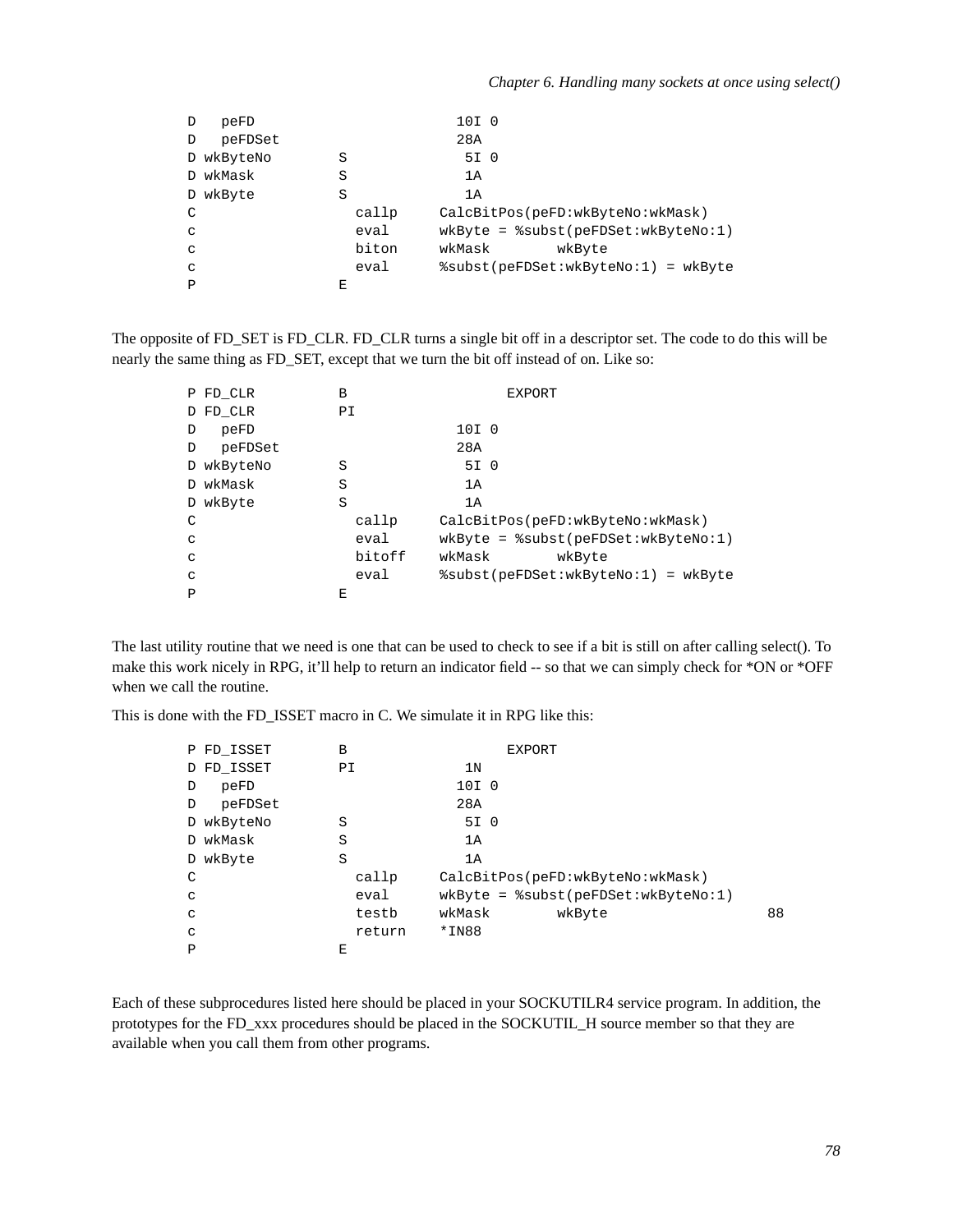```
D   peFD                        10I 0
D   peFDSet                     28A
D wkByteNo        S              5I 0
D wkMask          S              1A
D wkByte          S              1A
C                   callp     CalcBitPos(peFD:wkByteNo:wkMask)
c                   eval      wkByte = %subst(peFDSet:wkByteNo:1)
c                   biton     wkMask        wkByte
c                   eval      %subst(peFDSet:wkByteNo:1) = wkByte
P                 E
```

The opposite of FD_SET is FD_CLR. FD_CLR turns a single bit off in a descriptor set. The code to do this will be nearly the same thing as FD_SET, except that we turn the bit off instead of on. Like so:

```
P FD_CLR          B                   EXPORT
D FD_CLR          PI
D   peFD                        10I 0
D   peFDSet                     28A
D wkByteNo        S              5I 0
D wkMask          S              1A
D wkByte          S              1A
C                   callp     CalcBitPos(peFD:wkByteNo:wkMask)
c                   eval      wkByte = %subst(peFDSet:wkByteNo:1)
c                   bitoff    wkMask        wkByte
c                   eval      %subst(peFDSet:wkByteNo:1) = wkByte
P                 E
```

The last utility routine that we need is one that can be used to check to see if a bit is still on after calling select(). To make this work nicely in RPG, it'll help to return an indicator field -- so that we can simply check for *ON or *OFF when we call the routine.

This is done with the FD_ISSET macro in C. We simulate it in RPG like this:

```
P FD_ISSET        B                   EXPORT
D FD_ISSET        PI             1N
D   peFD                        10I 0
D   peFDSet                     28A
D wkByteNo        S              5I 0
D wkMask          S              1A
D wkByte          S              1A
C                   callp     CalcBitPos(peFD:wkByteNo:wkMask)
c                   eval      wkByte = %subst(peFDSet:wkByteNo:1)
c                   testb     wkMask        wkByte                   88
c                   return    *IN88
P                 E
```

Each of these subprocedures listed here should be placed in your SOCKUTILR4 service program. In addition, the prototypes for the FD_xxx procedures should be placed in the SOCKUTIL_H source member so that they are available when you call them from other programs.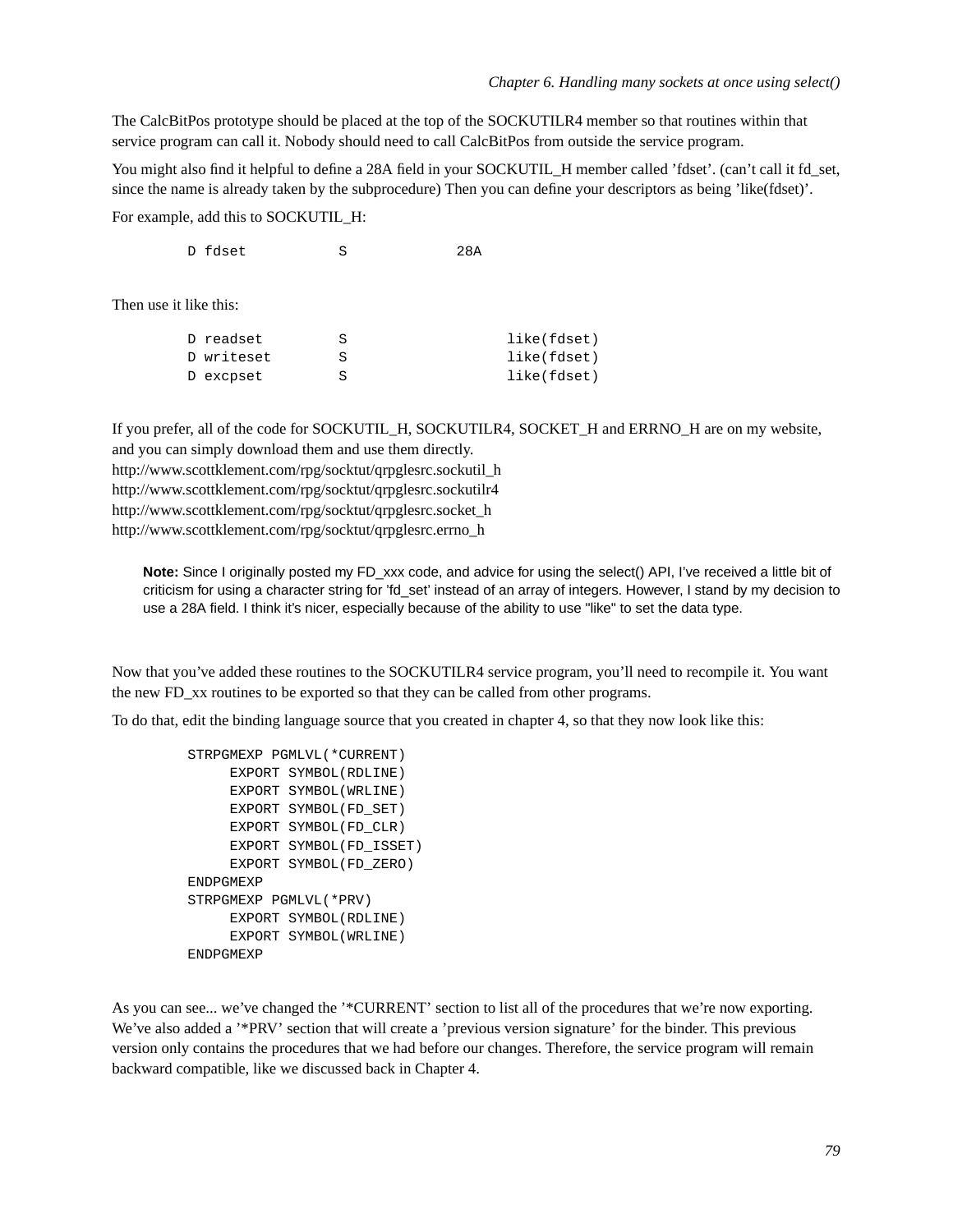The CalcBitPos prototype should be placed at the top of the SOCKUTILR4 member so that routines within that service program can call it. Nobody should need to call CalcBitPos from outside the service program.

You might also find it helpful to define a 28A field in your SOCKUTIL_H member called 'fdset'. (can't call it fd_set, since the name is already taken by the subprocedure) Then you can define your descriptors as being 'like(fdset)'.

For example, add this to SOCKUTIL_H:

```
D fdset           S             28A
```

Then use it like this:

```
D readset         S                   like(fdset)
D writeset        S                   like(fdset)
D excpset         S                   like(fdset)
```

If you prefer, all of the code for SOCKUTIL_H, SOCKUTILR4, SOCKET_H and ERRNO_H are on my website, and you can simply download them and use them directly.
http://www.scottklement.com/rpg/socktut/qrpglesrc.sockutil_h
http://www.scottklement.com/rpg/socktut/qrpglesrc.sockutilr4
http://www.scottklement.com/rpg/socktut/qrpglesrc.socket_h
http://www.scottklement.com/rpg/socktut/qrpglesrc.errno_h

> **Note:** Since I originally posted my FD_xxx code, and advice for using the select() API, I've received a little bit of criticism for using a character string for 'fd_set' instead of an array of integers. However, I stand by my decision to use a 28A field. I think it's nicer, especially because of the ability to use "like" to set the data type.

Now that you've added these routines to the SOCKUTILR4 service program, you'll need to recompile it. You want the new FD_xx routines to be exported so that they can be called from other programs.

To do that, edit the binding language source that you created in chapter 4, so that they now look like this:

```
STRPGMEXP PGMLVL(*CURRENT)
     EXPORT SYMBOL(RDLINE)
     EXPORT SYMBOL(WRLINE)
     EXPORT SYMBOL(FD_SET)
     EXPORT SYMBOL(FD_CLR)
     EXPORT SYMBOL(FD_ISSET)
     EXPORT SYMBOL(FD_ZERO)
ENDPGMEXP
STRPGMEXP PGMLVL(*PRV)
     EXPORT SYMBOL(RDLINE)
     EXPORT SYMBOL(WRLINE)
ENDPGMEXP
```

As you can see... we've changed the '*CURRENT' section to list all of the procedures that we're now exporting. We've also added a '*PRV' section that will create a 'previous version signature' for the binder. This previous version only contains the procedures that we had before our changes. Therefore, the service program will remain backward compatible, like we discussed back in Chapter 4.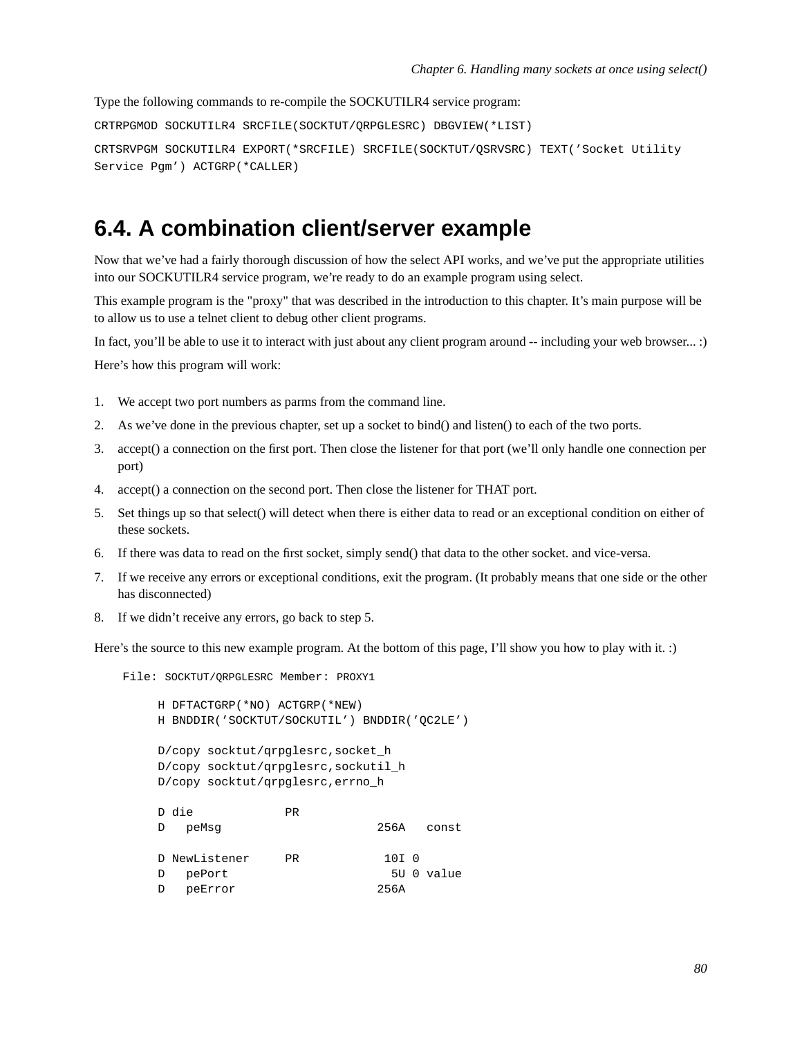Type the following commands to re-compile the SOCKUTILR4 service program:

```
CRTRPGMOD SOCKUTILR4 SRCFILE(SOCKTUT/QRPGLESRC) DBGVIEW(*LIST)
```

```
CRTSRVPGM SOCKUTILR4 EXPORT(*SRCFILE) SRCFILE(SOCKTUT/QSRVSRC) TEXT('Socket Utility
Service Pgm') ACTGRP(*CALLER)
```

## 6.4. A combination client/server example

Now that we've had a fairly thorough discussion of how the select API works, and we've put the appropriate utilities into our SOCKUTILR4 service program, we're ready to do an example program using select.

This example program is the "proxy" that was described in the introduction to this chapter. It's main purpose will be to allow us to use a telnet client to debug other client programs.

In fact, you'll be able to use it to interact with just about any client program around -- including your web browser... :)

Here's how this program will work:

1. We accept two port numbers as parms from the command line.
2. As we've done in the previous chapter, set up a socket to bind() and listen() to each of the two ports.
3. accept() a connection on the first port. Then close the listener for that port (we'll only handle one connection per port)
4. accept() a connection on the second port. Then close the listener for THAT port.
5. Set things up so that select() will detect when there is either data to read or an exceptional condition on either of these sockets.
6. If there was data to read on the first socket, simply send() that data to the other socket. and vice-versa.
7. If we receive any errors or exceptional conditions, exit the program. (It probably means that one side or the other has disconnected)
8. If we didn't receive any errors, go back to step 5.

Here's the source to this new example program. At the bottom of this page, I'll show you how to play with it. :)

File: SOCKTUT/QRPGLESRC Member: PROXY1

```
H DFTACTGRP(*NO) ACTGRP(*NEW)
H BNDDIR('SOCKTUT/SOCKUTIL') BNDDIR('QC2LE')

D/copy socktut/qrpglesrc,socket_h
D/copy socktut/qrpglesrc,sockutil_h
D/copy socktut/qrpglesrc,errno_h

D die             PR
D   peMsg                      256A   const

D NewListener     PR            10I 0
D   pePort                       5U 0 value
D   peError                    256A
```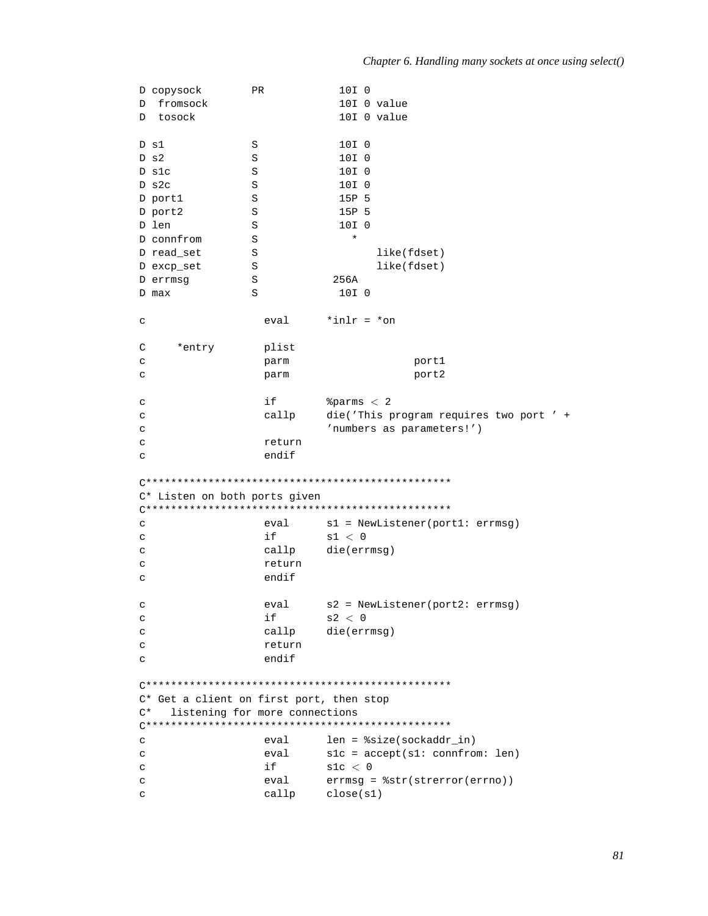```
D copysock        PR            10I 0
D  fromsock                     10I 0 value
D  tosock                       10I 0 value

D s1              S             10I 0
D s2              S             10I 0
D s1c             S             10I 0
D s2c             S             10I 0
D port1           S             15P 5
D port2           S             15P 5
D len             S             10I 0
D connfrom        S               *
D read_set        S                   like(fdset)
D excp_set        S                   like(fdset)
D errmsg          S            256A
D max             S             10I 0

c                   eval      *inlr = *on

C     *entry        plist
c                   parm                    port1
c                   parm                    port2

c                   if        %parms < 2
c                   callp     die('This program requires two port ' +
c                                'numbers as parameters!')
c                   return
c                   endif

C*************************************************
C* Listen on both ports given
C*************************************************
c                   eval      s1 = NewListener(port1: errmsg)
c                   if        s1 < 0
c                   callp     die(errmsg)
c                   return
c                   endif

c                   eval      s2 = NewListener(port2: errmsg)
c                   if        s2 < 0
c                   callp     die(errmsg)
c                   return
c                   endif

C*************************************************
C* Get a client on first port, then stop
C*   listening for more connections
C*************************************************
c                   eval      len = %size(sockaddr_in)
c                   eval      s1c = accept(s1: connfrom: len)
c                   if        s1c < 0
c                   eval      errmsg = %str(strerror(errno))
c                   callp     close(s1)
```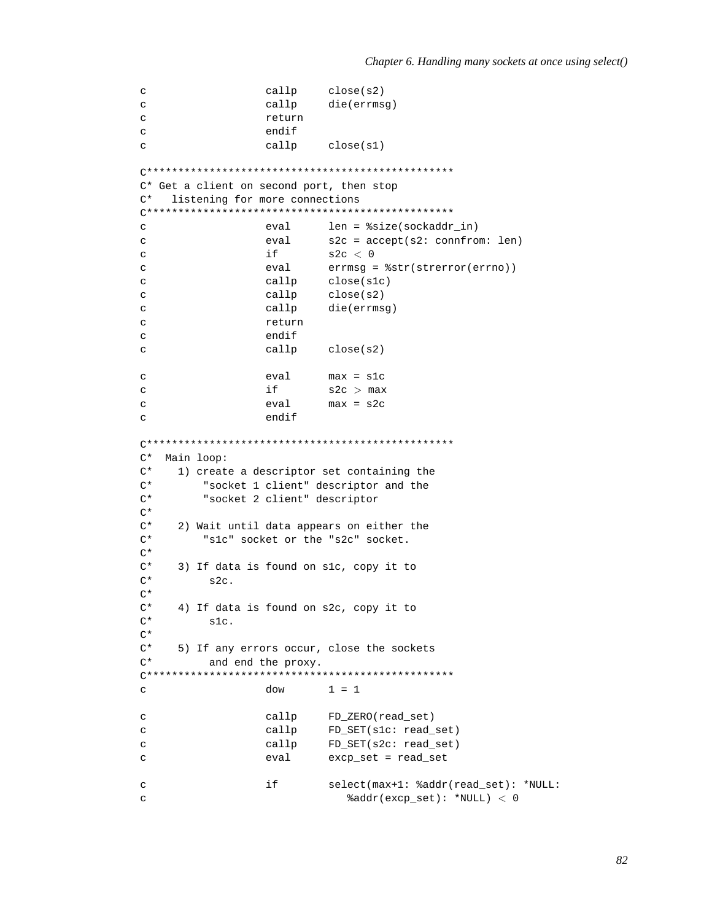```
c                   callp     close(s2)
c                   callp     die(errmsg)
c                   return
c                   endif
c                   callp     close(s1)

C*************************************************
C* Get a client on second port, then stop
C*   listening for more connections
C*************************************************
c                   eval      len = %size(sockaddr_in)
c                   eval      s2c = accept(s2: connfrom: len)
c                   if        s2c < 0
c                   eval      errmsg = %str(strerror(errno))
c                   callp     close(s1c)
c                   callp     close(s2)
c                   callp     die(errmsg)
c                   return
c                   endif
c                   callp     close(s2)

c                   eval      max = s1c
c                   if        s2c > max
c                   eval      max = s2c
c                   endif

C*************************************************
C*  Main loop:
C*    1) create a descriptor set containing the
C*        "socket 1 client" descriptor and the
C*        "socket 2 client" descriptor
C*
C*    2) Wait until data appears on either the
C*        "s1c" socket or the "s2c" socket.
C*
C*    3) If data is found on s1c, copy it to
C*         s2c.
C*
C*    4) If data is found on s2c, copy it to
C*         s1c.
C*
C*    5) If any errors occur, close the sockets
C*         and end the proxy.
C*************************************************
c                   dow       1 = 1

c                   callp     FD_ZERO(read_set)
c                   callp     FD_SET(s1c: read_set)
c                   callp     FD_SET(s2c: read_set)
c                   eval      excp_set = read_set

c                   if        select(max+1: %addr(read_set): *NULL:
c                                %addr(excp_set): *NULL) < 0
```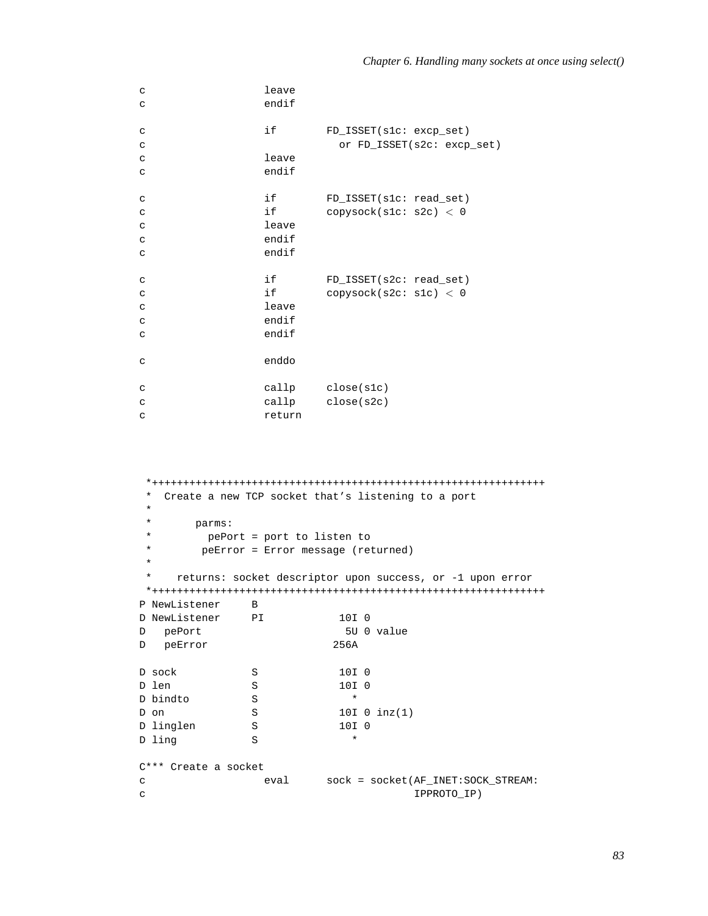```
c                   leave
c                   endif

c                   if        FD_ISSET(s1c: excp_set)
c                               or FD_ISSET(s2c: excp_set)
c                   leave
c                   endif

c                   if        FD_ISSET(s1c: read_set)
c                   if        copysock(s1c: s2c) < 0
c                   leave
c                   endif
c                   endif

c                   if        FD_ISSET(s2c: read_set)
c                   if        copysock(s2c: s1c) < 0
c                   leave
c                   endif
c                   endif

c                   enddo

c                   callp     close(s1c)
c                   callp     close(s2c)
c                   return
```

```
 *+++++++++++++++++++++++++++++++++++++++++++++++++++++++++++++++
 *  Create a new TCP socket that’s listening to a port
 *
 *       parms:
 *         pePort = port to listen to
 *        peError = Error message (returned)
 *
 *    returns: socket descriptor upon success, or -1 upon error
 *+++++++++++++++++++++++++++++++++++++++++++++++++++++++++++++++
P NewListener     B
D NewListener     PI            10I 0
D   pePort                       5U 0 value
D   peError                    256A

D sock            S             10I 0
D len             S             10I 0
D bindto          S               *
D on              S             10I 0 inz(1)
D linglen         S             10I 0
D ling            S               *

C*** Create a socket
c                   eval      sock = socket(AF_INET:SOCK_STREAM:
c                                           IPPROTO_IP)
```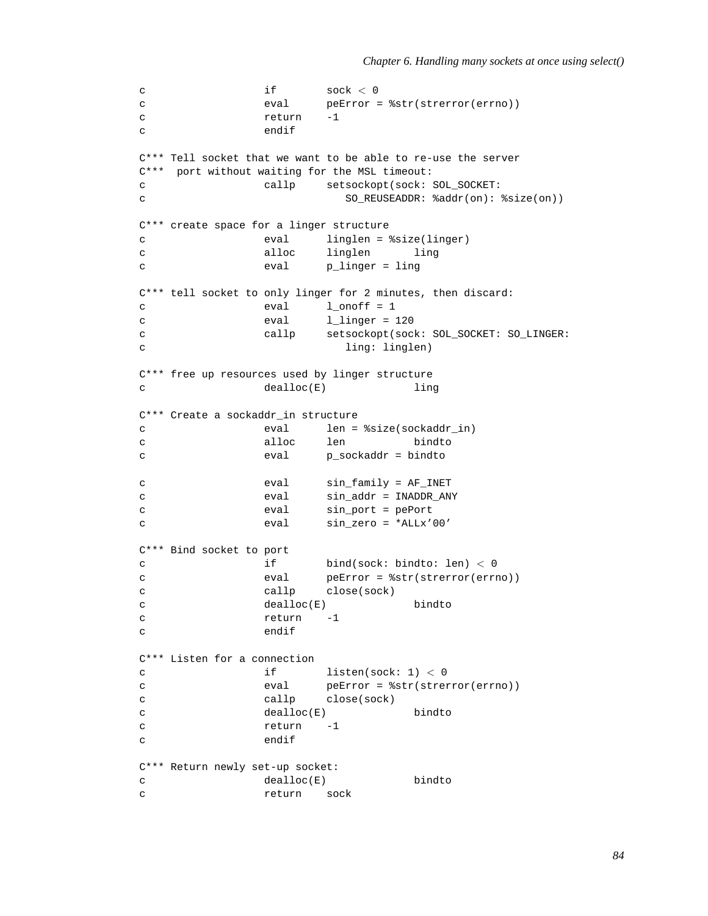```
c                   if        sock < 0
c                   eval      peError = %str(strerror(errno))
c                   return    -1
c                   endif

C*** Tell socket that we want to be able to re-use the server
C***  port without waiting for the MSL timeout:
c                   callp     setsockopt(sock: SOL_SOCKET:
c                                SO_REUSEADDR: %addr(on): %size(on))

C*** create space for a linger structure
c                   eval      linglen = %size(linger)
c                   alloc     linglen       ling
c                   eval      p_linger = ling

C*** tell socket to only linger for 2 minutes, then discard:
c                   eval      l_onoff = 1
c                   eval      l_linger = 120
c                   callp     setsockopt(sock: SOL_SOCKET: SO_LINGER:
c                                ling: linglen)

C*** free up resources used by linger structure
c                   dealloc(E)              ling

C*** Create a sockaddr_in structure
c                   eval      len = %size(sockaddr_in)
c                   alloc     len           bindto
c                   eval      p_sockaddr = bindto

c                   eval      sin_family = AF_INET
c                   eval      sin_addr = INADDR_ANY
c                   eval      sin_port = pePort
c                   eval      sin_zero = *ALLx'00'

C*** Bind socket to port
c                   if        bind(sock: bindto: len) < 0
c                   eval      peError = %str(strerror(errno))
c                   callp     close(sock)
c                   dealloc(E)              bindto
c                   return    -1
c                   endif

C*** Listen for a connection
c                   if        listen(sock: 1) < 0
c                   eval      peError = %str(strerror(errno))
c                   callp     close(sock)
c                   dealloc(E)              bindto
c                   return    -1
c                   endif

C*** Return newly set-up socket:
c                   dealloc(E)              bindto
c                   return    sock
```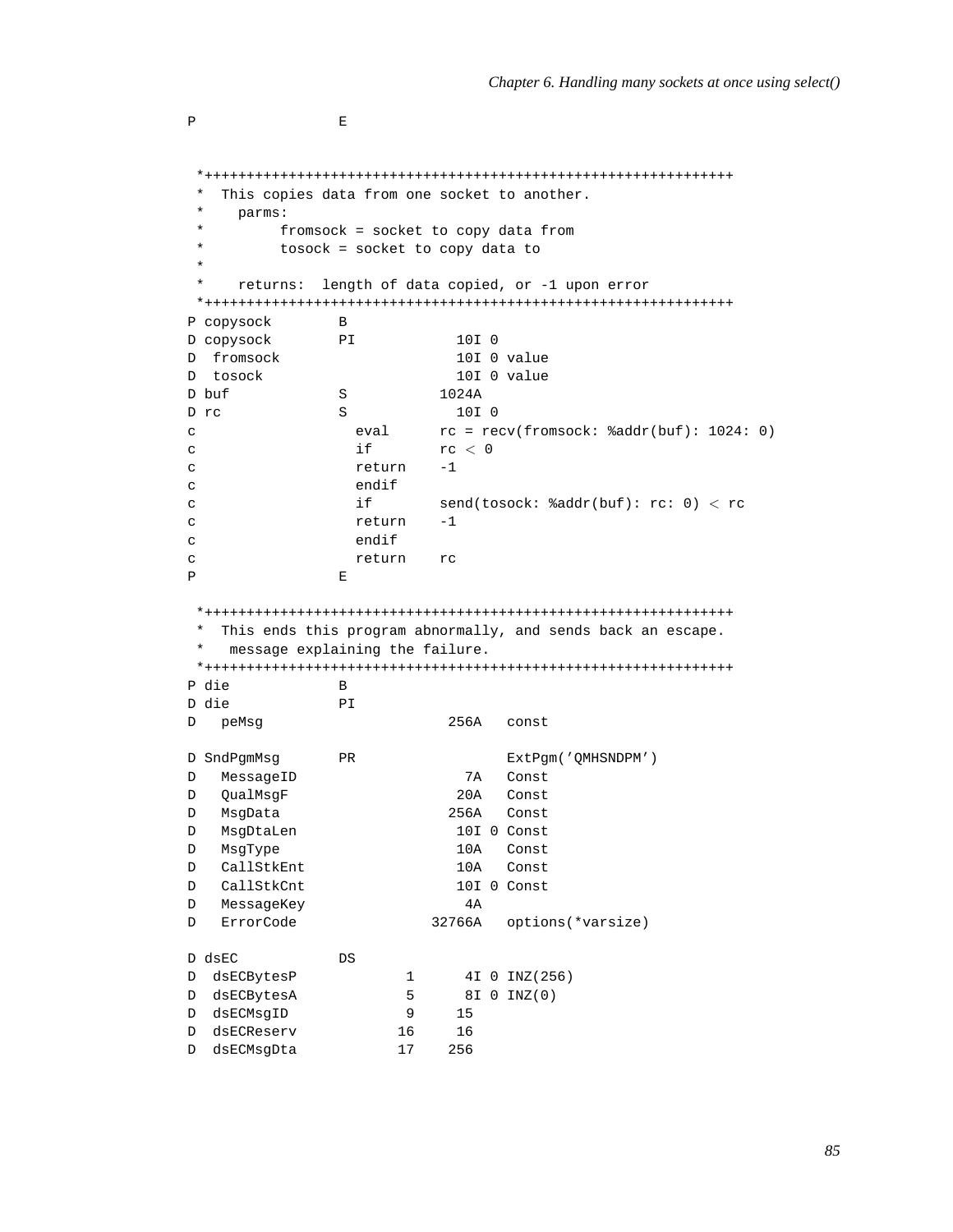```
     P                 E


      *+++++++++++++++++++++++++++++++++++++++++++++++++++++++++++++
      *  This copies data from one socket to another.
      *    parms:
      *         fromsock = socket to copy data from
      *         tosock = socket to copy data to
      *
      *    returns:  length of data copied, or -1 upon error
      *+++++++++++++++++++++++++++++++++++++++++++++++++++++++++++++
     P copysock        B
     D copysock        PI            10I 0
     D  fromsock                     10I 0 value
     D  tosock                       10I 0 value
     D buf             S           1024A
     D rc              S             10I 0
     c                   eval      rc = recv(fromsock: %addr(buf): 1024: 0)
     c                   if        rc < 0
     c                   return    -1
     c                   endif
     c                   if        send(tosock: %addr(buf): rc: 0) < rc
     c                   return    -1
     c                   endif
     c                   return    rc
     P                 E

      *+++++++++++++++++++++++++++++++++++++++++++++++++++++++++++++
      *  This ends this program abnormally, and sends back an escape.
      *   message explaining the failure.
      *+++++++++++++++++++++++++++++++++++++++++++++++++++++++++++++
     P die             B
     D die             PI
     D   peMsg                      256A   const

     D SndPgmMsg       PR                  ExtPgm('QMHSNDPM')
     D   MessageID                    7A   Const
     D   QualMsgF                    20A   Const
     D   MsgData                    256A   Const
     D   MsgDtaLen                   10I 0 Const
     D   MsgType                     10A   Const
     D   CallStkEnt                  10A   Const
     D   CallStkCnt                  10I 0 Const
     D   MessageKey                   4A
     D   ErrorCode                32766A   options(*varsize)

     D dsEC            DS
     D  dsECBytesP             1      4I 0 INZ(256)
     D  dsECBytesA             5      8I 0 INZ(0)
     D  dsECMsgID              9     15
     D  dsECReserv            16     16
     D  dsECMsgDta            17    256
```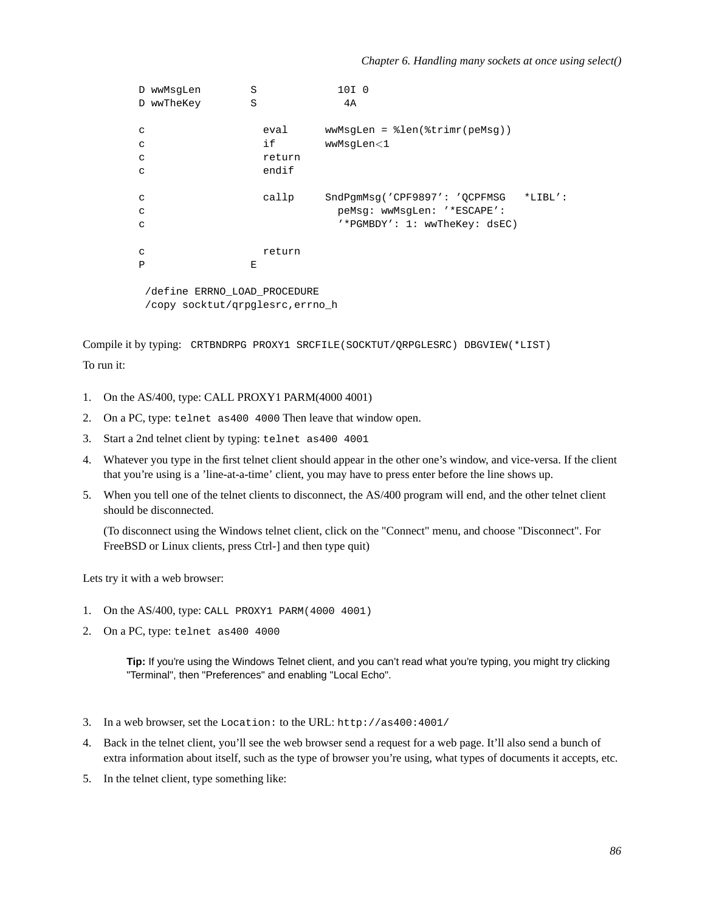```
D wwMsgLen        S             10I 0
D wwTheKey        S              4A

c                   eval      wwMsgLen = %len(%trimr(peMsg))
c                   if        wwMsgLen<1
c                   return
c                   endif

c                   callp     SndPgmMsg('CPF9897': 'QCPFMSG   *LIBL':
c                               peMsg: wwMsgLen: '*ESCAPE':
c                               '*PGMBDY': 1: wwTheKey: dsEC)

c                   return
P                 E

 /define ERRNO_LOAD_PROCEDURE
 /copy socktut/qrpglesrc,errno_h
```

Compile it by typing: `CRTBNDRPG PROXY1 SRCFILE(SOCKTUT/QRPGLESRC) DBGVIEW(*LIST)`

To run it:

1. On the AS/400, type: CALL PROXY1 PARM(4000 4001)
2. On a PC, type: `telnet as400 4000` Then leave that window open.
3. Start a 2nd telnet client by typing: `telnet as400 4001`
4. Whatever you type in the first telnet client should appear in the other one's window, and vice-versa. If the client that you're using is a 'line-at-a-time' client, you may have to press enter before the line shows up.
5. When you tell one of the telnet clients to disconnect, the AS/400 program will end, and the other telnet client should be disconnected.

   (To disconnect using the Windows telnet client, click on the "Connect" menu, and choose "Disconnect". For FreeBSD or Linux clients, press Ctrl-] and then type quit)

Lets try it with a web browser:

1. On the AS/400, type: `CALL PROXY1 PARM(4000 4001)`
2. On a PC, type: `telnet as400 4000`

   **Tip:** If you're using the Windows Telnet client, and you can't read what you're typing, you might try clicking "Terminal", then "Preferences" and enabling "Local Echo".

3. In a web browser, set the `Location:` to the URL: `http://as400:4001/`
4. Back in the telnet client, you'll see the web browser send a request for a web page. It'll also send a bunch of extra information about itself, such as the type of browser you're using, what types of documents it accepts, etc.
5. In the telnet client, type something like: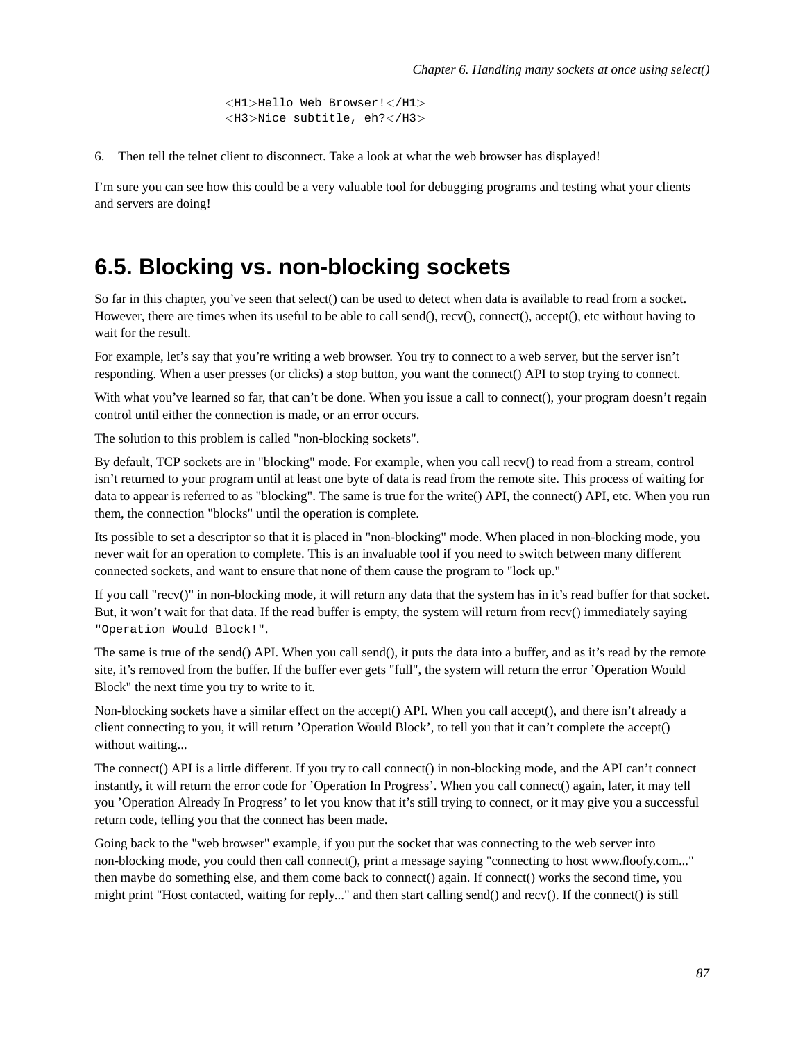```
<H1>Hello Web Browser!</H1>
<H3>Nice subtitle, eh?</H3>
```

6. Then tell the telnet client to disconnect. Take a look at what the web browser has displayed!

I'm sure you can see how this could be a very valuable tool for debugging programs and testing what your clients and servers are doing!

## 6.5. Blocking vs. non-blocking sockets

So far in this chapter, you've seen that select() can be used to detect when data is available to read from a socket. However, there are times when its useful to be able to call send(), recv(), connect(), accept(), etc without having to wait for the result.

For example, let's say that you're writing a web browser. You try to connect to a web server, but the server isn't responding. When a user presses (or clicks) a stop button, you want the connect() API to stop trying to connect.

With what you've learned so far, that can't be done. When you issue a call to connect(), your program doesn't regain control until either the connection is made, or an error occurs.

The solution to this problem is called "non-blocking sockets".

By default, TCP sockets are in "blocking" mode. For example, when you call recv() to read from a stream, control isn't returned to your program until at least one byte of data is read from the remote site. This process of waiting for data to appear is referred to as "blocking". The same is true for the write() API, the connect() API, etc. When you run them, the connection "blocks" until the operation is complete.

Its possible to set a descriptor so that it is placed in "non-blocking" mode. When placed in non-blocking mode, you never wait for an operation to complete. This is an invaluable tool if you need to switch between many different connected sockets, and want to ensure that none of them cause the program to "lock up."

If you call "recv()" in non-blocking mode, it will return any data that the system has in it's read buffer for that socket. But, it won't wait for that data. If the read buffer is empty, the system will return from recv() immediately saying `"Operation Would Block!"`.

The same is true of the send() API. When you call send(), it puts the data into a buffer, and as it's read by the remote site, it's removed from the buffer. If the buffer ever gets "full", the system will return the error 'Operation Would Block" the next time you try to write to it.

Non-blocking sockets have a similar effect on the accept() API. When you call accept(), and there isn't already a client connecting to you, it will return 'Operation Would Block', to tell you that it can't complete the accept() without waiting...

The connect() API is a little different. If you try to call connect() in non-blocking mode, and the API can't connect instantly, it will return the error code for 'Operation In Progress'. When you call connect() again, later, it may tell you 'Operation Already In Progress' to let you know that it's still trying to connect, or it may give you a successful return code, telling you that the connect has been made.

Going back to the "web browser" example, if you put the socket that was connecting to the web server into non-blocking mode, you could then call connect(), print a message saying "connecting to host www.floofy.com..." then maybe do something else, and them come back to connect() again. If connect() works the second time, you might print "Host contacted, waiting for reply..." and then start calling send() and recv(). If the connect() is still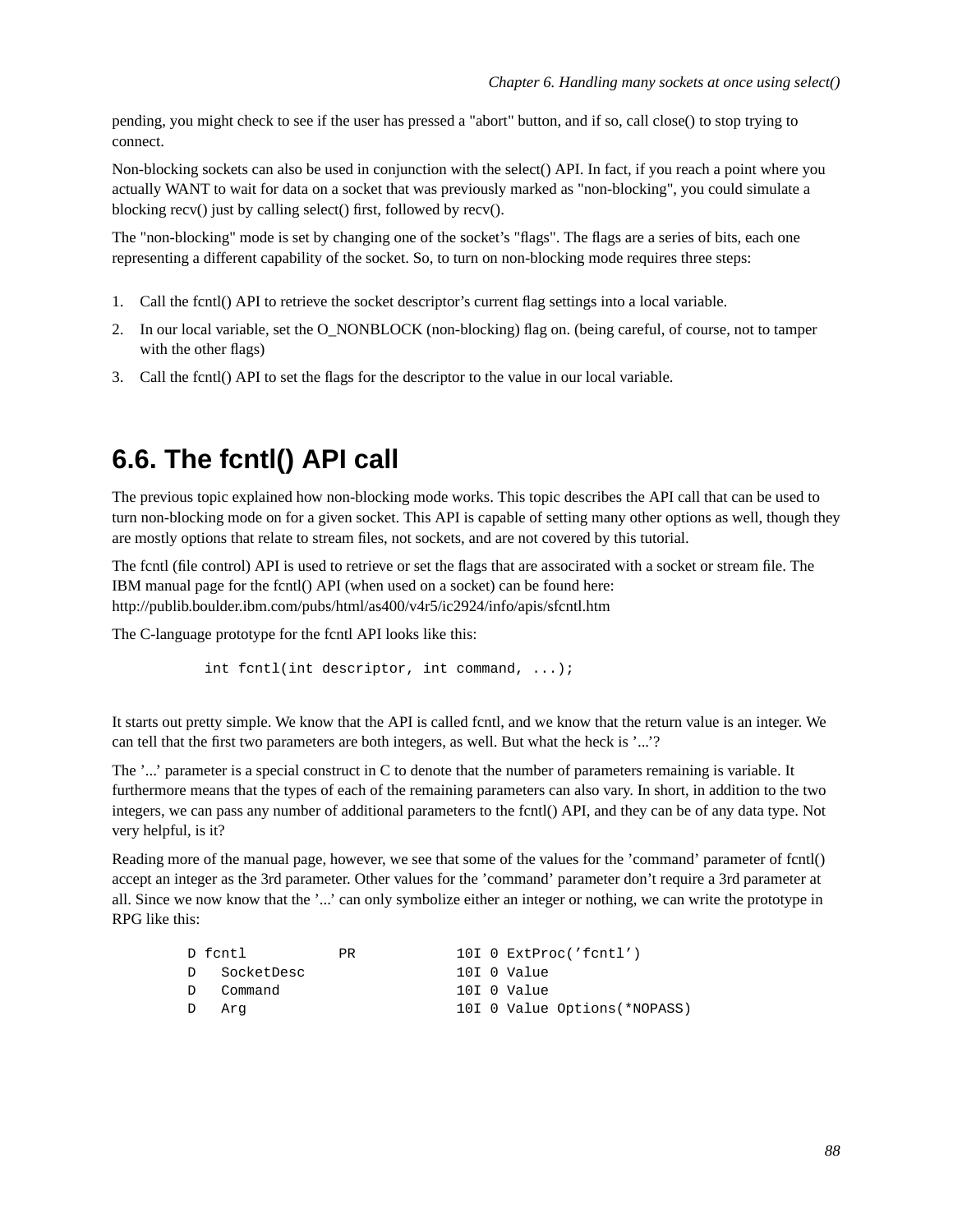pending, you might check to see if the user has pressed a "abort" button, and if so, call close() to stop trying to connect.

Non-blocking sockets can also be used in conjunction with the select() API. In fact, if you reach a point where you actually WANT to wait for data on a socket that was previously marked as "non-blocking", you could simulate a blocking recv() just by calling select() first, followed by recv().

The "non-blocking" mode is set by changing one of the socket's "flags". The flags are a series of bits, each one representing a different capability of the socket. So, to turn on non-blocking mode requires three steps:

1. Call the fcntl() API to retrieve the socket descriptor's current flag settings into a local variable.
2. In our local variable, set the O_NONBLOCK (non-blocking) flag on. (being careful, of course, not to tamper with the other flags)
3. Call the fcntl() API to set the flags for the descriptor to the value in our local variable.

## 6.6. The fcntl() API call

The previous topic explained how non-blocking mode works. This topic describes the API call that can be used to turn non-blocking mode on for a given socket. This API is capable of setting many other options as well, though they are mostly options that relate to stream files, not sockets, and are not covered by this tutorial.

The fcntl (file control) API is used to retrieve or set the flags that are associrated with a socket or stream file. The IBM manual page for the fcntl() API (when used on a socket) can be found here: http://publib.boulder.ibm.com/pubs/html/as400/v4r5/ic2924/info/apis/sfcntl.htm

The C-language prototype for the fcntl API looks like this:

```
int fcntl(int descriptor, int command, ...);
```

It starts out pretty simple. We know that the API is called fcntl, and we know that the return value is an integer. We can tell that the first two parameters are both integers, as well. But what the heck is '...'?

The '...' parameter is a special construct in C to denote that the number of parameters remaining is variable. It furthermore means that the types of each of the remaining parameters can also vary. In short, in addition to the two integers, we can pass any number of additional parameters to the fcntl() API, and they can be of any data type. Not very helpful, is it?

Reading more of the manual page, however, we see that some of the values for the 'command' parameter of fcntl() accept an integer as the 3rd parameter. Other values for the 'command' parameter don't require a 3rd parameter at all. Since we now know that the '...' can only symbolize either an integer or nothing, we can write the prototype in RPG like this:

```
D fcntl           PR            10I 0 ExtProc('fcntl')
D   SocketDesc                  10I 0 Value
D   Command                     10I 0 Value
D   Arg                         10I 0 Value Options(*NOPASS)
```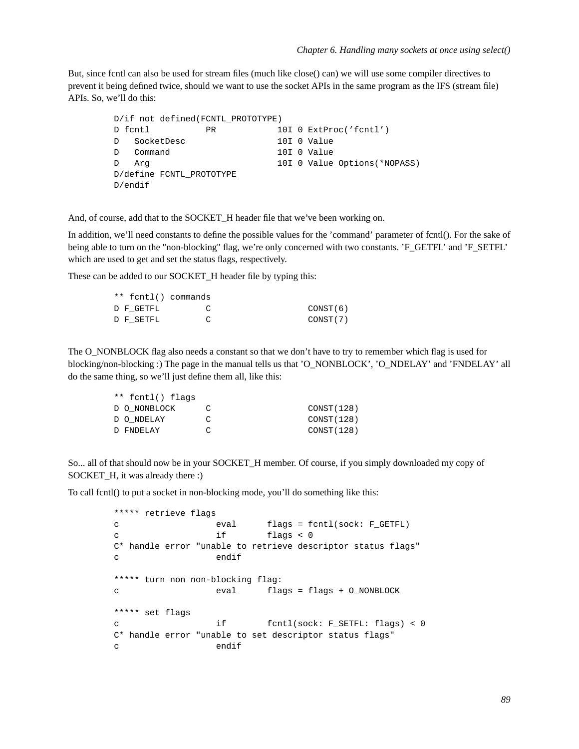But, since fcntl can also be used for stream files (much like close() can) we will use some compiler directives to prevent it being defined twice, should we want to use the socket APIs in the same program as the IFS (stream file) APIs. So, we'll do this:

```
D/if not defined(FCNTL_PROTOTYPE)
D fcntl           PR            10I 0 ExtProc('fcntl')
D   SocketDesc                  10I 0 Value
D   Command                     10I 0 Value
D   Arg                         10I 0 Value Options(*NOPASS)
D/define FCNTL_PROTOTYPE
D/endif
```

And, of course, add that to the SOCKET_H header file that we've been working on.

In addition, we'll need constants to define the possible values for the 'command' parameter of fcntl(). For the sake of being able to turn on the "non-blocking" flag, we're only concerned with two constants. 'F_GETFL' and 'F_SETFL' which are used to get and set the status flags, respectively.

These can be added to our SOCKET_H header file by typing this:

```
** fcntl() commands
D F_GETFL         C                   CONST(6)
D F_SETFL         C                   CONST(7)
```

The O_NONBLOCK flag also needs a constant so that we don't have to try to remember which flag is used for blocking/non-blocking :) The page in the manual tells us that 'O_NONBLOCK', 'O_NDELAY' and 'FNDELAY' all do the same thing, so we'll just define them all, like this:

```
** fcntl() flags
D O_NONBLOCK      C                   CONST(128)
D O_NDELAY        C                   CONST(128)
D FNDELAY         C                   CONST(128)
```

So... all of that should now be in your SOCKET_H member. Of course, if you simply downloaded my copy of SOCKET_H, it was already there :)

To call fcntl() to put a socket in non-blocking mode, you'll do something like this:

```
***** retrieve flags
c                   eval      flags = fcntl(sock: F_GETFL)
c                   if        flags < 0
C* handle error "unable to retrieve descriptor status flags"
c                   endif

***** turn non non-blocking flag:
c                   eval      flags = flags + O_NONBLOCK

***** set flags
c                   if        fcntl(sock: F_SETFL: flags) < 0
C* handle error "unable to set descriptor status flags"
c                   endif
```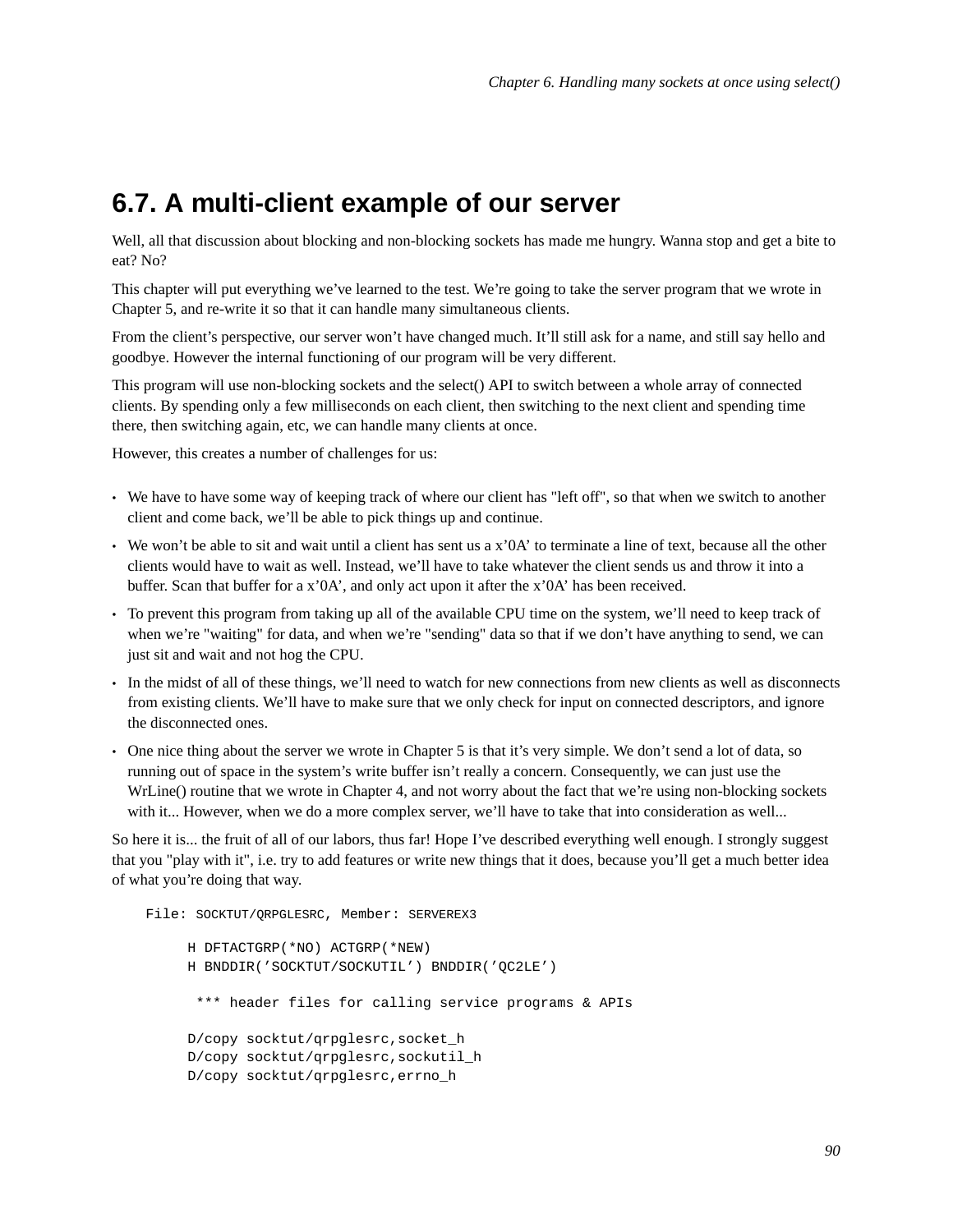## 6.7. A multi-client example of our server

Well, all that discussion about blocking and non-blocking sockets has made me hungry. Wanna stop and get a bite to eat? No?

This chapter will put everything we've learned to the test. We're going to take the server program that we wrote in Chapter 5, and re-write it so that it can handle many simultaneous clients.

From the client's perspective, our server won't have changed much. It'll still ask for a name, and still say hello and goodbye. However the internal functioning of our program will be very different.

This program will use non-blocking sockets and the select() API to switch between a whole array of connected clients. By spending only a few milliseconds on each client, then switching to the next client and spending time there, then switching again, etc, we can handle many clients at once.

However, this creates a number of challenges for us:

- We have to have some way of keeping track of where our client has "left off", so that when we switch to another client and come back, we'll be able to pick things up and continue.
- We won't be able to sit and wait until a client has sent us a x'0A' to terminate a line of text, because all the other clients would have to wait as well. Instead, we'll have to take whatever the client sends us and throw it into a buffer. Scan that buffer for a x'0A', and only act upon it after the x'0A' has been received.
- To prevent this program from taking up all of the available CPU time on the system, we'll need to keep track of when we're "waiting" for data, and when we're "sending" data so that if we don't have anything to send, we can just sit and wait and not hog the CPU.
- In the midst of all of these things, we'll need to watch for new connections from new clients as well as disconnects from existing clients. We'll have to make sure that we only check for input on connected descriptors, and ignore the disconnected ones.
- One nice thing about the server we wrote in Chapter 5 is that it's very simple. We don't send a lot of data, so running out of space in the system's write buffer isn't really a concern. Consequently, we can just use the WrLine() routine that we wrote in Chapter 4, and not worry about the fact that we're using non-blocking sockets with it... However, when we do a more complex server, we'll have to take that into consideration as well...

So here it is... the fruit of all of our labors, thus far! Hope I've described everything well enough. I strongly suggest that you "play with it", i.e. try to add features or write new things that it does, because you'll get a much better idea of what you're doing that way.

File: SOCKTUT/QRPGLESRC, Member: SERVEREX3

```
     H DFTACTGRP(*NO) ACTGRP(*NEW)
     H BNDDIR('SOCKTUT/SOCKUTIL') BNDDIR('QC2LE')

      *** header files for calling service programs & APIs

     D/copy socktut/qrpglesrc,socket_h
     D/copy socktut/qrpglesrc,sockutil_h
     D/copy socktut/qrpglesrc,errno_h
```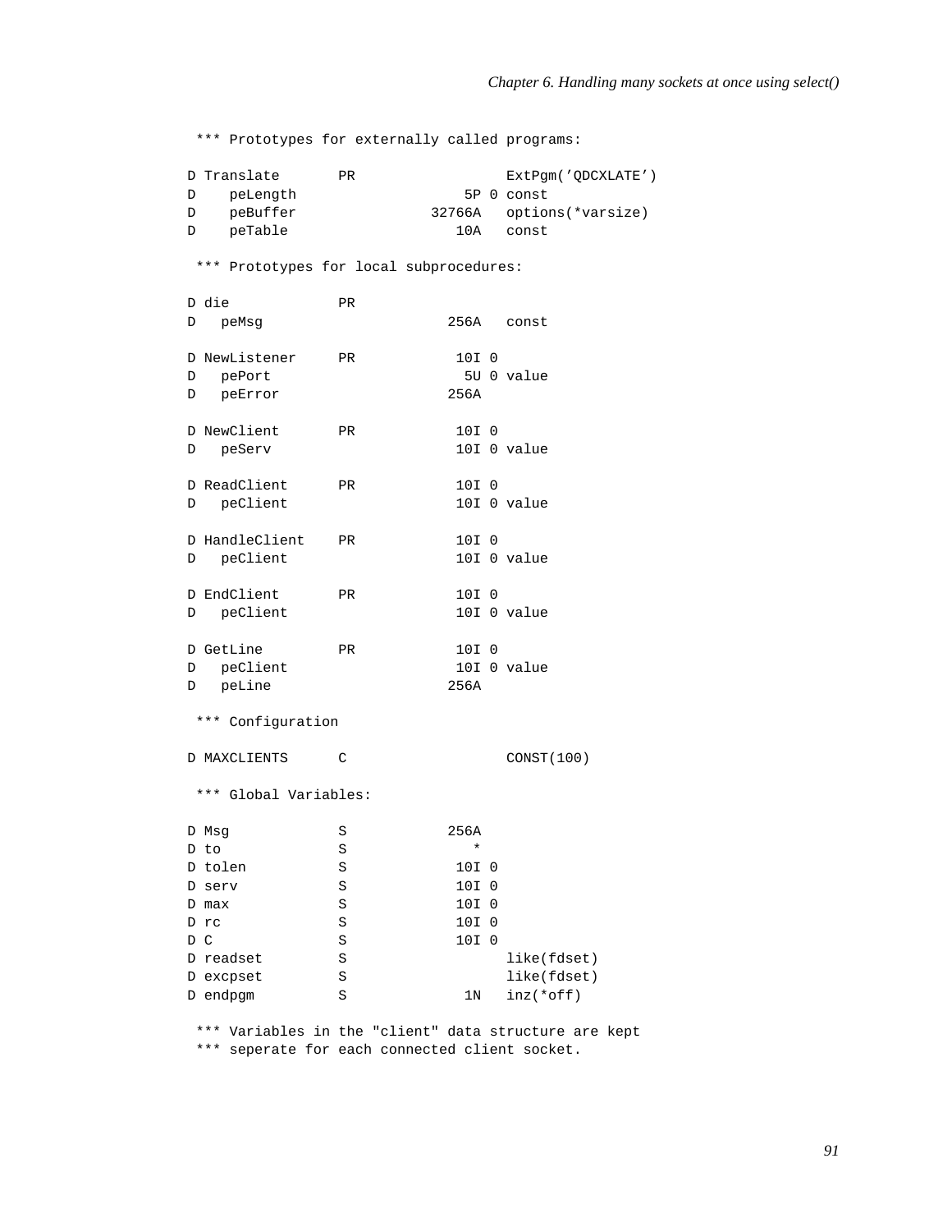```
 *** Prototypes for externally called programs:

D Translate       PR                  ExtPgm('QDCXLATE')
D    peLength                    5P 0 const
D    peBuffer                32766A   options(*varsize)
D    peTable                    10A   const

 *** Prototypes for local subprocedures:

D die             PR
D   peMsg                      256A   const

D NewListener     PR            10I 0
D   pePort                       5U 0 value
D   peError                    256A

D NewClient       PR            10I 0
D   peServ                      10I 0 value

D ReadClient      PR            10I 0
D   peClient                    10I 0 value

D HandleClient    PR            10I 0
D   peClient                    10I 0 value

D EndClient       PR            10I 0
D   peClient                    10I 0 value

D GetLine         PR            10I 0
D   peClient                    10I 0 value
D   peLine                     256A

 *** Configuration

D MAXCLIENTS      C                   CONST(100)

 *** Global Variables:

D Msg             S            256A
D to              S               *
D tolen           S             10I 0
D serv            S             10I 0
D max             S             10I 0
D rc              S             10I 0
D C               S             10I 0
D readset         S                   like(fdset)
D excpset         S                   like(fdset)
D endpgm          S              1N   inz(*off)

 *** Variables in the "client" data structure are kept
 *** seperate for each connected client socket.
```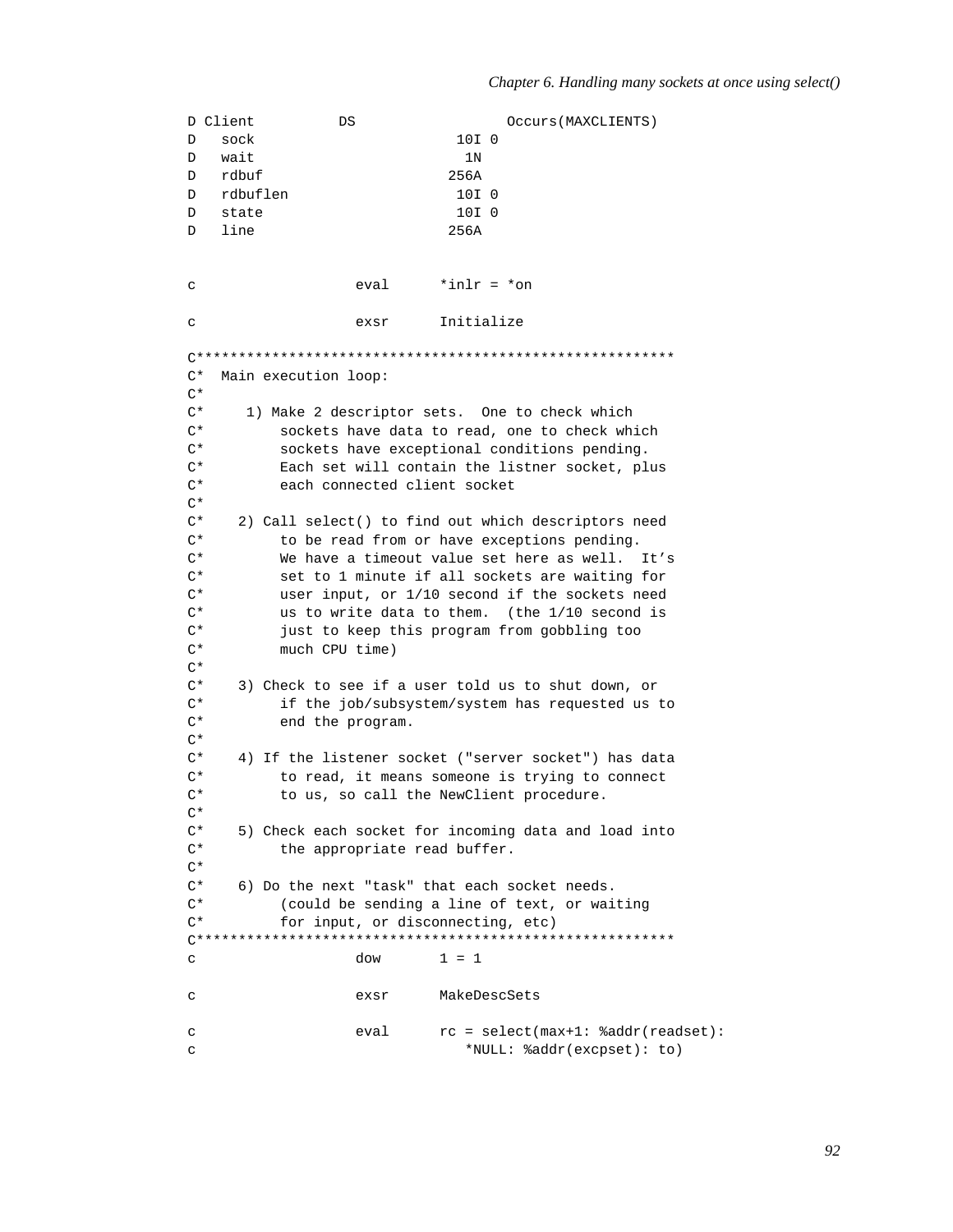```
D Client          DS                  Occurs(MAXCLIENTS)
D   sock                        10I 0
D   wait                         1N
D   rdbuf                      256A
D   rdbuflen                    10I 0
D   state                       10I 0
D   line                       256A


c                   eval      *inlr = *on

c                   exsr      Initialize

C*********************************************************
C*  Main execution loop:
C*
C*     1) Make 2 descriptor sets.  One to check which
C*         sockets have data to read, one to check which
C*         sockets have exceptional conditions pending.
C*         Each set will contain the listner socket, plus
C*         each connected client socket
C*
C*    2) Call select() to find out which descriptors need
C*         to be read from or have exceptions pending.
C*         We have a timeout value set here as well.  It’s
C*         set to 1 minute if all sockets are waiting for
C*         user input, or 1/10 second if the sockets need
C*         us to write data to them.  (the 1/10 second is
C*         just to keep this program from gobbling too
C*         much CPU time)
C*
C*    3) Check to see if a user told us to shut down, or
C*         if the job/subsystem/system has requested us to
C*         end the program.
C*
C*    4) If the listener socket ("server socket") has data
C*         to read, it means someone is trying to connect
C*         to us, so call the NewClient procedure.
C*
C*    5) Check each socket for incoming data and load into
C*         the appropriate read buffer.
C*
C*    6) Do the next "task" that each socket needs.
C*         (could be sending a line of text, or waiting
C*         for input, or disconnecting, etc)
C*********************************************************
c                   dow       1 = 1

c                   exsr      MakeDescSets

c                   eval      rc = select(max+1: %addr(readset):
c                                *NULL: %addr(excpset): to)
```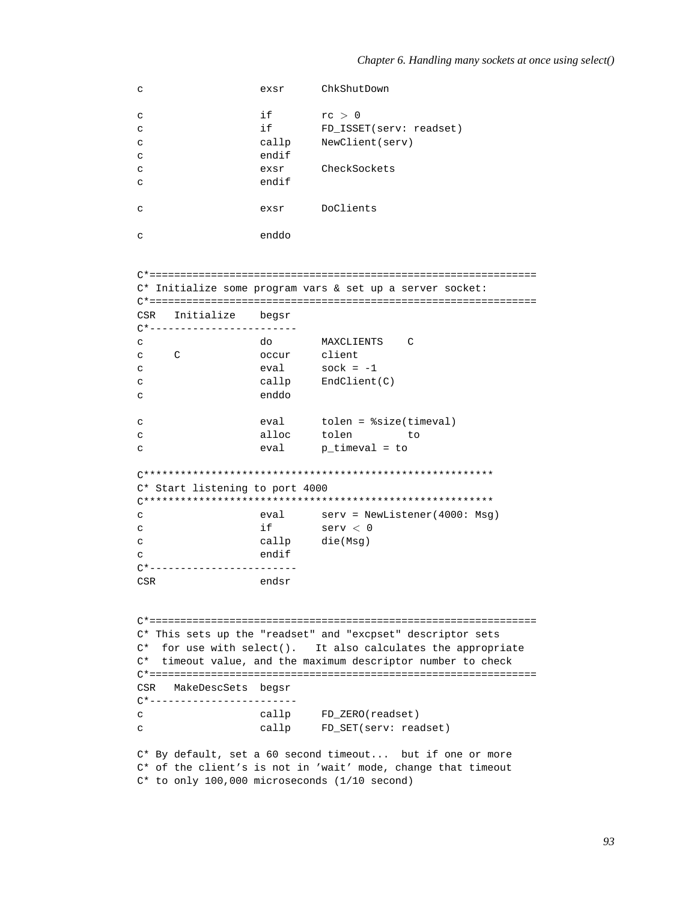```
c                   exsr      ChkShutDown

c                   if        rc > 0
c                   if        FD_ISSET(serv: readset)
c                   callp     NewClient(serv)
c                   endif
c                   exsr      CheckSockets
c                   endif

c                   exsr      DoClients

c                   enddo


C*===============================================================
C* Initialize some program vars & set up a server socket:
C*===============================================================
CSR   Initialize    begsr
C*------------------------
c                   do        MAXCLIENTS    C
c     C             occur     client
c                   eval      sock = -1
c                   callp     EndClient(C)
c                   enddo

c                   eval      tolen = %size(timeval)
c                   alloc     tolen         to
c                   eval      p_timeval = to

C*********************************************************
C* Start listening to port 4000
C*********************************************************
c                   eval      serv = NewListener(4000: Msg)
c                   if        serv < 0
c                   callp     die(Msg)
c                   endif
C*------------------------
CSR                 endsr


C*===============================================================
C* This sets up the "readset" and "excpset" descriptor sets
C*  for use with select().   It also calculates the appropriate
C*  timeout value, and the maximum descriptor number to check
C*===============================================================
CSR   MakeDescSets  begsr
C*------------------------
c                   callp     FD_ZERO(readset)
c                   callp     FD_SET(serv: readset)

C* By default, set a 60 second timeout...  but if one or more
C* of the client's is not in 'wait' mode, change that timeout
C* to only 100,000 microseconds (1/10 second)
```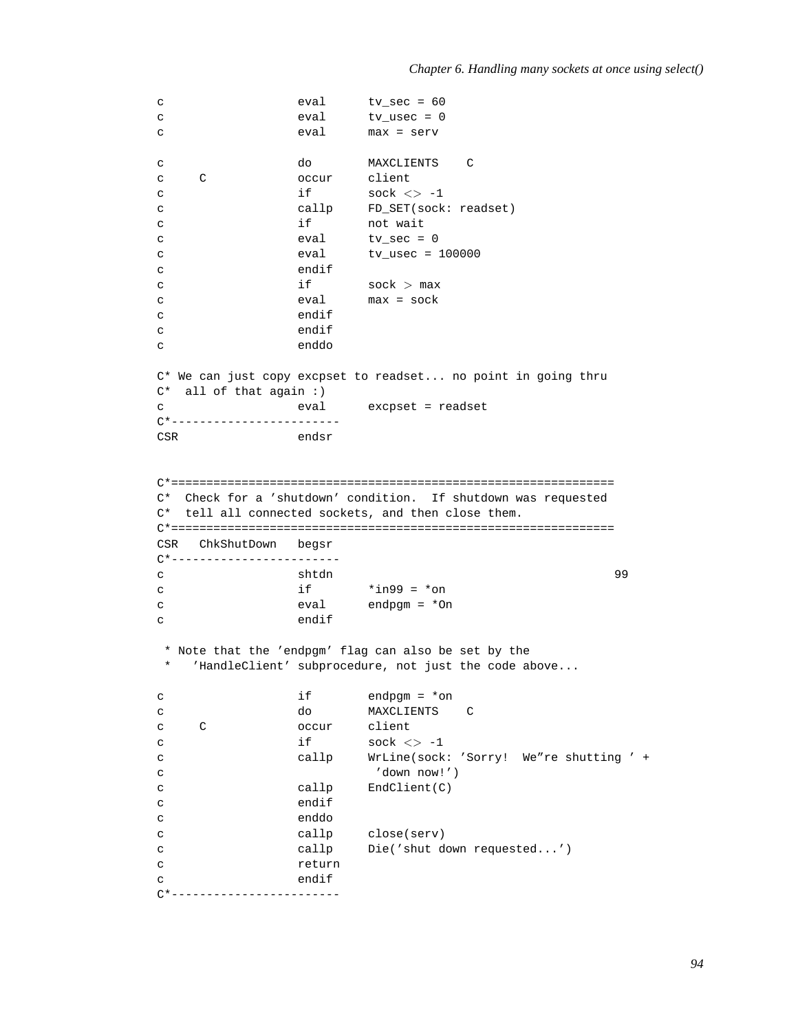```
c                   eval      tv_sec = 60
c                   eval      tv_usec = 0
c                   eval      max = serv

c                   do        MAXCLIENTS    C
c     C             occur     client
c                   if        sock <> -1
c                   callp     FD_SET(sock: readset)
c                   if        not wait
c                   eval      tv_sec = 0
c                   eval      tv_usec = 100000
c                   endif
c                   if        sock > max
c                   eval      max = sock
c                   endif
c                   endif
c                   enddo

C* We can just copy excpset to readset... no point in going thru
C*  all of that again :)
c                   eval      excpset = readset
C*------------------------
CSR                 endsr


C*===============================================================
C*  Check for a 'shutdown' condition.  If shutdown was requested
C*  tell all connected sockets, and then close them.
C*===============================================================
CSR   ChkShutDown   begsr
C*------------------------
c                   shtdn                                        99
c                   if        *in99 = *on
c                   eval      endpgm = *On
c                   endif

 * Note that the 'endpgm' flag can also be set by the
 *   'HandleClient' subprocedure, not just the code above...

c                   if        endpgm = *on
c                   do        MAXCLIENTS    C
c     C             occur     client
c                   if        sock <> -1
c                   callp     WrLine(sock: 'Sorry!  We''re shutting ' +
c                              'down now!')
c                   callp     EndClient(C)
c                   endif
c                   enddo
c                   callp     close(serv)
c                   callp     Die('shut down requested...')
c                   return
c                   endif
C*------------------------
```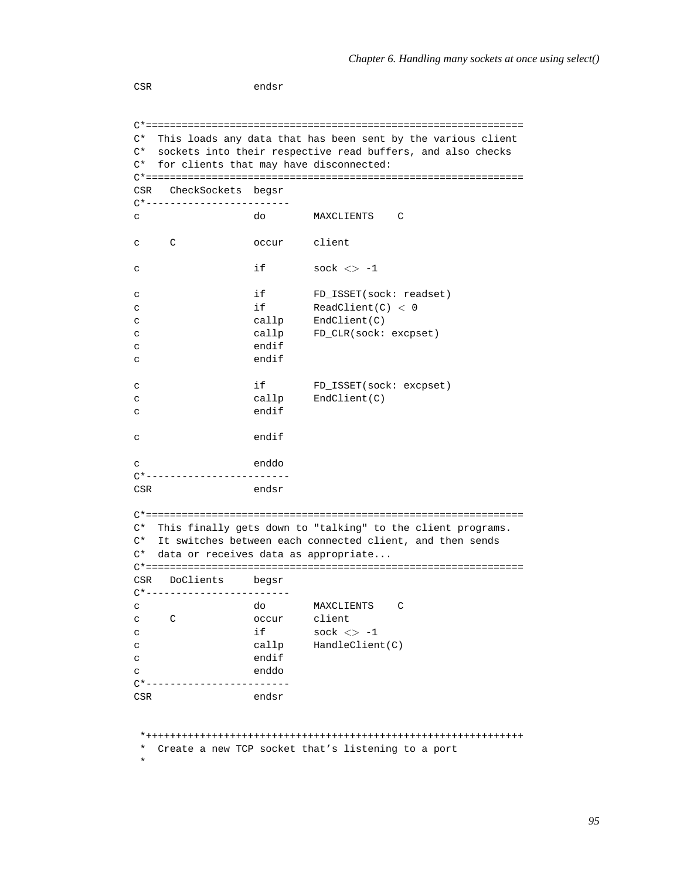```
CSR                 endsr


C*===============================================================
C*  This loads any data that has been sent by the various client
C*  sockets into their respective read buffers, and also checks
C*  for clients that may have disconnected:
C*===============================================================
CSR   CheckSockets  begsr
C*------------------------
c                   do        MAXCLIENTS    C

c     C             occur     client

c                   if        sock <> -1

c                   if        FD_ISSET(sock: readset)
c                   if        ReadClient(C) < 0
c                   callp     EndClient(C)
c                   callp     FD_CLR(sock: excpset)
c                   endif
c                   endif

c                   if        FD_ISSET(sock: excpset)
c                   callp     EndClient(C)
c                   endif

c                   endif

c                   enddo
C*------------------------
CSR                 endsr

C*===============================================================
C*  This finally gets down to "talking" to the client programs.
C*  It switches between each connected client, and then sends
C*  data or receives data as appropriate...
C*===============================================================
CSR   DoClients     begsr
C*------------------------
c                   do        MAXCLIENTS    C
c     C             occur     client
c                   if        sock <> -1
c                   callp     HandleClient(C)
c                   endif
c                   enddo
C*------------------------
CSR                 endsr


 *+++++++++++++++++++++++++++++++++++++++++++++++++++++++++++++++
 *  Create a new TCP socket that's listening to a port
 *
```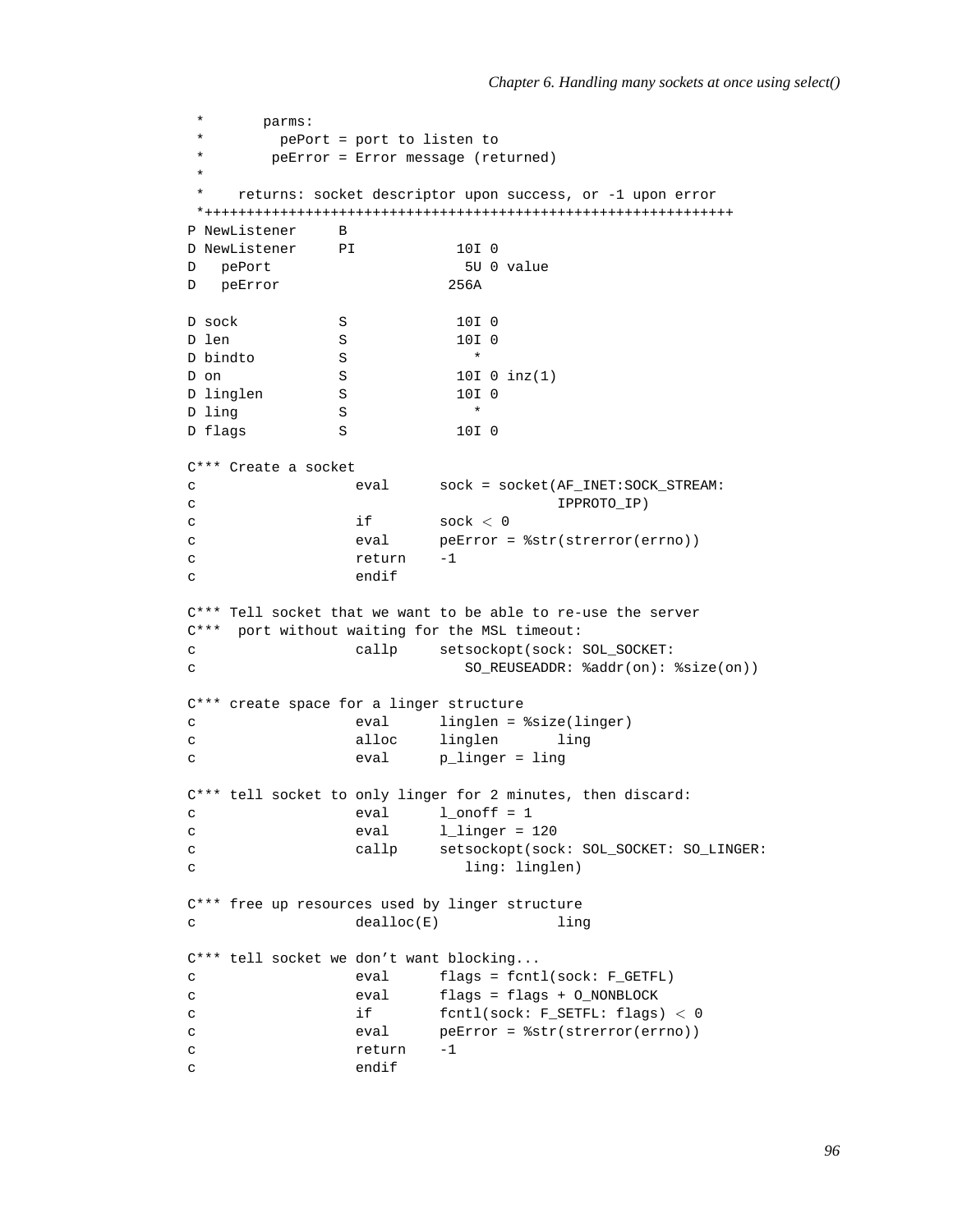```
      *       parms:
      *         pePort = port to listen to
      *        peError = Error message (returned)
      *
      *    returns: socket descriptor upon success, or -1 upon error
      *++++++++++++++++++++++++++++++++++++++++++++++++++++++++++++++
     P NewListener     B
     D NewListener     PI            10I 0
     D   pePort                       5U 0 value
     D   peError                    256A

     D sock            S             10I 0
     D len             S             10I 0
     D bindto          S               *
     D on              S             10I 0 inz(1)
     D linglen         S             10I 0
     D ling            S               *
     D flags           S             10I 0

     C*** Create a socket
     c                   eval      sock = socket(AF_INET:SOCK_STREAM:
     c                                          IPPROTO_IP)
     c                   if        sock < 0
     c                   eval      peError = %str(strerror(errno))
     c                   return    -1
     c                   endif

     C*** Tell socket that we want to be able to re-use the server
     C***  port without waiting for the MSL timeout:
     c                   callp     setsockopt(sock: SOL_SOCKET:
     c                                SO_REUSEADDR: %addr(on): %size(on))

     C*** create space for a linger structure
     c                   eval      linglen = %size(linger)
     c                   alloc     linglen       ling
     c                   eval      p_linger = ling

     C*** tell socket to only linger for 2 minutes, then discard:
     c                   eval      l_onoff = 1
     c                   eval      l_linger = 120
     c                   callp     setsockopt(sock: SOL_SOCKET: SO_LINGER:
     c                                ling: linglen)

     C*** free up resources used by linger structure
     c                   dealloc(E)              ling

     C*** tell socket we don't want blocking...
     c                   eval      flags = fcntl(sock: F_GETFL)
     c                   eval      flags = flags + O_NONBLOCK
     c                   if        fcntl(sock: F_SETFL: flags) < 0
     c                   eval      peError = %str(strerror(errno))
     c                   return    -1
     c                   endif
```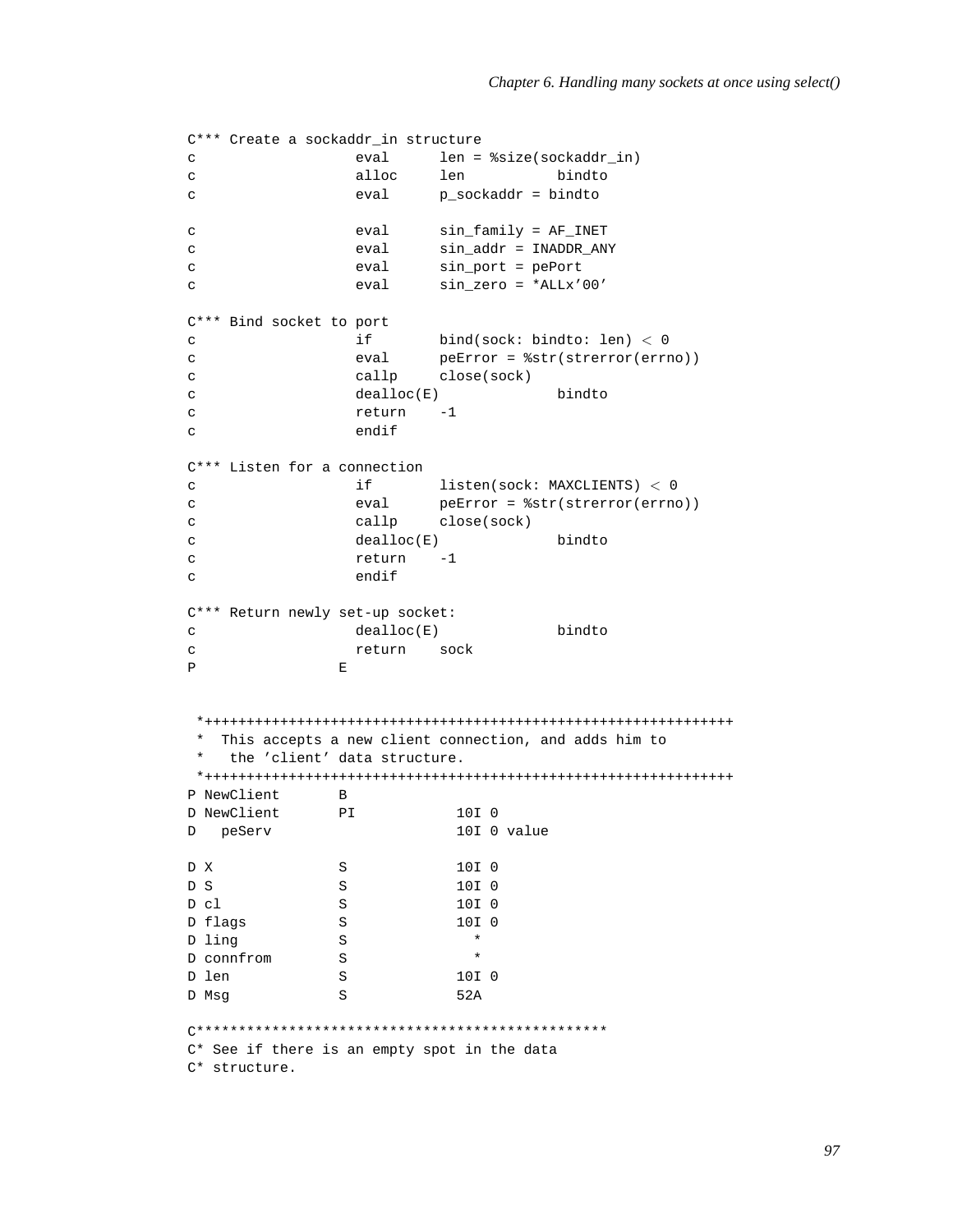```
C*** Create a sockaddr_in structure
c                   eval      len = %size(sockaddr_in)
c                   alloc     len           bindto
c                   eval      p_sockaddr = bindto

c                   eval      sin_family = AF_INET
c                   eval      sin_addr = INADDR_ANY
c                   eval      sin_port = pePort
c                   eval      sin_zero = *ALLx'00'

C*** Bind socket to port
c                   if        bind(sock: bindto: len) < 0
c                   eval      peError = %str(strerror(errno))
c                   callp     close(sock)
c                   dealloc(E)              bindto
c                   return    -1
c                   endif

C*** Listen for a connection
c                   if        listen(sock: MAXCLIENTS) < 0
c                   eval      peError = %str(strerror(errno))
c                   callp     close(sock)
c                   dealloc(E)              bindto
c                   return    -1
c                   endif

C*** Return newly set-up socket:
c                   dealloc(E)              bindto
c                   return    sock
P                 E


 *+++++++++++++++++++++++++++++++++++++++++++++++++++++++++++++++
 *  This accepts a new client connection, and adds him to
 *   the 'client' data structure.
 *+++++++++++++++++++++++++++++++++++++++++++++++++++++++++++++++
P NewClient       B
D NewClient       PI            10I 0
D   peServ                      10I 0 value

D X               S             10I 0
D S               S             10I 0
D cl              S             10I 0
D flags           S             10I 0
D ling            S               *
D connfrom        S               *
D len             S             10I 0
D Msg             S             52A

C************************************************
C* See if there is an empty spot in the data
C* structure.
```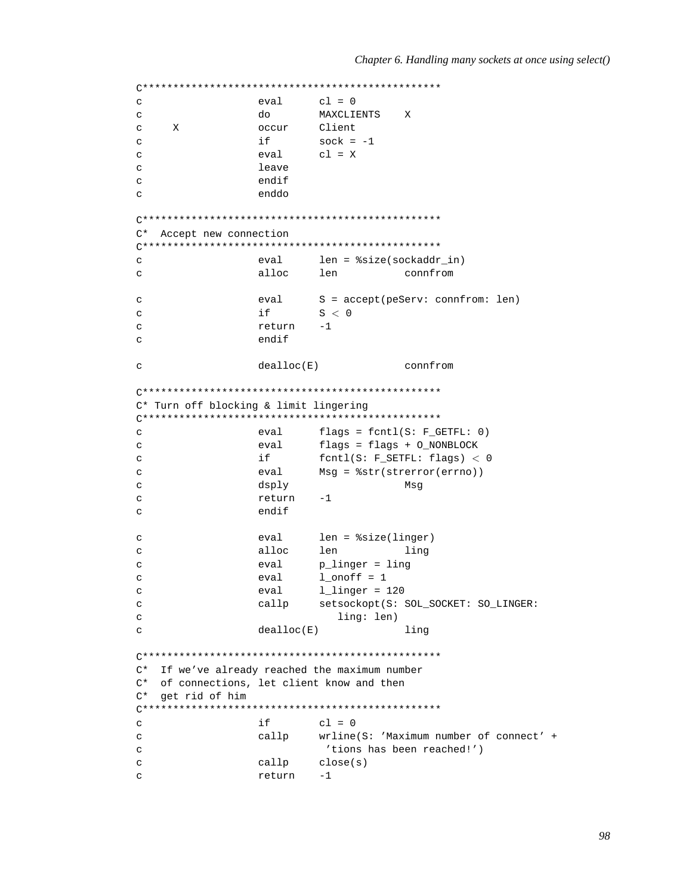```
C*************************************************
c                   eval      cl = 0
c                   do        MAXCLIENTS    X
c     X             occur     Client
c                   if        sock = -1
c                   eval      cl = X
c                   leave
c                   endif
c                   enddo

C*************************************************
C*  Accept new connection
C*************************************************
c                   eval      len = %size(sockaddr_in)
c                   alloc     len           connfrom

c                   eval      S = accept(peServ: connfrom: len)
c                   if        S < 0
c                   return    -1
c                   endif

c                   dealloc(E)              connfrom

C*************************************************
C* Turn off blocking & limit lingering
C*************************************************
c                   eval      flags = fcntl(S: F_GETFL: 0)
c                   eval      flags = flags + O_NONBLOCK
c                   if        fcntl(S: F_SETFL: flags) < 0
c                   eval      Msg = %str(strerror(errno))
c                   dsply                   Msg
c                   return    -1
c                   endif

c                   eval      len = %size(linger)
c                   alloc     len           ling
c                   eval      p_linger = ling
c                   eval      l_onoff = 1
c                   eval      l_linger = 120
c                   callp     setsockopt(S: SOL_SOCKET: SO_LINGER:
c                                ling: len)
c                   dealloc(E)              ling

C*************************************************
C*  If we’ve already reached the maximum number
C*  of connections, let client know and then
C*  get rid of him
C*************************************************
c                   if        cl = 0
c                   callp     wrline(S: ’Maximum number of connect’ +
c                              ’tions has been reached!’)
c                   callp     close(s)
c                   return    -1
```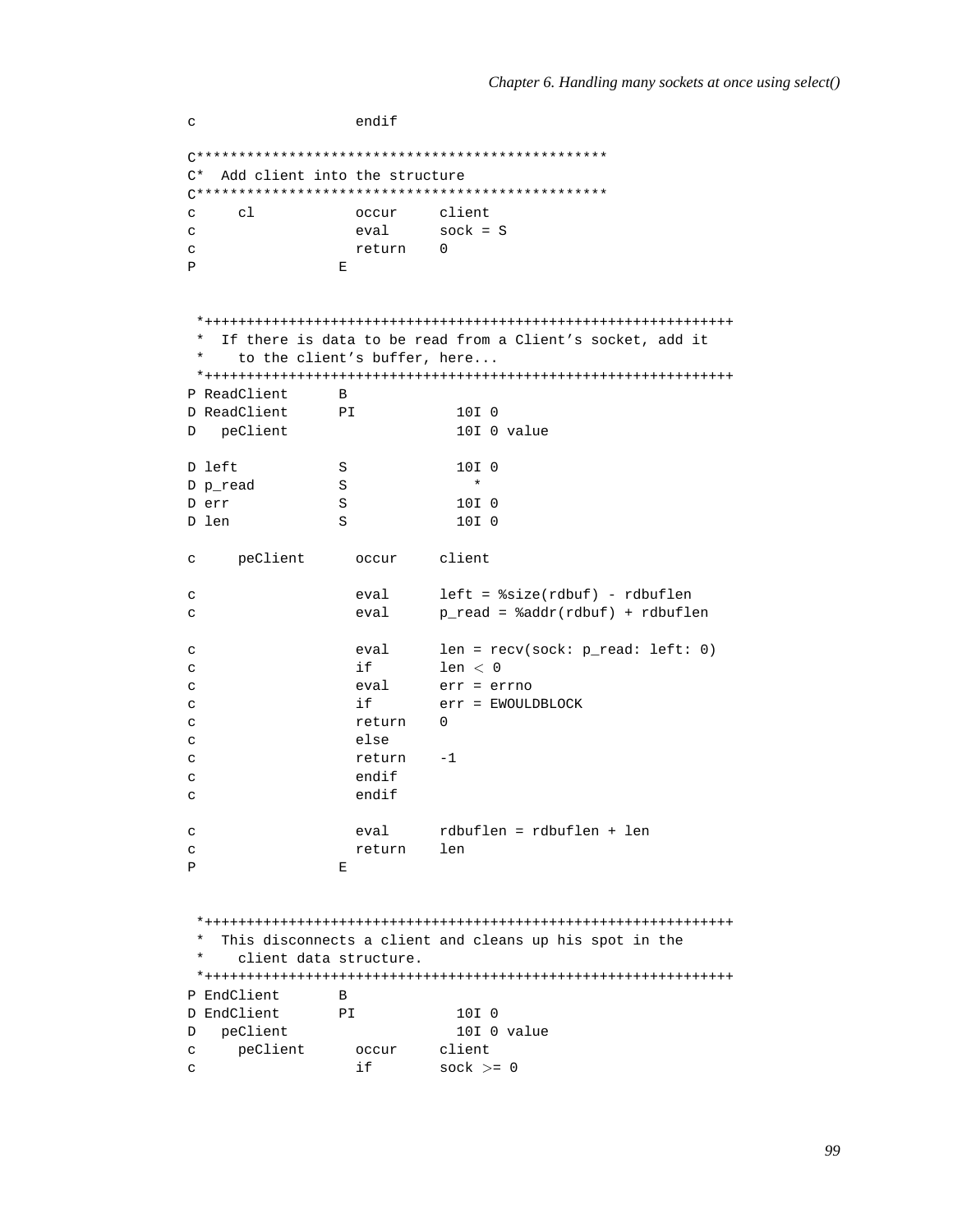```
c                   endif

C*************************************************
C*  Add client into the structure
C*************************************************
c     cl            occur     client
c                   eval      sock = S
c                   return    0
P                 E


 *+++++++++++++++++++++++++++++++++++++++++++++++++++++++++++++++
 *  If there is data to be read from a Client's socket, add it
 *    to the client's buffer, here...
 *+++++++++++++++++++++++++++++++++++++++++++++++++++++++++++++++
P ReadClient      B
D ReadClient      PI            10I 0
D   peClient                    10I 0 value

D left            S             10I 0
D p_read          S               *
D err             S             10I 0
D len             S             10I 0

c     peClient      occur     client

c                   eval      left = %size(rdbuf) - rdbuflen
c                   eval      p_read = %addr(rdbuf) + rdbuflen

c                   eval      len = recv(sock: p_read: left: 0)
c                   if        len < 0
c                   eval      err = errno
c                   if        err = EWOULDBLOCK
c                   return    0
c                   else
c                   return    -1
c                   endif
c                   endif

c                   eval      rdbuflen = rdbuflen + len
c                   return    len
P                 E


 *+++++++++++++++++++++++++++++++++++++++++++++++++++++++++++++++
 *  This disconnects a client and cleans up his spot in the
 *    client data structure.
 *+++++++++++++++++++++++++++++++++++++++++++++++++++++++++++++++
P EndClient       B
D EndClient       PI            10I 0
D   peClient                    10I 0 value
c     peClient      occur     client
c                   if        sock >= 0
```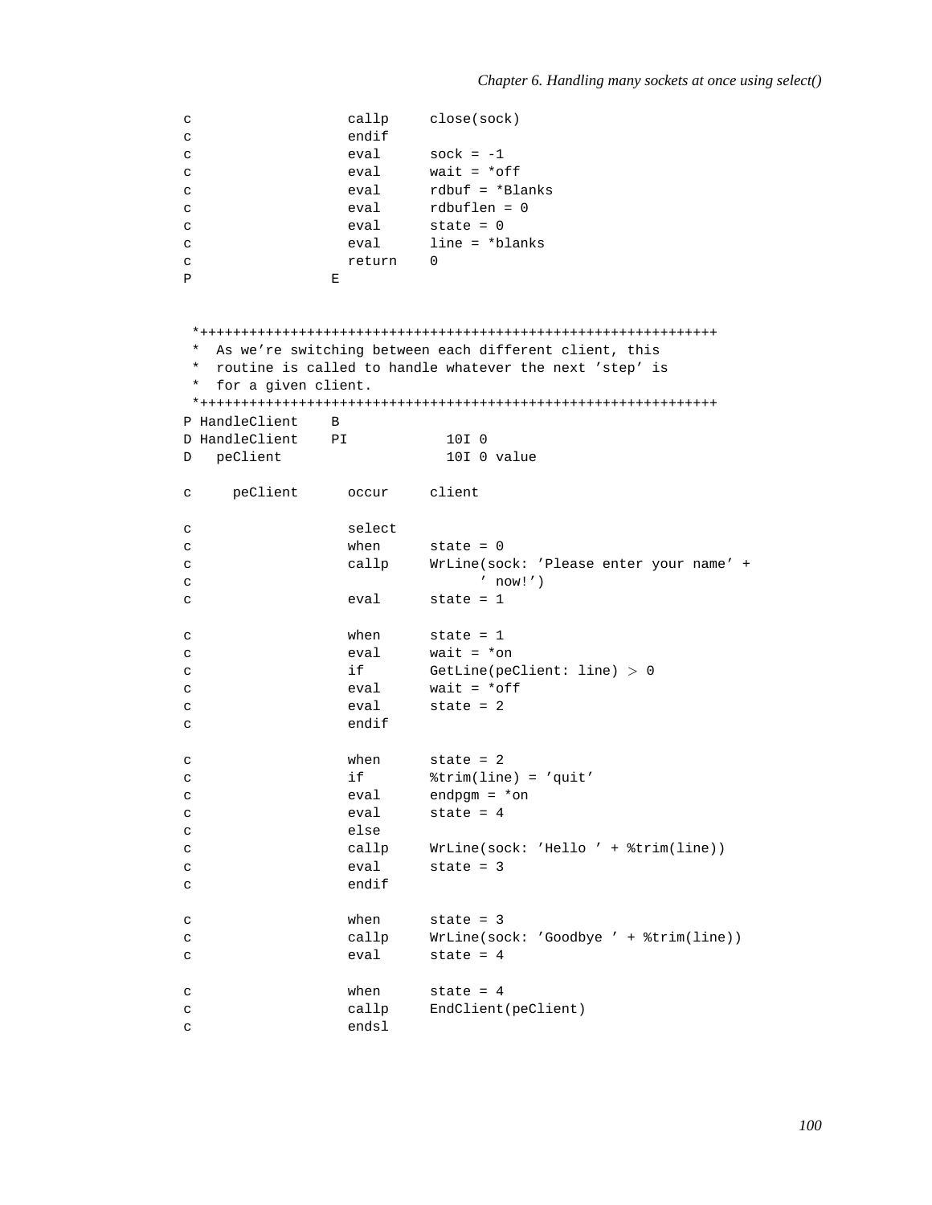```
     c                   callp     close(sock)
     c                   endif
     c                   eval      sock = -1
     c                   eval      wait = *off
     c                   eval      rdbuf = *Blanks
     c                   eval      rdbuflen = 0
     c                   eval      state = 0
     c                   eval      line = *blanks
     c                   return    0
     P                 E


      *+++++++++++++++++++++++++++++++++++++++++++++++++++++++++++++++
      *  As we're switching between each different client, this
      *  routine is called to handle whatever the next 'step' is
      *  for a given client.
      *+++++++++++++++++++++++++++++++++++++++++++++++++++++++++++++++
     P HandleClient    B
     D HandleClient    PI            10I 0
     D   peClient                    10I 0 value

     c     peClient      occur     client

     c                   select
     c                   when      state = 0
     c                   callp     WrLine(sock: 'Please enter your name' +
     c                                   ' now!')
     c                   eval      state = 1

     c                   when      state = 1
     c                   eval      wait = *on
     c                   if        GetLine(peClient: line) > 0
     c                   eval      wait = *off
     c                   eval      state = 2
     c                   endif

     c                   when      state = 2
     c                   if        %trim(line) = 'quit'
     c                   eval      endpgm = *on
     c                   eval      state = 4
     c                   else
     c                   callp     WrLine(sock: 'Hello ' + %trim(line))
     c                   eval      state = 3
     c                   endif

     c                   when      state = 3
     c                   callp     WrLine(sock: 'Goodbye ' + %trim(line))
     c                   eval      state = 4

     c                   when      state = 4
     c                   callp     EndClient(peClient)
     c                   endsl
```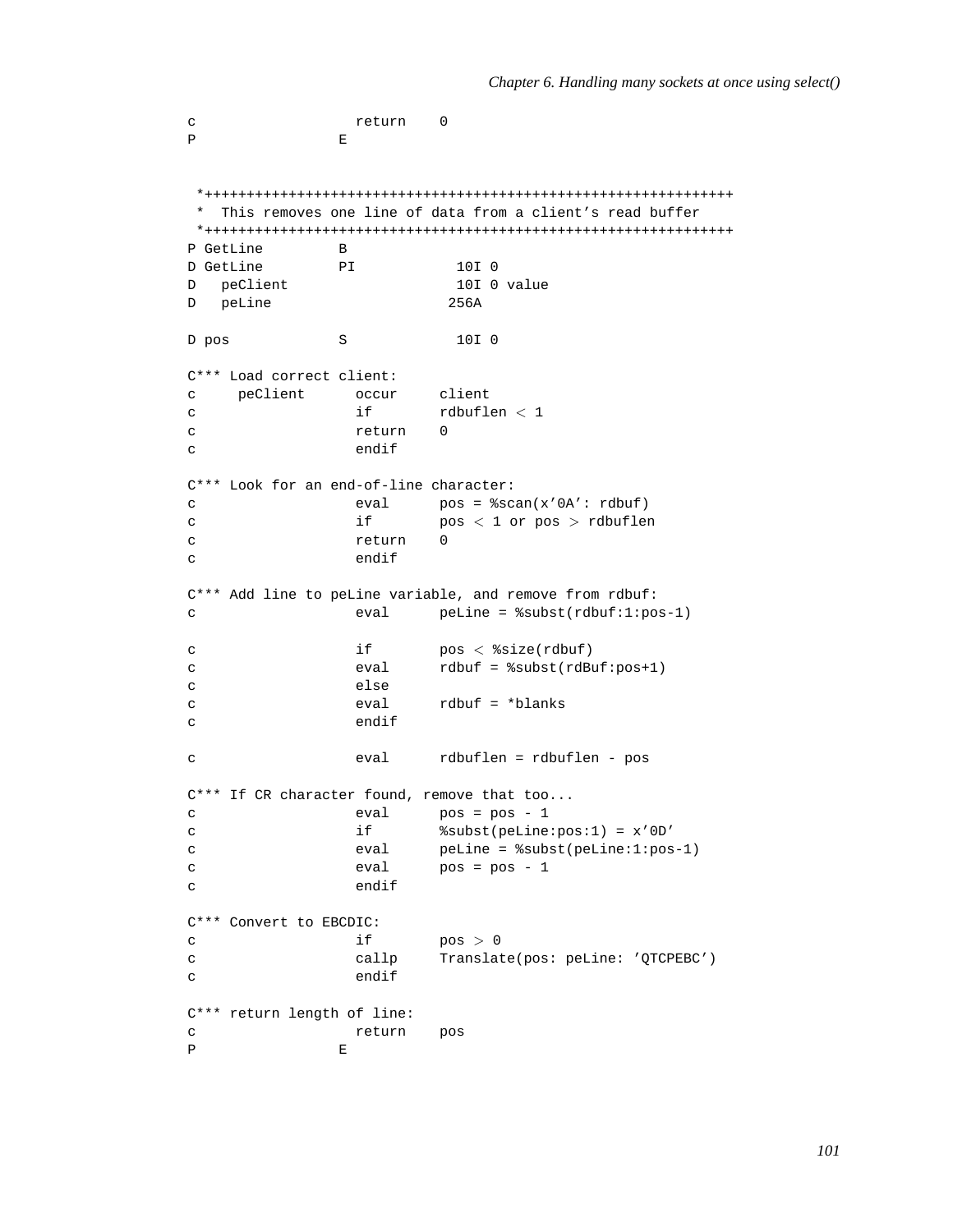```
c                   return    0
P                 E


 *+++++++++++++++++++++++++++++++++++++++++++++++++++++++++++++++
 *  This removes one line of data from a client's read buffer
 *+++++++++++++++++++++++++++++++++++++++++++++++++++++++++++++++
P GetLine         B
D GetLine         PI            10I 0
D   peClient                    10I 0 value
D   peLine                     256A

D pos             S             10I 0

C*** Load correct client:
c     peClient      occur     client
c                   if        rdbuflen < 1
c                   return    0
c                   endif

C*** Look for an end-of-line character:
c                   eval      pos = %scan(x'0A': rdbuf)
c                   if        pos < 1 or pos > rdbuflen
c                   return    0
c                   endif

C*** Add line to peLine variable, and remove from rdbuf:
c                   eval      peLine = %subst(rdbuf:1:pos-1)

c                   if        pos < %size(rdbuf)
c                   eval      rdbuf = %subst(rdBuf:pos+1)
c                   else
c                   eval      rdbuf = *blanks
c                   endif

c                   eval      rdbuflen = rdbuflen - pos

C*** If CR character found, remove that too...
c                   eval      pos = pos - 1
c                   if        %subst(peLine:pos:1) = x'0D'
c                   eval      peLine = %subst(peLine:1:pos-1)
c                   eval      pos = pos - 1
c                   endif

C*** Convert to EBCDIC:
c                   if        pos > 0
c                   callp     Translate(pos: peLine: 'QTCPEBC')
c                   endif

C*** return length of line:
c                   return    pos
P                 E
```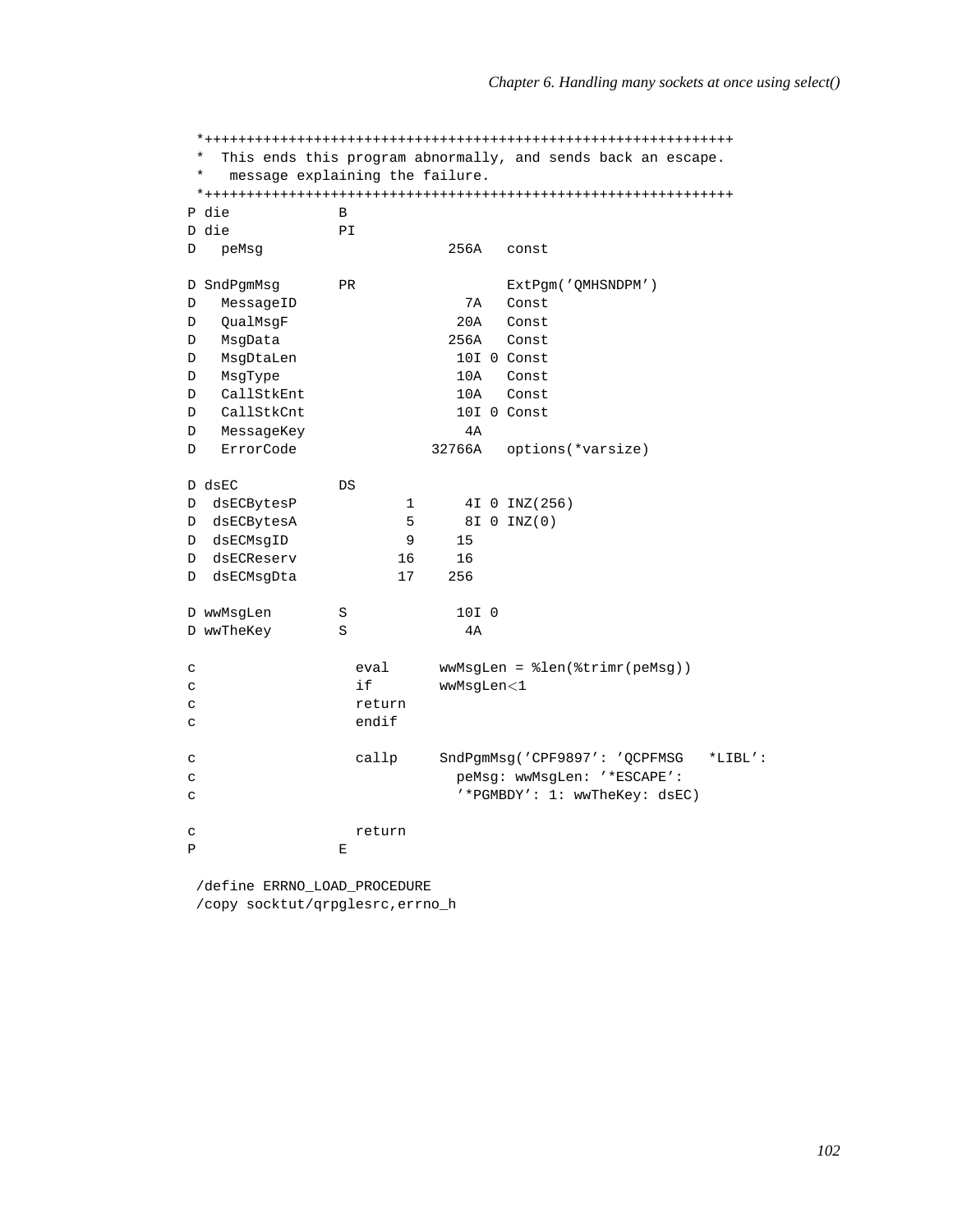```
 *+++++++++++++++++++++++++++++++++++++++++++++++++++++++++++++++
 *  This ends this program abnormally, and sends back an escape.
 *   message explaining the failure.
 *+++++++++++++++++++++++++++++++++++++++++++++++++++++++++++++++
P die             B
D die             PI
D   peMsg                      256A   const

D SndPgmMsg       PR                  ExtPgm('QMHSNDPM')
D   MessageID                    7A   Const
D   QualMsgF                    20A   Const
D   MsgData                    256A   Const
D   MsgDtaLen                   10I 0 Const
D   MsgType                     10A   Const
D   CallStkEnt                  10A   Const
D   CallStkCnt                  10I 0 Const
D   MessageKey                   4A
D   ErrorCode                32766A   options(*varsize)

D dsEC            DS
D  dsECBytesP             1      4I 0 INZ(256)
D  dsECBytesA             5      8I 0 INZ(0)
D  dsECMsgID              9     15
D  dsECReserv            16     16
D  dsECMsgDta            17    256

D wwMsgLen        S             10I 0
D wwTheKey        S              4A

c                   eval      wwMsgLen = %len(%trimr(peMsg))
c                   if        wwMsgLen<1
c                   return
c                   endif

c                   callp     SndPgmMsg('CPF9897': 'QCPFMSG   *LIBL':
c                               peMsg: wwMsgLen: '*ESCAPE':
c                               '*PGMBDY': 1: wwTheKey: dsEC)

c                   return
P                 E

 /define ERRNO_LOAD_PROCEDURE
 /copy socktut/qrpglesrc,errno_h
```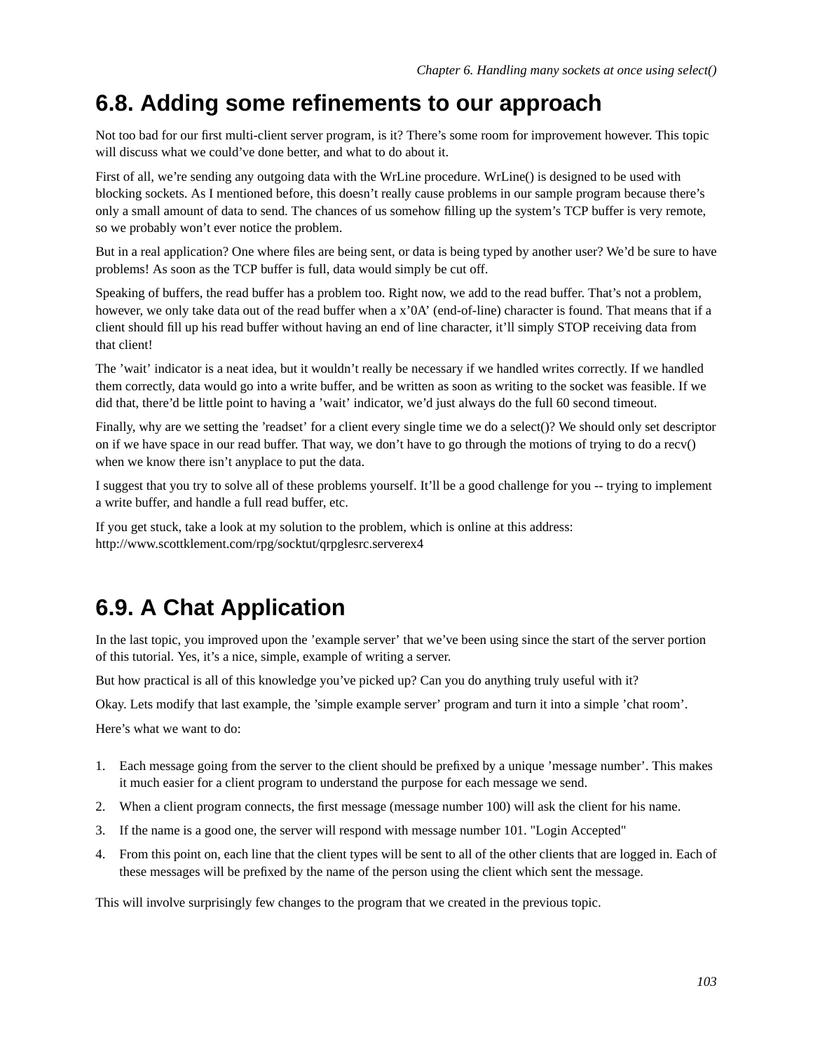## 6.8. Adding some refinements to our approach

Not too bad for our first multi-client server program, is it? There's some room for improvement however. This topic will discuss what we could've done better, and what to do about it.

First of all, we're sending any outgoing data with the WrLine procedure. WrLine() is designed to be used with blocking sockets. As I mentioned before, this doesn't really cause problems in our sample program because there's only a small amount of data to send. The chances of us somehow filling up the system's TCP buffer is very remote, so we probably won't ever notice the problem.

But in a real application? One where files are being sent, or data is being typed by another user? We'd be sure to have problems! As soon as the TCP buffer is full, data would simply be cut off.

Speaking of buffers, the read buffer has a problem too. Right now, we add to the read buffer. That's not a problem, however, we only take data out of the read buffer when a x'0A' (end-of-line) character is found. That means that if a client should fill up his read buffer without having an end of line character, it'll simply STOP receiving data from that client!

The 'wait' indicator is a neat idea, but it wouldn't really be necessary if we handled writes correctly. If we handled them correctly, data would go into a write buffer, and be written as soon as writing to the socket was feasible. If we did that, there'd be little point to having a 'wait' indicator, we'd just always do the full 60 second timeout.

Finally, why are we setting the 'readset' for a client every single time we do a select()? We should only set descriptor on if we have space in our read buffer. That way, we don't have to go through the motions of trying to do a recv() when we know there isn't anyplace to put the data.

I suggest that you try to solve all of these problems yourself. It'll be a good challenge for you -- trying to implement a write buffer, and handle a full read buffer, etc.

If you get stuck, take a look at my solution to the problem, which is online at this address:
http://www.scottklement.com/rpg/socktut/qrpglesrc.serverex4

## 6.9. A Chat Application

In the last topic, you improved upon the 'example server' that we've been using since the start of the server portion of this tutorial. Yes, it's a nice, simple, example of writing a server.

But how practical is all of this knowledge you've picked up? Can you do anything truly useful with it?

Okay. Lets modify that last example, the 'simple example server' program and turn it into a simple 'chat room'.

Here's what we want to do:

1. Each message going from the server to the client should be prefixed by a unique 'message number'. This makes it much easier for a client program to understand the purpose for each message we send.
2. When a client program connects, the first message (message number 100) will ask the client for his name.
3. If the name is a good one, the server will respond with message number 101. "Login Accepted"
4. From this point on, each line that the client types will be sent to all of the other clients that are logged in. Each of these messages will be prefixed by the name of the person using the client which sent the message.

This will involve surprisingly few changes to the program that we created in the previous topic.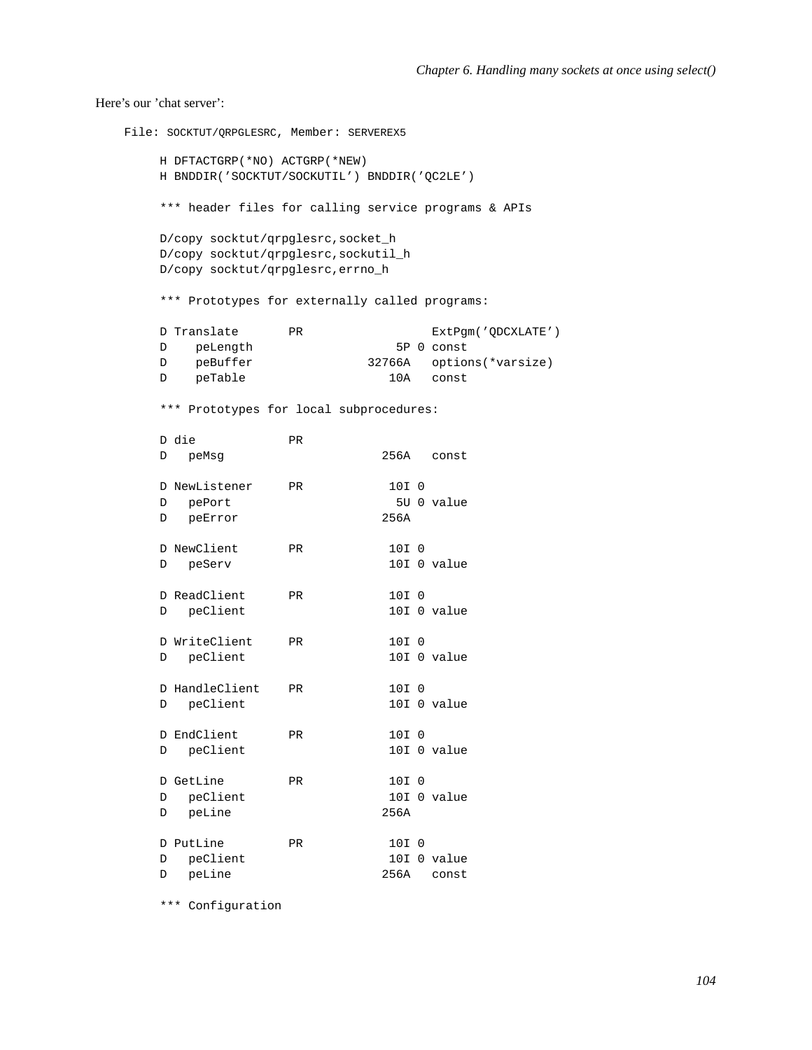Here's our 'chat server':

File: SOCKTUT/QRPGLESRC, Member: SERVEREX5

```
     H DFTACTGRP(*NO) ACTGRP(*NEW)
     H BNDDIR('SOCKTUT/SOCKUTIL') BNDDIR('QC2LE')

     *** header files for calling service programs & APIs

     D/copy socktut/qrpglesrc,socket_h
     D/copy socktut/qrpglesrc,sockutil_h
     D/copy socktut/qrpglesrc,errno_h

     *** Prototypes for externally called programs:

     D Translate       PR                  ExtPgm('QDCXLATE')
     D    peLength                    5P 0 const
     D    peBuffer                32766A   options(*varsize)
     D    peTable                    10A   const

     *** Prototypes for local subprocedures:

     D die             PR
     D   peMsg                      256A   const

     D NewListener     PR            10I 0
     D   pePort                       5U 0 value
     D   peError                    256A

     D NewClient       PR            10I 0
     D   peServ                      10I 0 value

     D ReadClient      PR            10I 0
     D   peClient                    10I 0 value

     D WriteClient     PR            10I 0
     D   peClient                    10I 0 value

     D HandleClient    PR            10I 0
     D   peClient                    10I 0 value

     D EndClient       PR            10I 0
     D   peClient                    10I 0 value

     D GetLine         PR            10I 0
     D   peClient                    10I 0 value
     D   peLine                     256A

     D PutLine         PR            10I 0
     D   peClient                    10I 0 value
     D   peLine                     256A   const

     *** Configuration
```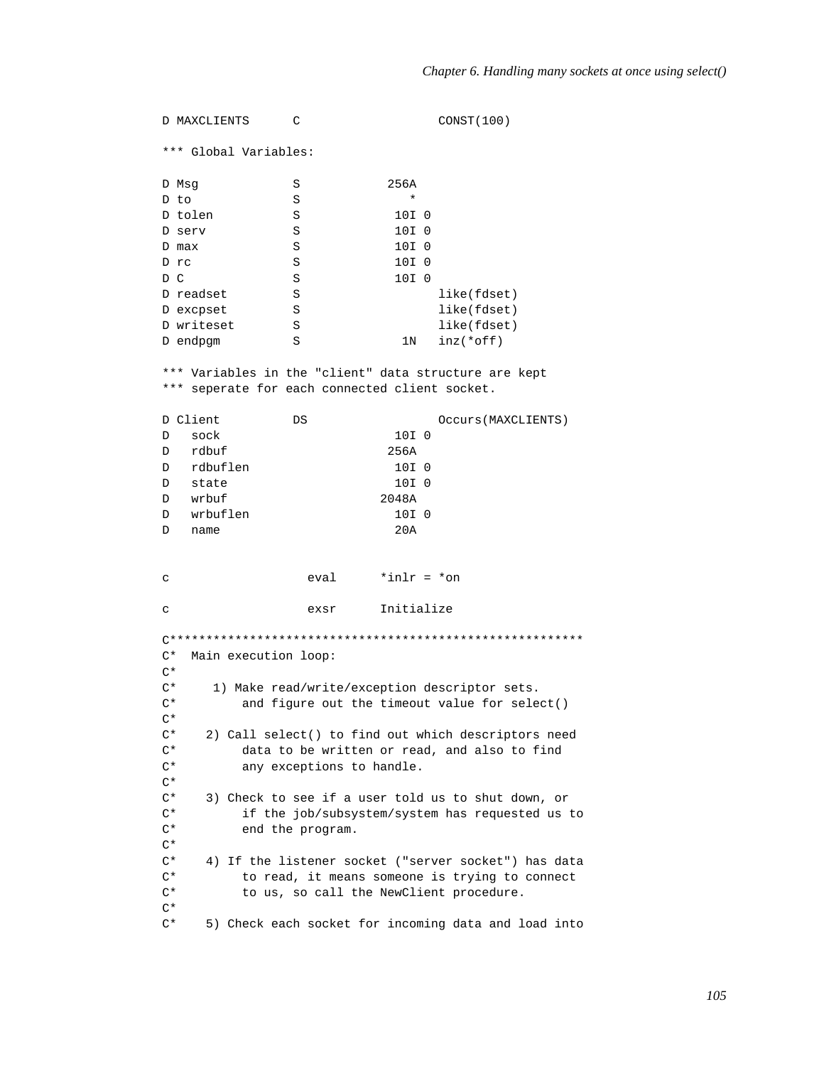```
D MAXCLIENTS      C                   CONST(100)

*** Global Variables:

D Msg             S            256A
D to              S               *
D tolen           S             10I 0
D serv            S             10I 0
D max             S             10I 0
D rc              S             10I 0
D C               S             10I 0
D readset         S                   like(fdset)
D excpset         S                   like(fdset)
D writeset        S                   like(fdset)
D endpgm          S              1N   inz(*off)

*** Variables in the "client" data structure are kept
*** seperate for each connected client socket.

D Client          DS                  Occurs(MAXCLIENTS)
D   sock                        10I 0
D   rdbuf                      256A
D   rdbuflen                    10I 0
D   state                       10I 0
D   wrbuf                     2048A
D   wrbuflen                    10I 0
D   name                        20A


c                   eval      *inlr = *on

c                   exsr      Initialize

C*********************************************************
C*  Main execution loop:
C*
C*     1) Make read/write/exception descriptor sets.
C*         and figure out the timeout value for select()
C*
C*    2) Call select() to find out which descriptors need
C*         data to be written or read, and also to find
C*         any exceptions to handle.
C*
C*    3) Check to see if a user told us to shut down, or
C*         if the job/subsystem/system has requested us to
C*         end the program.
C*
C*    4) If the listener socket ("server socket") has data
C*         to read, it means someone is trying to connect
C*         to us, so call the NewClient procedure.
C*
C*    5) Check each socket for incoming data and load into
```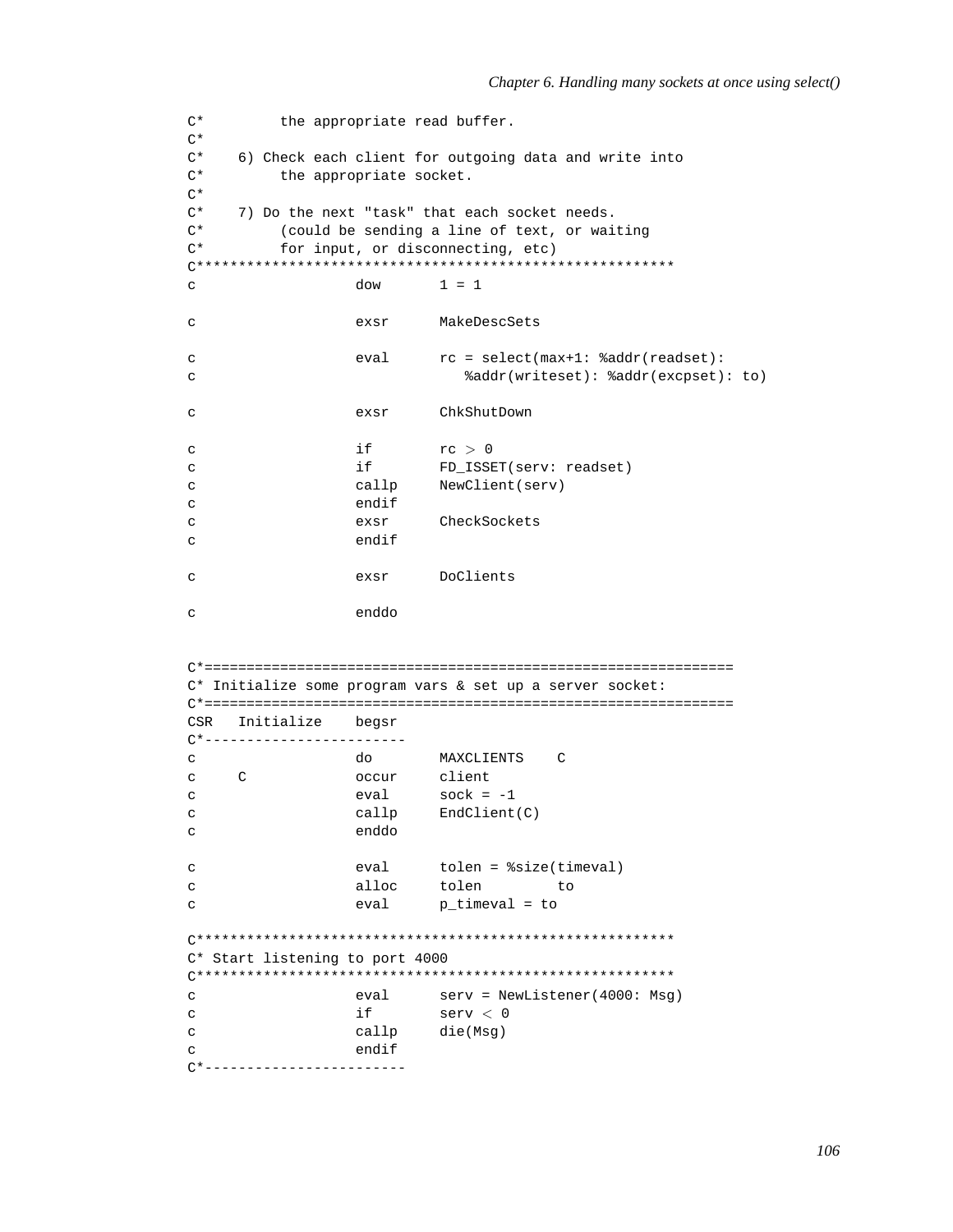```
C*         the appropriate read buffer.
C*
C*    6) Check each client for outgoing data and write into
C*         the appropriate socket.
C*
C*    7) Do the next "task" that each socket needs.
C*         (could be sending a line of text, or waiting
C*         for input, or disconnecting, etc)
C*******************************************************
c                   dow       1 = 1

c                   exsr      MakeDescSets

c                   eval      rc = select(max+1: %addr(readset):
c                                %addr(writeset): %addr(excpset): to)

c                   exsr      ChkShutDown

c                   if        rc > 0
c                   if        FD_ISSET(serv: readset)
c                   callp     NewClient(serv)
c                   endif
c                   exsr      CheckSockets
c                   endif

c                   exsr      DoClients

c                   enddo


C*==============================================================
C* Initialize some program vars & set up a server socket:
C*==============================================================
CSR   Initialize    begsr
C*------------------------
c                   do        MAXCLIENTS    C
c     C             occur     client
c                   eval      sock = -1
c                   callp     EndClient(C)
c                   enddo

c                   eval      tolen = %size(timeval)
c                   alloc     tolen         to
c                   eval      p_timeval = to

C*******************************************************
C* Start listening to port 4000
C*******************************************************
c                   eval      serv = NewListener(4000: Msg)
c                   if        serv < 0
c                   callp     die(Msg)
c                   endif
C*------------------------
```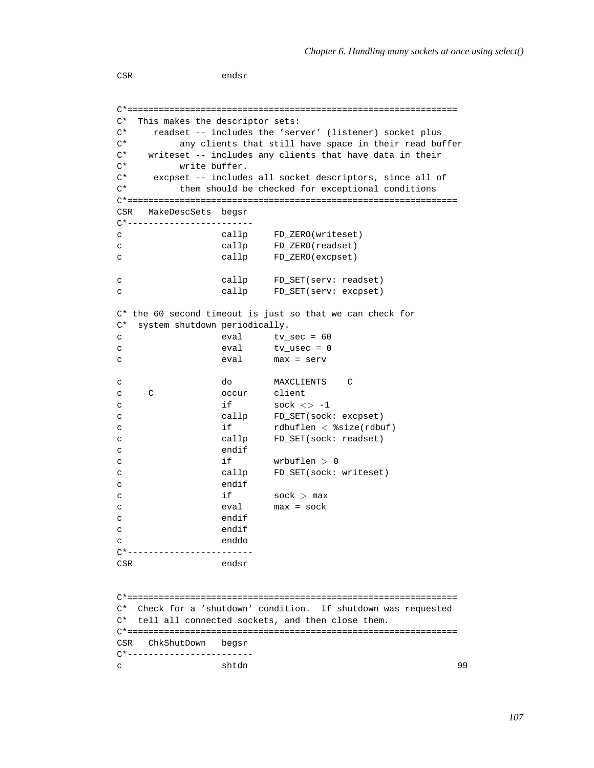```
CSR                 endsr


C*===============================================================
C*  This makes the descriptor sets:
C*     readset -- includes the 'server' (listener) socket plus
C*          any clients that still have space in their read buffer
C*    writeset -- includes any clients that have data in their
C*          write buffer.
C*     excpset -- includes all socket descriptors, since all of
C*          them should be checked for exceptional conditions
C*===============================================================
CSR   MakeDescSets  begsr
C*------------------------
c                   callp     FD_ZERO(writeset)
c                   callp     FD_ZERO(readset)
c                   callp     FD_ZERO(excpset)

c                   callp     FD_SET(serv: readset)
c                   callp     FD_SET(serv: excpset)

C* the 60 second timeout is just so that we can check for
C*  system shutdown periodically.
c                   eval      tv_sec = 60
c                   eval      tv_usec = 0
c                   eval      max = serv

c                   do        MAXCLIENTS    C
c     C             occur     client
c                   if        sock <> -1
c                   callp     FD_SET(sock: excpset)
c                   if        rdbuflen < %size(rdbuf)
c                   callp     FD_SET(sock: readset)
c                   endif
c                   if        wrbuflen > 0
c                   callp     FD_SET(sock: writeset)
c                   endif
c                   if        sock > max
c                   eval      max = sock
c                   endif
c                   endif
c                   enddo
C*------------------------
CSR                 endsr


C*===============================================================
C*  Check for a 'shutdown' condition.  If shutdown was requested
C*  tell all connected sockets, and then close them.
C*===============================================================
CSR   ChkShutDown   begsr
C*------------------------
c                   shtdn                                        99
```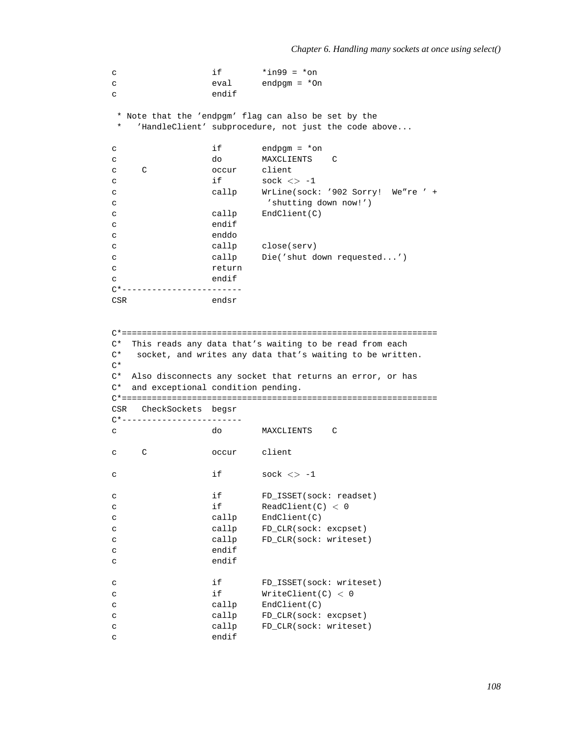```
c                   if        *in99 = *on
c                   eval      endpgm = *On
c                   endif

 * Note that the 'endpgm' flag can also be set by the
 *   'HandleClient' subprocedure, not just the code above...

c                   if        endpgm = *on
c                   do        MAXCLIENTS    C
c     C             occur     client
c                   if        sock <> -1
c                   callp     WrLine(sock: '902 Sorry!  We"re ' +
c                              'shutting down now!')
c                   callp     EndClient(C)
c                   endif
c                   enddo
c                   callp     close(serv)
c                   callp     Die('shut down requested...')
c                   return
c                   endif
C*------------------------
CSR                 endsr


C*===============================================================
C*  This reads any data that's waiting to be read from each
C*   socket, and writes any data that's waiting to be written.
C*
C*  Also disconnects any socket that returns an error, or has
C*  and exceptional condition pending.
C*===============================================================
CSR   CheckSockets  begsr
C*------------------------
c                   do        MAXCLIENTS    C

c     C             occur     client

c                   if        sock <> -1

c                   if        FD_ISSET(sock: readset)
c                   if        ReadClient(C) < 0
c                   callp     EndClient(C)
c                   callp     FD_CLR(sock: excpset)
c                   callp     FD_CLR(sock: writeset)
c                   endif
c                   endif

c                   if        FD_ISSET(sock: writeset)
c                   if        WriteClient(C) < 0
c                   callp     EndClient(C)
c                   callp     FD_CLR(sock: excpset)
c                   callp     FD_CLR(sock: writeset)
c                   endif
```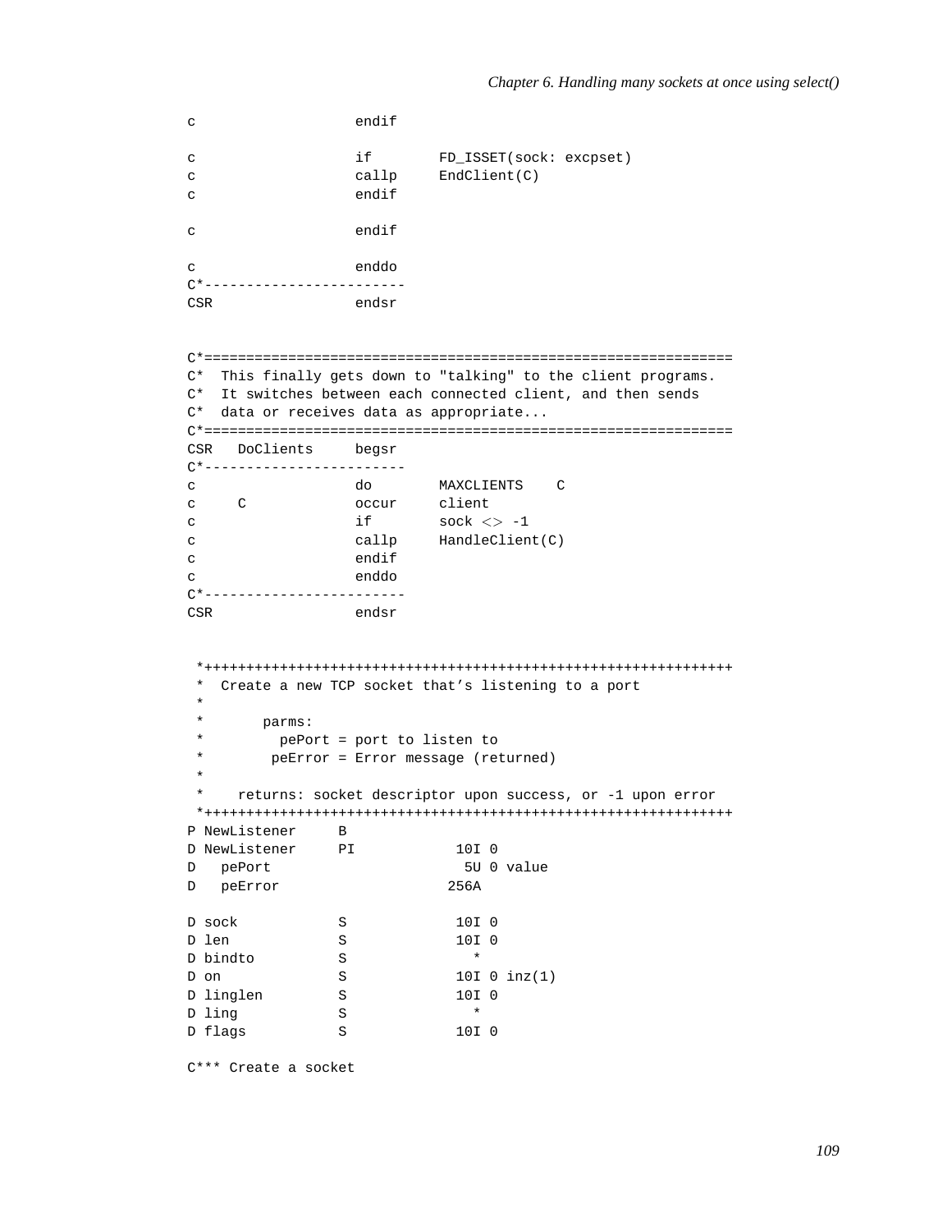```
c                   endif

c                   if        FD_ISSET(sock: excpset)
c                   callp     EndClient(C)
c                   endif

c                   endif

c                   enddo
C*------------------------
CSR                 endsr


C*===============================================================
C*  This finally gets down to "talking" to the client programs.
C*  It switches between each connected client, and then sends
C*  data or receives data as appropriate...
C*===============================================================
CSR   DoClients     begsr
C*------------------------
c                   do        MAXCLIENTS    C
c     C             occur     client
c                   if        sock <> -1
c                   callp     HandleClient(C)
c                   endif
c                   enddo
C*------------------------
CSR                 endsr


 *+++++++++++++++++++++++++++++++++++++++++++++++++++++++++++++++
 *  Create a new TCP socket that's listening to a port
 *
 *       parms:
 *         pePort = port to listen to
 *        peError = Error message (returned)
 *
 *    returns: socket descriptor upon success, or -1 upon error
 *+++++++++++++++++++++++++++++++++++++++++++++++++++++++++++++++
P NewListener     B
D NewListener     PI            10I 0
D   pePort                       5U 0 value
D   peError                    256A

D sock            S             10I 0
D len             S             10I 0
D bindto          S               *
D on              S             10I 0 inz(1)
D linglen         S             10I 0
D ling            S               *
D flags           S             10I 0

C*** Create a socket
```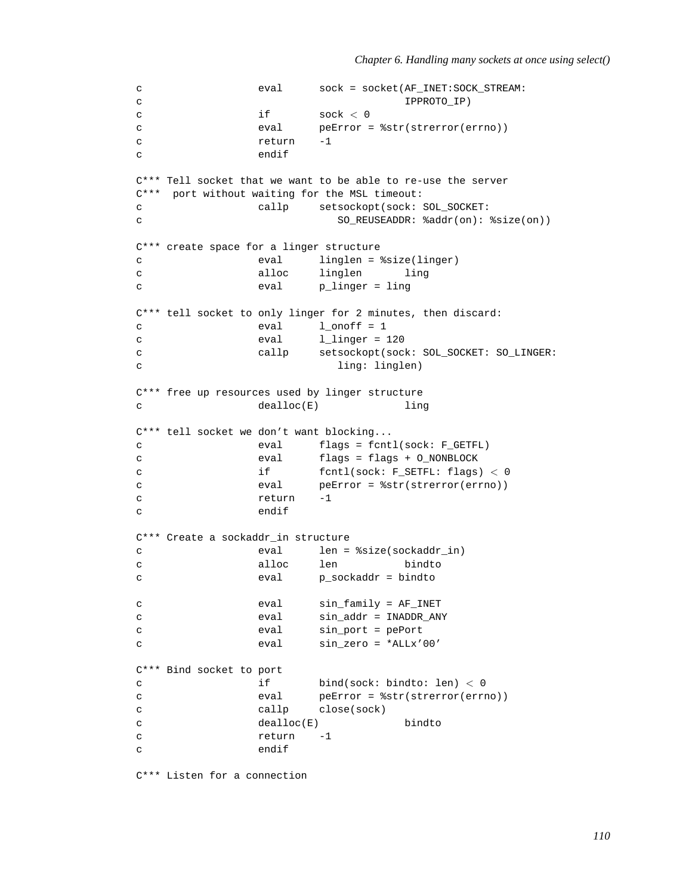```
c                   eval      sock = socket(AF_INET:SOCK_STREAM:
c                                           IPPROTO_IP)
c                   if        sock < 0
c                   eval      peError = %str(strerror(errno))
c                   return    -1
c                   endif

C*** Tell socket that we want to be able to re-use the server
C***  port without waiting for the MSL timeout:
c                   callp     setsockopt(sock: SOL_SOCKET:
c                                SO_REUSEADDR: %addr(on): %size(on))

C*** create space for a linger structure
c                   eval      linglen = %size(linger)
c                   alloc     linglen       ling
c                   eval      p_linger = ling

C*** tell socket to only linger for 2 minutes, then discard:
c                   eval      l_onoff = 1
c                   eval      l_linger = 120
c                   callp     setsockopt(sock: SOL_SOCKET: SO_LINGER:
c                                ling: linglen)

C*** free up resources used by linger structure
c                   dealloc(E)              ling

C*** tell socket we don't want blocking...
c                   eval      flags = fcntl(sock: F_GETFL)
c                   eval      flags = flags + O_NONBLOCK
c                   if        fcntl(sock: F_SETFL: flags) < 0
c                   eval      peError = %str(strerror(errno))
c                   return    -1
c                   endif

C*** Create a sockaddr_in structure
c                   eval      len = %size(sockaddr_in)
c                   alloc     len           bindto
c                   eval      p_sockaddr = bindto

c                   eval      sin_family = AF_INET
c                   eval      sin_addr = INADDR_ANY
c                   eval      sin_port = pePort
c                   eval      sin_zero = *ALLx'00'

C*** Bind socket to port
c                   if        bind(sock: bindto: len) < 0
c                   eval      peError = %str(strerror(errno))
c                   callp     close(sock)
c                   dealloc(E)              bindto
c                   return    -1
c                   endif

C*** Listen for a connection
```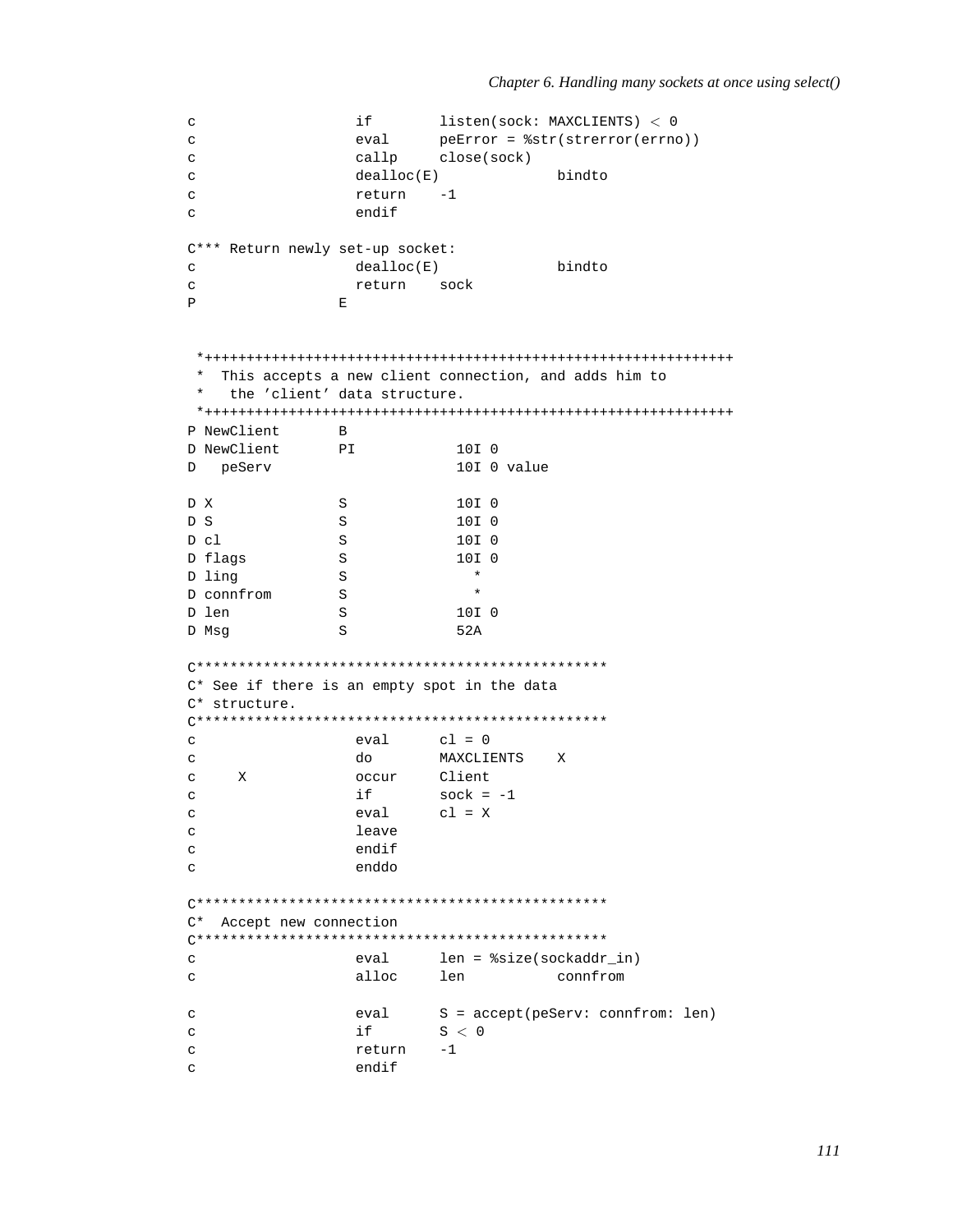```
c                   if        listen(sock: MAXCLIENTS) < 0
c                   eval      peError = %str(strerror(errno))
c                   callp     close(sock)
c                   dealloc(E)              bindto
c                   return    -1
c                   endif

C*** Return newly set-up socket:
c                   dealloc(E)              bindto
c                   return    sock
P                 E


 *+++++++++++++++++++++++++++++++++++++++++++++++++++++++++++++++
 *  This accepts a new client connection, and adds him to
 *   the 'client' data structure.
 *+++++++++++++++++++++++++++++++++++++++++++++++++++++++++++++++
P NewClient       B
D NewClient       PI            10I 0
D   peServ                      10I 0 value

D X               S             10I 0
D S               S             10I 0
D cl              S             10I 0
D flags           S             10I 0
D ling            S               *
D connfrom        S               *
D len             S             10I 0
D Msg             S             52A

C*************************************************
C* See if there is an empty spot in the data
C* structure.
C*************************************************
c                   eval      cl = 0
c                   do        MAXCLIENTS    X
c     X             occur     Client
c                   if        sock = -1
c                   eval      cl = X
c                   leave
c                   endif
c                   enddo

C*************************************************
C*  Accept new connection
C*************************************************
c                   eval      len = %size(sockaddr_in)
c                   alloc     len           connfrom

c                   eval      S = accept(peServ: connfrom: len)
c                   if        S < 0
c                   return    -1
c                   endif
```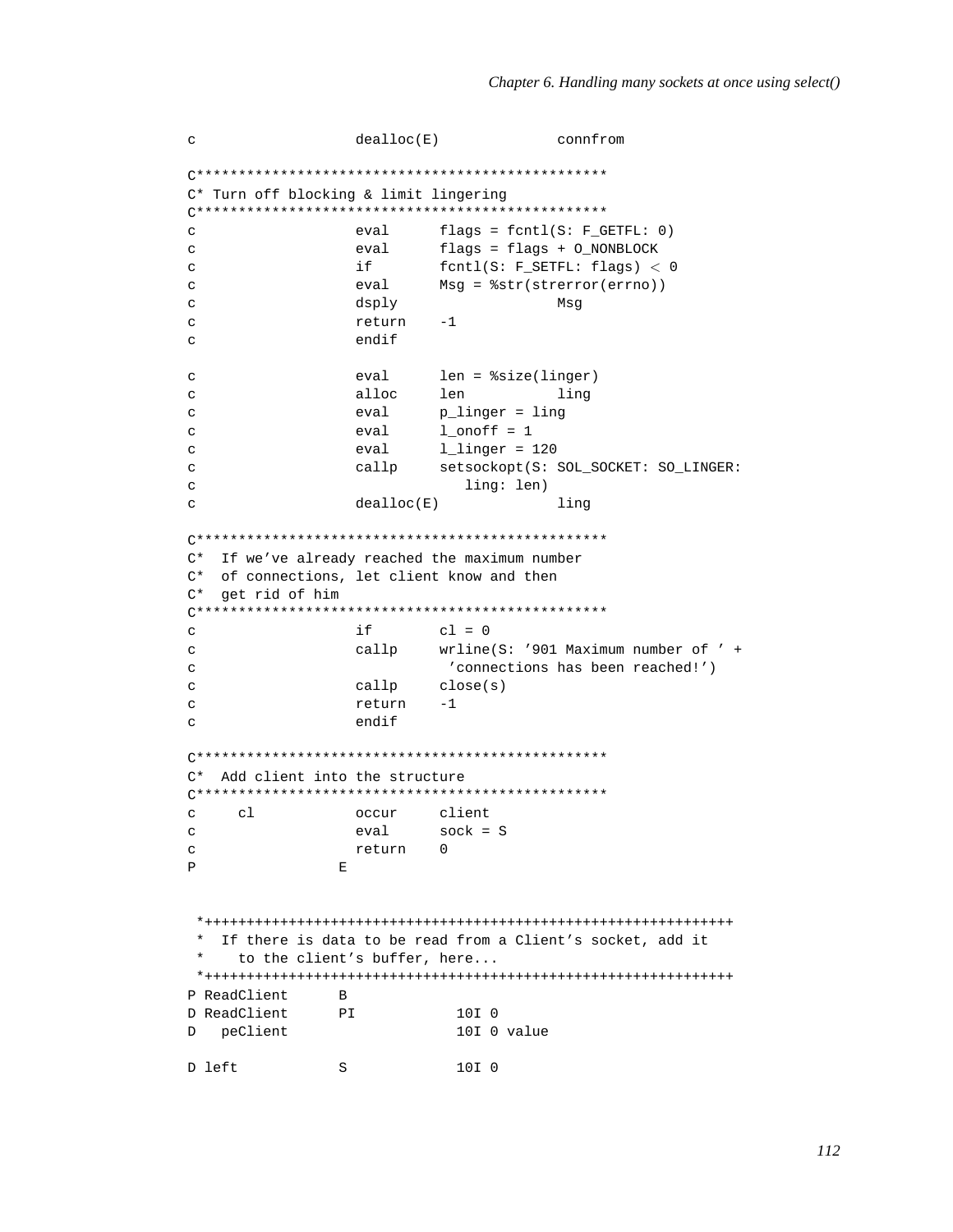```
c                   dealloc(E)              connfrom

C*************************************************
C* Turn off blocking & limit lingering
C*************************************************
c                   eval      flags = fcntl(S: F_GETFL: 0)
c                   eval      flags = flags + O_NONBLOCK
c                   if        fcntl(S: F_SETFL: flags) < 0
c                   eval      Msg = %str(strerror(errno))
c                   dsply                   Msg
c                   return    -1
c                   endif

c                   eval      len = %size(linger)
c                   alloc     len           ling
c                   eval      p_linger = ling
c                   eval      l_onoff = 1
c                   eval      l_linger = 120
c                   callp     setsockopt(S: SOL_SOCKET: SO_LINGER:
c                                ling: len)
c                   dealloc(E)              ling

C*************************************************
C*  If we've already reached the maximum number
C*  of connections, let client know and then
C*  get rid of him
C*************************************************
c                   if        cl = 0
c                   callp     wrline(S: '901 Maximum number of ' +
c                              'connections has been reached!')
c                   callp     close(s)
c                   return    -1
c                   endif

C*************************************************
C*  Add client into the structure
C*************************************************
c     cl            occur     client
c                   eval      sock = S
c                   return    0
P                 E


 *+++++++++++++++++++++++++++++++++++++++++++++++++++++++++++++++
 *  If there is data to be read from a Client's socket, add it
 *    to the client's buffer, here...
 *+++++++++++++++++++++++++++++++++++++++++++++++++++++++++++++++
P ReadClient      B
D ReadClient      PI            10I 0
D   peClient                    10I 0 value

D left            S             10I 0
```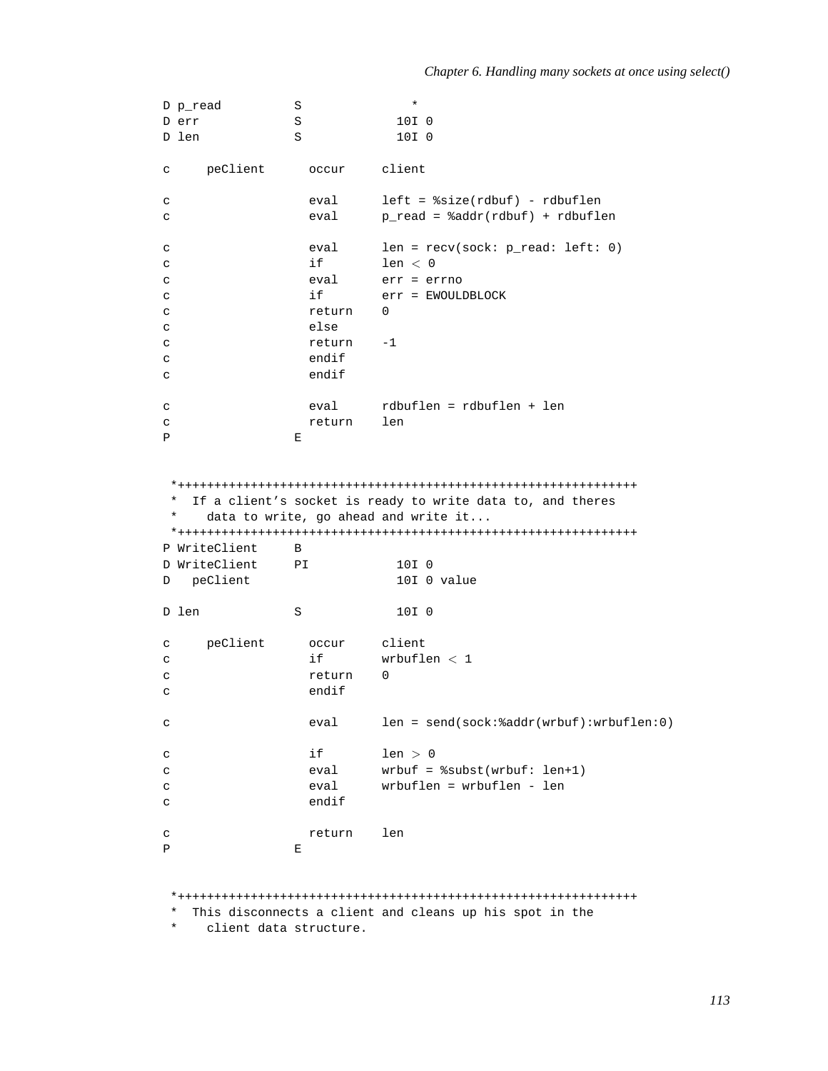```
     D p_read          S               *
     D err             S             10I 0
     D len             S             10I 0

     c     peClient      occur     client

     c                   eval      left = %size(rdbuf) - rdbuflen
     c                   eval      p_read = %addr(rdbuf) + rdbuflen

     c                   eval      len = recv(sock: p_read: left: 0)
     c                   if        len < 0
     c                   eval      err = errno
     c                   if        err = EWOULDBLOCK
     c                   return    0
     c                   else
     c                   return    -1
     c                   endif
     c                   endif

     c                   eval      rdbuflen = rdbuflen + len
     c                   return    len
     P                 E


      *+++++++++++++++++++++++++++++++++++++++++++++++++++++++++++++++
      *  If a client’s socket is ready to write data to, and theres
      *    data to write, go ahead and write it...
      *+++++++++++++++++++++++++++++++++++++++++++++++++++++++++++++++
     P WriteClient     B
     D WriteClient     PI            10I 0
     D   peClient                    10I 0 value

     D len             S             10I 0

     c     peClient      occur     client
     c                   if        wrbuflen < 1
     c                   return    0
     c                   endif

     c                   eval      len = send(sock:%addr(wrbuf):wrbuflen:0)

     c                   if        len > 0
     c                   eval      wrbuf = %subst(wrbuf: len+1)
     c                   eval      wrbuflen = wrbuflen - len
     c                   endif

     c                   return    len
     P                 E


      *+++++++++++++++++++++++++++++++++++++++++++++++++++++++++++++++
      *  This disconnects a client and cleans up his spot in the
      *    client data structure.
```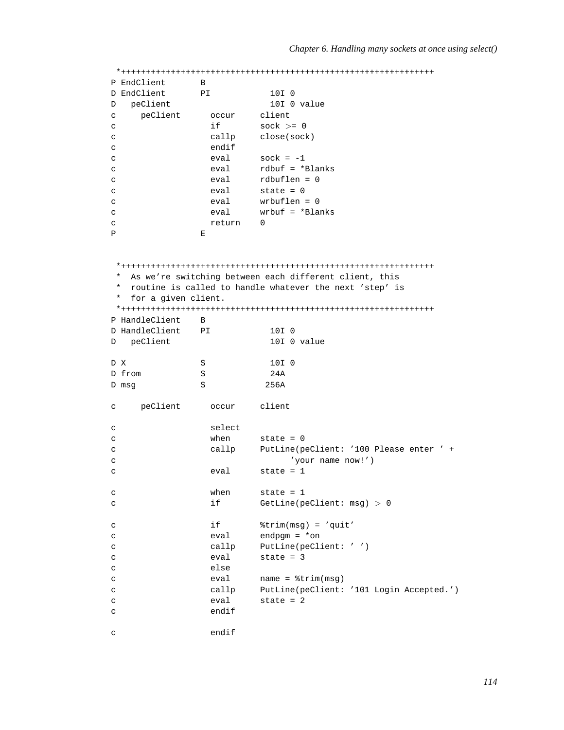```
*+++++++++++++++++++++++++++++++++++++++++++++++++++++++++++++++
P EndClient       B
D EndClient       PI            10I 0
D   peClient                    10I 0 value
c     peClient      occur     client
c                   if        sock >= 0
c                   callp     close(sock)
c                   endif
c                   eval      sock = -1
c                   eval      rdbuf = *Blanks
c                   eval      rdbuflen = 0
c                   eval      state = 0
c                   eval      wrbuflen = 0
c                   eval      wrbuf = *Blanks
c                   return    0
P                 E


 *+++++++++++++++++++++++++++++++++++++++++++++++++++++++++++++++
 *  As we're switching between each different client, this
 *  routine is called to handle whatever the next 'step' is
 *  for a given client.
 *+++++++++++++++++++++++++++++++++++++++++++++++++++++++++++++++
P HandleClient    B
D HandleClient    PI            10I 0
D   peClient                    10I 0 value

D X               S             10I 0
D from            S             24A
D msg             S            256A

c     peClient      occur     client

c                   select
c                   when      state = 0
c                   callp     PutLine(peClient: '100 Please enter ' +
c                                   'your name now!')
c                   eval      state = 1

c                   when      state = 1
c                   if        GetLine(peClient: msg) > 0

c                   if        %trim(msg) = 'quit'
c                   eval      endpgm = *on
c                   callp     PutLine(peClient: ' ')
c                   eval      state = 3
c                   else
c                   eval      name = %trim(msg)
c                   callp     PutLine(peClient: '101 Login Accepted.')
c                   eval      state = 2
c                   endif

c                   endif
```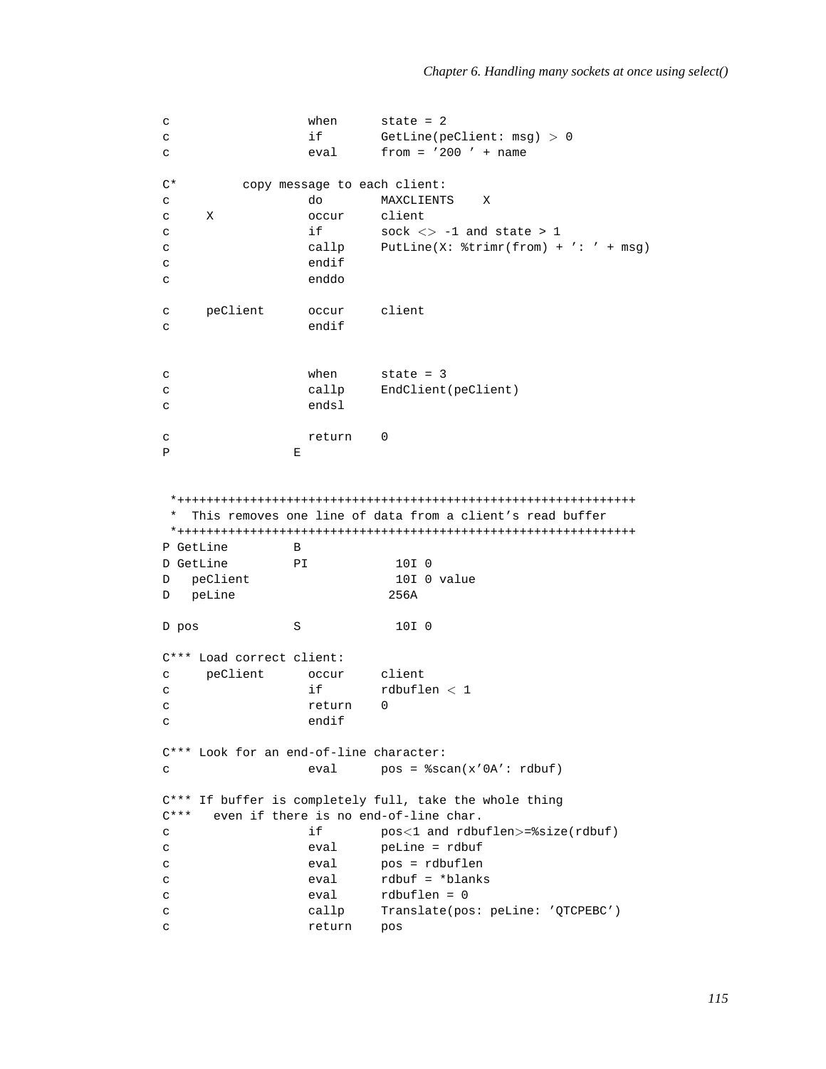```
c                   when      state = 2
c                   if        GetLine(peClient: msg) > 0
c                   eval      from = '200 ' + name

C*         copy message to each client:
c                   do        MAXCLIENTS    X
c     X             occur     client
c                   if        sock <> -1 and state > 1
c                   callp     PutLine(X: %trimr(from) + ': ' + msg)
c                   endif
c                   enddo

c     peClient      occur     client
c                   endif


c                   when      state = 3
c                   callp     EndClient(peClient)
c                   endsl

c                   return    0
P                 E


 *+++++++++++++++++++++++++++++++++++++++++++++++++++++++++++++++
 *  This removes one line of data from a client's read buffer
 *+++++++++++++++++++++++++++++++++++++++++++++++++++++++++++++++
P GetLine         B
D GetLine         PI            10I 0
D   peClient                    10I 0 value
D   peLine                     256A

D pos             S             10I 0

C*** Load correct client:
c     peClient      occur     client
c                   if        rdbuflen < 1
c                   return    0
c                   endif

C*** Look for an end-of-line character:
c                   eval      pos = %scan(x'0A': rdbuf)

C*** If buffer is completely full, take the whole thing
C***   even if there is no end-of-line char.
c                   if        pos<1 and rdbuflen>=%size(rdbuf)
c                   eval      peLine = rdbuf
c                   eval      pos = rdbuflen
c                   eval      rdbuf = *blanks
c                   eval      rdbuflen = 0
c                   callp     Translate(pos: peLine: 'QTCPEBC')
c                   return    pos
```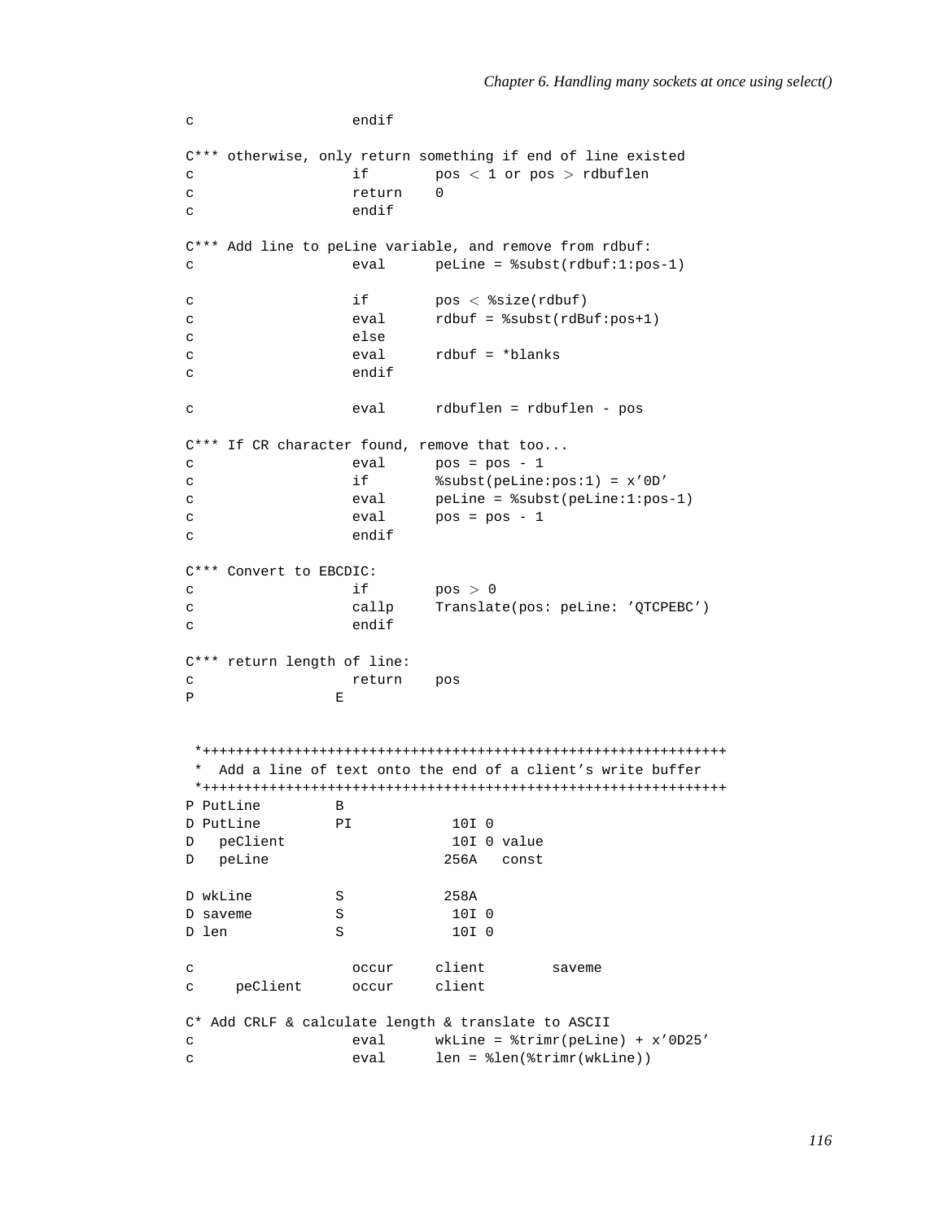```
c                   endif

C*** otherwise, only return something if end of line existed
c                   if        pos < 1 or pos > rdbuflen
c                   return    0
c                   endif

C*** Add line to peLine variable, and remove from rdbuf:
c                   eval      peLine = %subst(rdbuf:1:pos-1)

c                   if        pos < %size(rdbuf)
c                   eval      rdbuf = %subst(rdBuf:pos+1)
c                   else
c                   eval      rdbuf = *blanks
c                   endif

c                   eval      rdbuflen = rdbuflen - pos

C*** If CR character found, remove that too...
c                   eval      pos = pos - 1
c                   if        %subst(peLine:pos:1) = x'0D'
c                   eval      peLine = %subst(peLine:1:pos-1)
c                   eval      pos = pos - 1
c                   endif

C*** Convert to EBCDIC:
c                   if        pos > 0
c                   callp     Translate(pos: peLine: 'QTCPEBC')
c                   endif

C*** return length of line:
c                   return    pos
P                 E


 *+++++++++++++++++++++++++++++++++++++++++++++++++++++++++++++++
 *  Add a line of text onto the end of a client's write buffer
 *+++++++++++++++++++++++++++++++++++++++++++++++++++++++++++++++
P PutLine         B
D PutLine         PI            10I 0
D   peClient                    10I 0 value
D   peLine                     256A   const

D wkLine          S            258A
D saveme          S             10I 0
D len             S             10I 0

c                   occur     client        saveme
c     peClient      occur     client

C* Add CRLF & calculate length & translate to ASCII
c                   eval      wkLine = %trimr(peLine) + x'0D25'
c                   eval      len = %len(%trimr(wkLine))
```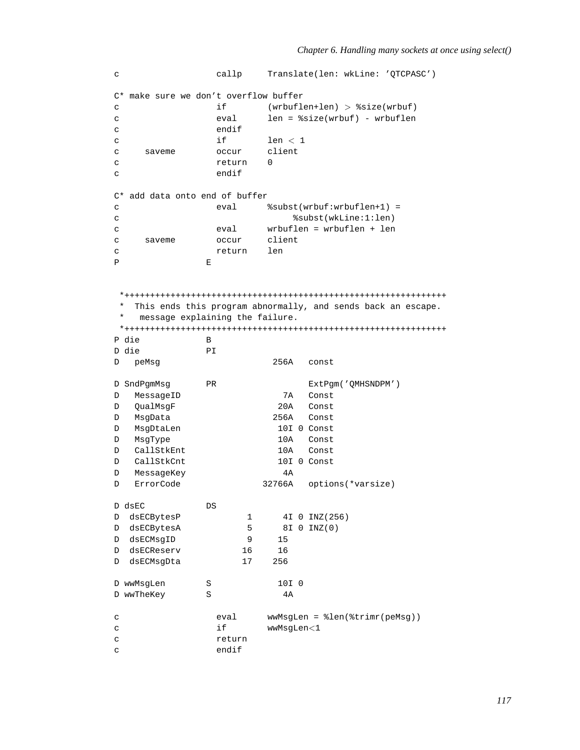```
c                   callp     Translate(len: wkLine: 'QTCPASC')

C* make sure we don't overflow buffer
c                   if        (wrbuflen+len) > %size(wrbuf)
c                   eval      len = %size(wrbuf) - wrbuflen
c                   endif
c                   if        len < 1
c     saveme        occur     client
c                   return    0
c                   endif

C* add data onto end of buffer
c                   eval      %subst(wrbuf:wrbuflen+1) =
c                                  %subst(wkLine:1:len)
c                   eval      wrbuflen = wrbuflen + len
c     saveme        occur     client
c                   return    len
P                 E


 *+++++++++++++++++++++++++++++++++++++++++++++++++++++++++++++++
 *  This ends this program abnormally, and sends back an escape.
 *   message explaining the failure.
 *+++++++++++++++++++++++++++++++++++++++++++++++++++++++++++++++
P die             B
D die             PI
D   peMsg                      256A   const

D SndPgmMsg       PR                  ExtPgm('QMHSNDPM')
D   MessageID                    7A   Const
D   QualMsgF                    20A   Const
D   MsgData                    256A   Const
D   MsgDtaLen                   10I 0 Const
D   MsgType                     10A   Const
D   CallStkEnt                  10A   Const
D   CallStkCnt                  10I 0 Const
D   MessageKey                   4A
D   ErrorCode                32766A   options(*varsize)

D dsEC            DS
D  dsECBytesP             1      4I 0 INZ(256)
D  dsECBytesA             5      8I 0 INZ(0)
D  dsECMsgID              9     15
D  dsECReserv            16     16
D  dsECMsgDta            17    256

D wwMsgLen        S             10I 0
D wwTheKey        S              4A

c                   eval      wwMsgLen = %len(%trimr(peMsg))
c                   if        wwMsgLen<1
c                   return
c                   endif
```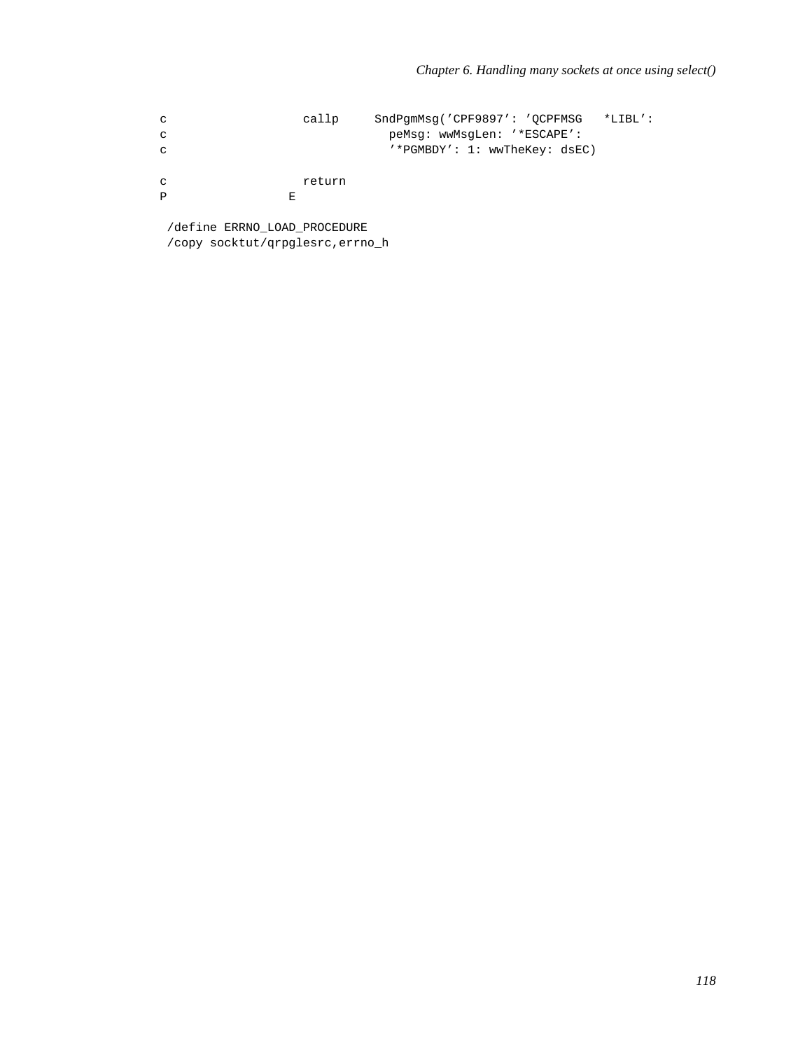```
c                   callp     SndPgmMsg('CPF9897': 'QCPFMSG   *LIBL':
c                               peMsg: wwMsgLen: '*ESCAPE':
c                               '*PGMBDY': 1: wwTheKey: dsEC)

c                   return
P                 E

 /define ERRNO_LOAD_PROCEDURE
 /copy socktut/qrpglesrc,errno_h
```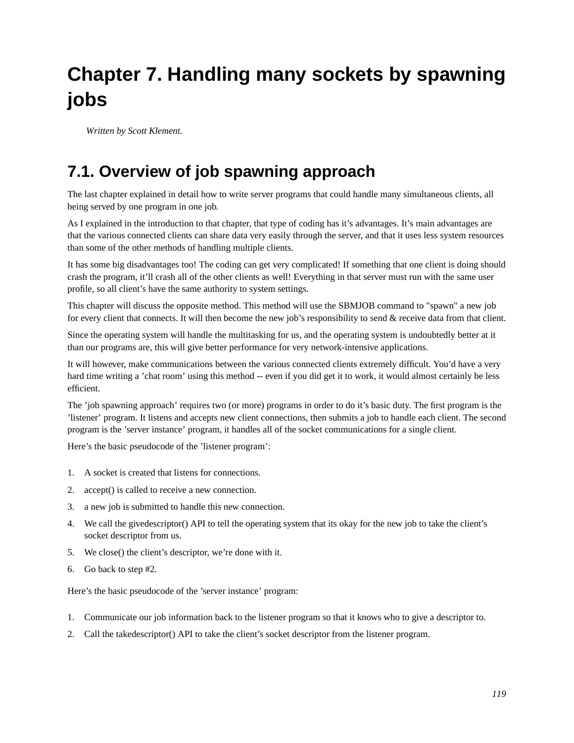# Chapter 7. Handling many sockets by spawning jobs

*Written by Scott Klement.*

## 7.1. Overview of job spawning approach

The last chapter explained in detail how to write server programs that could handle many simultaneous clients, all being served by one program in one job.

As I explained in the introduction to that chapter, that type of coding has it's advantages. It's main advantages are that the various connected clients can share data very easily through the server, and that it uses less system resources than some of the other methods of handling multiple clients.

It has some big disadvantages too! The coding can get very complicated! If something that one client is doing should crash the program, it'll crash all of the other clients as well! Everything in that server must run with the same user profile, so all client's have the same authority to system settings.

This chapter will discuss the opposite method. This method will use the SBMJOB command to "spawn" a new job for every client that connects. It will then become the new job's responsibility to send & receive data from that client.

Since the operating system will handle the multitasking for us, and the operating system is undoubtedly better at it than our programs are, this will give better performance for very network-intensive applications.

It will however, make communications between the various connected clients extremely difficult. You'd have a very hard time writing a 'chat room' using this method -- even if you did get it to work, it would almost certainly be less efficient.

The 'job spawning approach' requires two (or more) programs in order to do it's basic duty. The first program is the 'listener' program. It listens and accepts new client connections, then submits a job to handle each client. The second program is the 'server instance' program, it handles all of the socket communications for a single client.

Here's the basic pseudocode of the 'listener program':

1. A socket is created that listens for connections.
2. accept() is called to receive a new connection.
3. a new job is submitted to handle this new connection.
4. We call the givedescriptor() API to tell the operating system that its okay for the new job to take the client's socket descriptor from us.
5. We close() the client's descriptor, we're done with it.
6. Go back to step #2.

Here's the basic pseudocode of the 'server instance' program:

1. Communicate our job information back to the listener program so that it knows who to give a descriptor to.
2. Call the takedescriptor() API to take the client's socket descriptor from the listener program.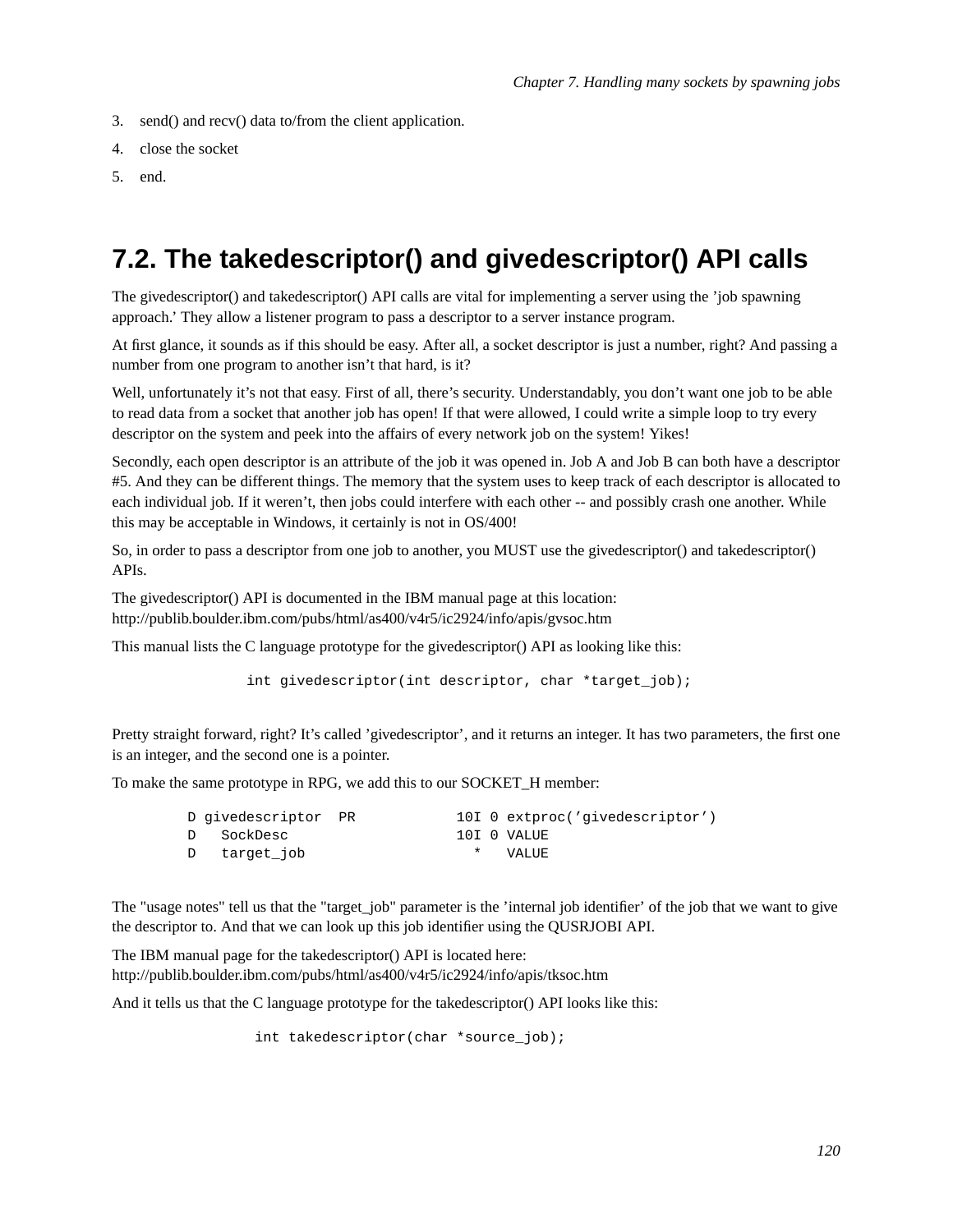3. send() and recv() data to/from the client application.
4. close the socket
5. end.

## 7.2. The takedescriptor() and givedescriptor() API calls

The givedescriptor() and takedescriptor() API calls are vital for implementing a server using the 'job spawning approach.' They allow a listener program to pass a descriptor to a server instance program.

At first glance, it sounds as if this should be easy. After all, a socket descriptor is just a number, right? And passing a number from one program to another isn't that hard, is it?

Well, unfortunately it's not that easy. First of all, there's security. Understandably, you don't want one job to be able to read data from a socket that another job has open! If that were allowed, I could write a simple loop to try every descriptor on the system and peek into the affairs of every network job on the system! Yikes!

Secondly, each open descriptor is an attribute of the job it was opened in. Job A and Job B can both have a descriptor #5. And they can be different things. The memory that the system uses to keep track of each descriptor is allocated to each individual job. If it weren't, then jobs could interfere with each other -- and possibly crash one another. While this may be acceptable in Windows, it certainly is not in OS/400!

So, in order to pass a descriptor from one job to another, you MUST use the givedescriptor() and takedescriptor() APIs.

The givedescriptor() API is documented in the IBM manual page at this location:
http://publib.boulder.ibm.com/pubs/html/as400/v4r5/ic2924/info/apis/gvsoc.htm

This manual lists the C language prototype for the givedescriptor() API as looking like this:

```
int givedescriptor(int descriptor, char *target_job);
```

Pretty straight forward, right? It's called 'givedescriptor', and it returns an integer. It has two parameters, the first one is an integer, and the second one is a pointer.

To make the same prototype in RPG, we add this to our SOCKET_H member:

```
D givedescriptor  PR            10I 0 extproc('givedescriptor')
D   SockDesc                    10I 0 VALUE
D   target_job                    *   VALUE
```

The "usage notes" tell us that the "target_job" parameter is the 'internal job identifier' of the job that we want to give the descriptor to. And that we can look up this job identifier using the QUSRJOBI API.

The IBM manual page for the takedescriptor() API is located here:
http://publib.boulder.ibm.com/pubs/html/as400/v4r5/ic2924/info/apis/tksoc.htm

And it tells us that the C language prototype for the takedescriptor() API looks like this:

```
int takedescriptor(char *source_job);
```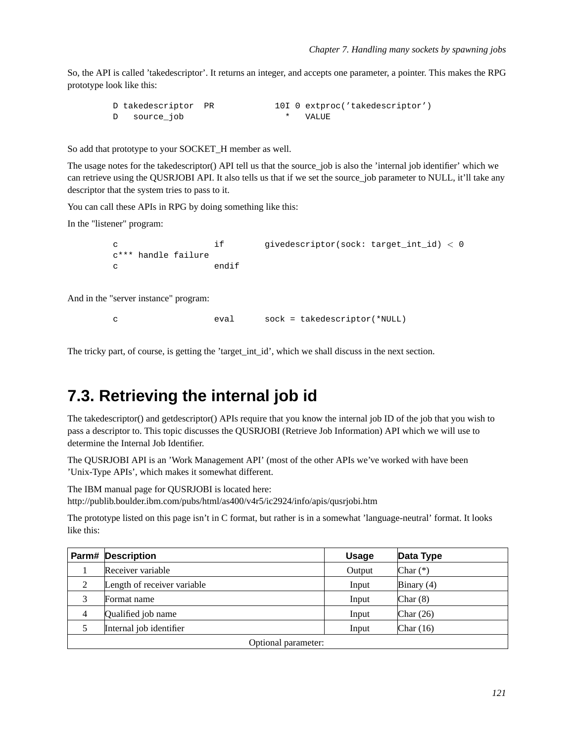So, the API is called 'takedescriptor'. It returns an integer, and accepts one parameter, a pointer. This makes the RPG prototype look like this:

```
D takedescriptor  PR            10I 0 extproc('takedescriptor')
D   source_job                    *   VALUE
```

So add that prototype to your SOCKET_H member as well.

The usage notes for the takedescriptor() API tell us that the source_job is also the 'internal job identifier' which we can retrieve using the QUSRJOBI API. It also tells us that if we set the source_job parameter to NULL, it'll take any descriptor that the system tries to pass to it.

You can call these APIs in RPG by doing something like this:

In the "listener" program:

```
c                   if        givedescriptor(sock: target_int_id) < 0
c*** handle failure
c                   endif
```

And in the "server instance" program:

```
c                   eval      sock = takedescriptor(*NULL)
```

The tricky part, of course, is getting the 'target_int_id', which we shall discuss in the next section.

## 7.3. Retrieving the internal job id

The takedescriptor() and getdescriptor() APIs require that you know the internal job ID of the job that you wish to pass a descriptor to. This topic discusses the QUSRJOBI (Retrieve Job Information) API which we will use to determine the Internal Job Identifier.

The QUSRJOBI API is an 'Work Management API' (most of the other APIs we've worked with have been 'Unix-Type APIs', which makes it somewhat different.

The IBM manual page for QUSRJOBI is located here:
http://publib.boulder.ibm.com/pubs/html/as400/v4r5/ic2924/info/apis/qusrjobi.htm

The prototype listed on this page isn't in C format, but rather is in a somewhat 'language-neutral' format. It looks like this:

| Parm# | Description | Usage | Data Type |
|---|---|---|---|
| 1 | Receiver variable | Output | Char (*) |
| 2 | Length of receiver variable | Input | Binary (4) |
| 3 | Format name | Input | Char (8) |
| 4 | Qualified job name | Input | Char (26) |
| 5 | Internal job identifier | Input | Char (16) |
| Optional parameter: | | | |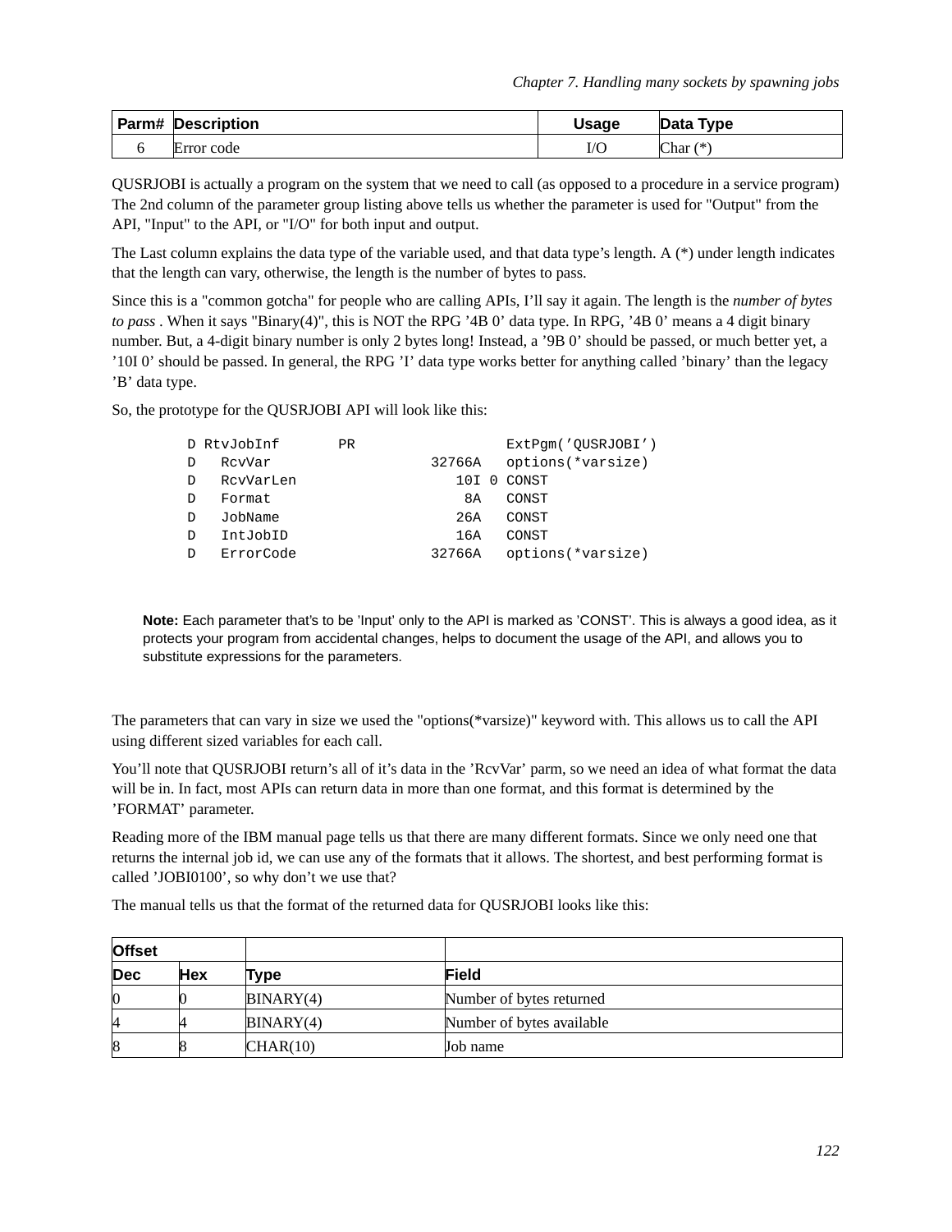| Parm# | Description | Usage | Data Type |
| --- | --- | --- | --- |
| 6 | Error code | I/O | Char (*) |

QUSRJOBI is actually a program on the system that we need to call (as opposed to a procedure in a service program) The 2nd column of the parameter group listing above tells us whether the parameter is used for "Output" from the API, "Input" to the API, or "I/O" for both input and output.

The Last column explains the data type of the variable used, and that data type's length. A (*) under length indicates that the length can vary, otherwise, the length is the number of bytes to pass.

Since this is a "common gotcha" for people who are calling APIs, I'll say it again. The length is the *number of bytes to pass* . When it says "Binary(4)", this is NOT the RPG '4B 0' data type. In RPG, '4B 0' means a 4 digit binary number. But, a 4-digit binary number is only 2 bytes long! Instead, a '9B 0' should be passed, or much better yet, a '10I 0' should be passed. In general, the RPG 'I' data type works better for anything called 'binary' than the legacy 'B' data type.

So, the prototype for the QUSRJOBI API will look like this:

```
D RtvJobInf       PR                  ExtPgm('QUSRJOBI')
D   RcvVar                   32766A   options(*varsize)
D   RcvVarLen                   10I 0 CONST
D   Format                       8A   CONST
D   JobName                     26A   CONST
D   IntJobID                    16A   CONST
D   ErrorCode                32766A   options(*varsize)
```

> **Note:** Each parameter that's to be 'Input' only to the API is marked as 'CONST'. This is always a good idea, as it protects your program from accidental changes, helps to document the usage of the API, and allows you to substitute expressions for the parameters.

The parameters that can vary in size we used the "options(*varsize)" keyword with. This allows us to call the API using different sized variables for each call.

You'll note that QUSRJOBI return's all of it's data in the 'RcvVar' parm, so we need an idea of what format the data will be in. In fact, most APIs can return data in more than one format, and this format is determined by the 'FORMAT' parameter.

Reading more of the IBM manual page tells us that there are many different formats. Since we only need one that returns the internal job id, we can use any of the formats that it allows. The shortest, and best performing format is called 'JOBI0100', so why don't we use that?

The manual tells us that the format of the returned data for QUSRJOBI looks like this:

| Offset | | | |
| --- | --- | --- | --- |
| Dec | Hex | Type | Field |
| 0 | 0 | BINARY(4) | Number of bytes returned |
| 4 | 4 | BINARY(4) | Number of bytes available |
| 8 | 8 | CHAR(10) | Job name |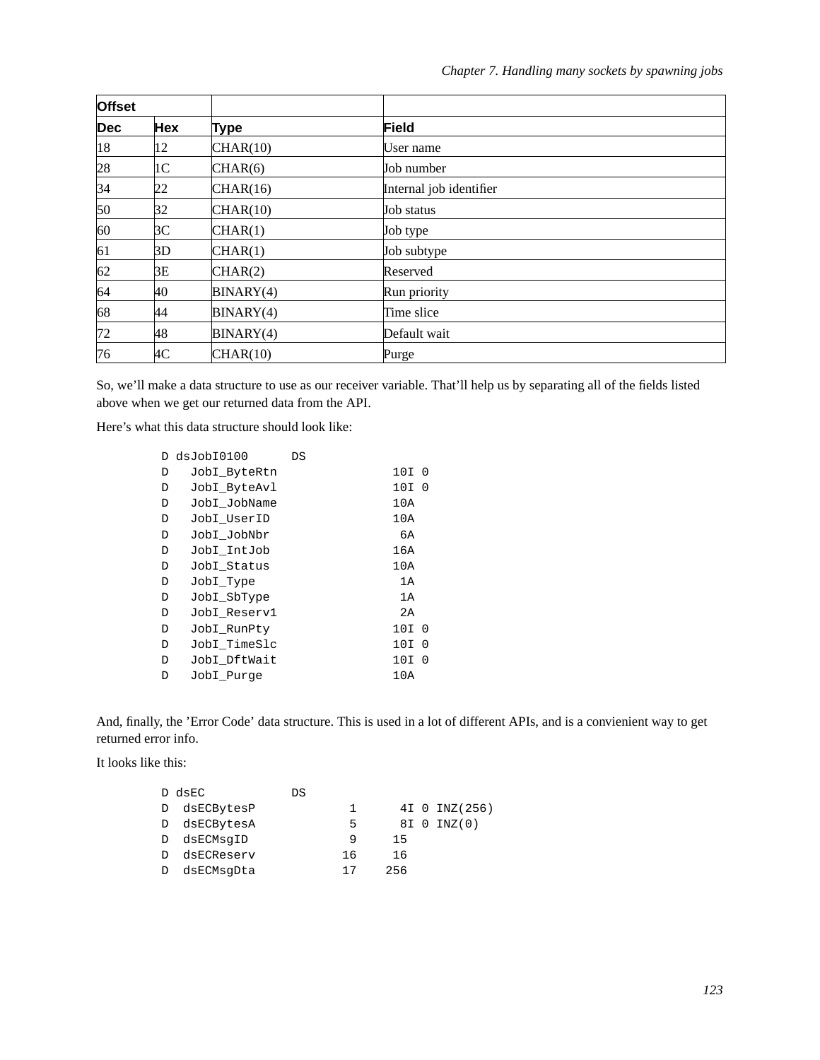| Offset | | | |
|---|---|---|---|
| **Dec** | **Hex** | **Type** | **Field** |
| 18 | 12 | CHAR(10) | User name |
| 28 | 1C | CHAR(6) | Job number |
| 34 | 22 | CHAR(16) | Internal job identifier |
| 50 | 32 | CHAR(10) | Job status |
| 60 | 3C | CHAR(1) | Job type |
| 61 | 3D | CHAR(1) | Job subtype |
| 62 | 3E | CHAR(2) | Reserved |
| 64 | 40 | BINARY(4) | Run priority |
| 68 | 44 | BINARY(4) | Time slice |
| 72 | 48 | BINARY(4) | Default wait |
| 76 | 4C | CHAR(10) | Purge |

So, we'll make a data structure to use as our receiver variable. That'll help us by separating all of the fields listed above when we get our returned data from the API.

Here's what this data structure should look like:

```
D dsJobI0100      DS
D   JobI_ByteRtn                10I 0
D   JobI_ByteAvl                10I 0
D   JobI_JobName                10A
D   JobI_UserID                 10A
D   JobI_JobNbr                  6A
D   JobI_IntJob                 16A
D   JobI_Status                 10A
D   JobI_Type                    1A
D   JobI_SbType                  1A
D   JobI_Reserv1                 2A
D   JobI_RunPty                 10I 0
D   JobI_TimeSlc                10I 0
D   JobI_DftWait                10I 0
D   JobI_Purge                  10A
```

And, finally, the 'Error Code' data structure. This is used in a lot of different APIs, and is a convienient way to get returned error info.

It looks like this:

```
D dsEC            DS
D  dsECBytesP            1      4I 0 INZ(256)
D  dsECBytesA            5      8I 0 INZ(0)
D  dsECMsgID             9     15
D  dsECReserv           16     16
D  dsECMsgDta           17    256
```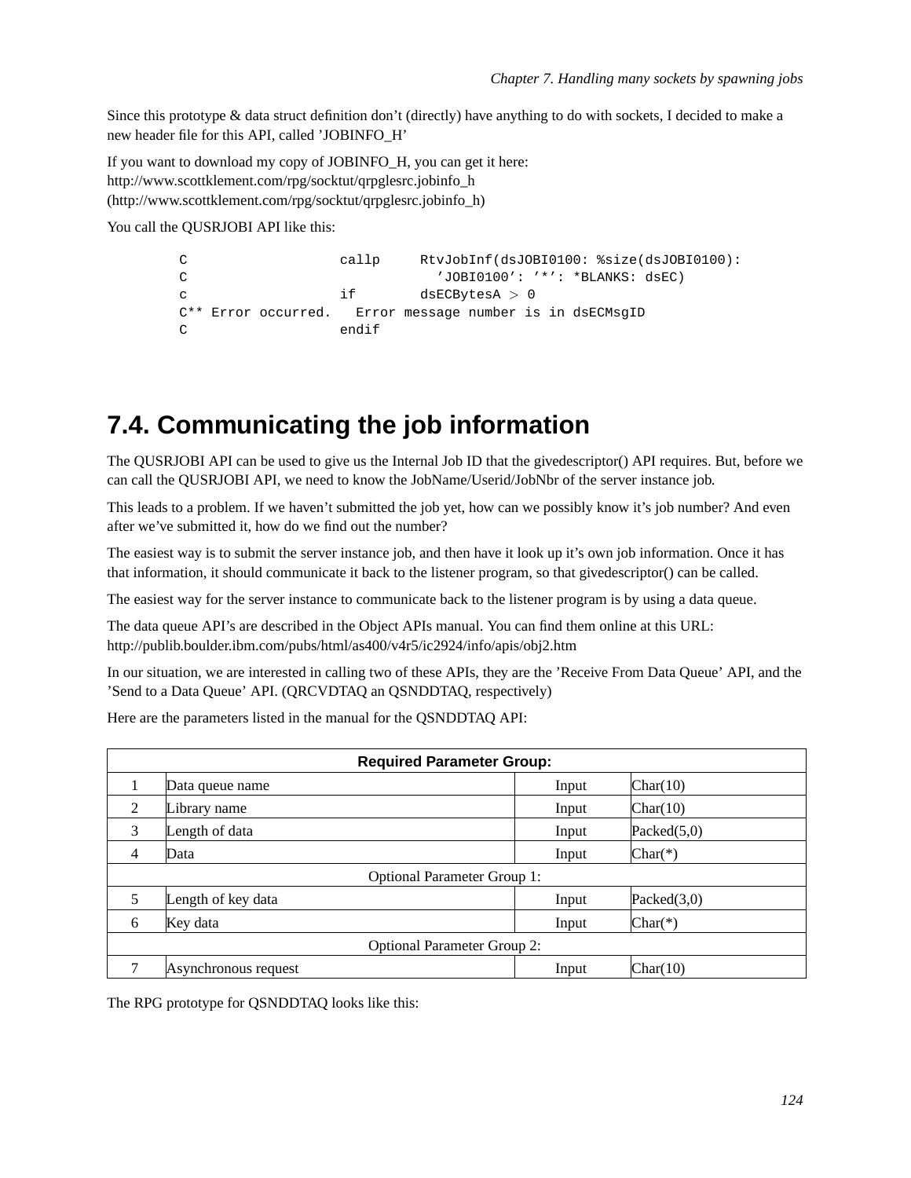Since this prototype & data struct definition don't (directly) have anything to do with sockets, I decided to make a new header file for this API, called 'JOBINFO_H'

If you want to download my copy of JOBINFO_H, you can get it here:
http://www.scottklement.com/rpg/socktut/qrpglesrc.jobinfo_h
(http://www.scottklement.com/rpg/socktut/qrpglesrc.jobinfo_h)

You call the QUSRJOBI API like this:

```
C                   callp     RtvJobInf(dsJOBI0100: %size(dsJOBI0100):
C                               'JOBI0100': '*': *BLANKS: dsEC)
c                   if        dsECBytesA > 0
C** Error occurred.   Error message number is in dsECMsgID
C                   endif
```

## 7.4. Communicating the job information

The QUSRJOBI API can be used to give us the Internal Job ID that the givedescriptor() API requires. But, before we can call the QUSRJOBI API, we need to know the JobName/Userid/JobNbr of the server instance job.

This leads to a problem. If we haven't submitted the job yet, how can we possibly know it's job number? And even after we've submitted it, how do we find out the number?

The easiest way is to submit the server instance job, and then have it look up it's own job information. Once it has that information, it should communicate it back to the listener program, so that givedescriptor() can be called.

The easiest way for the server instance to communicate back to the listener program is by using a data queue.

The data queue API's are described in the Object APIs manual. You can find them online at this URL:
http://publib.boulder.ibm.com/pubs/html/as400/v4r5/ic2924/info/apis/obj2.htm

In our situation, we are interested in calling two of these APIs, they are the 'Receive From Data Queue' API, and the 'Send to a Data Queue' API. (QRCVDTAQ an QSNDDTAQ, respectively)

Here are the parameters listed in the manual for the QSNDDTAQ API:

| **Required Parameter Group:** | | | |
|---|---|---|---|
| 1 | Data queue name | Input | Char(10) |
| 2 | Library name | Input | Char(10) |
| 3 | Length of data | Input | Packed(5,0) |
| 4 | Data | Input | Char(*) |
| Optional Parameter Group 1: | | | |
| 5 | Length of key data | Input | Packed(3,0) |
| 6 | Key data | Input | Char(*) |
| Optional Parameter Group 2: | | | |
| 7 | Asynchronous request | Input | Char(10) |

The RPG prototype for QSNDDTAQ looks like this: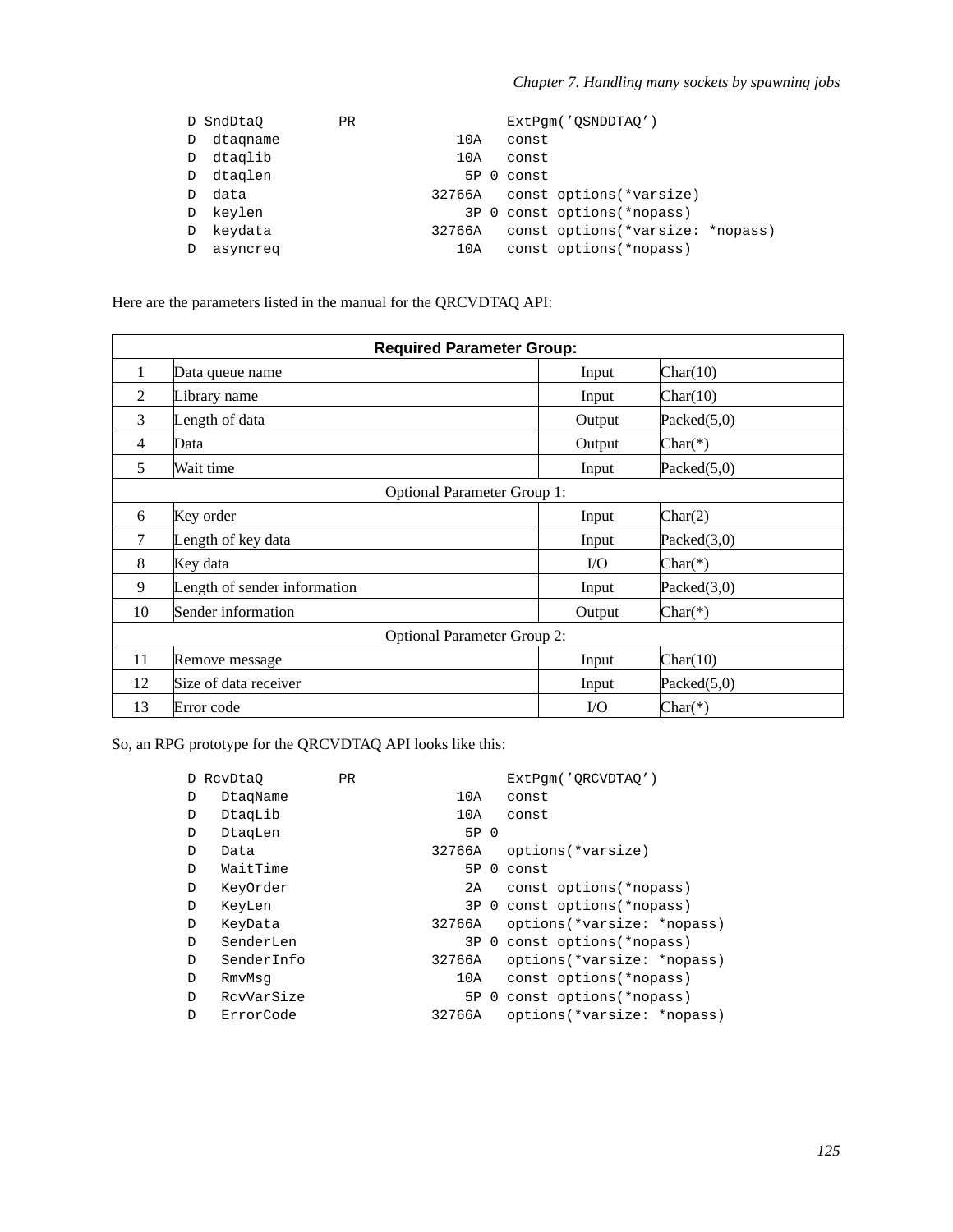```
D SndDtaQ         PR                  ExtPgm('QSNDDTAQ')
D  dtaqname                     10A   const
D  dtaqlib                      10A   const
D  dtaqlen                       5P 0 const
D  data                      32766A   const options(*varsize)
D  keylen                        3P 0 const options(*nopass)
D  keydata                   32766A   const options(*varsize: *nopass)
D  asyncreq                     10A   const options(*nopass)
```

Here are the parameters listed in the manual for the QRCVDTAQ API:

| Required Parameter Group: | | | |
|---|---|---|---|
| 1 | Data queue name | Input | Char(10) |
| 2 | Library name | Input | Char(10) |
| 3 | Length of data | Output | Packed(5,0) |
| 4 | Data | Output | Char(*) |
| 5 | Wait time | Input | Packed(5,0) |
| Optional Parameter Group 1: | | | |
| 6 | Key order | Input | Char(2) |
| 7 | Length of key data | Input | Packed(3,0) |
| 8 | Key data | I/O | Char(*) |
| 9 | Length of sender information | Input | Packed(3,0) |
| 10 | Sender information | Output | Char(*) |
| Optional Parameter Group 2: | | | |
| 11 | Remove message | Input | Char(10) |
| 12 | Size of data receiver | Input | Packed(5,0) |
| 13 | Error code | I/O | Char(*) |

So, an RPG prototype for the QRCVDTAQ API looks like this:

```
D RcvDtaQ         PR                  ExtPgm('QRCVDTAQ')
D   DtaqName                    10A   const
D   DtaqLib                     10A   const
D   DtaqLen                      5P 0
D   Data                     32766A   options(*varsize)
D   WaitTime                     5P 0 const
D   KeyOrder                     2A   const options(*nopass)
D   KeyLen                       3P 0 const options(*nopass)
D   KeyData                  32766A   options(*varsize: *nopass)
D   SenderLen                    3P 0 const options(*nopass)
D   SenderInfo               32766A   options(*varsize: *nopass)
D   RmvMsg                      10A   const options(*nopass)
D   RcvVarSize                   5P 0 const options(*nopass)
D   ErrorCode                32766A   options(*varsize: *nopass)
```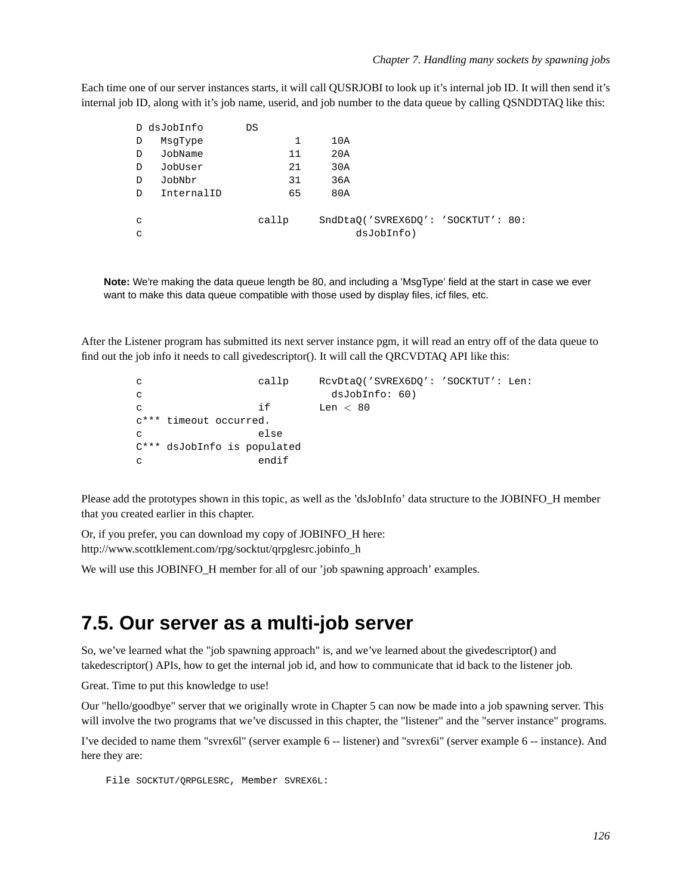Each time one of our server instances starts, it will call QUSRJOBI to look up it's internal job ID. It will then send it's internal job ID, along with it's job name, userid, and job number to the data queue by calling QSNDDTAQ like this:

```
D dsJobInfo       DS
D   MsgType               1     10A
D   JobName              11     20A
D   JobUser              21     30A
D   JobNbr               31     36A
D   InternalID           65     80A

c                   callp     SndDtaQ('SVREX6DQ': 'SOCKTUT': 80:
c                                   dsJobInfo)
```

> **Note:** We're making the data queue length be 80, and including a 'MsgType' field at the start in case we ever want to make this data queue compatible with those used by display files, icf files, etc.

After the Listener program has submitted its next server instance pgm, it will read an entry off of the data queue to find out the job info it needs to call givedescriptor(). It will call the QRCVDTAQ API like this:

```
c                   callp     RcvDtaQ('SVREX6DQ': 'SOCKTUT': Len:
c                               dsJobInfo: 60)
c                   if        Len < 80
c*** timeout occurred.
c                   else
C*** dsJobInfo is populated
c                   endif
```

Please add the prototypes shown in this topic, as well as the 'dsJobInfo' data structure to the JOBINFO_H member that you created earlier in this chapter.

Or, if you prefer, you can download my copy of JOBINFO_H here:
http://www.scottklement.com/rpg/socktut/qrpglesrc.jobinfo_h

We will use this JOBINFO_H member for all of our 'job spawning approach' examples.

## 7.5. Our server as a multi-job server

So, we've learned what the "job spawning approach" is, and we've learned about the givedescriptor() and takedescriptor() APIs, how to get the internal job id, and how to communicate that id back to the listener job.

Great. Time to put this knowledge to use!

Our "hello/goodbye" server that we originally wrote in Chapter 5 can now be made into a job spawning server. This will involve the two programs that we've discussed in this chapter, the "listener" and the "server instance" programs.

I've decided to name them "svrex6l" (server example 6 -- listener) and "svrex6i" (server example 6 -- instance). And here they are:

File SOCKTUT/QRPGLESRC, Member SVREX6L: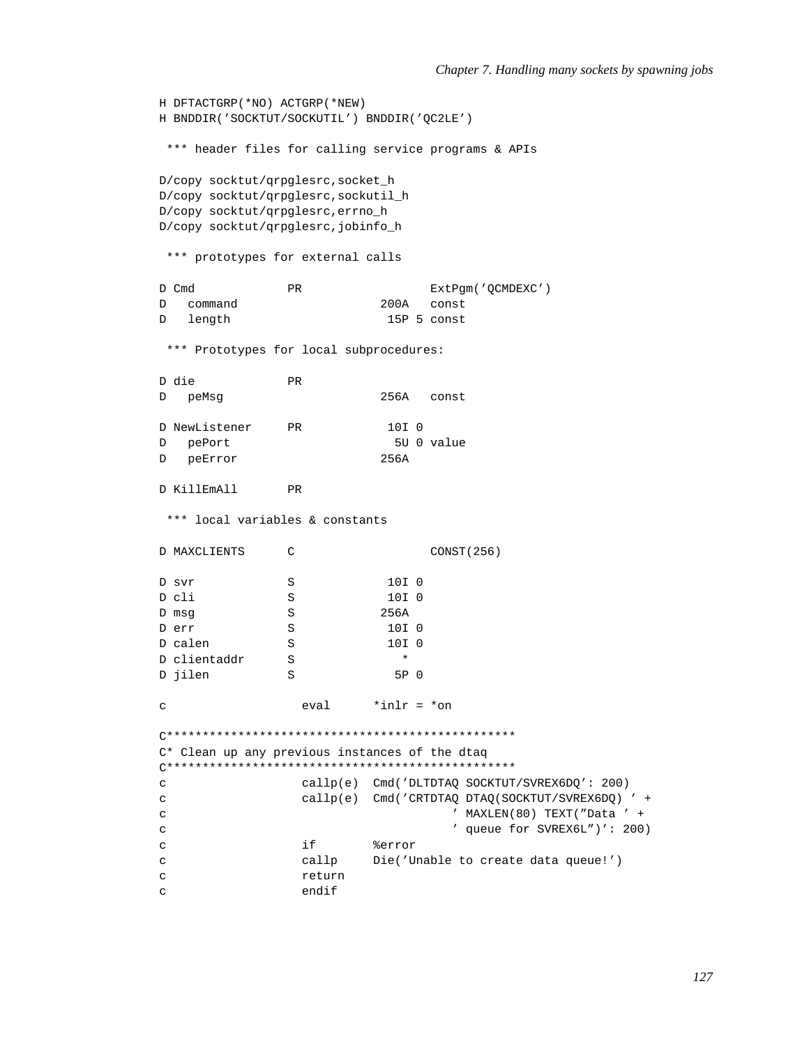```
H DFTACTGRP(*NO) ACTGRP(*NEW)
H BNDDIR('SOCKTUT/SOCKUTIL') BNDDIR('QC2LE')

 *** header files for calling service programs & APIs

D/copy socktut/qrpglesrc,socket_h
D/copy socktut/qrpglesrc,sockutil_h
D/copy socktut/qrpglesrc,errno_h
D/copy socktut/qrpglesrc,jobinfo_h

 *** prototypes for external calls

D Cmd             PR                  ExtPgm('QCMDEXC')
D   command                    200A   const
D   length                      15P 5 const

 *** Prototypes for local subprocedures:

D die             PR
D   peMsg                      256A   const

D NewListener     PR            10I 0
D   pePort                       5U 0 value
D   peError                    256A

D KillEmAll       PR

 *** local variables & constants

D MAXCLIENTS      C                   CONST(256)

D svr             S             10I 0
D cli             S             10I 0
D msg             S            256A
D err             S             10I 0
D calen           S             10I 0
D clientaddr      S               *
D jilen           S              5P 0

c                   eval      *inlr = *on

C*************************************************
C* Clean up any previous instances of the dtaq
C*************************************************
c                   callp(e)  Cmd('DLTDTAQ SOCKTUT/SVREX6DQ': 200)
c                   callp(e)  Cmd('CRTDTAQ DTAQ(SOCKTUT/SVREX6DQ) ' +
c                                       ' MAXLEN(80) TEXT("Data ' +
c                                       ' queue for SVREX6L")': 200)
c                   if        %error
c                   callp     Die('Unable to create data queue!')
c                   return
c                   endif
```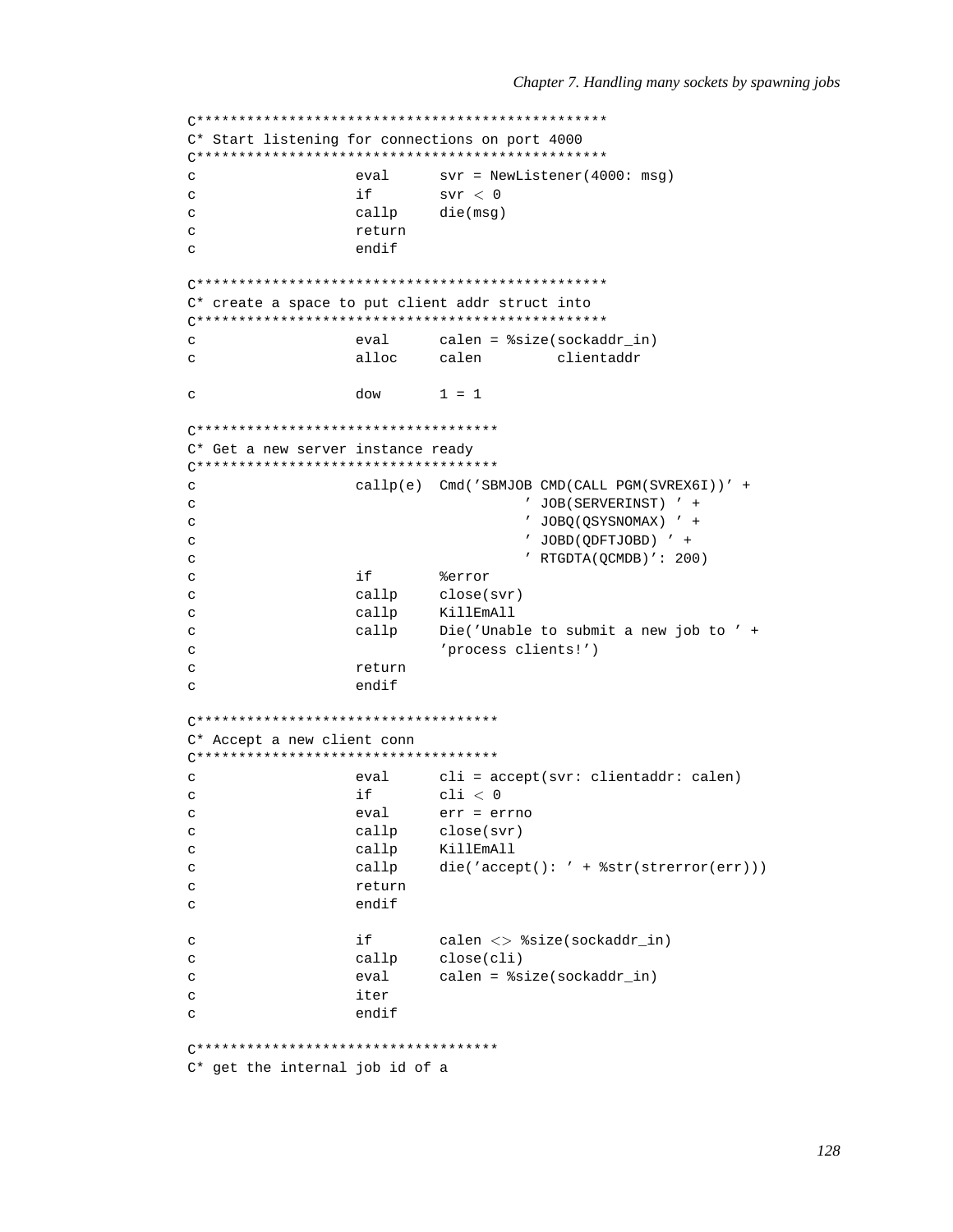```
C*************************************************
C* Start listening for connections on port 4000
C*************************************************
c                   eval      svr = NewListener(4000: msg)
c                   if        svr < 0
c                   callp     die(msg)
c                   return
c                   endif

C*************************************************
C* create a space to put client addr struct into
C*************************************************
c                   eval      calen = %size(sockaddr_in)
c                   alloc     calen         clientaddr

c                   dow       1 = 1

C************************************
C* Get a new server instance ready
C************************************
c                   callp(e)  Cmd('SBMJOB CMD(CALL PGM(SVREX6I))' +
c                                       ' JOB(SERVERINST) ' +
c                                       ' JOBQ(QSYSNOMAX) ' +
c                                       ' JOBD(QDFTJOBD) ' +
c                                       ' RTGDTA(QCMDB)': 200)
c                   if        %error
c                   callp     close(svr)
c                   callp     KillEmAll
c                   callp     Die('Unable to submit a new job to ' +
c                             'process clients!')
c                   return
c                   endif

C************************************
C* Accept a new client conn
C************************************
c                   eval      cli = accept(svr: clientaddr: calen)
c                   if        cli < 0
c                   eval      err = errno
c                   callp     close(svr)
c                   callp     KillEmAll
c                   callp     die('accept(): ' + %str(strerror(err)))
c                   return
c                   endif

c                   if        calen <> %size(sockaddr_in)
c                   callp     close(cli)
c                   eval      calen = %size(sockaddr_in)
c                   iter
c                   endif

C************************************
C* get the internal job id of a
```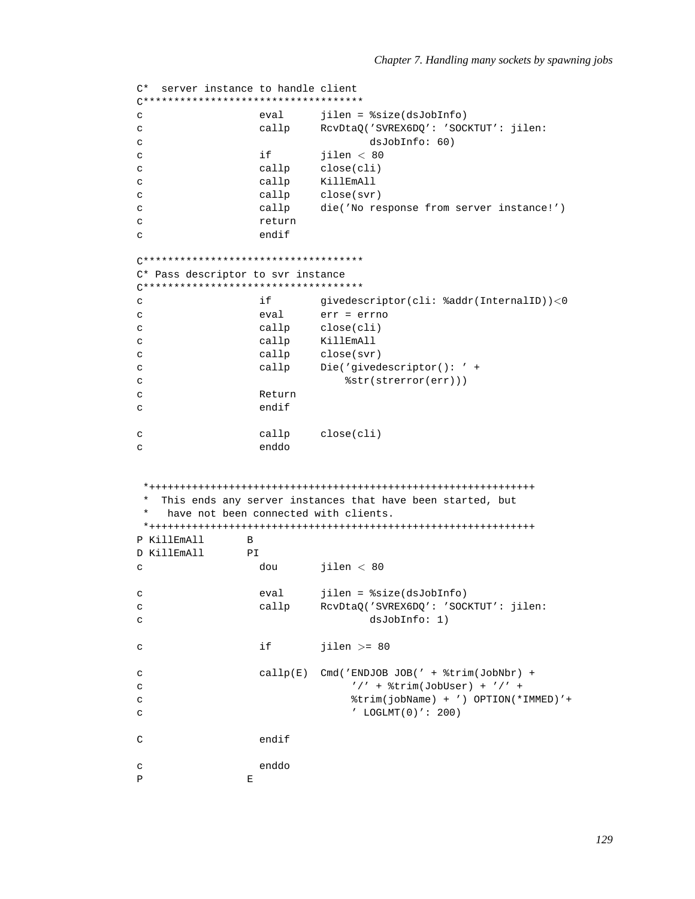```
C*  server instance to handle client
C************************************
c                   eval      jilen = %size(dsJobInfo)
c                   callp     RcvDtaQ('SVREX6DQ': 'SOCKTUT': jilen:
c                                     dsJobInfo: 60)
c                   if        jilen < 80
c                   callp     close(cli)
c                   callp     KillEmAll
c                   callp     close(svr)
c                   callp     die('No response from server instance!')
c                   return
c                   endif

C************************************
C* Pass descriptor to svr instance
C************************************
c                   if        givedescriptor(cli: %addr(InternalID))<0
c                   eval      err = errno
c                   callp     close(cli)
c                   callp     KillEmAll
c                   callp     close(svr)
c                   callp     Die('givedescriptor(): ' +
c                                 %str(strerror(err)))
c                   Return
c                   endif

c                   callp     close(cli)
c                   enddo


 *+++++++++++++++++++++++++++++++++++++++++++++++++++++++++++++++
 *  This ends any server instances that have been started, but
 *   have not been connected with clients.
 *+++++++++++++++++++++++++++++++++++++++++++++++++++++++++++++++
P KillEmAll       B
D KillEmAll       PI
c                   dou       jilen < 80

c                   eval      jilen = %size(dsJobInfo)
c                   callp     RcvDtaQ('SVREX6DQ': 'SOCKTUT': jilen:
c                                     dsJobInfo: 1)

c                   if        jilen >= 80

c                   callp(E)  Cmd('ENDJOB JOB(' + %trim(JobNbr) +
c                                  '/' + %trim(JobUser) + '/' +
c                                  %trim(jobName) + ') OPTION(*IMMED)'+
c                                  ' LOGLMT(0)': 200)

C                   endif

c                   enddo
P                 E
```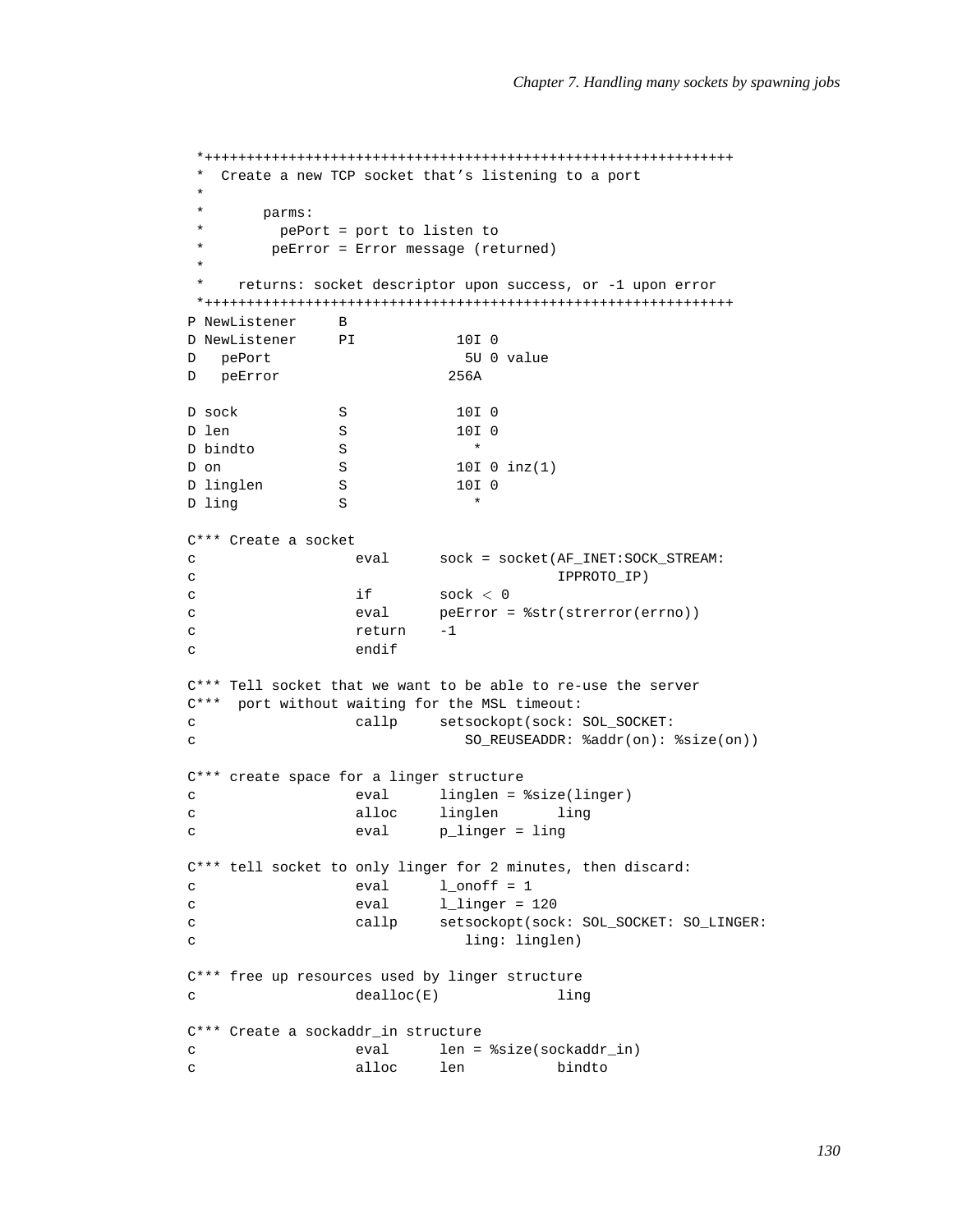```
 *+++++++++++++++++++++++++++++++++++++++++++++++++++++++++++++++
 *  Create a new TCP socket that's listening to a port
 *
 *       parms:
 *         pePort = port to listen to
 *        peError = Error message (returned)
 *
 *    returns: socket descriptor upon success, or -1 upon error
 *+++++++++++++++++++++++++++++++++++++++++++++++++++++++++++++++
P NewListener     B
D NewListener     PI            10I 0
D   pePort                       5U 0 value
D   peError                    256A

D sock            S             10I 0
D len             S             10I 0
D bindto          S               *
D on              S             10I 0 inz(1)
D linglen         S             10I 0
D ling            S               *

C*** Create a socket
c                   eval      sock = socket(AF_INET:SOCK_STREAM:
c                                           IPPROTO_IP)
c                   if        sock < 0
c                   eval      peError = %str(strerror(errno))
c                   return    -1
c                   endif

C*** Tell socket that we want to be able to re-use the server
C***  port without waiting for the MSL timeout:
c                   callp     setsockopt(sock: SOL_SOCKET:
c                                SO_REUSEADDR: %addr(on): %size(on))

C*** create space for a linger structure
c                   eval      linglen = %size(linger)
c                   alloc     linglen       ling
c                   eval      p_linger = ling

C*** tell socket to only linger for 2 minutes, then discard:
c                   eval      l_onoff = 1
c                   eval      l_linger = 120
c                   callp     setsockopt(sock: SOL_SOCKET: SO_LINGER:
c                                ling: linglen)

C*** free up resources used by linger structure
c                   dealloc(E)              ling

C*** Create a sockaddr_in structure
c                   eval      len = %size(sockaddr_in)
c                   alloc     len           bindto
```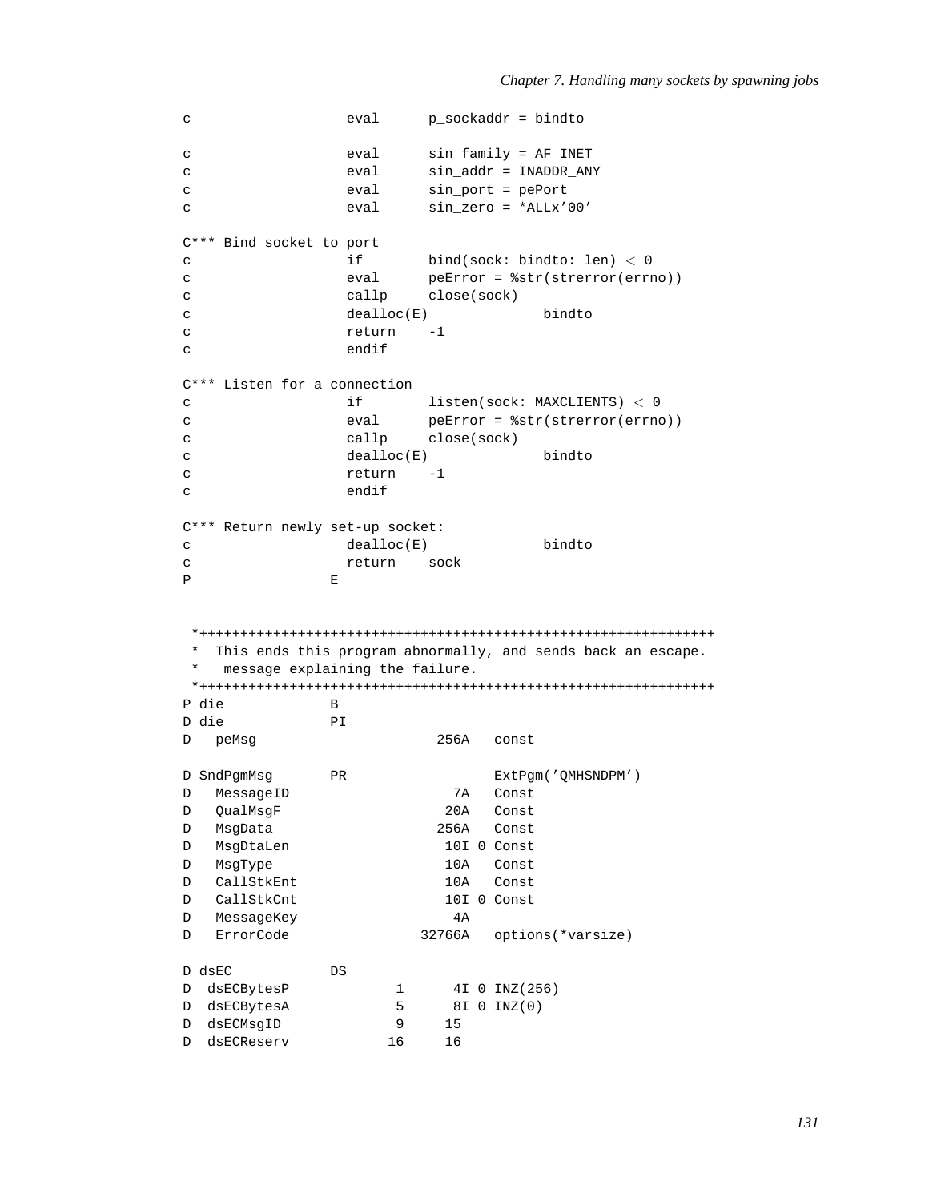```
c                   eval      p_sockaddr = bindto

c                   eval      sin_family = AF_INET
c                   eval      sin_addr = INADDR_ANY
c                   eval      sin_port = pePort
c                   eval      sin_zero = *ALLx'00'

C*** Bind socket to port
c                   if        bind(sock: bindto: len) < 0
c                   eval      peError = %str(strerror(errno))
c                   callp     close(sock)
c                   dealloc(E)              bindto
c                   return    -1
c                   endif

C*** Listen for a connection
c                   if        listen(sock: MAXCLIENTS) < 0
c                   eval      peError = %str(strerror(errno))
c                   callp     close(sock)
c                   dealloc(E)              bindto
c                   return    -1
c                   endif

C*** Return newly set-up socket:
c                   dealloc(E)              bindto
c                   return    sock
P                 E


 *+++++++++++++++++++++++++++++++++++++++++++++++++++++++++++++++
 *  This ends this program abnormally, and sends back an escape.
 *   message explaining the failure.
 *+++++++++++++++++++++++++++++++++++++++++++++++++++++++++++++++
P die             B
D die             PI
D   peMsg                      256A   const

D SndPgmMsg       PR                  ExtPgm('QMHSNDPM')
D   MessageID                    7A   Const
D   QualMsgF                    20A   Const
D   MsgData                    256A   Const
D   MsgDtaLen                   10I 0 Const
D   MsgType                     10A   Const
D   CallStkEnt                  10A   Const
D   CallStkCnt                  10I 0 Const
D   MessageKey                   4A
D   ErrorCode                32766A   options(*varsize)

D dsEC            DS
D  dsECBytesP             1      4I 0 INZ(256)
D  dsECBytesA             5      8I 0 INZ(0)
D  dsECMsgID              9     15
D  dsECReserv            16     16
```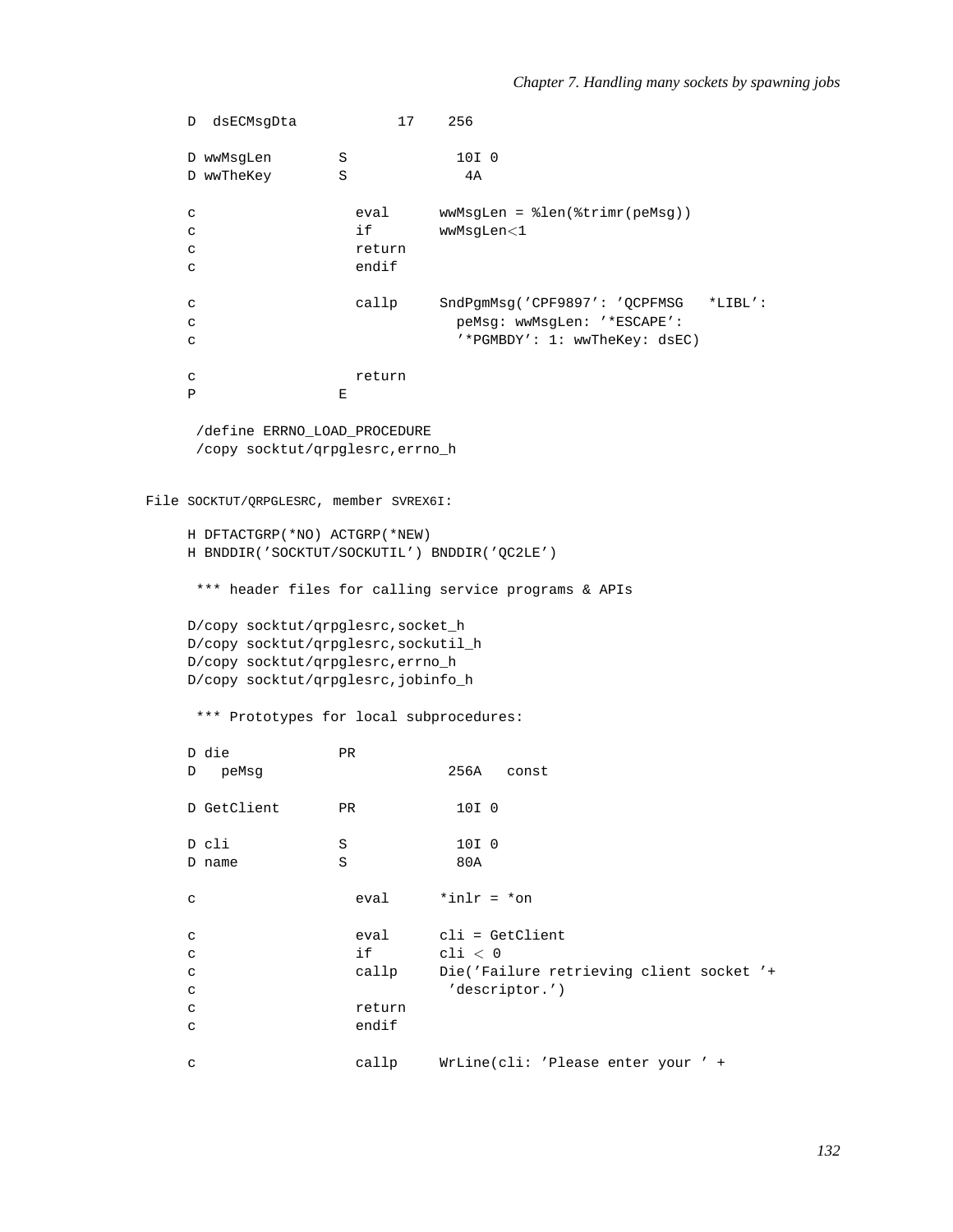```
     D  dsECMsgDta            17    256

     D wwMsgLen        S             10I 0
     D wwTheKey        S              4A

     c                   eval      wwMsgLen = %len(%trimr(peMsg))
     c                   if        wwMsgLen<1
     c                   return
     c                   endif

     c                   callp     SndPgmMsg('CPF9897': 'QCPFMSG   *LIBL':
     c                               peMsg: wwMsgLen: '*ESCAPE':
     c                               '*PGMBDY': 1: wwTheKey: dsEC)

     c                   return
     P                 E

      /define ERRNO_LOAD_PROCEDURE
      /copy socktut/qrpglesrc,errno_h
```

File SOCKTUT/QRPGLESRC, member SVREX6I:

```
     H DFTACTGRP(*NO) ACTGRP(*NEW)
     H BNDDIR('SOCKTUT/SOCKUTIL') BNDDIR('QC2LE')

      *** header files for calling service programs & APIs

     D/copy socktut/qrpglesrc,socket_h
     D/copy socktut/qrpglesrc,sockutil_h
     D/copy socktut/qrpglesrc,errno_h
     D/copy socktut/qrpglesrc,jobinfo_h

      *** Prototypes for local subprocedures:

     D die             PR
     D   peMsg                      256A   const

     D GetClient       PR            10I 0

     D cli             S             10I 0
     D name            S             80A

     c                   eval      *inlr = *on

     c                   eval      cli = GetClient
     c                   if        cli < 0
     c                   callp     Die('Failure retrieving client socket '+
     c                              'descriptor.')
     c                   return
     c                   endif

     c                   callp     WrLine(cli: 'Please enter your ' +
```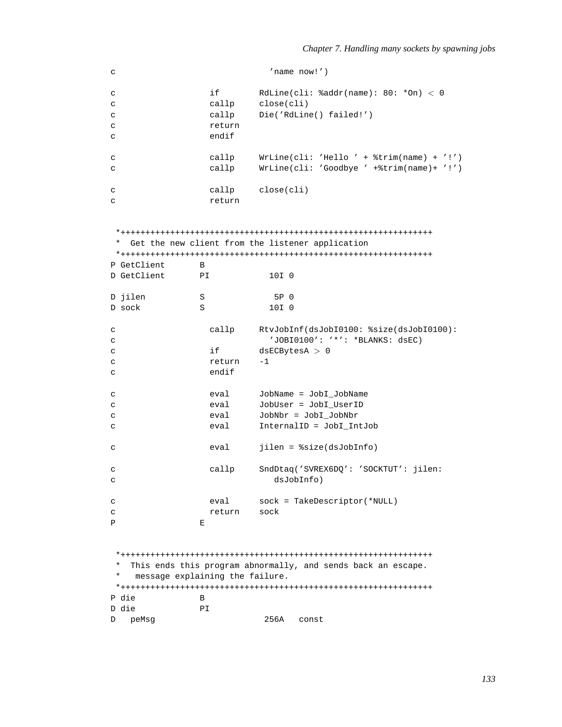```
c                             'name now!')

c                   if        RdLine(cli: %addr(name): 80: *On) < 0
c                   callp     close(cli)
c                   callp     Die('RdLine() failed!')
c                   return
c                   endif

c                   callp     WrLine(cli: 'Hello ' + %trim(name) + '!')
c                   callp     WrLine(cli: 'Goodbye ' +%trim(name)+ '!')

c                   callp     close(cli)
c                   return


 *+++++++++++++++++++++++++++++++++++++++++++++++++++++++++++++++
 *  Get the new client from the listener application
 *+++++++++++++++++++++++++++++++++++++++++++++++++++++++++++++++
P GetClient       B
D GetClient       PI            10I 0

D jilen           S              5P 0
D sock            S             10I 0

c                   callp     RtvJobInf(dsJobI0100: %size(dsJobI0100):
c                               'JOBI0100': '*': *BLANKS: dsEC)
c                   if        dsECBytesA > 0
c                   return    -1
c                   endif

c                   eval      JobName = JobI_JobName
c                   eval      JobUser = JobI_UserID
c                   eval      JobNbr = JobI_JobNbr
c                   eval      InternalID = JobI_IntJob

c                   eval      jilen = %size(dsJobInfo)

c                   callp     SndDtaq('SVREX6DQ': 'SOCKTUT': jilen:
c                                dsJobInfo)

c                   eval      sock = TakeDescriptor(*NULL)
c                   return    sock
P                 E


 *+++++++++++++++++++++++++++++++++++++++++++++++++++++++++++++++
 *  This ends this program abnormally, and sends back an escape.
 *   message explaining the failure.
 *+++++++++++++++++++++++++++++++++++++++++++++++++++++++++++++++
P die             B
D die             PI
D   peMsg                      256A   const
```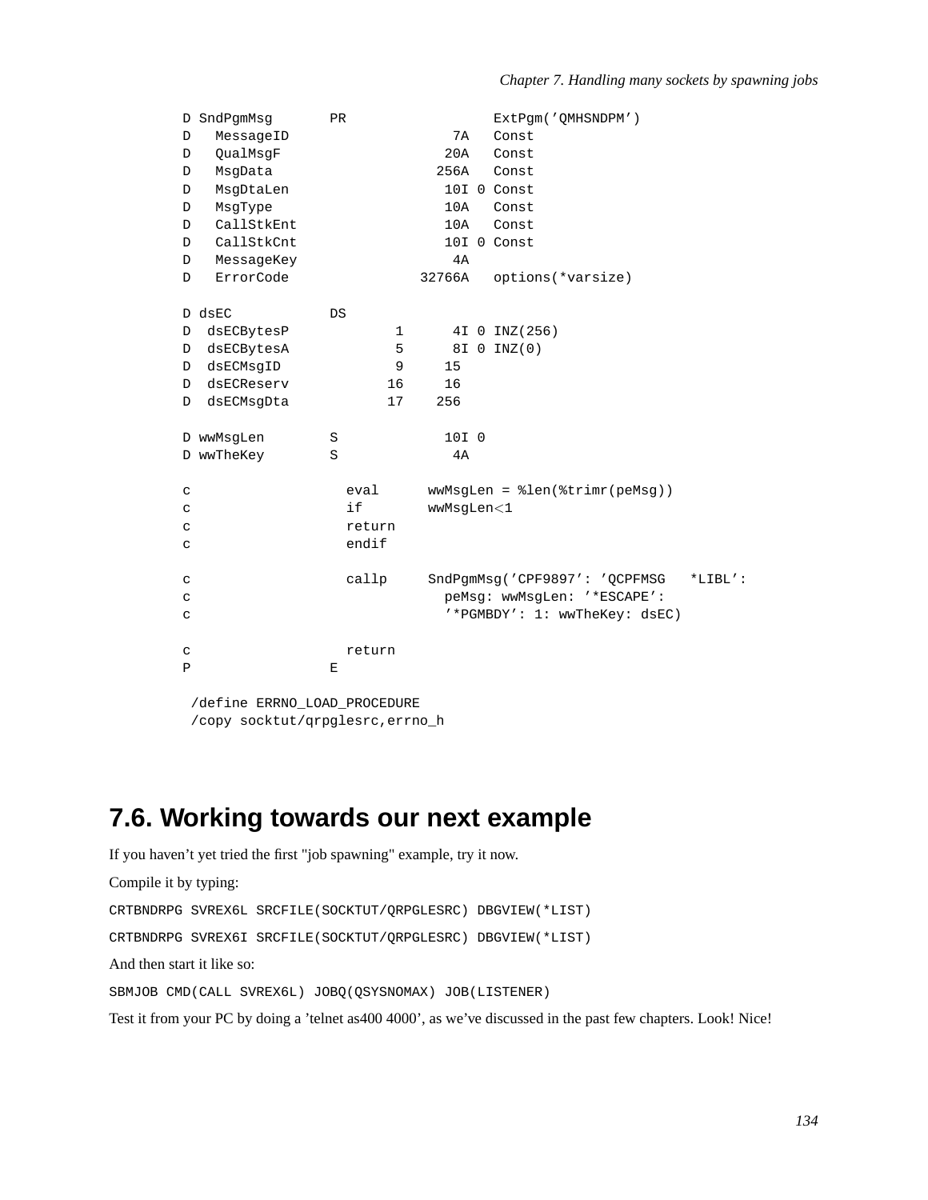```
D SndPgmMsg       PR                  ExtPgm('QMHSNDPM')
D   MessageID                    7A   Const
D   QualMsgF                    20A   Const
D   MsgData                    256A   Const
D   MsgDtaLen                   10I 0 Const
D   MsgType                     10A   Const
D   CallStkEnt                  10A   Const
D   CallStkCnt                  10I 0 Const
D   MessageKey                   4A
D   ErrorCode                32766A   options(*varsize)

D dsEC            DS
D  dsECBytesP             1      4I 0 INZ(256)
D  dsECBytesA             5      8I 0 INZ(0)
D  dsECMsgID              9     15
D  dsECReserv            16     16
D  dsECMsgDta            17    256

D wwMsgLen        S             10I 0
D wwTheKey        S              4A

c                   eval      wwMsgLen = %len(%trimr(peMsg))
c                   if        wwMsgLen<1
c                   return
c                   endif

c                   callp     SndPgmMsg('CPF9897': 'QCPFMSG   *LIBL':
c                               peMsg: wwMsgLen: '*ESCAPE':
c                               '*PGMBDY': 1: wwTheKey: dsEC)

c                   return
P                 E

 /define ERRNO_LOAD_PROCEDURE
 /copy socktut/qrpglesrc,errno_h
```

## 7.6. Working towards our next example

If you haven't yet tried the first "job spawning" example, try it now.

Compile it by typing:

```
CRTBNDRPG SVREX6L SRCFILE(SOCKTUT/QRPGLESRC) DBGVIEW(*LIST)
```

```
CRTBNDRPG SVREX6I SRCFILE(SOCKTUT/QRPGLESRC) DBGVIEW(*LIST)
```

And then start it like so:

```
SBMJOB CMD(CALL SVREX6L) JOBQ(QSYSNOMAX) JOB(LISTENER)
```

Test it from your PC by doing a 'telnet as400 4000', as we've discussed in the past few chapters. Look! Nice!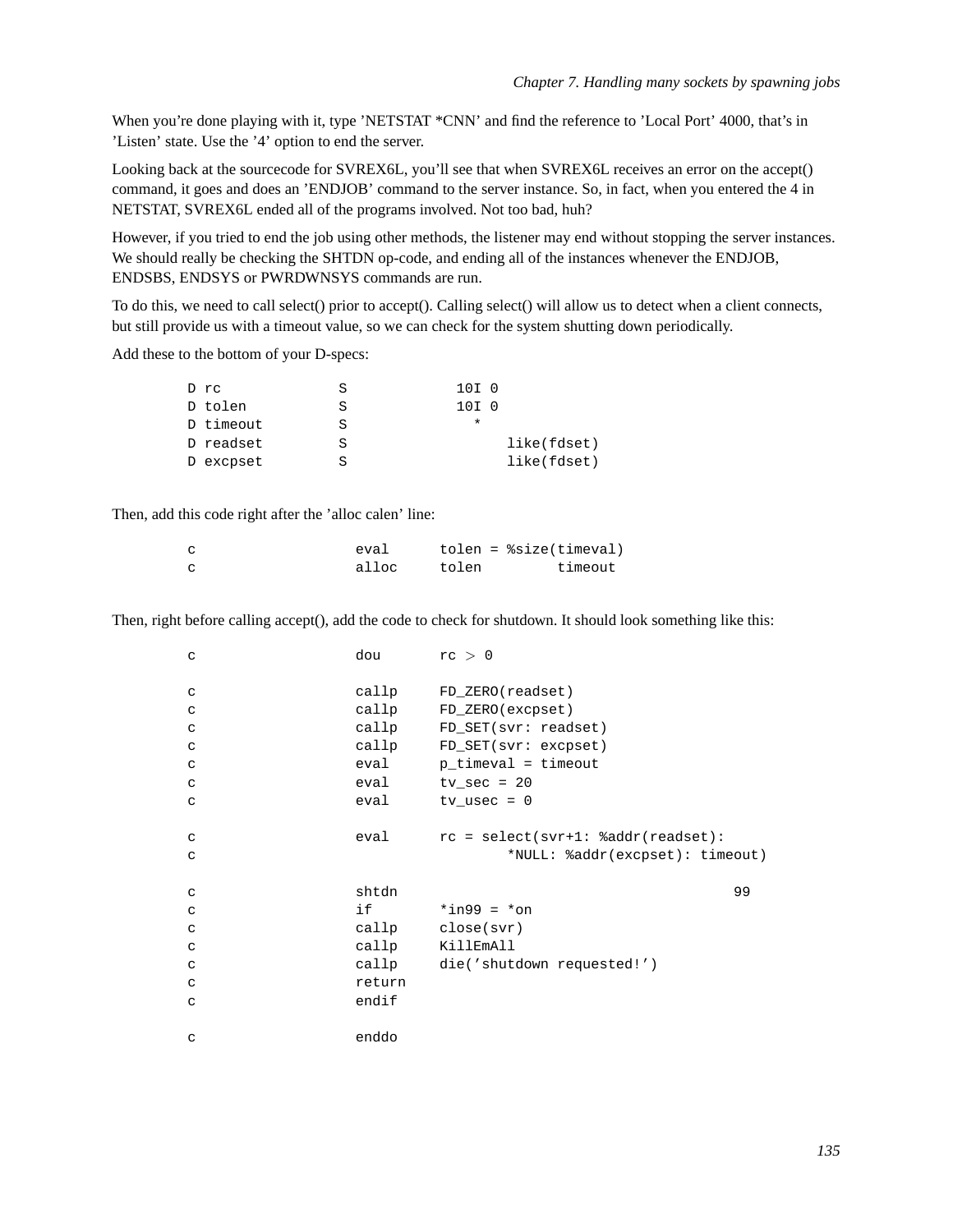When you're done playing with it, type 'NETSTAT *CNN' and find the reference to 'Local Port' 4000, that's in 'Listen' state. Use the '4' option to end the server.

Looking back at the sourcecode for SVREX6L, you'll see that when SVREX6L receives an error on the accept() command, it goes and does an 'ENDJOB' command to the server instance. So, in fact, when you entered the 4 in NETSTAT, SVREX6L ended all of the programs involved. Not too bad, huh?

However, if you tried to end the job using other methods, the listener may end without stopping the server instances. We should really be checking the SHTDN op-code, and ending all of the instances whenever the ENDJOB, ENDSBS, ENDSYS or PWRDWNSYS commands are run.

To do this, we need to call select() prior to accept(). Calling select() will allow us to detect when a client connects, but still provide us with a timeout value, so we can check for the system shutting down periodically.

Add these to the bottom of your D-specs:

```
D rc              S             10I 0
D tolen           S             10I 0
D timeout         S               *
D readset         S                   like(fdset)
D excpset         S                   like(fdset)
```

Then, add this code right after the 'alloc calen' line:

```
c                   eval      tolen = %size(timeval)
c                   alloc     tolen         timeout
```

Then, right before calling accept(), add the code to check for shutdown. It should look something like this:

```
c                   dou       rc > 0

c                   callp     FD_ZERO(readset)
c                   callp     FD_ZERO(excpset)
c                   callp     FD_SET(svr: readset)
c                   callp     FD_SET(svr: excpset)
c                   eval      p_timeval = timeout
c                   eval      tv_sec = 20
c                   eval      tv_usec = 0

c                   eval      rc = select(svr+1: %addr(readset):
c                                     *NULL: %addr(excpset): timeout)

c                   shtdn                                        99
c                   if        *in99 = *on
c                   callp     close(svr)
c                   callp     KillEmAll
c                   callp     die('shutdown requested!')
c                   return
c                   endif

c                   enddo
```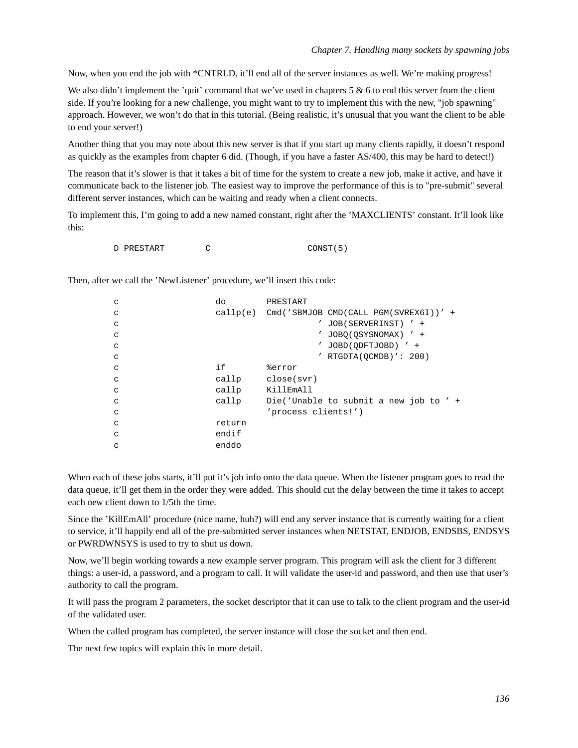Now, when you end the job with *CNTRLD, it'll end all of the server instances as well. We're making progress!

We also didn't implement the 'quit' command that we've used in chapters 5 & 6 to end this server from the client side. If you're looking for a new challenge, you might want to try to implement this with the new, "job spawning" approach. However, we won't do that in this tutorial. (Being realistic, it's unusual that you want the client to be able to end your server!)

Another thing that you may note about this new server is that if you start up many clients rapidly, it doesn't respond as quickly as the examples from chapter 6 did. (Though, if you have a faster AS/400, this may be hard to detect!)

The reason that it's slower is that it takes a bit of time for the system to create a new job, make it active, and have it communicate back to the listener job. The easiest way to improve the performance of this is to "pre-submit" several different server instances, which can be waiting and ready when a client connects.

To implement this, I'm going to add a new named constant, right after the 'MAXCLIENTS' constant. It'll look like this:

```
D PRESTART        C                   CONST(5)
```

Then, after we call the 'NewListener' procedure, we'll insert this code:

```
c                   do        PRESTART
c                   callp(e)  Cmd('SBMJOB CMD(CALL PGM(SVREX6I))' +
c                                       ' JOB(SERVERINST) ' +
c                                       ' JOBQ(QSYSNOMAX) ' +
c                                       ' JOBD(QDFTJOBD) ' +
c                                       ' RTGDTA(QCMDB)': 200)
c                   if        %error
c                   callp     close(svr)
c                   callp     KillEmAll
c                   callp     Die('Unable to submit a new job to ' +
c                             'process clients!')
c                   return
c                   endif
c                   enddo
```

When each of these jobs starts, it'll put it's job info onto the data queue. When the listener program goes to read the data queue, it'll get them in the order they were added. This should cut the delay between the time it takes to accept each new client down to 1/5th the time.

Since the 'KillEmAll' procedure (nice name, huh?) will end any server instance that is currently waiting for a client to service, it'll happily end all of the pre-submitted server instances when NETSTAT, ENDJOB, ENDSBS, ENDSYS or PWRDWNSYS is used to try to shut us down.

Now, we'll begin working towards a new example server program. This program will ask the client for 3 different things: a user-id, a password, and a program to call. It will validate the user-id and password, and then use that user's authority to call the program.

It will pass the program 2 parameters, the socket descriptor that it can use to talk to the client program and the user-id of the validated user.

When the called program has completed, the server instance will close the socket and then end.

The next few topics will explain this in more detail.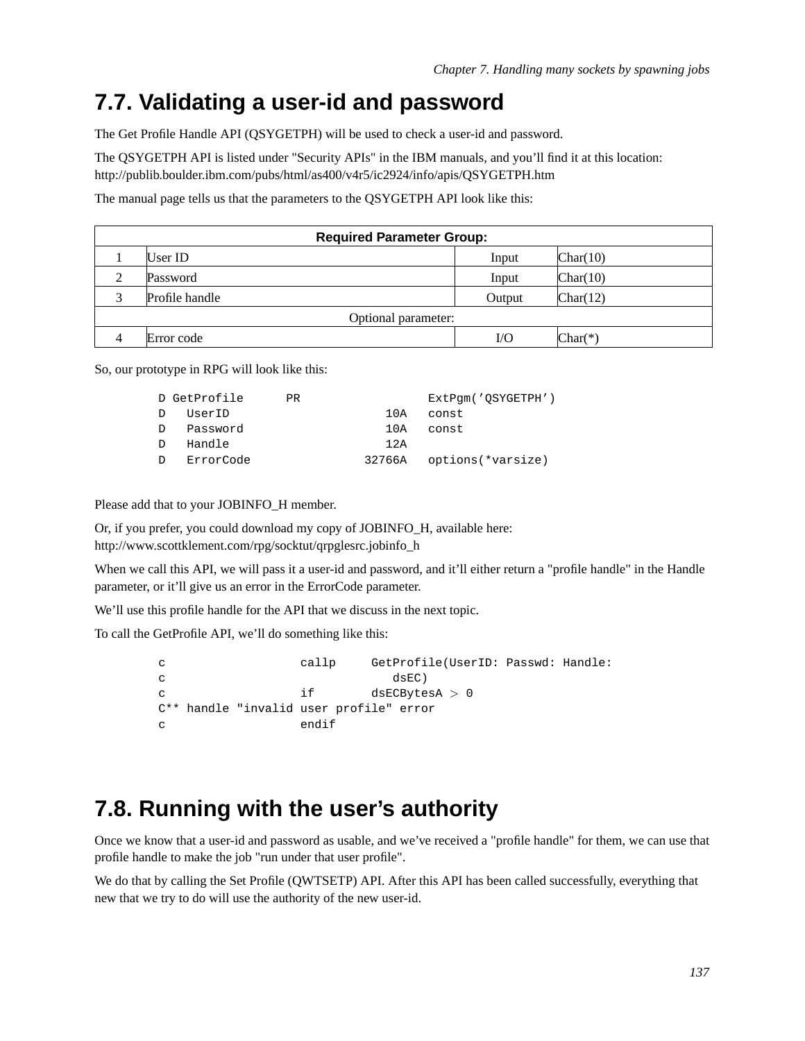## 7.7. Validating a user-id and password

The Get Profile Handle API (QSYGETPH) will be used to check a user-id and password.

The QSYGETPH API is listed under "Security APIs" in the IBM manuals, and you'll find it at this location: http://publib.boulder.ibm.com/pubs/html/as400/v4r5/ic2924/info/apis/QSYGETPH.htm

The manual page tells us that the parameters to the QSYGETPH API look like this:

| Required Parameter Group: | | | |
|---|---|---|---|
| 1 | User ID | Input | Char(10) |
| 2 | Password | Input | Char(10) |
| 3 | Profile handle | Output | Char(12) |
| Optional parameter: | | | |
| 4 | Error code | I/O | Char(*) |

So, our prototype in RPG will look like this:

```
D GetProfile      PR                  ExtPgm('QSYGETPH')
D   UserID                      10A   const
D   Password                    10A   const
D   Handle                      12A
D   ErrorCode                32766A   options(*varsize)
```

Please add that to your JOBINFO_H member.

Or, if you prefer, you could download my copy of JOBINFO_H, available here: http://www.scottklement.com/rpg/socktut/qrpglesrc.jobinfo_h

When we call this API, we will pass it a user-id and password, and it'll either return a "profile handle" in the Handle parameter, or it'll give us an error in the ErrorCode parameter.

We'll use this profile handle for the API that we discuss in the next topic.

To call the GetProfile API, we'll do something like this:

```
c                   callp     GetProfile(UserID: Passwd: Handle:
c                                dsEC)
c                   if        dsECBytesA > 0
C** handle "invalid user profile" error
c                   endif
```

## 7.8. Running with the user's authority

Once we know that a user-id and password as usable, and we've received a "profile handle" for them, we can use that profile handle to make the job "run under that user profile".

We do that by calling the Set Profile (QWTSETP) API. After this API has been called successfully, everything that new that we try to do will use the authority of the new user-id.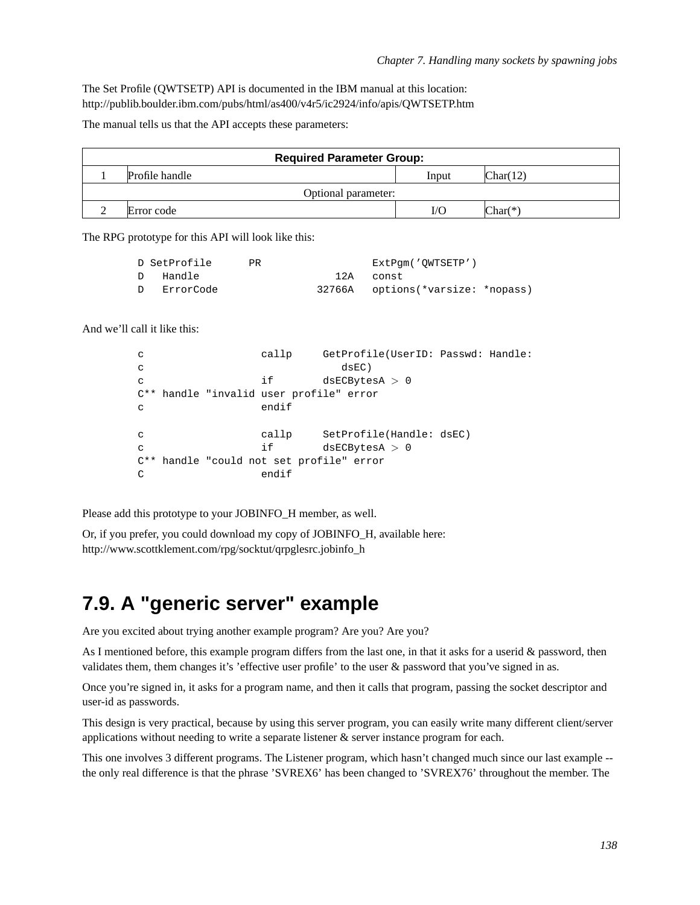The Set Profile (QWTSETP) API is documented in the IBM manual at this location:
http://publib.boulder.ibm.com/pubs/html/as400/v4r5/ic2924/info/apis/QWTSETP.htm

The manual tells us that the API accepts these parameters:

| Required Parameter Group: | | | |
|---|---|---|---|
| 1 | Profile handle | Input | Char(12) |
| Optional parameter: | | | |
| 2 | Error code | I/O | Char(*) |

The RPG prototype for this API will look like this:

```
D SetProfile      PR                  ExtPgm('QWTSETP')
D   Handle                      12A   const
D   ErrorCode                32766A   options(*varsize: *nopass)
```

And we'll call it like this:

```
c                   callp     GetProfile(UserID: Passwd: Handle:
c                                dsEC)
c                   if        dsECBytesA > 0
C** handle "invalid user profile" error
c                   endif

c                   callp     SetProfile(Handle: dsEC)
c                   if        dsECBytesA > 0
C** handle "could not set profile" error
C                   endif
```

Please add this prototype to your JOBINFO_H member, as well.

Or, if you prefer, you could download my copy of JOBINFO_H, available here:
http://www.scottklement.com/rpg/socktut/qrpglesrc.jobinfo_h

## 7.9. A "generic server" example

Are you excited about trying another example program? Are you? Are you?

As I mentioned before, this example program differs from the last one, in that it asks for a userid & password, then validates them, them changes it's 'effective user profile' to the user & password that you've signed in as.

Once you're signed in, it asks for a program name, and then it calls that program, passing the socket descriptor and user-id as passwords.

This design is very practical, because by using this server program, you can easily write many different client/server applications without needing to write a separate listener & server instance program for each.

This one involves 3 different programs. The Listener program, which hasn't changed much since our last example -- the only real difference is that the phrase 'SVREX6' has been changed to 'SVREX76' throughout the member. The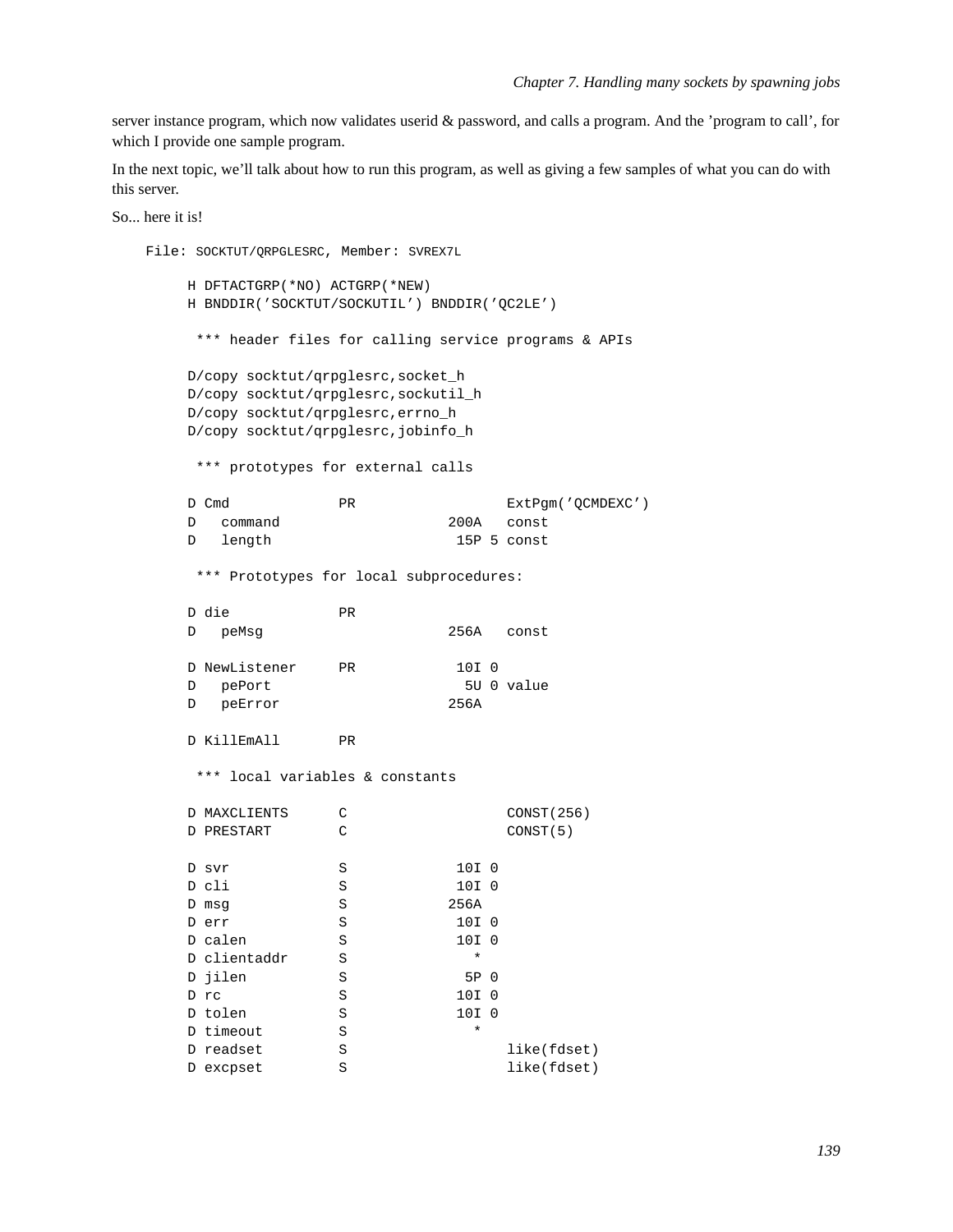server instance program, which now validates userid & password, and calls a program. And the 'program to call', for which I provide one sample program.

In the next topic, we'll talk about how to run this program, as well as giving a few samples of what you can do with this server.

So... here it is!

File: SOCKTUT/QRPGLESRC, Member: SVREX7L

```
     H DFTACTGRP(*NO) ACTGRP(*NEW)
     H BNDDIR('SOCKTUT/SOCKUTIL') BNDDIR('QC2LE')

      *** header files for calling service programs & APIs

     D/copy socktut/qrpglesrc,socket_h
     D/copy socktut/qrpglesrc,sockutil_h
     D/copy socktut/qrpglesrc,errno_h
     D/copy socktut/qrpglesrc,jobinfo_h

      *** prototypes for external calls

     D Cmd             PR                  ExtPgm('QCMDEXC')
     D   command                    200A   const
     D   length                      15P 5 const

      *** Prototypes for local subprocedures:

     D die             PR
     D   peMsg                      256A   const

     D NewListener     PR            10I 0
     D   pePort                       5U 0 value
     D   peError                    256A

     D KillEmAll       PR

      *** local variables & constants

     D MAXCLIENTS      C                   CONST(256)
     D PRESTART        C                   CONST(5)

     D svr             S             10I 0
     D cli             S             10I 0
     D msg             S            256A
     D err             S             10I 0
     D calen           S             10I 0
     D clientaddr      S               *
     D jilen           S              5P 0
     D rc              S             10I 0
     D tolen           S             10I 0
     D timeout         S               *
     D readset         S                   like(fdset)
     D excpset         S                   like(fdset)
```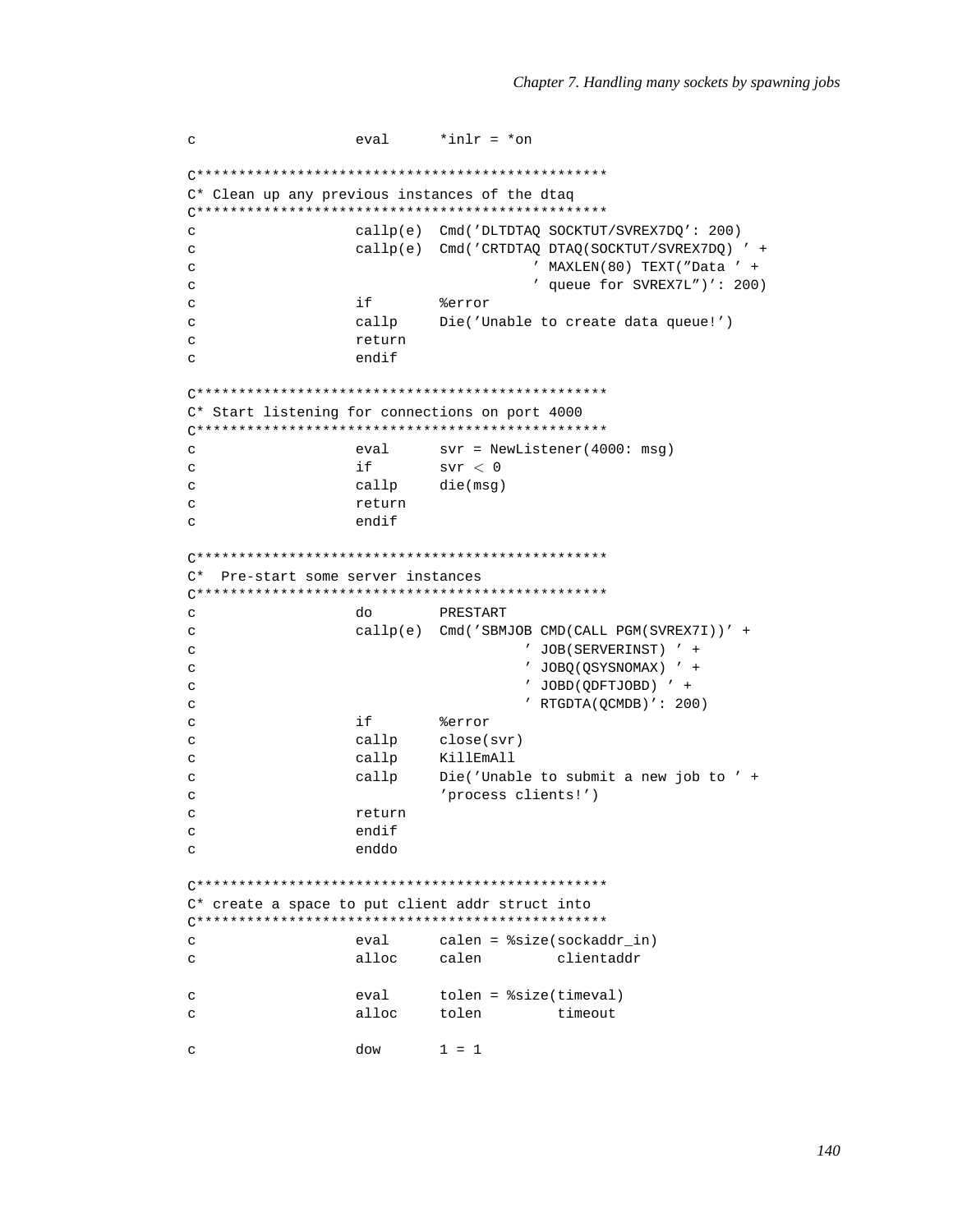```
c                   eval      *inlr = *on

C*************************************************
C* Clean up any previous instances of the dtaq
C*************************************************
c                   callp(e)  Cmd('DLTDTAQ SOCKTUT/SVREX7DQ': 200)
c                   callp(e)  Cmd('CRTDTAQ DTAQ(SOCKTUT/SVREX7DQ) ' +
c                                   ' MAXLEN(80) TEXT("Data ' +
c                                   ' queue for SVREX7L")': 200)
c                   if        %error
c                   callp     Die('Unable to create data queue!')
c                   return
c                   endif

C*************************************************
C* Start listening for connections on port 4000
C*************************************************
c                   eval      svr = NewListener(4000: msg)
c                   if        svr < 0
c                   callp     die(msg)
c                   return
c                   endif

C*************************************************
C*  Pre-start some server instances
C*************************************************
c                   do        PRESTART
c                   callp(e)  Cmd('SBMJOB CMD(CALL PGM(SVREX7I))' +
c                                  ' JOB(SERVERINST) ' +
c                                  ' JOBQ(QSYSNOMAX) ' +
c                                  ' JOBD(QDFTJOBD) ' +
c                                  ' RTGDTA(QCMDB)': 200)
c                   if        %error
c                   callp     close(svr)
c                   callp     KillEmAll
c                   callp     Die('Unable to submit a new job to ' +
c                             'process clients!')
c                   return
c                   endif
c                   enddo

C*************************************************
C* create a space to put client addr struct into
C*************************************************
c                   eval      calen = %size(sockaddr_in)
c                   alloc     calen         clientaddr

c                   eval      tolen = %size(timeval)
c                   alloc     tolen         timeout

c                   dow       1 = 1
```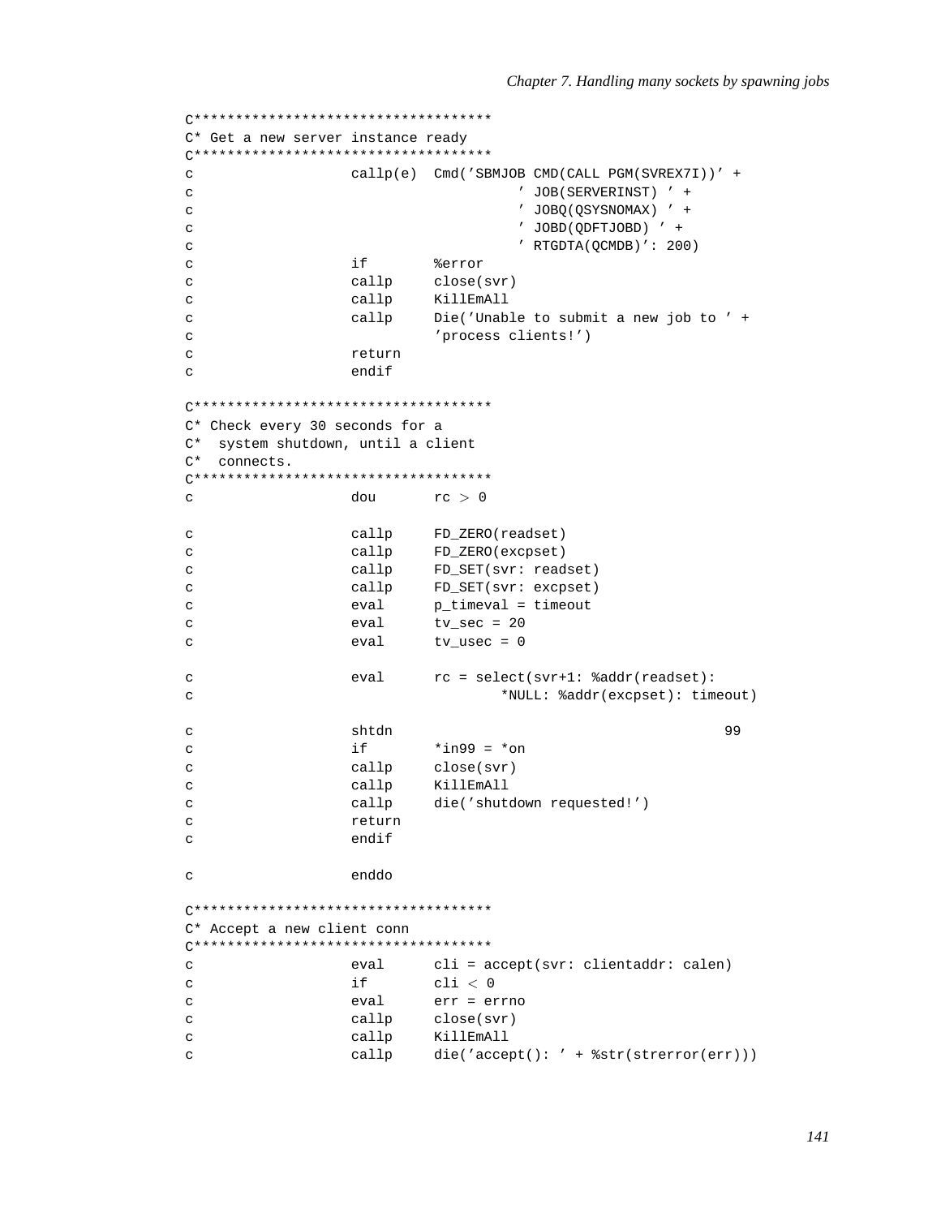```
C*************************************
C* Get a new server instance ready
C*************************************
c                   callp(e)  Cmd('SBMJOB CMD(CALL PGM(SVREX7I))' +
c                                      ' JOB(SERVERINST) ' +
c                                      ' JOBQ(QSYSNOMAX) ' +
c                                      ' JOBD(QDFTJOBD) ' +
c                                      ' RTGDTA(QCMDB)': 200)
c                   if        %error
c                   callp     close(svr)
c                   callp     KillEmAll
c                   callp     Die('Unable to submit a new job to ' +
c                                 'process clients!')
c                   return
c                   endif

C*************************************
C* Check every 30 seconds for a
C*  system shutdown, until a client
C*  connects.
C*************************************
c                   dou       rc > 0

c                   callp     FD_ZERO(readset)
c                   callp     FD_ZERO(excpset)
c                   callp     FD_SET(svr: readset)
c                   callp     FD_SET(svr: excpset)
c                   eval      p_timeval = timeout
c                   eval      tv_sec = 20
c                   eval      tv_usec = 0

c                   eval      rc = select(svr+1: %addr(readset):
c                                     *NULL: %addr(excpset): timeout)

c                   shtdn                                        99
c                   if        *in99 = *on
c                   callp     close(svr)
c                   callp     KillEmAll
c                   callp     die('shutdown requested!')
c                   return
c                   endif

c                   enddo

C*************************************
C* Accept a new client conn
C*************************************
c                   eval      cli = accept(svr: clientaddr: calen)
c                   if        cli < 0
c                   eval      err = errno
c                   callp     close(svr)
c                   callp     KillEmAll
c                   callp     die('accept(): ' + %str(strerror(err)))
```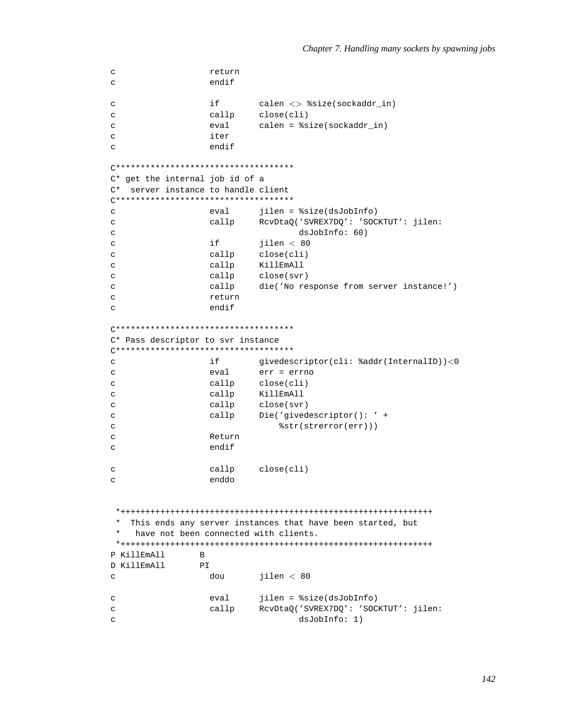```
c                   return
c                   endif

c                   if        calen <> %size(sockaddr_in)
c                   callp     close(cli)
c                   eval      calen = %size(sockaddr_in)
c                   iter
c                   endif

C************************************
C* get the internal job id of a
C*  server instance to handle client
C************************************
c                   eval      jilen = %size(dsJobInfo)
c                   callp     RcvDtaQ('SVREX7DQ': 'SOCKTUT': jilen:
c                                    dsJobInfo: 60)
c                   if        jilen < 80
c                   callp     close(cli)
c                   callp     KillEmAll
c                   callp     close(svr)
c                   callp     die('No response from server instance!')
c                   return
c                   endif

C************************************
C* Pass descriptor to svr instance
C************************************
c                   if        givedescriptor(cli: %addr(InternalID))<0
c                   eval      err = errno
c                   callp     close(cli)
c                   callp     KillEmAll
c                   callp     close(svr)
c                   callp     Die('givedescriptor(): ' +
c                                 %str(strerror(err)))
c                   Return
c                   endif

c                   callp     close(cli)
c                   enddo


 *+++++++++++++++++++++++++++++++++++++++++++++++++++++++++++++++
 *  This ends any server instances that have been started, but
 *   have not been connected with clients.
 *+++++++++++++++++++++++++++++++++++++++++++++++++++++++++++++++
P KillEmAll       B
D KillEmAll       PI
c                   dou       jilen < 80

c                   eval      jilen = %size(dsJobInfo)
c                   callp     RcvDtaQ('SVREX7DQ': 'SOCKTUT': jilen:
c                                    dsJobInfo: 1)
```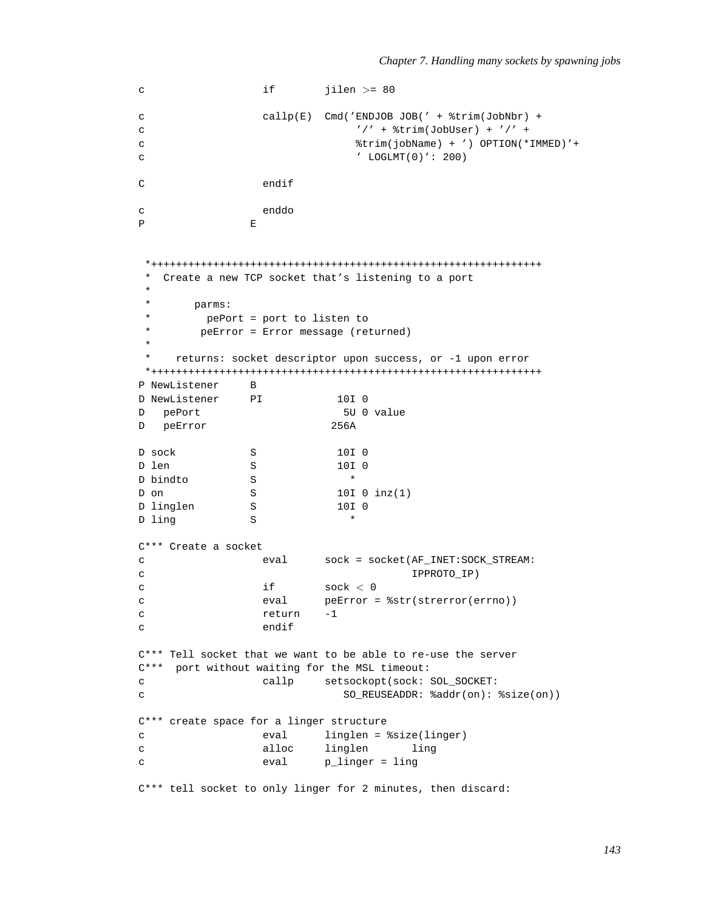```
c                   if        jilen >= 80

c                   callp(E)  Cmd('ENDJOB JOB(' + %trim(JobNbr) +
c                                  '/' + %trim(JobUser) + '/' +
c                                  %trim(jobName) + ') OPTION(*IMMED)'+
c                                  ' LOGLMT(0)': 200)

C                   endif

c                   enddo
P                 E


 *+++++++++++++++++++++++++++++++++++++++++++++++++++++++++++++++
 *  Create a new TCP socket that's listening to a port
 *
 *       parms:
 *         pePort = port to listen to
 *        peError = Error message (returned)
 *
 *    returns: socket descriptor upon success, or -1 upon error
 *+++++++++++++++++++++++++++++++++++++++++++++++++++++++++++++++
P NewListener     B
D NewListener     PI            10I 0
D   pePort                       5U 0 value
D   peError                    256A

D sock            S             10I 0
D len             S             10I 0
D bindto          S               *
D on              S             10I 0 inz(1)
D linglen         S             10I 0
D ling            S               *

C*** Create a socket
c                   eval      sock = socket(AF_INET:SOCK_STREAM:
c                                           IPPROTO_IP)
c                   if        sock < 0
c                   eval      peError = %str(strerror(errno))
c                   return    -1
c                   endif

C*** Tell socket that we want to be able to re-use the server
C***  port without waiting for the MSL timeout:
c                   callp     setsockopt(sock: SOL_SOCKET:
c                                SO_REUSEADDR: %addr(on): %size(on))

C*** create space for a linger structure
c                   eval      linglen = %size(linger)
c                   alloc     linglen       ling
c                   eval      p_linger = ling

C*** tell socket to only linger for 2 minutes, then discard:
```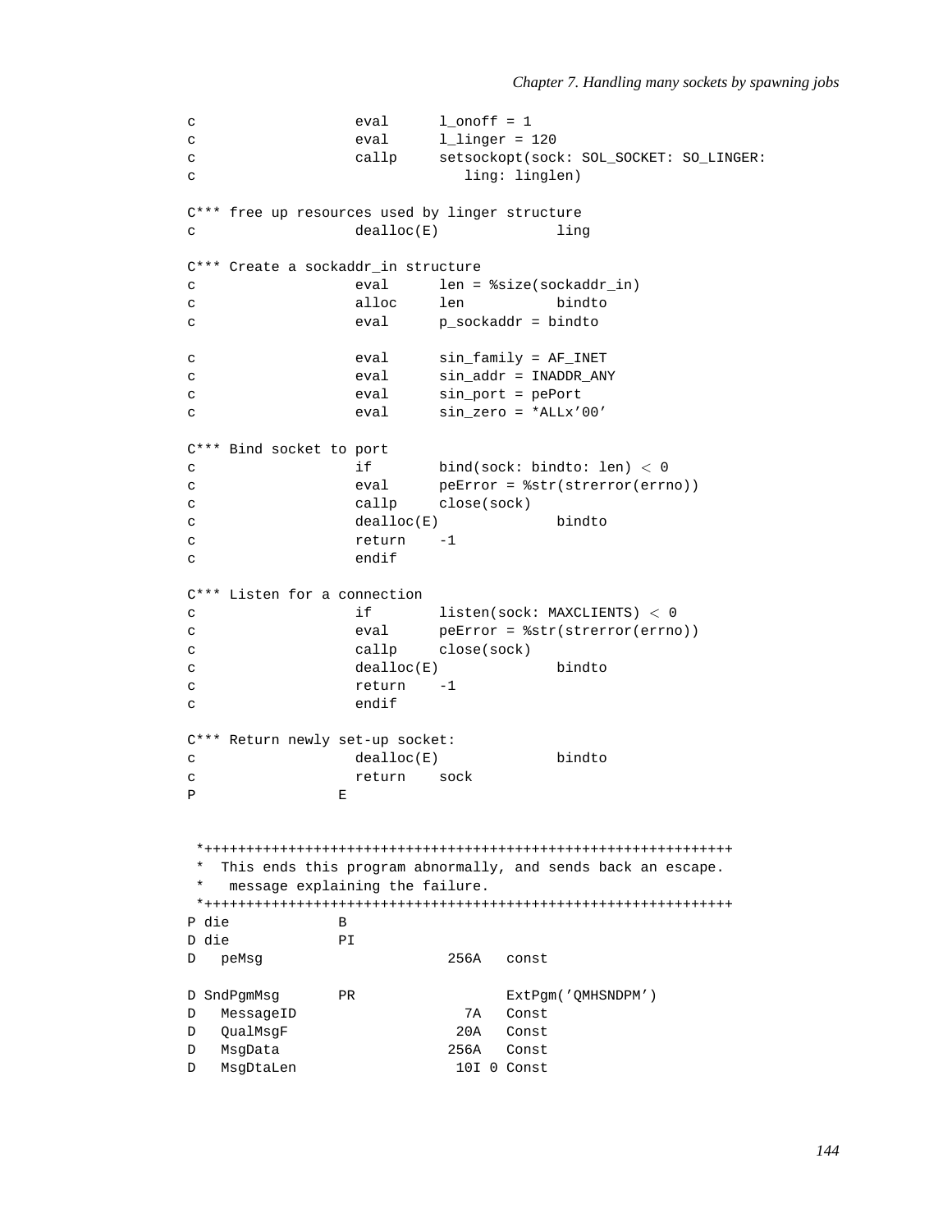```
c                   eval      l_onoff = 1
c                   eval      l_linger = 120
c                   callp     setsockopt(sock: SOL_SOCKET: SO_LINGER:
c                                ling: linglen)

C*** free up resources used by linger structure
c                   dealloc(E)              ling

C*** Create a sockaddr_in structure
c                   eval      len = %size(sockaddr_in)
c                   alloc     len           bindto
c                   eval      p_sockaddr = bindto

c                   eval      sin_family = AF_INET
c                   eval      sin_addr = INADDR_ANY
c                   eval      sin_port = pePort
c                   eval      sin_zero = *ALLx'00'

C*** Bind socket to port
c                   if        bind(sock: bindto: len) < 0
c                   eval      peError = %str(strerror(errno))
c                   callp     close(sock)
c                   dealloc(E)              bindto
c                   return    -1
c                   endif

C*** Listen for a connection
c                   if        listen(sock: MAXCLIENTS) < 0
c                   eval      peError = %str(strerror(errno))
c                   callp     close(sock)
c                   dealloc(E)              bindto
c                   return    -1
c                   endif

C*** Return newly set-up socket:
c                   dealloc(E)              bindto
c                   return    sock
P                 E


 *+++++++++++++++++++++++++++++++++++++++++++++++++++++++++++++++
 *  This ends this program abnormally, and sends back an escape.
 *   message explaining the failure.
 *+++++++++++++++++++++++++++++++++++++++++++++++++++++++++++++++
P die             B
D die             PI
D   peMsg                      256A   const

D SndPgmMsg       PR                  ExtPgm('QMHSNDPM')
D   MessageID                    7A   Const
D   QualMsgF                    20A   Const
D   MsgData                    256A   Const
D   MsgDtaLen                   10I 0 Const
```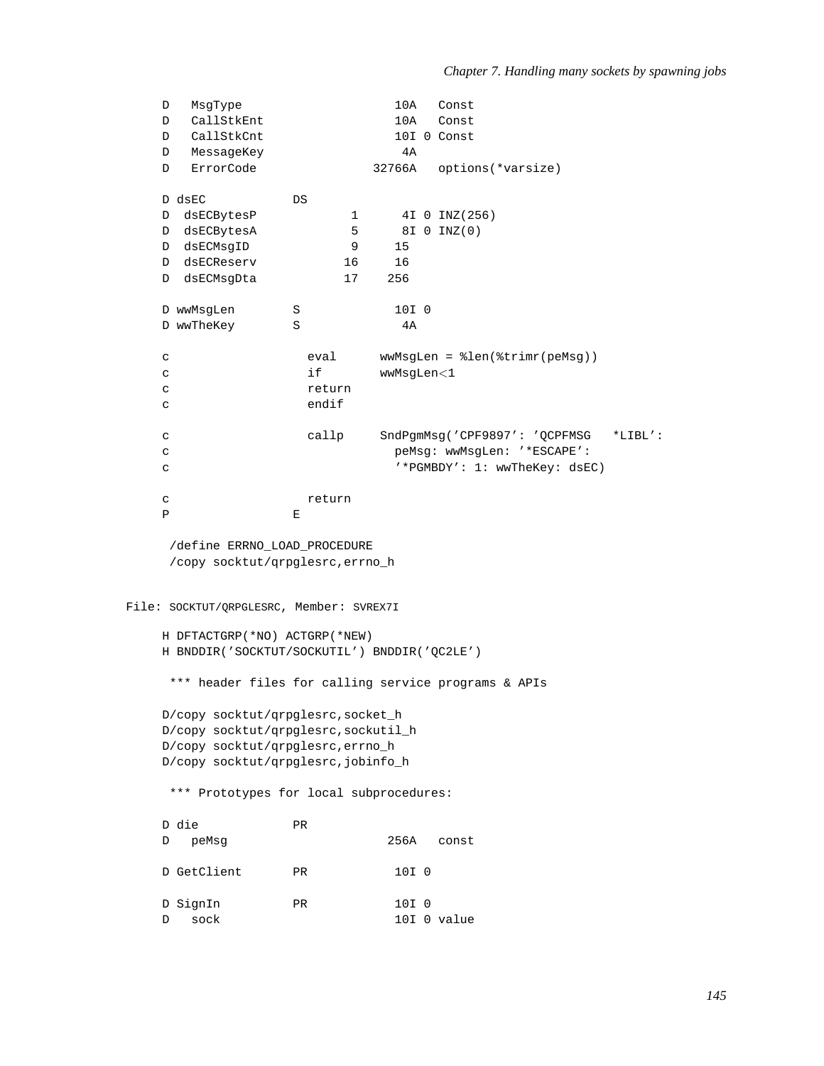```
     D   MsgType                     10A   Const
     D   CallStkEnt                  10A   Const
     D   CallStkCnt                  10I 0 Const
     D   MessageKey                   4A
     D   ErrorCode                32766A   options(*varsize)

     D dsEC            DS
     D  dsECBytesP             1      4I 0 INZ(256)
     D  dsECBytesA             5      8I 0 INZ(0)
     D  dsECMsgID              9     15
     D  dsECReserv            16     16
     D  dsECMsgDta            17    256

     D wwMsgLen        S             10I 0
     D wwTheKey        S              4A

     c                   eval      wwMsgLen = %len(%trimr(peMsg))
     c                   if        wwMsgLen<1
     c                   return
     c                   endif

     c                   callp     SndPgmMsg('CPF9897': 'QCPFMSG   *LIBL':
     c                               peMsg: wwMsgLen: '*ESCAPE':
     c                               '*PGMBDY': 1: wwTheKey: dsEC)

     c                   return
     P                 E

      /define ERRNO_LOAD_PROCEDURE
      /copy socktut/qrpglesrc,errno_h
```

File: SOCKTUT/QRPGLESRC, Member: SVREX7I

```
     H DFTACTGRP(*NO) ACTGRP(*NEW)
     H BNDDIR('SOCKTUT/SOCKUTIL') BNDDIR('QC2LE')

      *** header files for calling service programs & APIs

     D/copy socktut/qrpglesrc,socket_h
     D/copy socktut/qrpglesrc,sockutil_h
     D/copy socktut/qrpglesrc,errno_h
     D/copy socktut/qrpglesrc,jobinfo_h

      *** Prototypes for local subprocedures:

     D die             PR
     D   peMsg                      256A   const

     D GetClient       PR            10I 0

     D SignIn          PR            10I 0
     D   sock                        10I 0 value
```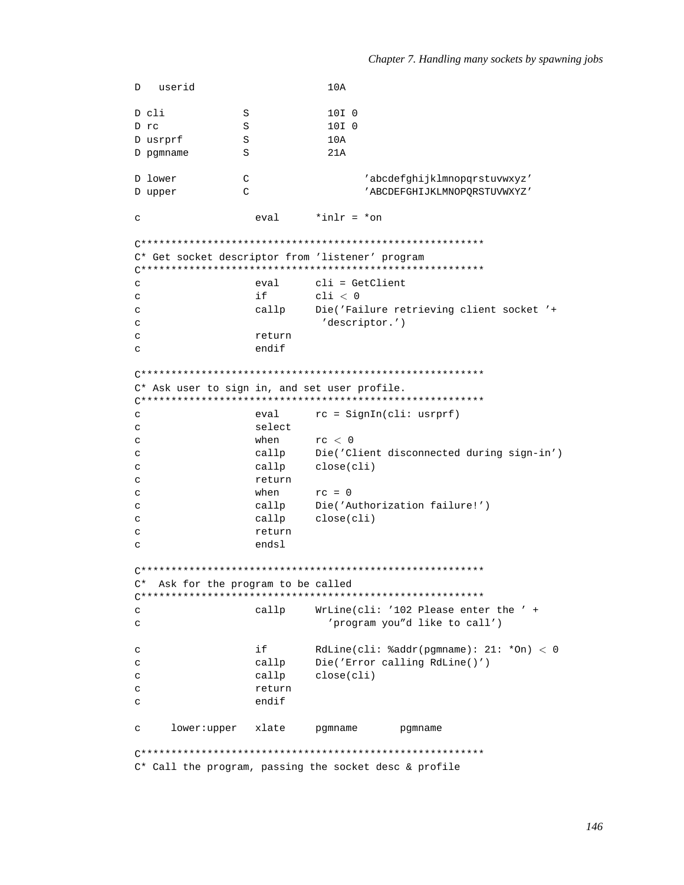```
D   userid                      10A

D cli             S             10I 0
D rc              S             10I 0
D usrprf          S             10A
D pgmname         S             21A

D lower           C                   'abcdefghijklmnopqrstuvwxyz'
D upper           C                   'ABCDEFGHIJKLMNOPQRSTUVWXYZ'

c                   eval      *inlr = *on

C*******************************************************
C* Get socket descriptor from 'listener' program
C*******************************************************
c                   eval      cli = GetClient
c                   if        cli < 0
c                   callp     Die('Failure retrieving client socket '+
c                              'descriptor.')
c                   return
c                   endif

C*******************************************************
C* Ask user to sign in, and set user profile.
C*******************************************************
c                   eval      rc = SignIn(cli: usrprf)
c                   select
c                   when      rc < 0
c                   callp     Die('Client disconnected during sign-in')
c                   callp     close(cli)
c                   return
c                   when      rc = 0
c                   callp     Die('Authorization failure!')
c                   callp     close(cli)
c                   return
c                   endsl

C*******************************************************
C*  Ask for the program to be called
C*******************************************************
c                   callp     WrLine(cli: '102 Please enter the ' +
c                               'program you"d like to call')

c                   if        RdLine(cli: %addr(pgmname): 21: *On) < 0
c                   callp     Die('Error calling RdLine()')
c                   callp     close(cli)
c                   return
c                   endif

c     lower:upper   xlate     pgmname       pgmname

C*******************************************************
C* Call the program, passing the socket desc & profile
```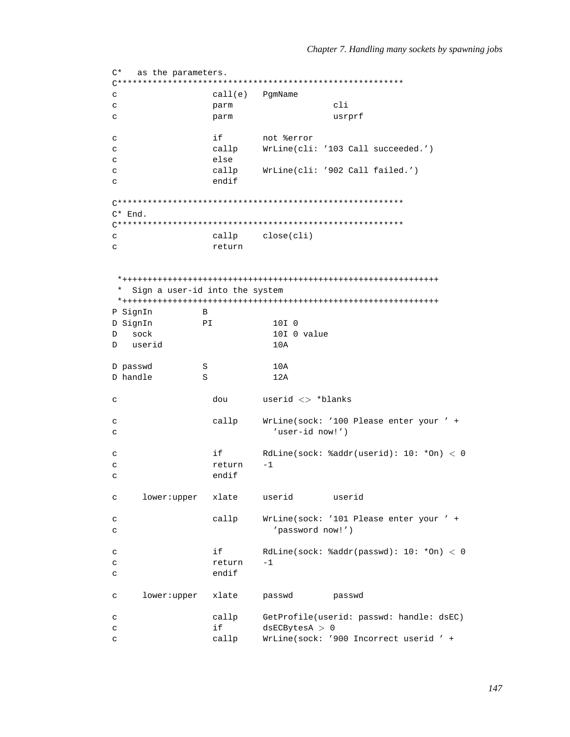```
C*   as the parameters.
C*********************************************************
c                   call(e)   PgmName
c                   parm                    cli
c                   parm                    usrprf

c                   if        not %error
c                   callp     WrLine(cli: '103 Call succeeded.')
c                   else
c                   callp     WrLine(cli: '902 Call failed.')
c                   endif

C*********************************************************
C* End.
C*********************************************************
c                   callp     close(cli)
c                   return


 *+++++++++++++++++++++++++++++++++++++++++++++++++++++++++++++++
 *  Sign a user-id into the system
 *+++++++++++++++++++++++++++++++++++++++++++++++++++++++++++++++
P SignIn          B
D SignIn          PI            10I 0
D   sock                        10I 0 value
D   userid                      10A

D passwd          S             10A
D handle          S             12A

c                   dou       userid <> *blanks

c                   callp     WrLine(sock: '100 Please enter your ' +
c                               'user-id now!')

c                   if        RdLine(sock: %addr(userid): 10: *On) < 0
c                   return    -1
c                   endif

c     lower:upper   xlate     userid        userid

c                   callp     WrLine(sock: '101 Please enter your ' +
c                               'password now!')

c                   if        RdLine(sock: %addr(passwd): 10: *On) < 0
c                   return    -1
c                   endif

c     lower:upper   xlate     passwd        passwd

c                   callp     GetProfile(userid: passwd: handle: dsEC)
c                   if        dsECBytesA > 0
c                   callp     WrLine(sock: '900 Incorrect userid ' +
```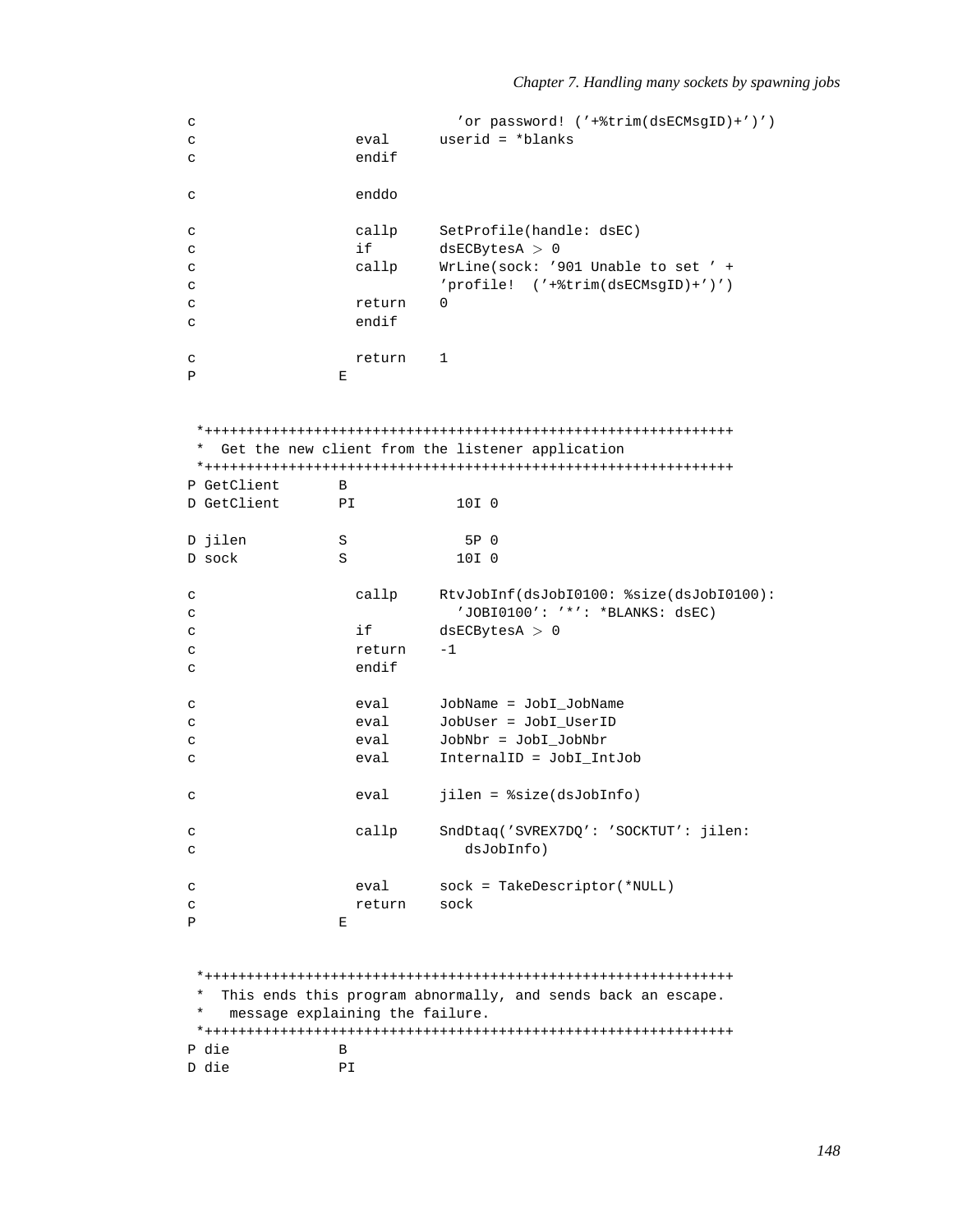```
c                                 'or password! ('+%trim(dsECMsgID)+')')
c                   eval      userid = *blanks
c                   endif

c                   enddo

c                   callp     SetProfile(handle: dsEC)
c                   if        dsECBytesA > 0
c                   callp     WrLine(sock: '901 Unable to set ' +
c                             'profile!  ('+%trim(dsECMsgID)+')')
c                   return    0
c                   endif

c                   return    1
P                 E


 *+++++++++++++++++++++++++++++++++++++++++++++++++++++++++++++++
 *  Get the new client from the listener application
 *+++++++++++++++++++++++++++++++++++++++++++++++++++++++++++++++
P GetClient       B
D GetClient       PI            10I 0

D jilen           S              5P 0
D sock            S             10I 0

c                   callp     RtvJobInf(dsJobI0100: %size(dsJobI0100):
c                               'JOBI0100': '*': *BLANKS: dsEC)
c                   if        dsECBytesA > 0
c                   return    -1
c                   endif

c                   eval      JobName = JobI_JobName
c                   eval      JobUser = JobI_UserID
c                   eval      JobNbr = JobI_JobNbr
c                   eval      InternalID = JobI_IntJob

c                   eval      jilen = %size(dsJobInfo)

c                   callp     SndDtaq('SVREX7DQ': 'SOCKTUT': jilen:
c                                dsJobInfo)

c                   eval      sock = TakeDescriptor(*NULL)
c                   return    sock
P                 E


 *+++++++++++++++++++++++++++++++++++++++++++++++++++++++++++++++
 *  This ends this program abnormally, and sends back an escape.
 *   message explaining the failure.
 *+++++++++++++++++++++++++++++++++++++++++++++++++++++++++++++++
P die             B
D die             PI
```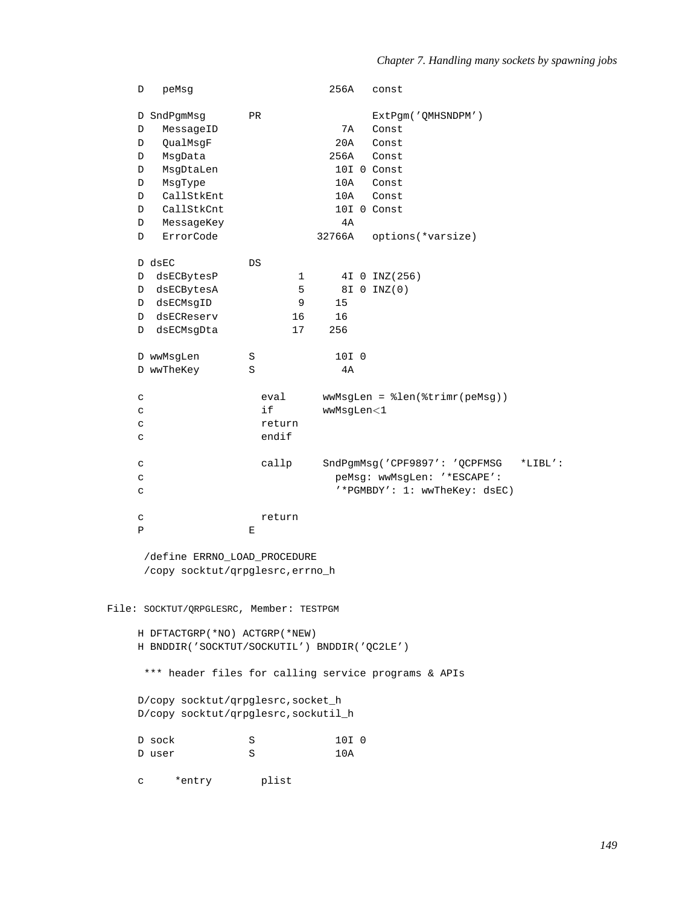```
     D   peMsg                     256A   const

     D SndPgmMsg       PR                  ExtPgm('QMHSNDPM')
     D   MessageID                   7A   Const
     D   QualMsgF                   20A   Const
     D   MsgData                   256A   Const
     D   MsgDtaLen                  10I 0 Const
     D   MsgType                    10A   Const
     D   CallStkEnt                 10A   Const
     D   CallStkCnt                 10I 0 Const
     D   MessageKey                  4A
     D   ErrorCode               32766A   options(*varsize)

     D dsEC            DS
     D  dsECBytesP             1      4I 0 INZ(256)
     D  dsECBytesA             5      8I 0 INZ(0)
     D  dsECMsgID              9     15
     D  dsECReserv            16     16
     D  dsECMsgDta            17    256

     D wwMsgLen        S             10I 0
     D wwTheKey        S              4A

     c                   eval      wwMsgLen = %len(%trimr(peMsg))
     c                   if        wwMsgLen<1
     c                   return
     c                   endif

     c                   callp     SndPgmMsg('CPF9897': 'QCPFMSG   *LIBL':
     c                               peMsg: wwMsgLen: '*ESCAPE':
     c                               '*PGMBDY': 1: wwTheKey: dsEC)

     c                   return
     P                 E

      /define ERRNO_LOAD_PROCEDURE
      /copy socktut/qrpglesrc,errno_h
```

File: SOCKTUT/QRPGLESRC, Member: TESTPGM

```
     H DFTACTGRP(*NO) ACTGRP(*NEW)
     H BNDDIR('SOCKTUT/SOCKUTIL') BNDDIR('QC2LE')

      *** header files for calling service programs & APIs

     D/copy socktut/qrpglesrc,socket_h
     D/copy socktut/qrpglesrc,sockutil_h

     D sock            S             10I 0
     D user            S             10A

     c     *entry        plist
```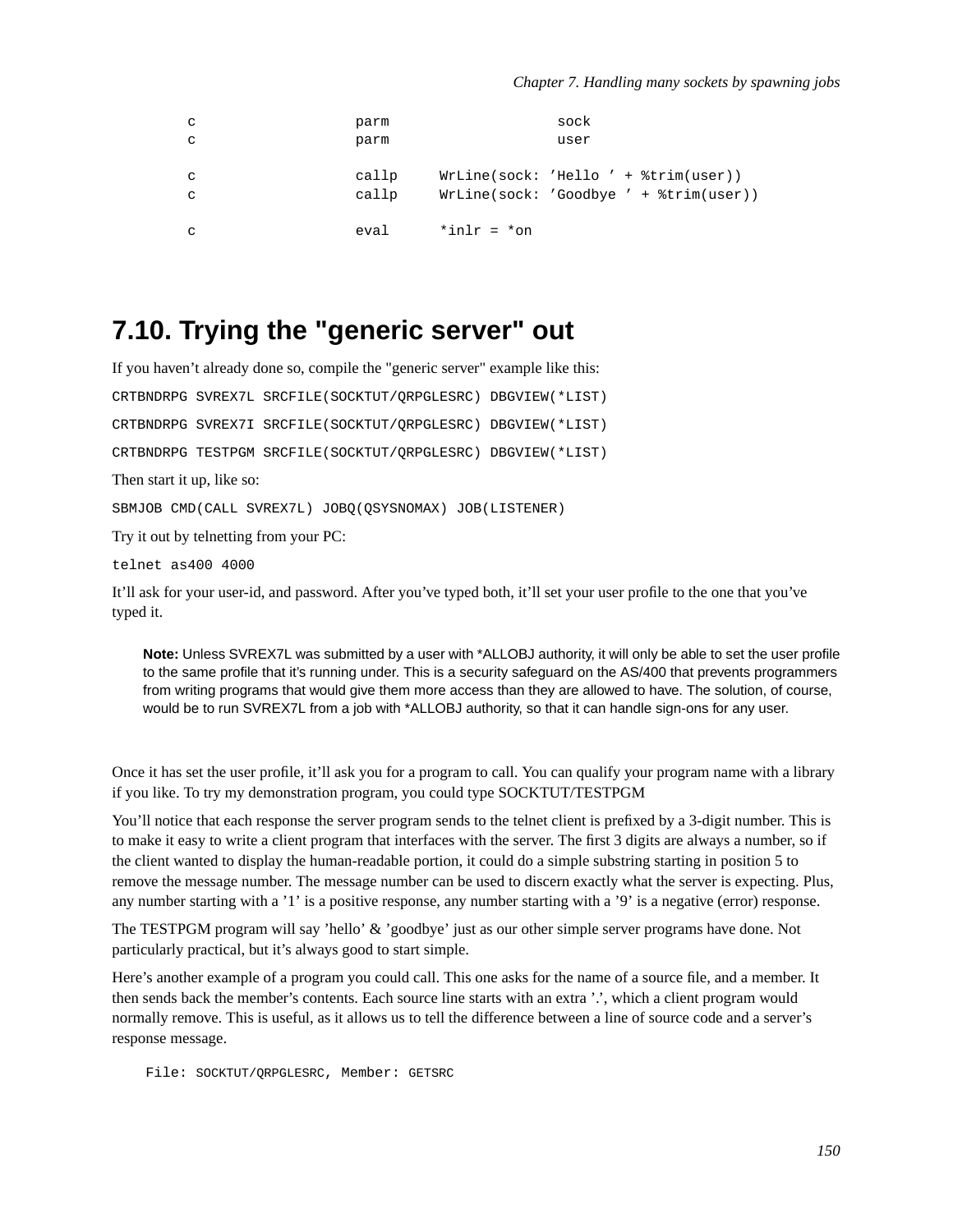```
     c                   parm                    sock
     c                   parm                    user

     c                   callp     WrLine(sock: 'Hello ' + %trim(user))
     c                   callp     WrLine(sock: 'Goodbye ' + %trim(user))

     c                   eval      *inlr = *on
```

## 7.10. Trying the "generic server" out

If you haven't already done so, compile the "generic server" example like this:

```
CRTBNDRPG SVREX7L SRCFILE(SOCKTUT/QRPGLESRC) DBGVIEW(*LIST)
```

```
CRTBNDRPG SVREX7I SRCFILE(SOCKTUT/QRPGLESRC) DBGVIEW(*LIST)
```

```
CRTBNDRPG TESTPGM SRCFILE(SOCKTUT/QRPGLESRC) DBGVIEW(*LIST)
```

Then start it up, like so:

```
SBMJOB CMD(CALL SVREX7L) JOBQ(QSYSNOMAX) JOB(LISTENER)
```

Try it out by telnetting from your PC:

```
telnet as400 4000
```

It'll ask for your user-id, and password. After you've typed both, it'll set your user profile to the one that you've typed it.

> **Note:** Unless SVREX7L was submitted by a user with *ALLOBJ authority, it will only be able to set the user profile to the same profile that it's running under. This is a security safeguard on the AS/400 that prevents programmers from writing programs that would give them more access than they are allowed to have. The solution, of course, would be to run SVREX7L from a job with *ALLOBJ authority, so that it can handle sign-ons for any user.

Once it has set the user profile, it'll ask you for a program to call. You can qualify your program name with a library if you like. To try my demonstration program, you could type SOCKTUT/TESTPGM

You'll notice that each response the server program sends to the telnet client is prefixed by a 3-digit number. This is to make it easy to write a client program that interfaces with the server. The first 3 digits are always a number, so if the client wanted to display the human-readable portion, it could do a simple substring starting in position 5 to remove the message number. The message number can be used to discern exactly what the server is expecting. Plus, any number starting with a '1' is a positive response, any number starting with a '9' is a negative (error) response.

The TESTPGM program will say 'hello' & 'goodbye' just as our other simple server programs have done. Not particularly practical, but it's always good to start simple.

Here's another example of a program you could call. This one asks for the name of a source file, and a member. It then sends back the member's contents. Each source line starts with an extra '.', which a client program would normally remove. This is useful, as it allows us to tell the difference between a line of source code and a server's response message.

File: SOCKTUT/QRPGLESRC, Member: GETSRC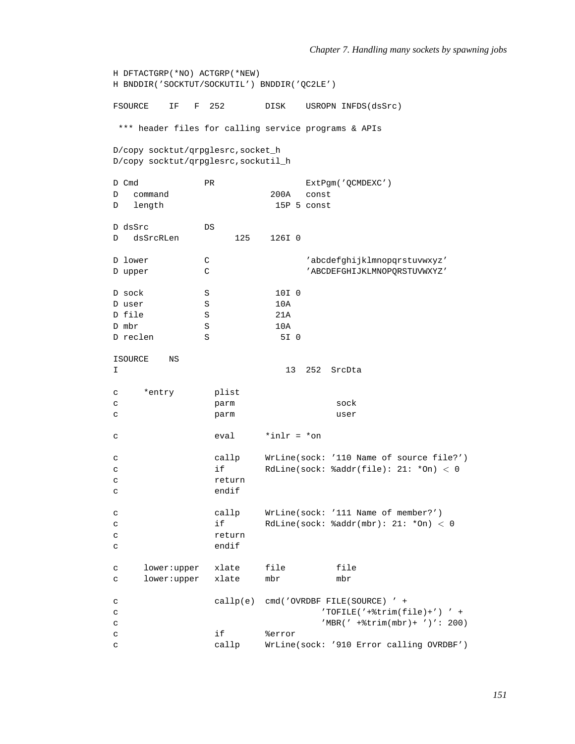```
H DFTACTGRP(*NO) ACTGRP(*NEW)
H BNDDIR('SOCKTUT/SOCKUTIL') BNDDIR('QC2LE')

FSOURCE    IF   F  252        DISK    USROPN INFDS(dsSrc)

 *** header files for calling service programs & APIs

D/copy socktut/qrpglesrc,socket_h
D/copy socktut/qrpglesrc,sockutil_h

D Cmd             PR                  ExtPgm('QCMDEXC')
D   command                    200A   const
D   length                      15P 5 const

D dsSrc           DS
D   dsSrcRLen           125    126I 0

D lower           C                   'abcdefghijklmnopqrstuvwxyz'
D upper           C                   'ABCDEFGHIJKLMNOPQRSTUVWXYZ'

D sock            S             10I 0
D user            S             10A
D file            S             21A
D mbr             S             10A
D reclen          S              5I 0

ISOURCE    NS
I                                13  252  SrcDta

c     *entry        plist
c                   parm                    sock
c                   parm                    user

c                   eval      *inlr = *on

c                   callp     WrLine(sock: '110 Name of source file?')
c                   if        RdLine(sock: %addr(file): 21: *On) < 0
c                   return
c                   endif

c                   callp     WrLine(sock: '111 Name of member?')
c                   if        RdLine(sock: %addr(mbr): 21: *On) < 0
c                   return
c                   endif

c     lower:upper   xlate     file          file
c     lower:upper   xlate     mbr           mbr

c                   callp(e)  cmd('OVRDBF FILE(SOURCE) ' +
c                                     'TOFILE('+%trim(file)+') ' +
c                                     'MBR(' +%trim(mbr)+ ')': 200)
c                   if        %error
c                   callp     WrLine(sock: '910 Error calling OVRDBF')
```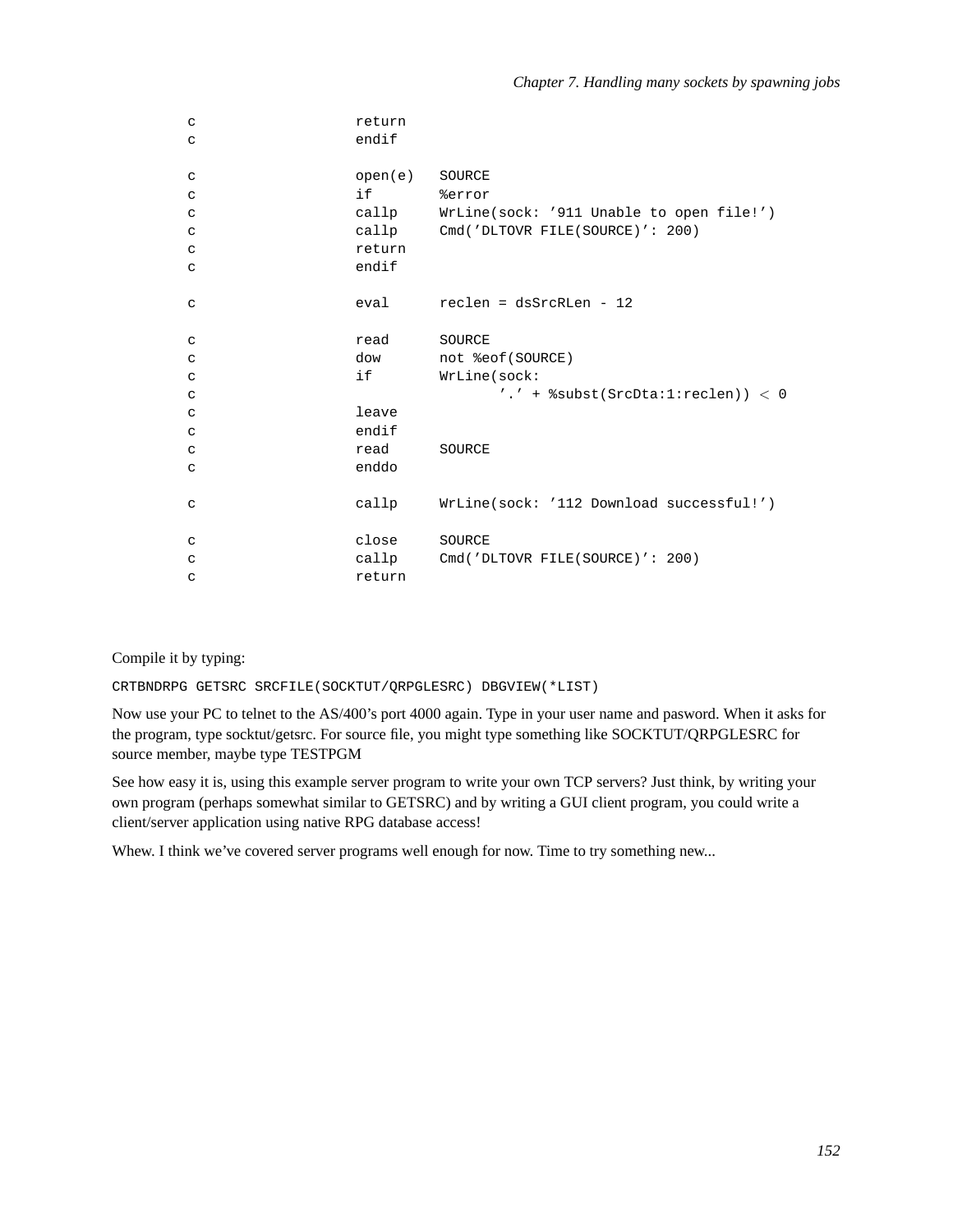```
     c                   return
     c                   endif

     c                   open(e)   SOURCE
     c                   if        %error
     c                   callp     WrLine(sock: '911 Unable to open file!')
     c                   callp     Cmd('DLTOVR FILE(SOURCE)': 200)
     c                   return
     c                   endif

     c                   eval      reclen = dsSrcRLen - 12

     c                   read      SOURCE
     c                   dow       not %eof(SOURCE)
     c                   if        WrLine(sock:
     c                                    '.' + %subst(SrcDta:1:reclen)) < 0
     c                   leave
     c                   endif
     c                   read      SOURCE
     c                   enddo

     c                   callp     WrLine(sock: '112 Download successful!')

     c                   close     SOURCE
     c                   callp     Cmd('DLTOVR FILE(SOURCE)': 200)
     c                   return
```

Compile it by typing:

```
CRTBNDRPG GETSRC SRCFILE(SOCKTUT/QRPGLESRC) DBGVIEW(*LIST)
```

Now use your PC to telnet to the AS/400's port 4000 again. Type in your user name and pasword. When it asks for the program, type socktut/getsrc. For source file, you might type something like SOCKTUT/QRPGLESRC for source member, maybe type TESTPGM

See how easy it is, using this example server program to write your own TCP servers? Just think, by writing your own program (perhaps somewhat similar to GETSRC) and by writing a GUI client program, you could write a client/server application using native RPG database access!

Whew. I think we've covered server programs well enough for now. Time to try something new...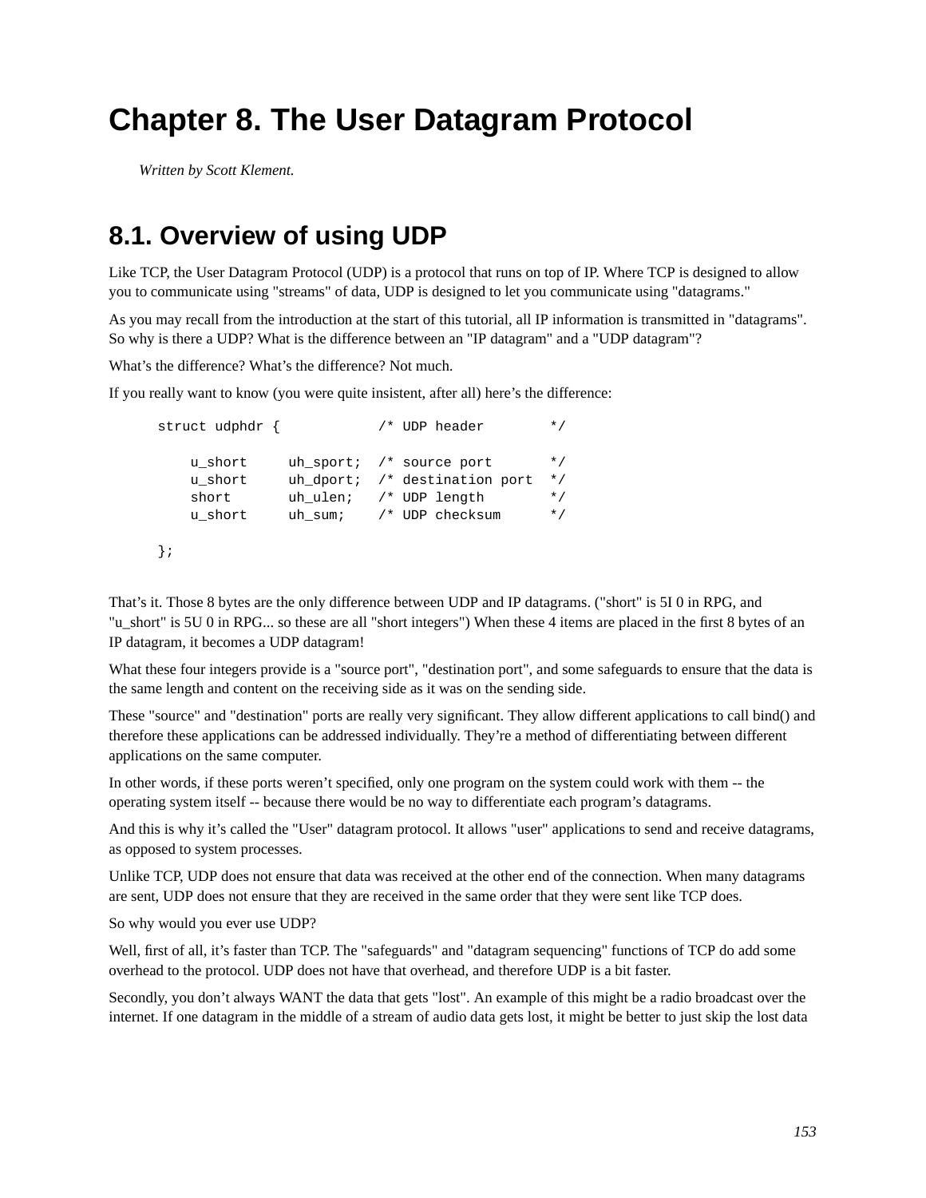# Chapter 8. The User Datagram Protocol

*Written by Scott Klement.*

## 8.1. Overview of using UDP

Like TCP, the User Datagram Protocol (UDP) is a protocol that runs on top of IP. Where TCP is designed to allow you to communicate using "streams" of data, UDP is designed to let you communicate using "datagrams."

As you may recall from the introduction at the start of this tutorial, all IP information is transmitted in "datagrams". So why is there a UDP? What is the difference between an "IP datagram" and a "UDP datagram"?

What's the difference? What's the difference? Not much.

If you really want to know (you were quite insistent, after all) here's the difference:

```
struct udphdr {            /* UDP header        */

    u_short     uh_sport;  /* source port       */
    u_short     uh_dport;  /* destination port  */
    short       uh_ulen;   /* UDP length        */
    u_short     uh_sum;    /* UDP checksum      */

};
```

That's it. Those 8 bytes are the only difference between UDP and IP datagrams. ("short" is 5I 0 in RPG, and "u_short" is 5U 0 in RPG... so these are all "short integers") When these 4 items are placed in the first 8 bytes of an IP datagram, it becomes a UDP datagram!

What these four integers provide is a "source port", "destination port", and some safeguards to ensure that the data is the same length and content on the receiving side as it was on the sending side.

These "source" and "destination" ports are really very significant. They allow different applications to call bind() and therefore these applications can be addressed individually. They're a method of differentiating between different applications on the same computer.

In other words, if these ports weren't specified, only one program on the system could work with them -- the operating system itself -- because there would be no way to differentiate each program's datagrams.

And this is why it's called the "User" datagram protocol. It allows "user" applications to send and receive datagrams, as opposed to system processes.

Unlike TCP, UDP does not ensure that data was received at the other end of the connection. When many datagrams are sent, UDP does not ensure that they are received in the same order that they were sent like TCP does.

So why would you ever use UDP?

Well, first of all, it's faster than TCP. The "safeguards" and "datagram sequencing" functions of TCP do add some overhead to the protocol. UDP does not have that overhead, and therefore UDP is a bit faster.

Secondly, you don't always WANT the data that gets "lost". An example of this might be a radio broadcast over the internet. If one datagram in the middle of a stream of audio data gets lost, it might be better to just skip the lost data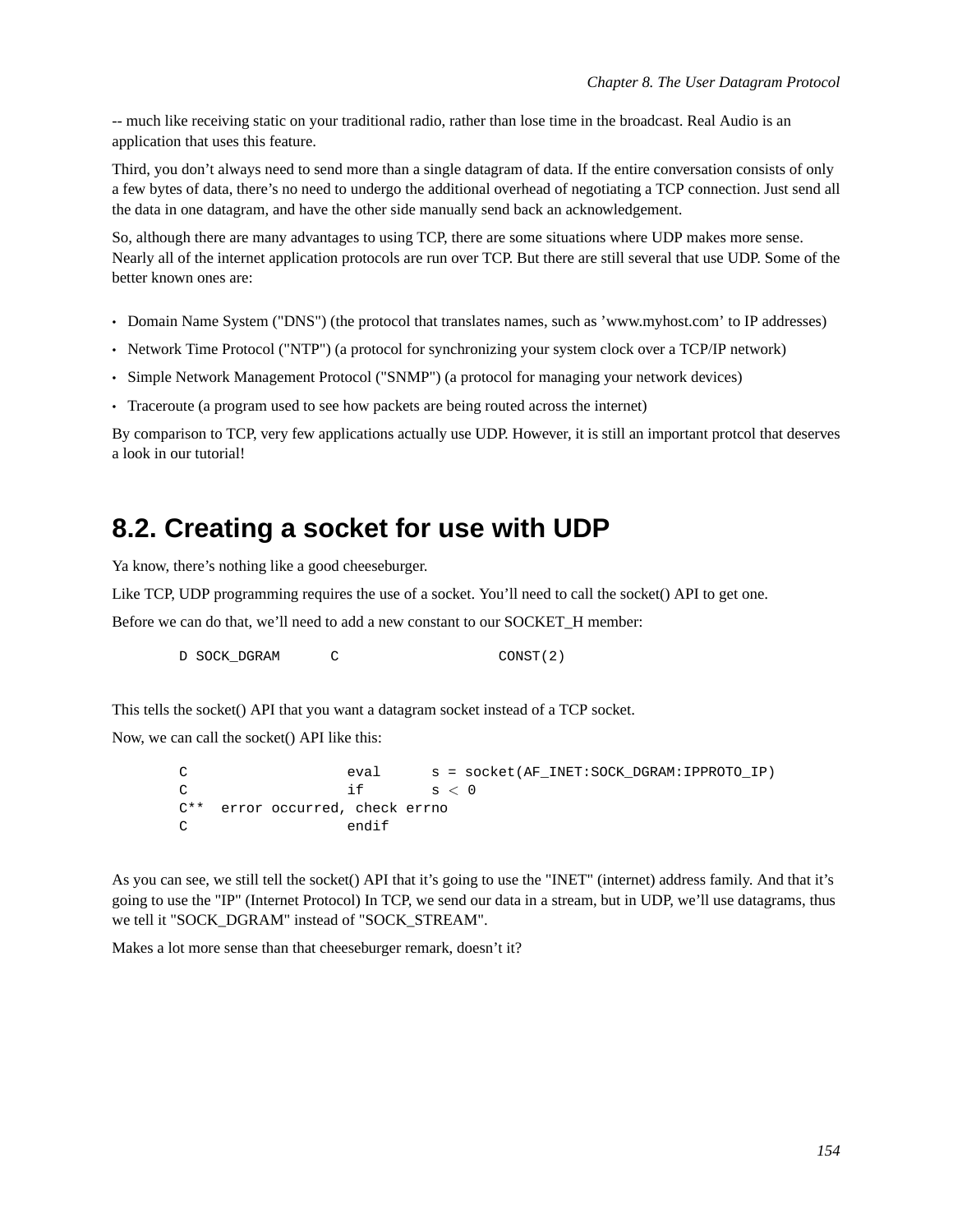-- much like receiving static on your traditional radio, rather than lose time in the broadcast. Real Audio is an application that uses this feature.

Third, you don't always need to send more than a single datagram of data. If the entire conversation consists of only a few bytes of data, there's no need to undergo the additional overhead of negotiating a TCP connection. Just send all the data in one datagram, and have the other side manually send back an acknowledgement.

So, although there are many advantages to using TCP, there are some situations where UDP makes more sense. Nearly all of the internet application protocols are run over TCP. But there are still several that use UDP. Some of the better known ones are:

- Domain Name System ("DNS") (the protocol that translates names, such as 'www.myhost.com' to IP addresses)
- Network Time Protocol ("NTP") (a protocol for synchronizing your system clock over a TCP/IP network)
- Simple Network Management Protocol ("SNMP") (a protocol for managing your network devices)
- Traceroute (a program used to see how packets are being routed across the internet)

By comparison to TCP, very few applications actually use UDP. However, it is still an important protcol that deserves a look in our tutorial!

## 8.2. Creating a socket for use with UDP

Ya know, there's nothing like a good cheeseburger.

Like TCP, UDP programming requires the use of a socket. You'll need to call the socket() API to get one.

Before we can do that, we'll need to add a new constant to our SOCKET_H member:

```
D SOCK_DGRAM      C                   CONST(2)
```

This tells the socket() API that you want a datagram socket instead of a TCP socket.

Now, we can call the socket() API like this:

```
C                   eval      s = socket(AF_INET:SOCK_DGRAM:IPPROTO_IP)
C                   if        s < 0
C**  error occurred, check errno
C                   endif
```

As you can see, we still tell the socket() API that it's going to use the "INET" (internet) address family. And that it's going to use the "IP" (Internet Protocol) In TCP, we send our data in a stream, but in UDP, we'll use datagrams, thus we tell it "SOCK_DGRAM" instead of "SOCK_STREAM".

Makes a lot more sense than that cheeseburger remark, doesn't it?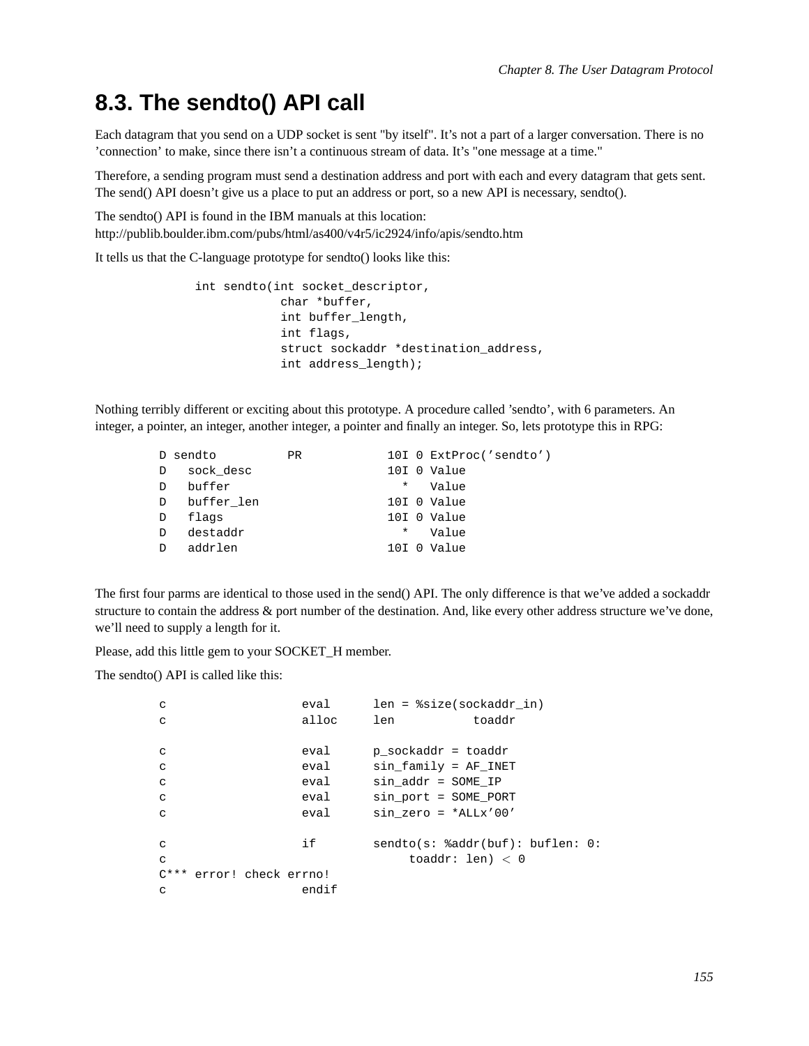## 8.3. The sendto() API call

Each datagram that you send on a UDP socket is sent "by itself". It's not a part of a larger conversation. There is no 'connection' to make, since there isn't a continuous stream of data. It's "one message at a time."

Therefore, a sending program must send a destination address and port with each and every datagram that gets sent. The send() API doesn't give us a place to put an address or port, so a new API is necessary, sendto().

The sendto() API is found in the IBM manuals at this location:
http://publib.boulder.ibm.com/pubs/html/as400/v4r5/ic2924/info/apis/sendto.htm

It tells us that the C-language prototype for sendto() looks like this:

```
int sendto(int socket_descriptor,
           char *buffer,
           int buffer_length,
           int flags,
           struct sockaddr *destination_address,
           int address_length);
```

Nothing terribly different or exciting about this prototype. A procedure called 'sendto', with 6 parameters. An integer, a pointer, an integer, another integer, a pointer and finally an integer. So, lets prototype this in RPG:

```
D sendto          PR            10I 0 ExtProc('sendto')
D   sock_desc                   10I 0 Value
D   buffer                        *   Value
D   buffer_len                  10I 0 Value
D   flags                       10I 0 Value
D   destaddr                      *   Value
D   addrlen                     10I 0 Value
```

The first four parms are identical to those used in the send() API. The only difference is that we've added a sockaddr structure to contain the address & port number of the destination. And, like every other address structure we've done, we'll need to supply a length for it.

Please, add this little gem to your SOCKET_H member.

The sendto() API is called like this:

```
c                   eval      len = %size(sockaddr_in)
c                   alloc     len           toaddr

c                   eval      p_sockaddr = toaddr
c                   eval      sin_family = AF_INET
c                   eval      sin_addr = SOME_IP
c                   eval      sin_port = SOME_PORT
c                   eval      sin_zero = *ALLx'00'

c                   if        sendto(s: %addr(buf): buflen: 0:
c                                  toaddr: len) < 0
C*** error! check errno!
c                   endif
```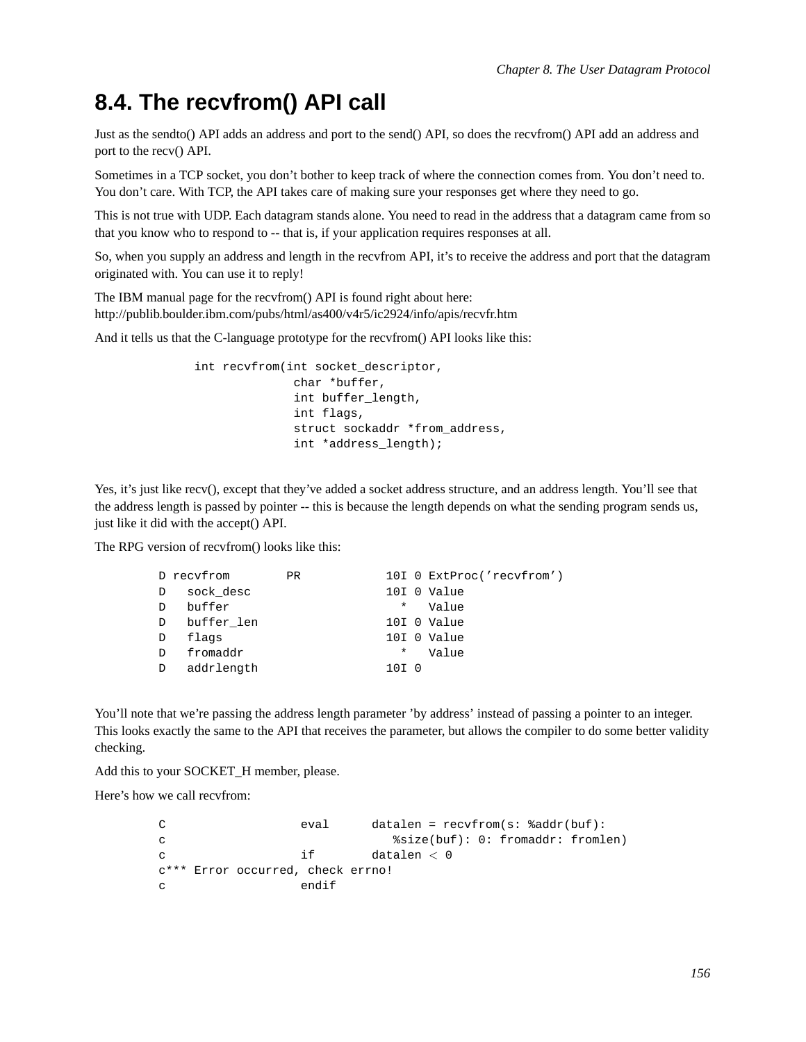## 8.4. The recvfrom() API call

Just as the sendto() API adds an address and port to the send() API, so does the recvfrom() API add an address and port to the recv() API.

Sometimes in a TCP socket, you don't bother to keep track of where the connection comes from. You don't need to. You don't care. With TCP, the API takes care of making sure your responses get where they need to go.

This is not true with UDP. Each datagram stands alone. You need to read in the address that a datagram came from so that you know who to respond to -- that is, if your application requires responses at all.

So, when you supply an address and length in the recvfrom API, it's to receive the address and port that the datagram originated with. You can use it to reply!

The IBM manual page for the recvfrom() API is found right about here:
http://publib.boulder.ibm.com/pubs/html/as400/v4r5/ic2924/info/apis/recvfr.htm

And it tells us that the C-language prototype for the recvfrom() API looks like this:

```
int recvfrom(int socket_descriptor,
             char *buffer,
             int buffer_length,
             int flags,
             struct sockaddr *from_address,
             int *address_length);
```

Yes, it's just like recv(), except that they've added a socket address structure, and an address length. You'll see that the address length is passed by pointer -- this is because the length depends on what the sending program sends us, just like it did with the accept() API.

The RPG version of recvfrom() looks like this:

```
D recvfrom        PR            10I 0 ExtProc('recvfrom')
D   sock_desc                   10I 0 Value
D   buffer                        *   Value
D   buffer_len                  10I 0 Value
D   flags                       10I 0 Value
D   fromaddr                      *   Value
D   addrlength                  10I 0
```

You'll note that we're passing the address length parameter 'by address' instead of passing a pointer to an integer. This looks exactly the same to the API that receives the parameter, but allows the compiler to do some better validity checking.

Add this to your SOCKET_H member, please.

Here's how we call recvfrom:

```
C                   eval      datalen = recvfrom(s: %addr(buf):
c                                %size(buf): 0: fromaddr: fromlen)
c                   if        datalen < 0
c*** Error occurred, check errno!
c                   endif
```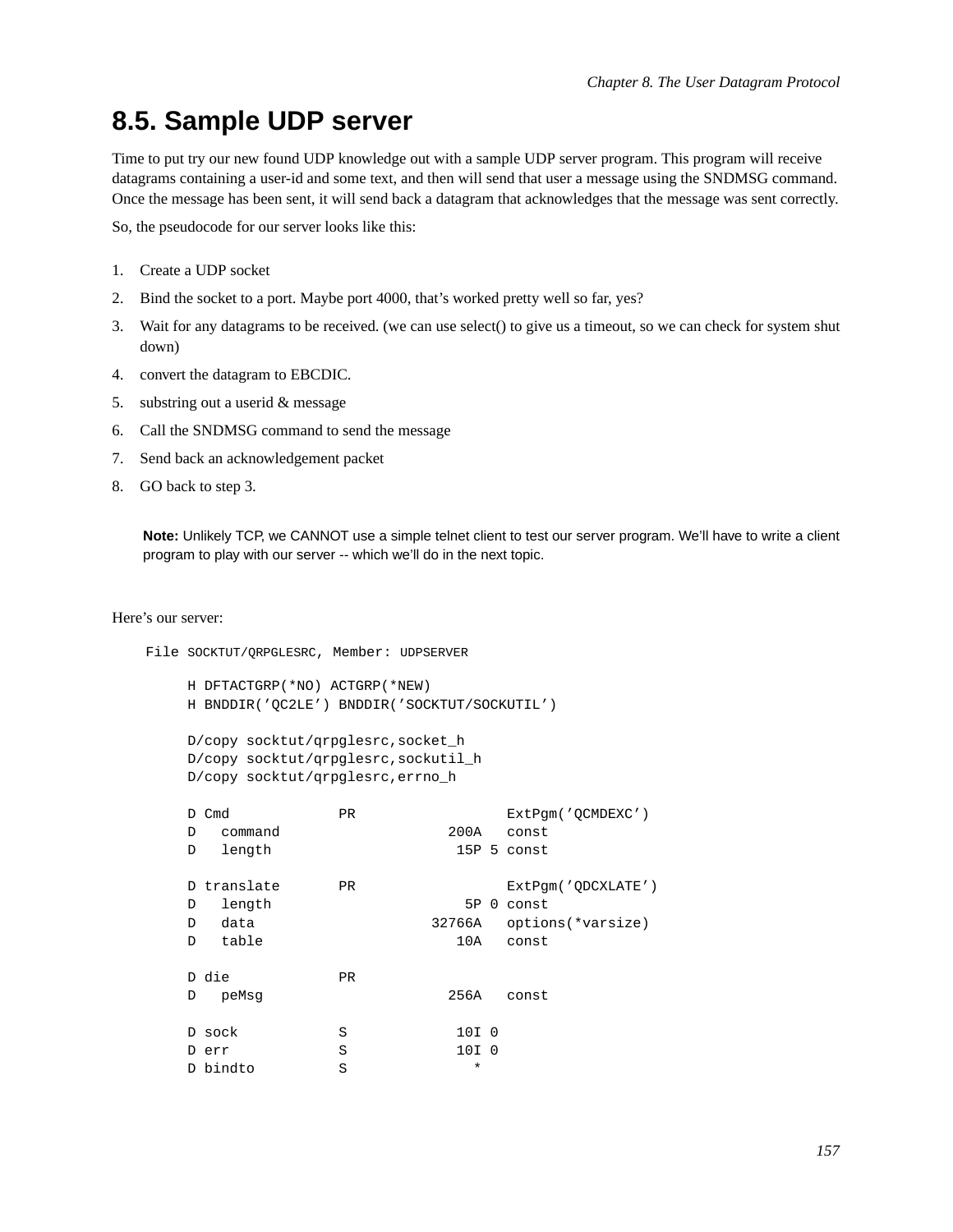## 8.5. Sample UDP server

Time to put try our new found UDP knowledge out with a sample UDP server program. This program will receive datagrams containing a user-id and some text, and then will send that user a message using the SNDMSG command. Once the message has been sent, it will send back a datagram that acknowledges that the message was sent correctly.

So, the pseudocode for our server looks like this:

1. Create a UDP socket
2. Bind the socket to a port. Maybe port 4000, that's worked pretty well so far, yes?
3. Wait for any datagrams to be received. (we can use select() to give us a timeout, so we can check for system shut down)
4. convert the datagram to EBCDIC.
5. substring out a userid & message
6. Call the SNDMSG command to send the message
7. Send back an acknowledgement packet
8. GO back to step 3.

> **Note:** Unlikely TCP, we CANNOT use a simple telnet client to test our server program. We'll have to write a client program to play with our server -- which we'll do in the next topic.

Here's our server:

File SOCKTUT/QRPGLESRC, Member: UDPSERVER

```
H DFTACTGRP(*NO) ACTGRP(*NEW)
H BNDDIR('QC2LE') BNDDIR('SOCKTUT/SOCKUTIL')

D/copy socktut/qrpglesrc,socket_h
D/copy socktut/qrpglesrc,sockutil_h
D/copy socktut/qrpglesrc,errno_h

D Cmd             PR                  ExtPgm('QCMDEXC')
D   command                    200A   const
D   length                      15P 5 const

D translate       PR                  ExtPgm('QDCXLATE')
D   length                       5P 0 const
D   data                     32766A   options(*varsize)
D   table                       10A   const

D die             PR
D   peMsg                      256A   const

D sock            S             10I 0
D err             S             10I 0
D bindto          S               *
```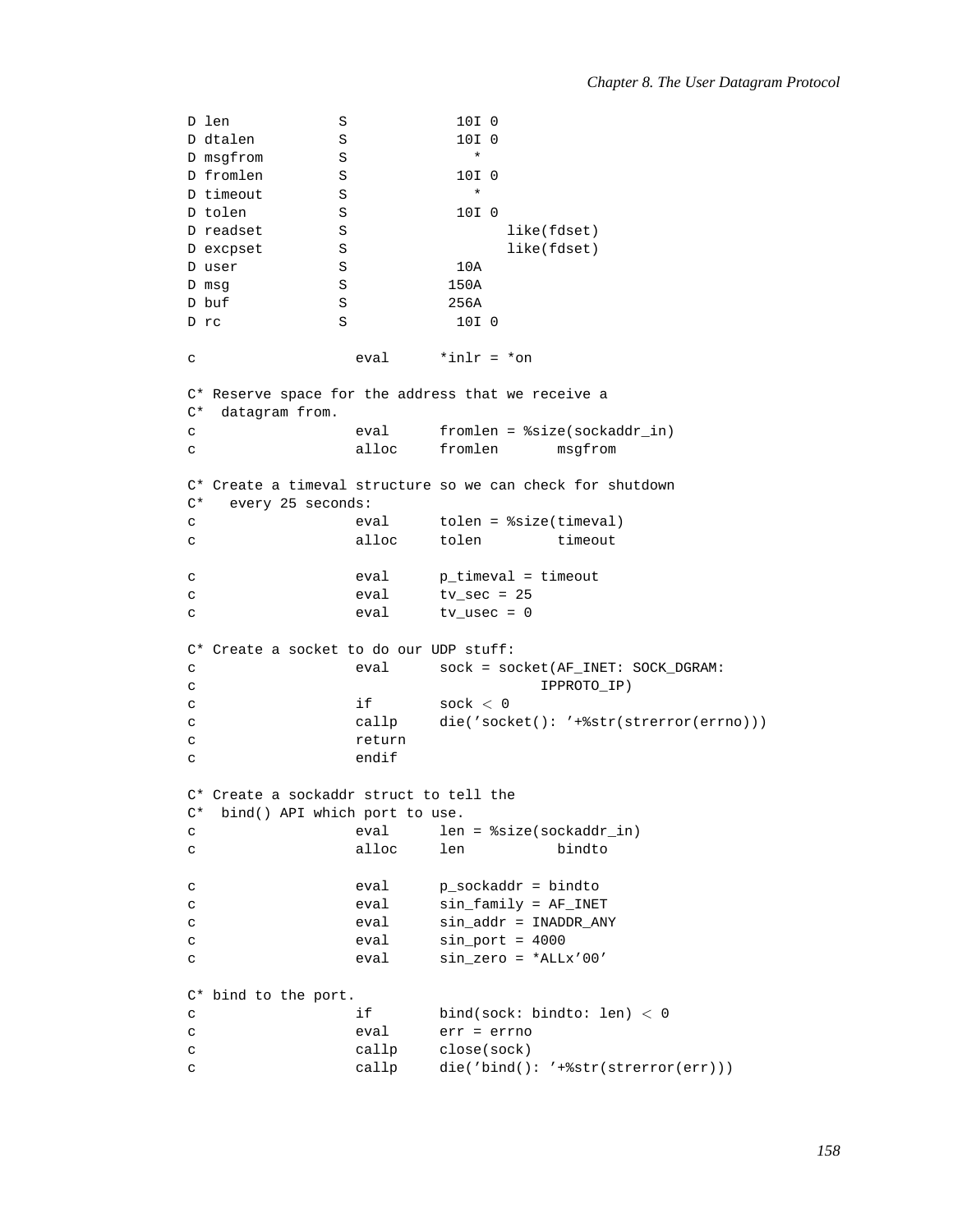```
D len             S             10I 0
D dtalen          S             10I 0
D msgfrom         S               *
D fromlen         S             10I 0
D timeout         S               *
D tolen           S             10I 0
D readset         S                   like(fdset)
D excpset         S                   like(fdset)
D user            S             10A
D msg             S            150A
D buf             S            256A
D rc              S             10I 0

c                   eval      *inlr = *on

C* Reserve space for the address that we receive a
C*  datagram from.
c                   eval      fromlen = %size(sockaddr_in)
c                   alloc     fromlen       msgfrom

C* Create a timeval structure so we can check for shutdown
C*   every 25 seconds:
c                   eval      tolen = %size(timeval)
c                   alloc     tolen         timeout

c                   eval      p_timeval = timeout
c                   eval      tv_sec = 25
c                   eval      tv_usec = 0

C* Create a socket to do our UDP stuff:
c                   eval      sock = socket(AF_INET: SOCK_DGRAM:
c                                         IPPROTO_IP)
c                   if        sock < 0
c                   callp     die('socket(): '+%str(strerror(errno)))
c                   return
c                   endif

C* Create a sockaddr struct to tell the
C*  bind() API which port to use.
c                   eval      len = %size(sockaddr_in)
c                   alloc     len           bindto

c                   eval      p_sockaddr = bindto
c                   eval      sin_family = AF_INET
c                   eval      sin_addr = INADDR_ANY
c                   eval      sin_port = 4000
c                   eval      sin_zero = *ALLx'00'

C* bind to the port.
c                   if        bind(sock: bindto: len) < 0
c                   eval      err = errno
c                   callp     close(sock)
c                   callp     die('bind(): '+%str(strerror(err)))
```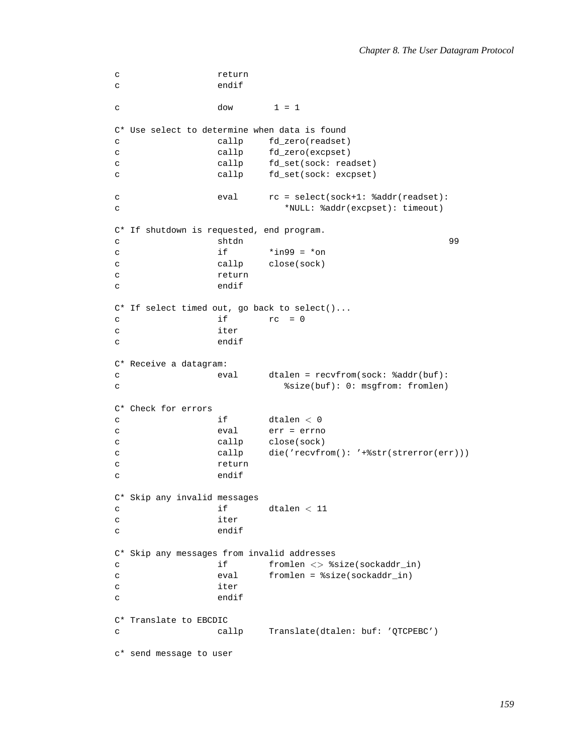```
c                   return
c                   endif

c                   dow        1 = 1

C* Use select to determine when data is found
c                   callp     fd_zero(readset)
c                   callp     fd_zero(excpset)
c                   callp     fd_set(sock: readset)
c                   callp     fd_set(sock: excpset)

c                   eval      rc = select(sock+1: %addr(readset):
c                                *NULL: %addr(excpset): timeout)

C* If shutdown is requested, end program.
c                   shtdn                                        99
c                   if        *in99 = *on
c                   callp     close(sock)
c                   return
c                   endif

C* If select timed out, go back to select()...
c                   if        rc  = 0
c                   iter
c                   endif

C* Receive a datagram:
c                   eval      dtalen = recvfrom(sock: %addr(buf):
c                                %size(buf): 0: msgfrom: fromlen)

C* Check for errors
c                   if        dtalen < 0
c                   eval      err = errno
c                   callp     close(sock)
c                   callp     die('recvfrom(): '+%str(strerror(err)))
c                   return
c                   endif

C* Skip any invalid messages
c                   if        dtalen < 11
c                   iter
c                   endif

C* Skip any messages from invalid addresses
c                   if        fromlen <> %size(sockaddr_in)
c                   eval      fromlen = %size(sockaddr_in)
c                   iter
c                   endif

C* Translate to EBCDIC
c                   callp     Translate(dtalen: buf: 'QTCPEBC')

c* send message to user
```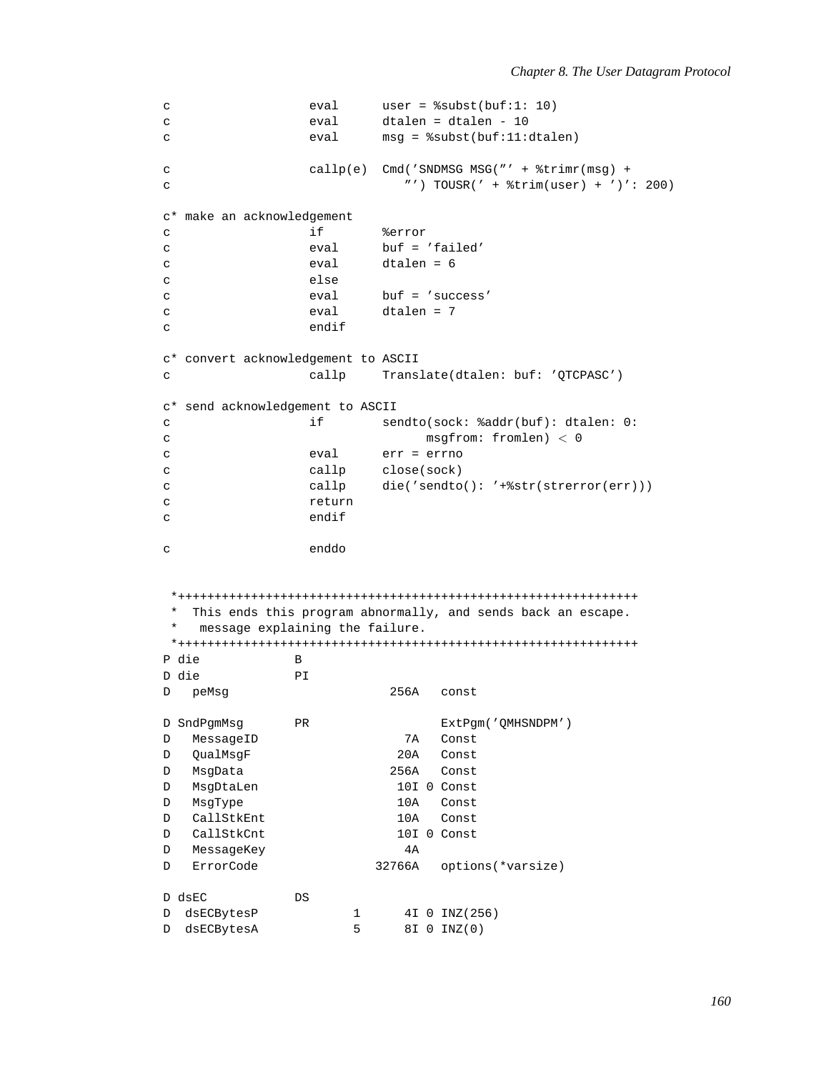```
c                   eval      user = %subst(buf:1: 10)
c                   eval      dtalen = dtalen - 10
c                   eval      msg = %subst(buf:11:dtalen)

c                   callp(e)  Cmd('SNDMSG MSG(''' + %trimr(msg) +
c                               ''') TOUSR(' + %trim(user) + ')': 200)

c* make an acknowledgement
c                   if        %error
c                   eval      buf = 'failed'
c                   eval      dtalen = 6
c                   else
c                   eval      buf = 'success'
c                   eval      dtalen = 7
c                   endif

c* convert acknowledgement to ASCII
c                   callp     Translate(dtalen: buf: 'QTCPASC')

c* send acknowledgement to ASCII
c                   if        sendto(sock: %addr(buf): dtalen: 0:
c                                   msgfrom: fromlen) < 0
c                   eval      err = errno
c                   callp     close(sock)
c                   callp     die('sendto(): '+%str(strerror(err)))
c                   return
c                   endif

c                   enddo


 *+++++++++++++++++++++++++++++++++++++++++++++++++++++++++++++++
 *  This ends this program abnormally, and sends back an escape.
 *   message explaining the failure.
 *+++++++++++++++++++++++++++++++++++++++++++++++++++++++++++++++
P die             B
D die             PI
D   peMsg                      256A   const

D SndPgmMsg       PR                  ExtPgm('QMHSNDPM')
D   MessageID                    7A   Const
D   QualMsgF                    20A   Const
D   MsgData                    256A   Const
D   MsgDtaLen                   10I 0 Const
D   MsgType                     10A   Const
D   CallStkEnt                  10A   Const
D   CallStkCnt                  10I 0 Const
D   MessageKey                   4A
D   ErrorCode                32766A   options(*varsize)

D dsEC            DS
D  dsECBytesP             1      4I 0 INZ(256)
D  dsECBytesA             5      8I 0 INZ(0)
```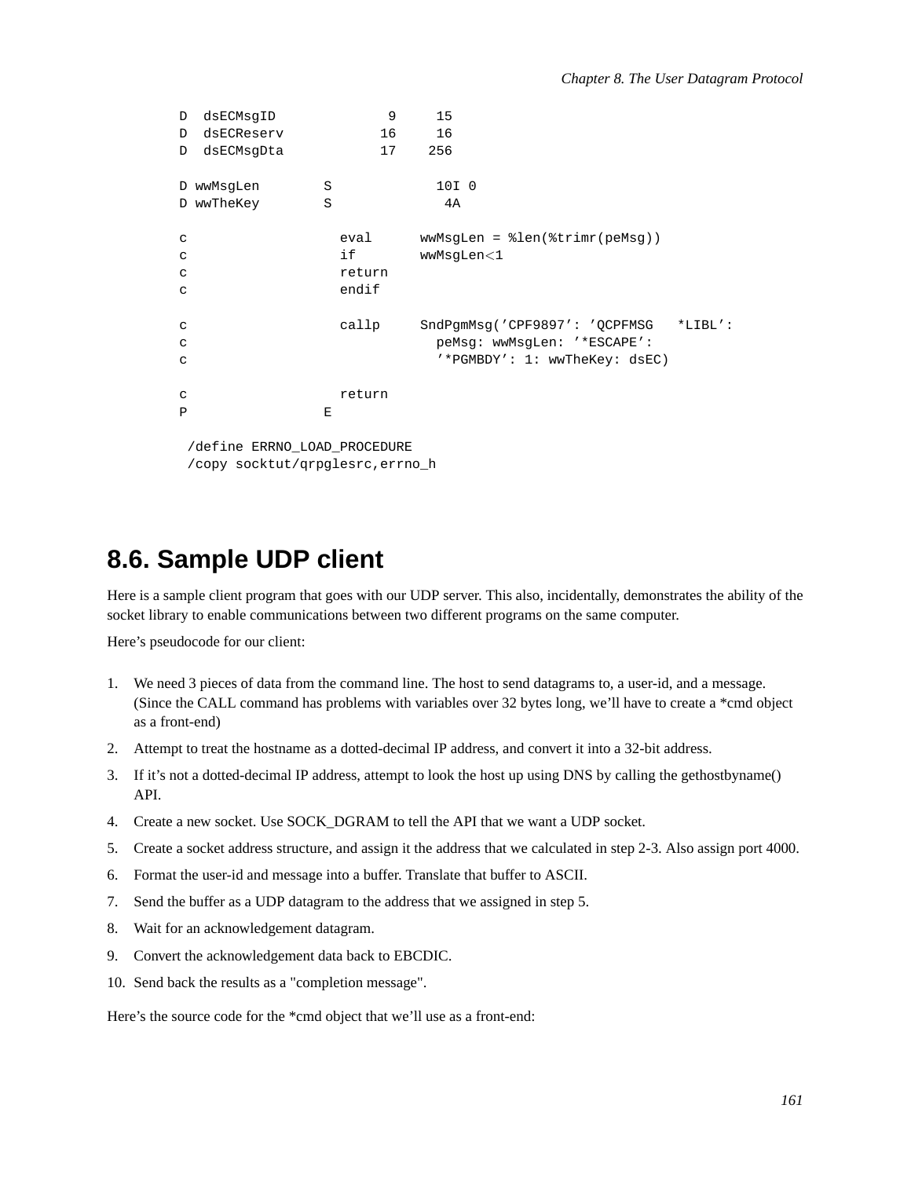```
D  dsECMsgID              9     15
D  dsECReserv            16     16
D  dsECMsgDta            17    256

D wwMsgLen        S             10I 0
D wwTheKey        S              4A

c                   eval      wwMsgLen = %len(%trimr(peMsg))
c                   if        wwMsgLen<1
c                   return
c                   endif

c                   callp     SndPgmMsg('CPF9897': 'QCPFMSG   *LIBL':
c                               peMsg: wwMsgLen: '*ESCAPE':
c                               '*PGMBDY': 1: wwTheKey: dsEC)

c                   return
P                 E

 /define ERRNO_LOAD_PROCEDURE
 /copy socktut/qrpglesrc,errno_h
```

## 8.6. Sample UDP client

Here is a sample client program that goes with our UDP server. This also, incidentally, demonstrates the ability of the socket library to enable communications between two different programs on the same computer.

Here's pseudocode for our client:

1. We need 3 pieces of data from the command line. The host to send datagrams to, a user-id, and a message. (Since the CALL command has problems with variables over 32 bytes long, we'll have to create a *cmd object as a front-end)
2. Attempt to treat the hostname as a dotted-decimal IP address, and convert it into a 32-bit address.
3. If it's not a dotted-decimal IP address, attempt to look the host up using DNS by calling the gethostbyname() API.
4. Create a new socket. Use SOCK_DGRAM to tell the API that we want a UDP socket.
5. Create a socket address structure, and assign it the address that we calculated in step 2-3. Also assign port 4000.
6. Format the user-id and message into a buffer. Translate that buffer to ASCII.
7. Send the buffer as a UDP datagram to the address that we assigned in step 5.
8. Wait for an acknowledgement datagram.
9. Convert the acknowledgement data back to EBCDIC.
10. Send back the results as a "completion message".

Here's the source code for the *cmd object that we'll use as a front-end: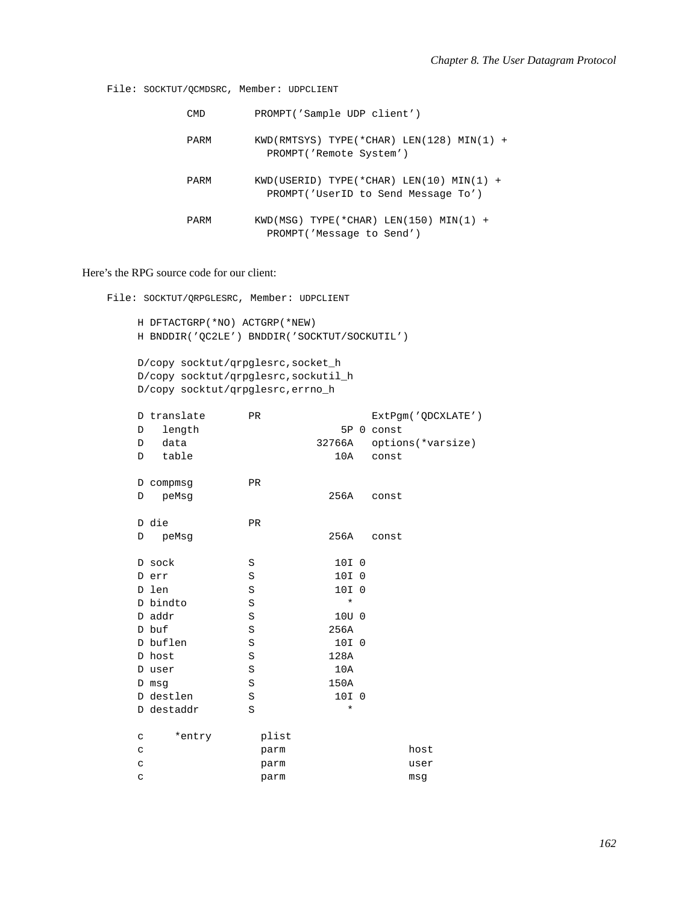File: SOCKTUT/QCMDSRC, Member: UDPCLIENT

```
             CMD        PROMPT('Sample UDP client')

             PARM       KWD(RMTSYS) TYPE(*CHAR) LEN(128) MIN(1) +
                          PROMPT('Remote System')

             PARM       KWD(USERID) TYPE(*CHAR) LEN(10) MIN(1) +
                          PROMPT('UserID to Send Message To')

             PARM       KWD(MSG) TYPE(*CHAR) LEN(150) MIN(1) +
                          PROMPT('Message to Send')
```

Here's the RPG source code for our client:

File: SOCKTUT/QRPGLESRC, Member: UDPCLIENT

```
     H DFTACTGRP(*NO) ACTGRP(*NEW)
     H BNDDIR('QC2LE') BNDDIR('SOCKTUT/SOCKUTIL')

     D/copy socktut/qrpglesrc,socket_h
     D/copy socktut/qrpglesrc,sockutil_h
     D/copy socktut/qrpglesrc,errno_h

     D translate       PR                  ExtPgm('QDCXLATE')
     D   length                       5P 0 const
     D   data                     32766A   options(*varsize)
     D   table                       10A   const

     D compmsg         PR
     D   peMsg                      256A   const

     D die             PR
     D   peMsg                      256A   const

     D sock            S             10I 0
     D err             S             10I 0
     D len             S             10I 0
     D bindto          S               *
     D addr            S             10U 0
     D buf             S            256A
     D buflen          S             10I 0
     D host            S            128A
     D user            S             10A
     D msg             S            150A
     D destlen         S             10I 0
     D destaddr        S               *

     c     *entry        plist
     c                   parm                    host
     c                   parm                    user
     c                   parm                    msg
```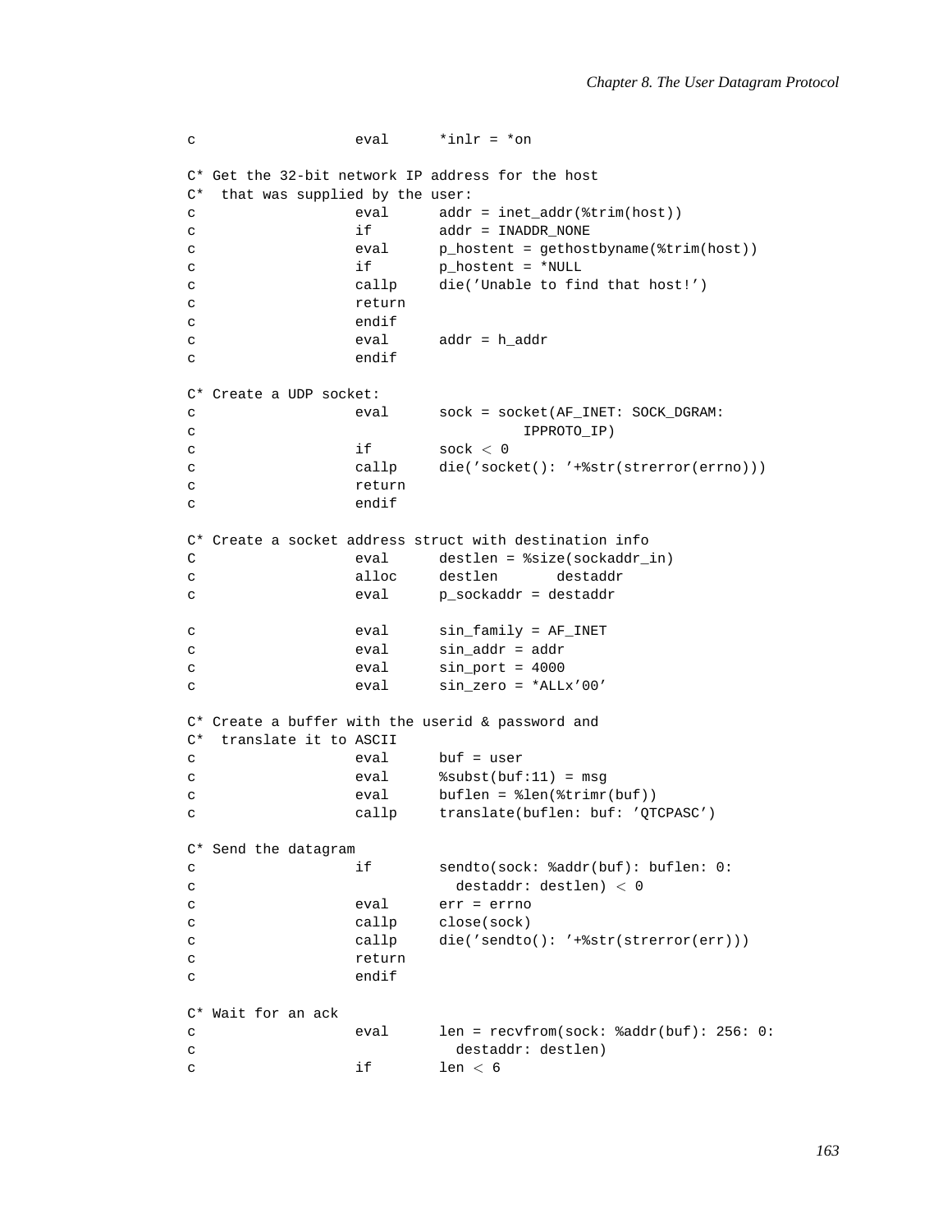```
c                   eval      *inlr = *on

C* Get the 32-bit network IP address for the host
C*  that was supplied by the user:
c                   eval      addr = inet_addr(%trim(host))
c                   if        addr = INADDR_NONE
c                   eval      p_hostent = gethostbyname(%trim(host))
c                   if        p_hostent = *NULL
c                   callp     die('Unable to find that host!')
c                   return
c                   endif
c                   eval      addr = h_addr
c                   endif

C* Create a UDP socket:
c                   eval      sock = socket(AF_INET: SOCK_DGRAM:
c                                       IPPROTO_IP)
c                   if        sock < 0
c                   callp     die('socket(): '+%str(strerror(errno)))
c                   return
c                   endif

C* Create a socket address struct with destination info
C                   eval      destlen = %size(sockaddr_in)
c                   alloc     destlen       destaddr
c                   eval      p_sockaddr = destaddr

c                   eval      sin_family = AF_INET
c                   eval      sin_addr = addr
c                   eval      sin_port = 4000
c                   eval      sin_zero = *ALLx'00'

C* Create a buffer with the userid & password and
C*  translate it to ASCII
c                   eval      buf = user
c                   eval      %subst(buf:11) = msg
c                   eval      buflen = %len(%trimr(buf))
c                   callp     translate(buflen: buf: 'QTCPASC')

C* Send the datagram
c                   if        sendto(sock: %addr(buf): buflen: 0:
c                               destaddr: destlen) < 0
c                   eval      err = errno
c                   callp     close(sock)
c                   callp     die('sendto(): '+%str(strerror(err)))
c                   return
c                   endif

C* Wait for an ack
c                   eval      len = recvfrom(sock: %addr(buf): 256: 0:
c                               destaddr: destlen)
c                   if        len < 6
```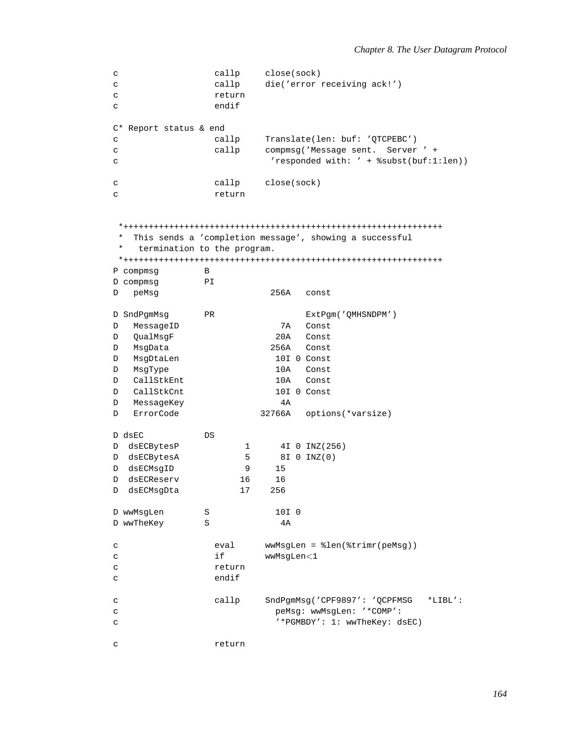```
c                   callp     close(sock)
c                   callp     die('error receiving ack!')
c                   return
c                   endif

C* Report status & end
c                   callp     Translate(len: buf: 'QTCPEBC')
c                   callp     compmsg('Message sent.  Server ' +
c                              'responded with: ' + %subst(buf:1:len))

c                   callp     close(sock)
c                   return


 *+++++++++++++++++++++++++++++++++++++++++++++++++++++++++++++++
 *  This sends a 'completion message', showing a successful
 *   termination to the program.
 *+++++++++++++++++++++++++++++++++++++++++++++++++++++++++++++++
P compmsg         B
D compmsg         PI
D   peMsg                      256A   const

D SndPgmMsg       PR                  ExtPgm('QMHSNDPM')
D   MessageID                    7A   Const
D   QualMsgF                    20A   Const
D   MsgData                    256A   Const
D   MsgDtaLen                   10I 0 Const
D   MsgType                     10A   Const
D   CallStkEnt                  10A   Const
D   CallStkCnt                  10I 0 Const
D   MessageKey                   4A
D   ErrorCode                32766A   options(*varsize)

D dsEC            DS
D  dsECBytesP             1      4I 0 INZ(256)
D  dsECBytesA             5      8I 0 INZ(0)
D  dsECMsgID              9     15
D  dsECReserv            16     16
D  dsECMsgDta            17    256

D wwMsgLen        S             10I 0
D wwTheKey        S              4A

c                   eval      wwMsgLen = %len(%trimr(peMsg))
c                   if        wwMsgLen<1
c                   return
c                   endif

c                   callp     SndPgmMsg('CPF9897': 'QCPFMSG   *LIBL':
c                               peMsg: wwMsgLen: '*COMP':
c                               '*PGMBDY': 1: wwTheKey: dsEC)

c                   return
```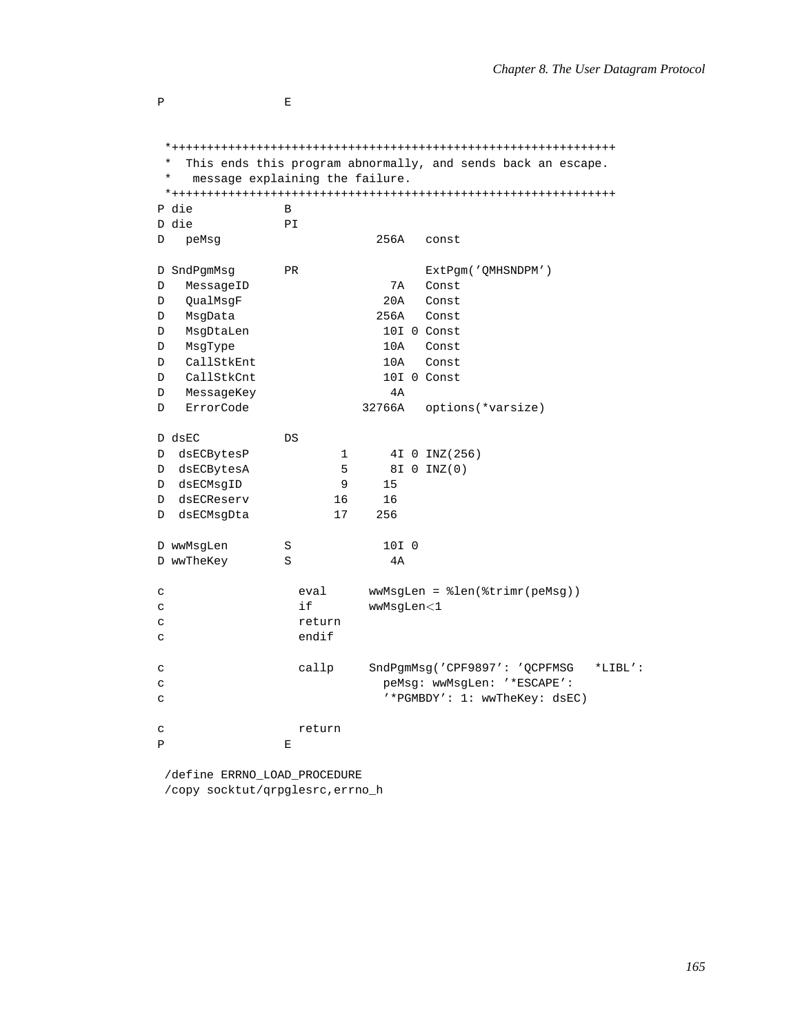```
P                 E


 *+++++++++++++++++++++++++++++++++++++++++++++++++++++++++++++++
 *  This ends this program abnormally, and sends back an escape.
 *   message explaining the failure.
 *+++++++++++++++++++++++++++++++++++++++++++++++++++++++++++++++
P die             B
D die             PI
D   peMsg                      256A   const

D SndPgmMsg       PR                  ExtPgm('QMHSNDPM')
D   MessageID                    7A   Const
D   QualMsgF                    20A   Const
D   MsgData                    256A   Const
D   MsgDtaLen                   10I 0 Const
D   MsgType                     10A   Const
D   CallStkEnt                  10A   Const
D   CallStkCnt                  10I 0 Const
D   MessageKey                   4A
D   ErrorCode                32766A   options(*varsize)

D dsEC            DS
D  dsECBytesP             1      4I 0 INZ(256)
D  dsECBytesA             5      8I 0 INZ(0)
D  dsECMsgID              9     15
D  dsECReserv            16     16
D  dsECMsgDta            17    256

D wwMsgLen        S             10I 0
D wwTheKey        S              4A

c                   eval      wwMsgLen = %len(%trimr(peMsg))
c                   if        wwMsgLen<1
c                   return
c                   endif

c                   callp     SndPgmMsg('CPF9897': 'QCPFMSG   *LIBL':
c                               peMsg: wwMsgLen: '*ESCAPE':
c                               '*PGMBDY': 1: wwTheKey: dsEC)

c                   return
P                 E

 /define ERRNO_LOAD_PROCEDURE
 /copy socktut/qrpglesrc,errno_h
```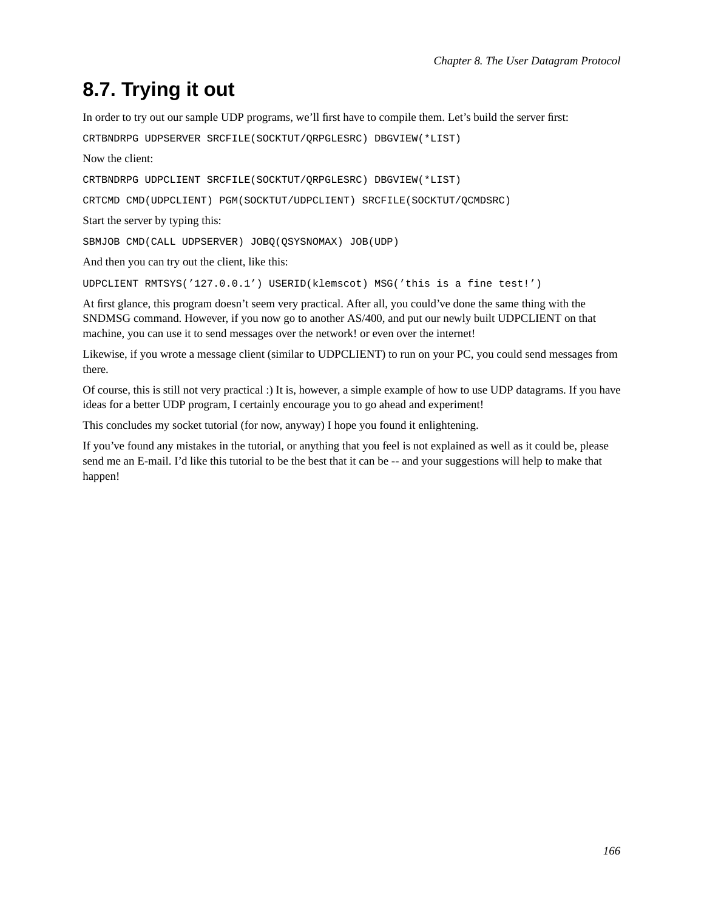## 8.7. Trying it out

In order to try out our sample UDP programs, we'll first have to compile them. Let's build the server first:

```
CRTBNDRPG UDPSERVER SRCFILE(SOCKTUT/QRPGLESRC) DBGVIEW(*LIST)
```

Now the client:

```
CRTBNDRPG UDPCLIENT SRCFILE(SOCKTUT/QRPGLESRC) DBGVIEW(*LIST)
```

```
CRTCMD CMD(UDPCLIENT) PGM(SOCKTUT/UDPCLIENT) SRCFILE(SOCKTUT/QCMDSRC)
```

Start the server by typing this:

```
SBMJOB CMD(CALL UDPSERVER) JOBQ(QSYSNOMAX) JOB(UDP)
```

And then you can try out the client, like this:

```
UDPCLIENT RMTSYS('127.0.0.1') USERID(klemscot) MSG('this is a fine test!')
```

At first glance, this program doesn't seem very practical. After all, you could've done the same thing with the SNDMSG command. However, if you now go to another AS/400, and put our newly built UDPCLIENT on that machine, you can use it to send messages over the network! or even over the internet!

Likewise, if you wrote a message client (similar to UDPCLIENT) to run on your PC, you could send messages from there.

Of course, this is still not very practical :) It is, however, a simple example of how to use UDP datagrams. If you have ideas for a better UDP program, I certainly encourage you to go ahead and experiment!

This concludes my socket tutorial (for now, anyway) I hope you found it enlightening.

If you've found any mistakes in the tutorial, or anything that you feel is not explained as well as it could be, please send me an E-mail. I'd like this tutorial to be the best that it can be -- and your suggestions will help to make that happen!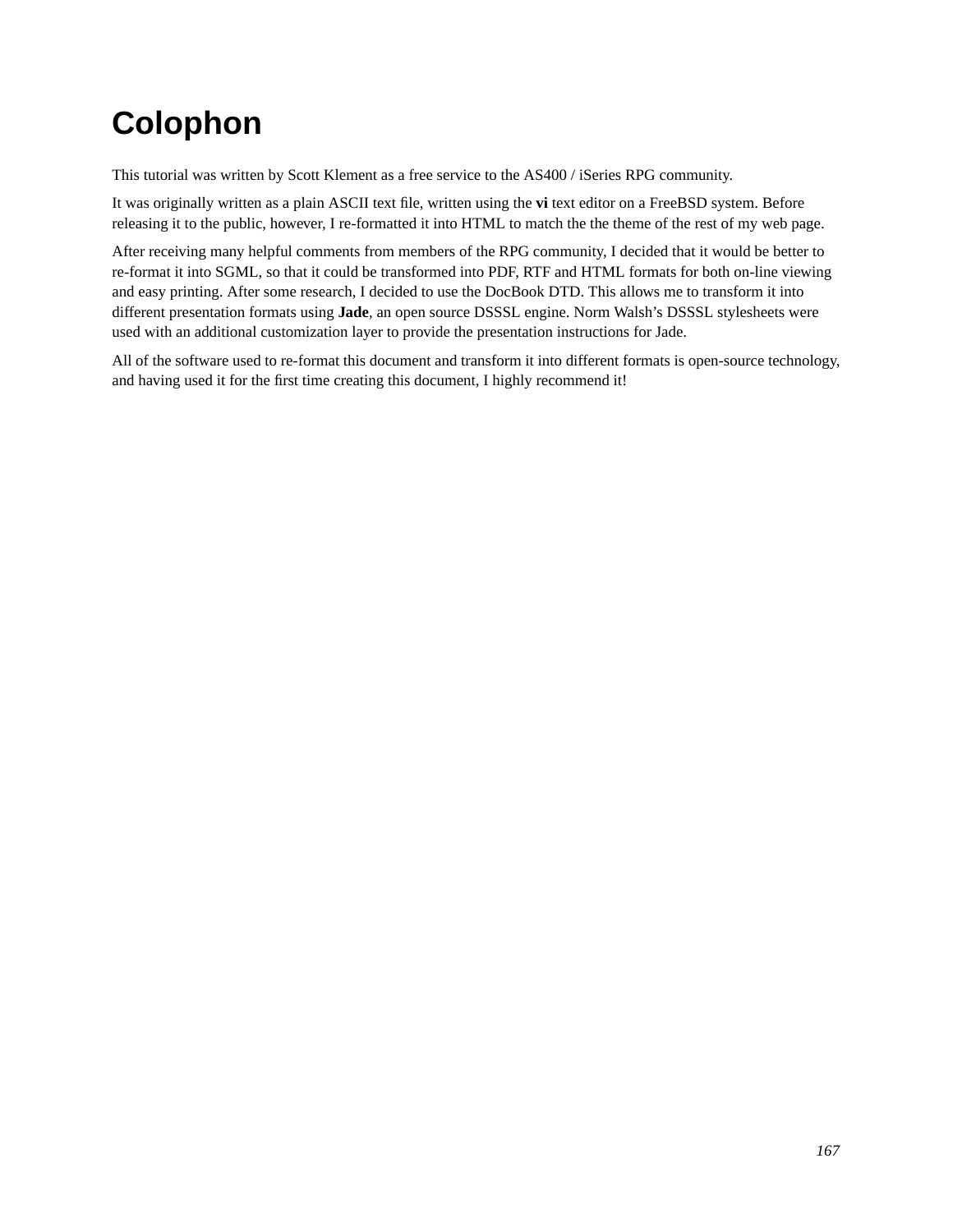# Colophon

This tutorial was written by Scott Klement as a free service to the AS400 / iSeries RPG community.

It was originally written as a plain ASCII text file, written using the **vi** text editor on a FreeBSD system. Before releasing it to the public, however, I re-formatted it into HTML to match the the theme of the rest of my web page.

After receiving many helpful comments from members of the RPG community, I decided that it would be better to re-format it into SGML, so that it could be transformed into PDF, RTF and HTML formats for both on-line viewing and easy printing. After some research, I decided to use the DocBook DTD. This allows me to transform it into different presentation formats using **Jade**, an open source DSSSL engine. Norm Walsh's DSSSL stylesheets were used with an additional customization layer to provide the presentation instructions for Jade.

All of the software used to re-format this document and transform it into different formats is open-source technology, and having used it for the first time creating this document, I highly recommend it!